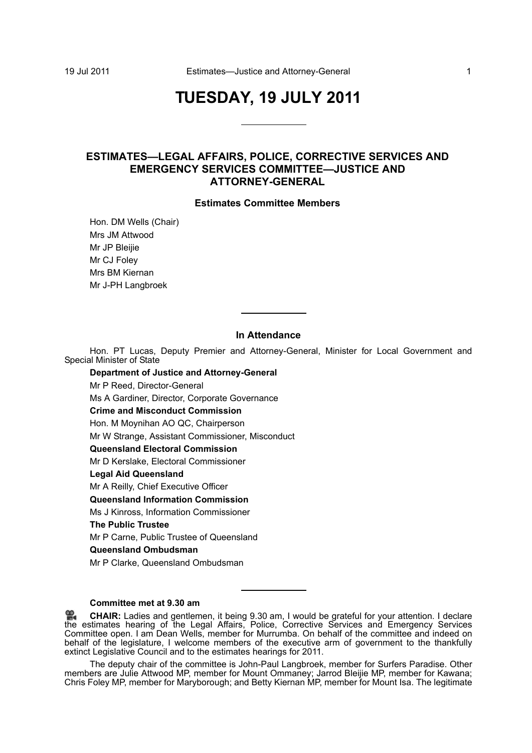# TUESDAY, 19 JULY 2011

## ESTIMATES—LEGAL AFFAIRS, POLICE, CORRECTIVE SERVICES AND EMERGENCY SERVICES COMMITTEE—JUSTICE AND ATTORNEY-GENERAL

### Estimates Committee Members

Hon. DM Wells (Chair)
Mrs JM Attwood
Mr JP Bleijie
Mr CJ Foley
Mrs BM Kiernan
Mr J-PH Langbroek

### In Attendance

Hon. PT Lucas, Deputy Premier and Attorney-General, Minister for Local Government and Special Minister of State

**Department of Justice and Attorney-General**

Mr P Reed, Director-General

Ms A Gardiner, Director, Corporate Governance

**Crime and Misconduct Commission**

Hon. M Moynihan AO QC, Chairperson

Mr W Strange, Assistant Commissioner, Misconduct

**Queensland Electoral Commission**

Mr D Kerslake, Electoral Commissioner

**Legal Aid Queensland**

Mr A Reilly, Chief Executive Officer

**Queensland Information Commission**

Ms J Kinross, Information Commissioner

**The Public Trustee**

Mr P Carne, Public Trustee of Queensland

**Queensland Ombudsman**

Mr P Clarke, Queensland Ombudsman

**Committee met at 9.30 am**

**CHAIR:** Ladies and gentlemen, it being 9.30 am, I would be grateful for your attention. I declare the estimates hearing of the Legal Affairs, Police, Corrective Services and Emergency Services Committee open. I am Dean Wells, member for Murrumba. On behalf of the committee and indeed on behalf of the legislature, I welcome members of the executive arm of government to the thankfully extinct Legislative Council and to the estimates hearings for 2011.

The deputy chair of the committee is John-Paul Langbroek, member for Surfers Paradise. Other members are Julie Attwood MP, member for Mount Ommaney; Jarrod Bleijie MP, member for Kawana; Chris Foley MP, member for Maryborough; and Betty Kiernan MP, member for Mount Isa. The legitimate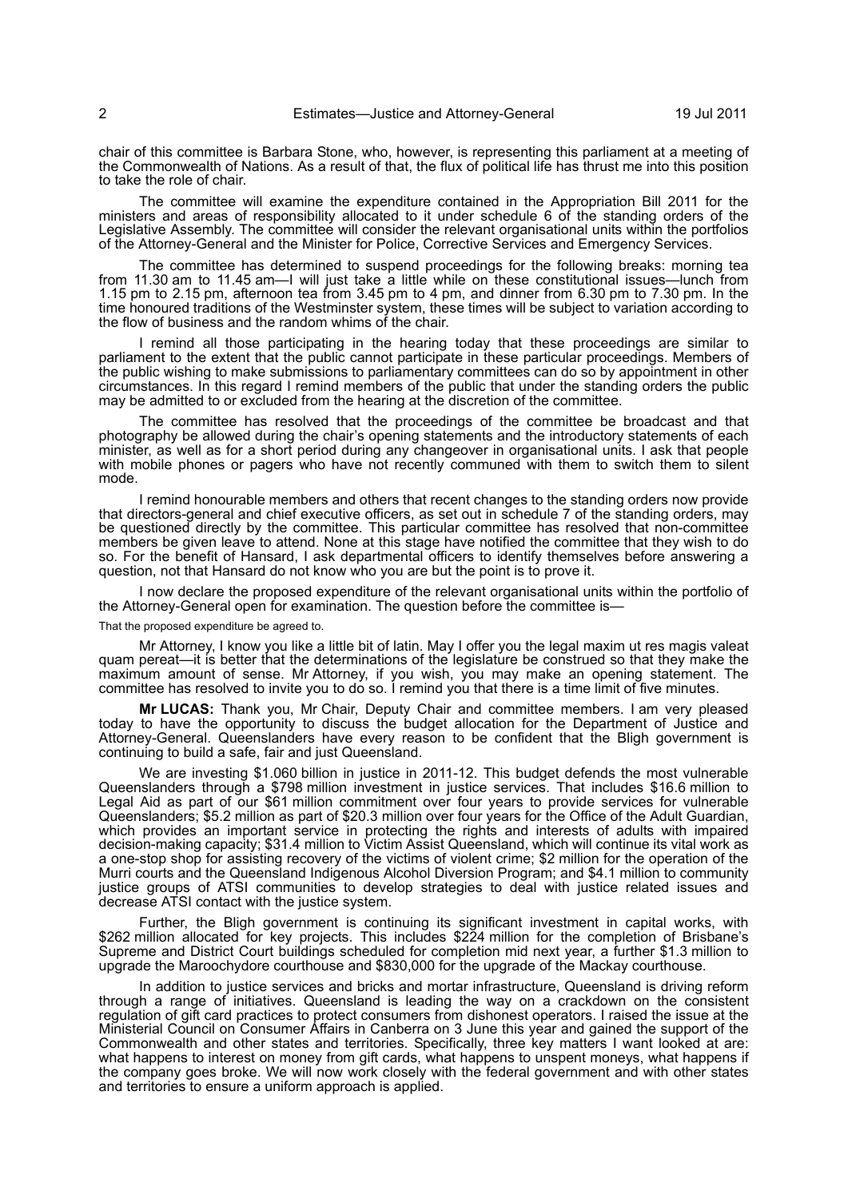chair of this committee is Barbara Stone, who, however, is representing this parliament at a meeting of the Commonwealth of Nations. As a result of that, the flux of political life has thrust me into this position to take the role of chair.

The committee will examine the expenditure contained in the Appropriation Bill 2011 for the ministers and areas of responsibility allocated to it under schedule 6 of the standing orders of the Legislative Assembly. The committee will consider the relevant organisational units within the portfolios of the Attorney-General and the Minister for Police, Corrective Services and Emergency Services.

The committee has determined to suspend proceedings for the following breaks: morning tea from 11.30 am to 11.45 am—I will just take a little while on these constitutional issues—lunch from 1.15 pm to 2.15 pm, afternoon tea from 3.45 pm to 4 pm, and dinner from 6.30 pm to 7.30 pm. In the time honoured traditions of the Westminster system, these times will be subject to variation according to the flow of business and the random whims of the chair.

I remind all those participating in the hearing today that these proceedings are similar to parliament to the extent that the public cannot participate in these particular proceedings. Members of the public wishing to make submissions to parliamentary committees can do so by appointment in other circumstances. In this regard I remind members of the public that under the standing orders the public may be admitted to or excluded from the hearing at the discretion of the committee.

The committee has resolved that the proceedings of the committee be broadcast and that photography be allowed during the chair's opening statements and the introductory statements of each minister, as well as for a short period during any changeover in organisational units. I ask that people with mobile phones or pagers who have not recently communed with them to switch them to silent mode.

I remind honourable members and others that recent changes to the standing orders now provide that directors-general and chief executive officers, as set out in schedule 7 of the standing orders, may be questioned directly by the committee. This particular committee has resolved that non-committee members be given leave to attend. None at this stage have notified the committee that they wish to do so. For the benefit of Hansard, I ask departmental officers to identify themselves before answering a question, not that Hansard do not know who you are but the point is to prove it.

I now declare the proposed expenditure of the relevant organisational units within the portfolio of the Attorney-General open for examination. The question before the committee is—

That the proposed expenditure be agreed to.

Mr Attorney, I know you like a little bit of latin. May I offer you the legal maxim ut res magis valeat quam pereat—it is better that the determinations of the legislature be construed so that they make the maximum amount of sense. Mr Attorney, if you wish, you may make an opening statement. The committee has resolved to invite you to do so. I remind you that there is a time limit of five minutes.

**Mr LUCAS:** Thank you, Mr Chair, Deputy Chair and committee members. I am very pleased today to have the opportunity to discuss the budget allocation for the Department of Justice and Attorney-General. Queenslanders have every reason to be confident that the Bligh government is continuing to build a safe, fair and just Queensland.

We are investing $1.060 billion in justice in 2011-12. This budget defends the most vulnerable Queenslanders through a $798 million investment in justice services. That includes $16.6 million to Legal Aid as part of our $61 million commitment over four years to provide services for vulnerable Queenslanders; $5.2 million as part of $20.3 million over four years for the Office of the Adult Guardian, which provides an important service in protecting the rights and interests of adults with impaired decision-making capacity; $31.4 million to Victim Assist Queensland, which will continue its vital work as a one-stop shop for assisting recovery of the victims of violent crime; $2 million for the operation of the Murri courts and the Queensland Indigenous Alcohol Diversion Program; and $4.1 million to community justice groups of ATSI communities to develop strategies to deal with justice related issues and decrease ATSI contact with the justice system.

Further, the Bligh government is continuing its significant investment in capital works, with $262 million allocated for key projects. This includes $224 million for the completion of Brisbane's Supreme and District Court buildings scheduled for completion mid next year, a further $1.3 million to upgrade the Maroochydore courthouse and $830,000 for the upgrade of the Mackay courthouse.

In addition to justice services and bricks and mortar infrastructure, Queensland is driving reform through a range of initiatives. Queensland is leading the way on a crackdown on the consistent regulation of gift card practices to protect consumers from dishonest operators. I raised the issue at the Ministerial Council on Consumer Affairs in Canberra on 3 June this year and gained the support of the Commonwealth and other states and territories. Specifically, three key matters I want looked at are: what happens to interest on money from gift cards, what happens to unspent moneys, what happens if the company goes broke. We will now work closely with the federal government and with other states and territories to ensure a uniform approach is applied.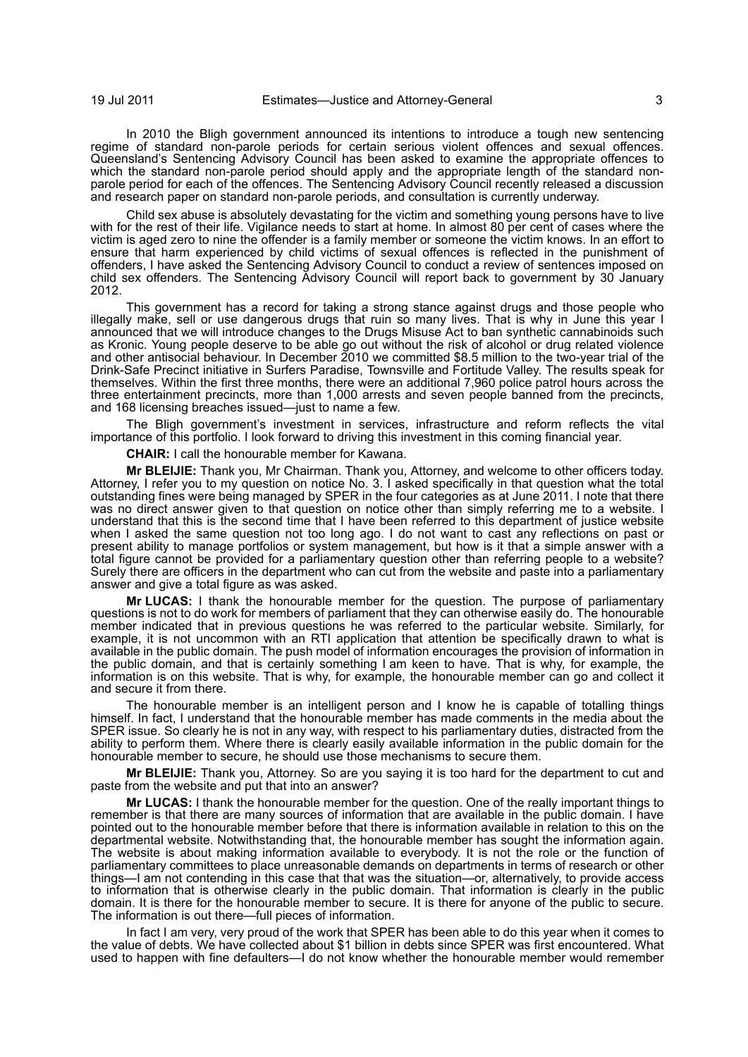In 2010 the Bligh government announced its intentions to introduce a tough new sentencing regime of standard non-parole periods for certain serious violent offences and sexual offences. Queensland's Sentencing Advisory Council has been asked to examine the appropriate offences to which the standard non-parole period should apply and the appropriate length of the standard non-parole period for each of the offences. The Sentencing Advisory Council recently released a discussion and research paper on standard non-parole periods, and consultation is currently underway.

Child sex abuse is absolutely devastating for the victim and something young persons have to live with for the rest of their life. Vigilance needs to start at home. In almost 80 per cent of cases where the victim is aged zero to nine the offender is a family member or someone the victim knows. In an effort to ensure that harm experienced by child victims of sexual offences is reflected in the punishment of offenders, I have asked the Sentencing Advisory Council to conduct a review of sentences imposed on child sex offenders. The Sentencing Advisory Council will report back to government by 30 January 2012.

This government has a record for taking a strong stance against drugs and those people who illegally make, sell or use dangerous drugs that ruin so many lives. That is why in June this year I announced that we will introduce changes to the Drugs Misuse Act to ban synthetic cannabinoids such as Kronic. Young people deserve to be able go out without the risk of alcohol or drug related violence and other antisocial behaviour. In December 2010 we committed $8.5 million to the two-year trial of the Drink-Safe Precinct initiative in Surfers Paradise, Townsville and Fortitude Valley. The results speak for themselves. Within the first three months, there were an additional 7,960 police patrol hours across the three entertainment precincts, more than 1,000 arrests and seven people banned from the precincts, and 168 licensing breaches issued—just to name a few.

The Bligh government's investment in services, infrastructure and reform reflects the vital importance of this portfolio. I look forward to driving this investment in this coming financial year.

**CHAIR:** I call the honourable member for Kawana.

**Mr BLEIJIE:** Thank you, Mr Chairman. Thank you, Attorney, and welcome to other officers today. Attorney, I refer you to my question on notice No. 3. I asked specifically in that question what the total outstanding fines were being managed by SPER in the four categories as at June 2011. I note that there was no direct answer given to that question on notice other than simply referring me to a website. I understand that this is the second time that I have been referred to this department of justice website when I asked the same question not too long ago. I do not want to cast any reflections on past or present ability to manage portfolios or system management, but how is it that a simple answer with a total figure cannot be provided for a parliamentary question other than referring people to a website? Surely there are officers in the department who can cut from the website and paste into a parliamentary answer and give a total figure as was asked.

**Mr LUCAS:** I thank the honourable member for the question. The purpose of parliamentary questions is not to do work for members of parliament that they can otherwise easily do. The honourable member indicated that in previous questions he was referred to the particular website. Similarly, for example, it is not uncommon with an RTI application that attention be specifically drawn to what is available in the public domain. The push model of information encourages the provision of information in the public domain, and that is certainly something I am keen to have. That is why, for example, the information is on this website. That is why, for example, the honourable member can go and collect it and secure it from there.

The honourable member is an intelligent person and I know he is capable of totalling things himself. In fact, I understand that the honourable member has made comments in the media about the SPER issue. So clearly he is not in any way, with respect to his parliamentary duties, distracted from the ability to perform them. Where there is clearly easily available information in the public domain for the honourable member to secure, he should use those mechanisms to secure them.

**Mr BLEIJIE:** Thank you, Attorney. So are you saying it is too hard for the department to cut and paste from the website and put that into an answer?

**Mr LUCAS:** I thank the honourable member for the question. One of the really important things to remember is that there are many sources of information that are available in the public domain. I have pointed out to the honourable member before that there is information available in relation to this on the departmental website. Notwithstanding that, the honourable member has sought the information again. The website is about making information available to everybody. It is not the role or the function of parliamentary committees to place unreasonable demands on departments in terms of research or other things—I am not contending in this case that that was the situation—or, alternatively, to provide access to information that is otherwise clearly in the public domain. That information is clearly in the public domain. It is there for the honourable member to secure. It is there for anyone of the public to secure. The information is out there—full pieces of information.

In fact I am very, very proud of the work that SPER has been able to do this year when it comes to the value of debts. We have collected about $1 billion in debts since SPER was first encountered. What used to happen with fine defaulters—I do not know whether the honourable member would remember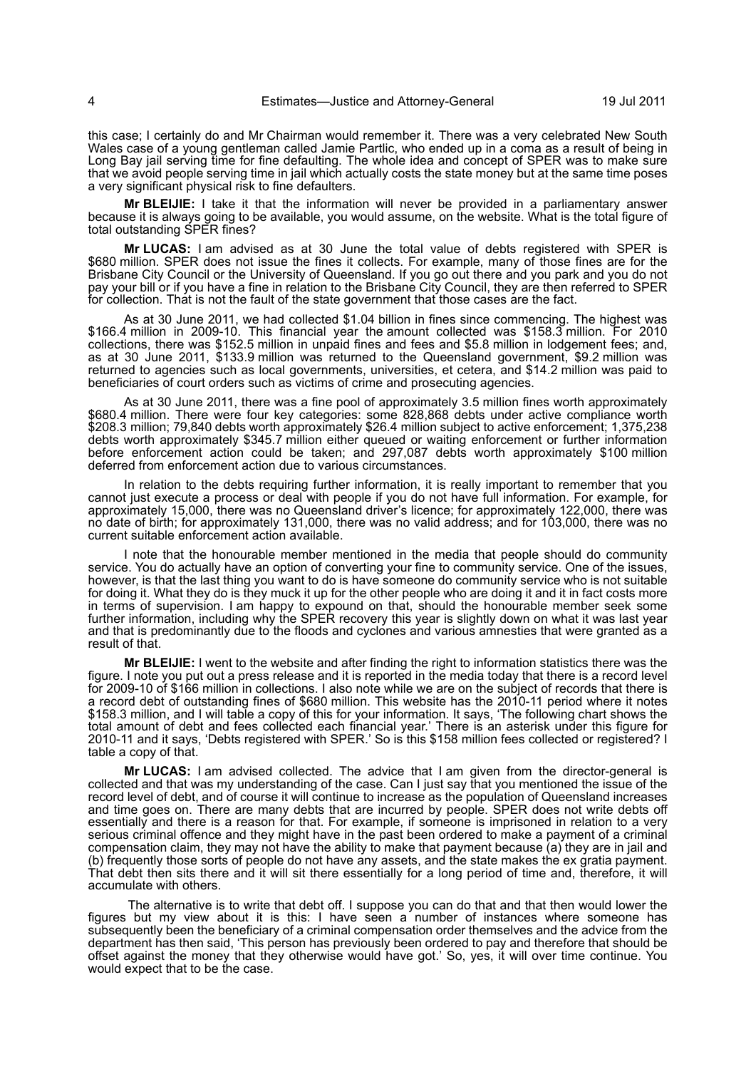this case; I certainly do and Mr Chairman would remember it. There was a very celebrated New South Wales case of a young gentleman called Jamie Partlic, who ended up in a coma as a result of being in Long Bay jail serving time for fine defaulting. The whole idea and concept of SPER was to make sure that we avoid people serving time in jail which actually costs the state money but at the same time poses a very significant physical risk to fine defaulters.

**Mr BLEIJIE:** I take it that the information will never be provided in a parliamentary answer because it is always going to be available, you would assume, on the website. What is the total figure of total outstanding SPER fines?

**Mr LUCAS:** I am advised as at 30 June the total value of debts registered with SPER is $680 million. SPER does not issue the fines it collects. For example, many of those fines are for the Brisbane City Council or the University of Queensland. If you go out there and you park and you do not pay your bill or if you have a fine in relation to the Brisbane City Council, they are then referred to SPER for collection. That is not the fault of the state government that those cases are the fact.

As at 30 June 2011, we had collected $1.04 billion in fines since commencing. The highest was $166.4 million in 2009-10. This financial year the amount collected was $158.3 million. For 2010 collections, there was $152.5 million in unpaid fines and fees and $5.8 million in lodgement fees; and, as at 30 June 2011, $133.9 million was returned to the Queensland government, $9.2 million was returned to agencies such as local governments, universities, et cetera, and $14.2 million was paid to beneficiaries of court orders such as victims of crime and prosecuting agencies.

As at 30 June 2011, there was a fine pool of approximately 3.5 million fines worth approximately $680.4 million. There were four key categories: some 828,868 debts under active compliance worth $208.3 million; 79,840 debts worth approximately $26.4 million subject to active enforcement; 1,375,238 debts worth approximately $345.7 million either queued or waiting enforcement or further information before enforcement action could be taken; and 297,087 debts worth approximately $100 million deferred from enforcement action due to various circumstances.

In relation to the debts requiring further information, it is really important to remember that you cannot just execute a process or deal with people if you do not have full information. For example, for approximately 15,000, there was no Queensland driver's licence; for approximately 122,000, there was no date of birth; for approximately 131,000, there was no valid address; and for 103,000, there was no current suitable enforcement action available.

I note that the honourable member mentioned in the media that people should do community service. You do actually have an option of converting your fine to community service. One of the issues, however, is that the last thing you want to do is have someone do community service who is not suitable for doing it. What they do is they muck it up for the other people who are doing it and it in fact costs more in terms of supervision. I am happy to expound on that, should the honourable member seek some further information, including why the SPER recovery this year is slightly down on what it was last year and that is predominantly due to the floods and cyclones and various amnesties that were granted as a result of that.

**Mr BLEIJIE:** I went to the website and after finding the right to information statistics there was the figure. I note you put out a press release and it is reported in the media today that there is a record level for 2009-10 of $166 million in collections. I also note while we are on the subject of records that there is a record debt of outstanding fines of $680 million. This website has the 2010-11 period where it notes $158.3 million, and I will table a copy of this for your information. It says, 'The following chart shows the total amount of debt and fees collected each financial year.' There is an asterisk under this figure for 2010-11 and it says, 'Debts registered with SPER.' So is this $158 million fees collected or registered? I table a copy of that.

**Mr LUCAS:** I am advised collected. The advice that I am given from the director-general is collected and that was my understanding of the case. Can I just say that you mentioned the issue of the record level of debt, and of course it will continue to increase as the population of Queensland increases and time goes on. There are many debts that are incurred by people. SPER does not write debts off essentially and there is a reason for that. For example, if someone is imprisoned in relation to a very serious criminal offence and they might have in the past been ordered to make a payment of a criminal compensation claim, they may not have the ability to make that payment because (a) they are in jail and (b) frequently those sorts of people do not have any assets, and the state makes the ex gratia payment. That debt then sits there and it will sit there essentially for a long period of time and, therefore, it will accumulate with others.

The alternative is to write that debt off. I suppose you can do that and that then would lower the figures but my view about it is this: I have seen a number of instances where someone has subsequently been the beneficiary of a criminal compensation order themselves and the advice from the department has then said, 'This person has previously been ordered to pay and therefore that should be offset against the money that they otherwise would have got.' So, yes, it will over time continue. You would expect that to be the case.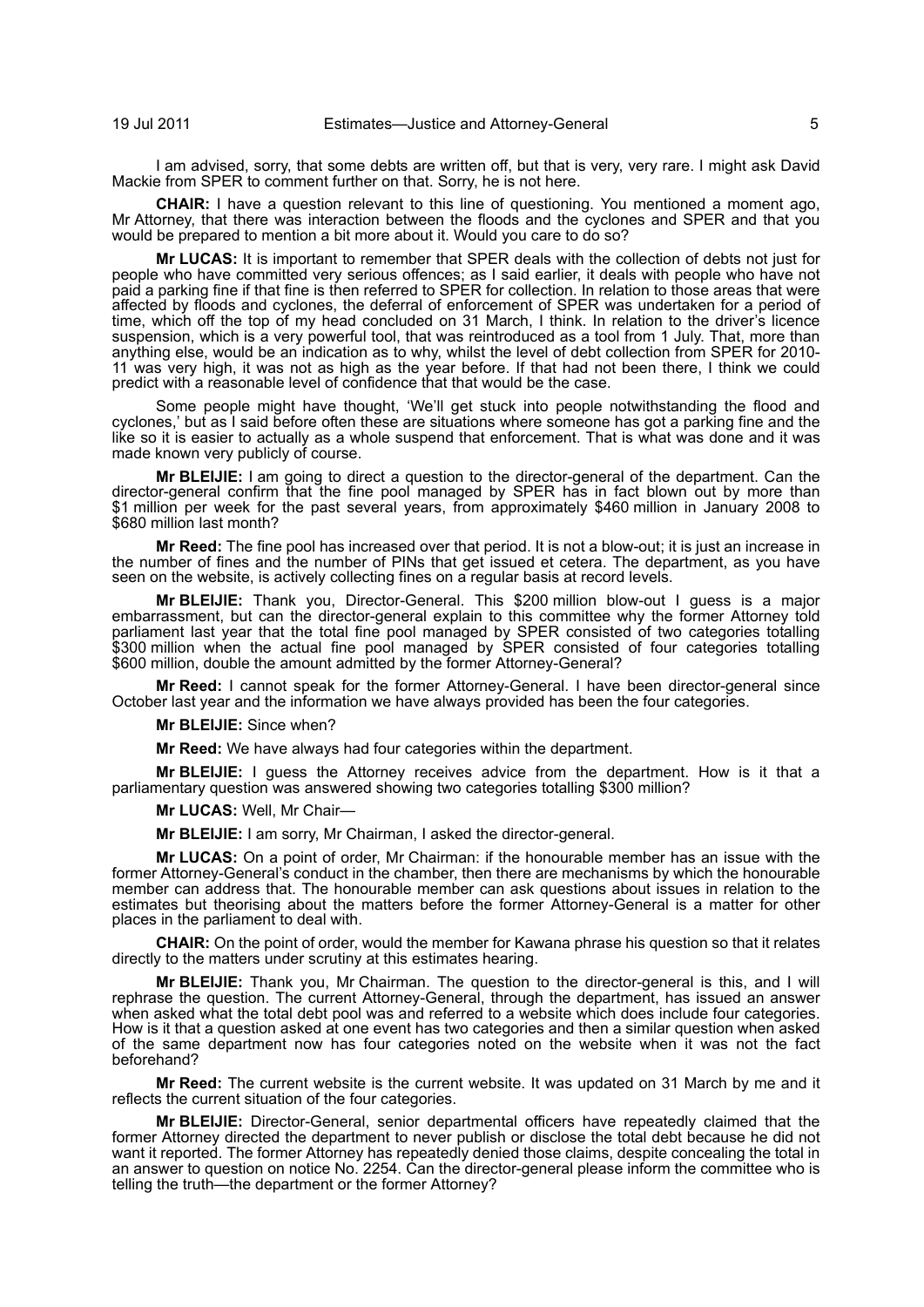I am advised, sorry, that some debts are written off, but that is very, very rare. I might ask David Mackie from SPER to comment further on that. Sorry, he is not here.

**CHAIR:** I have a question relevant to this line of questioning. You mentioned a moment ago, Mr Attorney, that there was interaction between the floods and the cyclones and SPER and that you would be prepared to mention a bit more about it. Would you care to do so?

**Mr LUCAS:** It is important to remember that SPER deals with the collection of debts not just for people who have committed very serious offences; as I said earlier, it deals with people who have not paid a parking fine if that fine is then referred to SPER for collection. In relation to those areas that were affected by floods and cyclones, the deferral of enforcement of SPER was undertaken for a period of time, which off the top of my head concluded on 31 March, I think. In relation to the driver's licence suspension, which is a very powerful tool, that was reintroduced as a tool from 1 July. That, more than anything else, would be an indication as to why, whilst the level of debt collection from SPER for 2010-11 was very high, it was not as high as the year before. If that had not been there, I think we could predict with a reasonable level of confidence that that would be the case.

Some people might have thought, 'We'll get stuck into people notwithstanding the flood and cyclones,' but as I said before often these are situations where someone has got a parking fine and the like so it is easier to actually as a whole suspend that enforcement. That is what was done and it was made known very publicly of course.

**Mr BLEIJIE:** I am going to direct a question to the director-general of the department. Can the director-general confirm that the fine pool managed by SPER has in fact blown out by more than \$1 million per week for the past several years, from approximately \$460 million in January 2008 to \$680 million last month?

**Mr Reed:** The fine pool has increased over that period. It is not a blow-out; it is just an increase in the number of fines and the number of PINs that get issued et cetera. The department, as you have seen on the website, is actively collecting fines on a regular basis at record levels.

**Mr BLEIJIE:** Thank you, Director-General. This \$200 million blow-out I guess is a major embarrassment, but can the director-general explain to this committee why the former Attorney told parliament last year that the total fine pool managed by SPER consisted of two categories totalling \$300 million when the actual fine pool managed by SPER consisted of four categories totalling \$600 million, double the amount admitted by the former Attorney-General?

**Mr Reed:** I cannot speak for the former Attorney-General. I have been director-general since October last year and the information we have always provided has been the four categories.

**Mr BLEIJIE:** Since when?

**Mr Reed:** We have always had four categories within the department.

**Mr BLEIJIE:** I guess the Attorney receives advice from the department. How is it that a parliamentary question was answered showing two categories totalling \$300 million?

**Mr LUCAS:** Well, Mr Chair—

**Mr BLEIJIE:** I am sorry, Mr Chairman, I asked the director-general.

**Mr LUCAS:** On a point of order, Mr Chairman: if the honourable member has an issue with the former Attorney-General's conduct in the chamber, then there are mechanisms by which the honourable member can address that. The honourable member can ask questions about issues in relation to the estimates but theorising about the matters before the former Attorney-General is a matter for other places in the parliament to deal with.

**CHAIR:** On the point of order, would the member for Kawana phrase his question so that it relates directly to the matters under scrutiny at this estimates hearing.

**Mr BLEIJIE:** Thank you, Mr Chairman. The question to the director-general is this, and I will rephrase the question. The current Attorney-General, through the department, has issued an answer when asked what the total debt pool was and referred to a website which does include four categories. How is it that a question asked at one event has two categories and then a similar question when asked of the same department now has four categories noted on the website when it was not the fact beforehand?

**Mr Reed:** The current website is the current website. It was updated on 31 March by me and it reflects the current situation of the four categories.

**Mr BLEIJIE:** Director-General, senior departmental officers have repeatedly claimed that the former Attorney directed the department to never publish or disclose the total debt because he did not want it reported. The former Attorney has repeatedly denied those claims, despite concealing the total in an answer to question on notice No. 2254. Can the director-general please inform the committee who is telling the truth—the department or the former Attorney?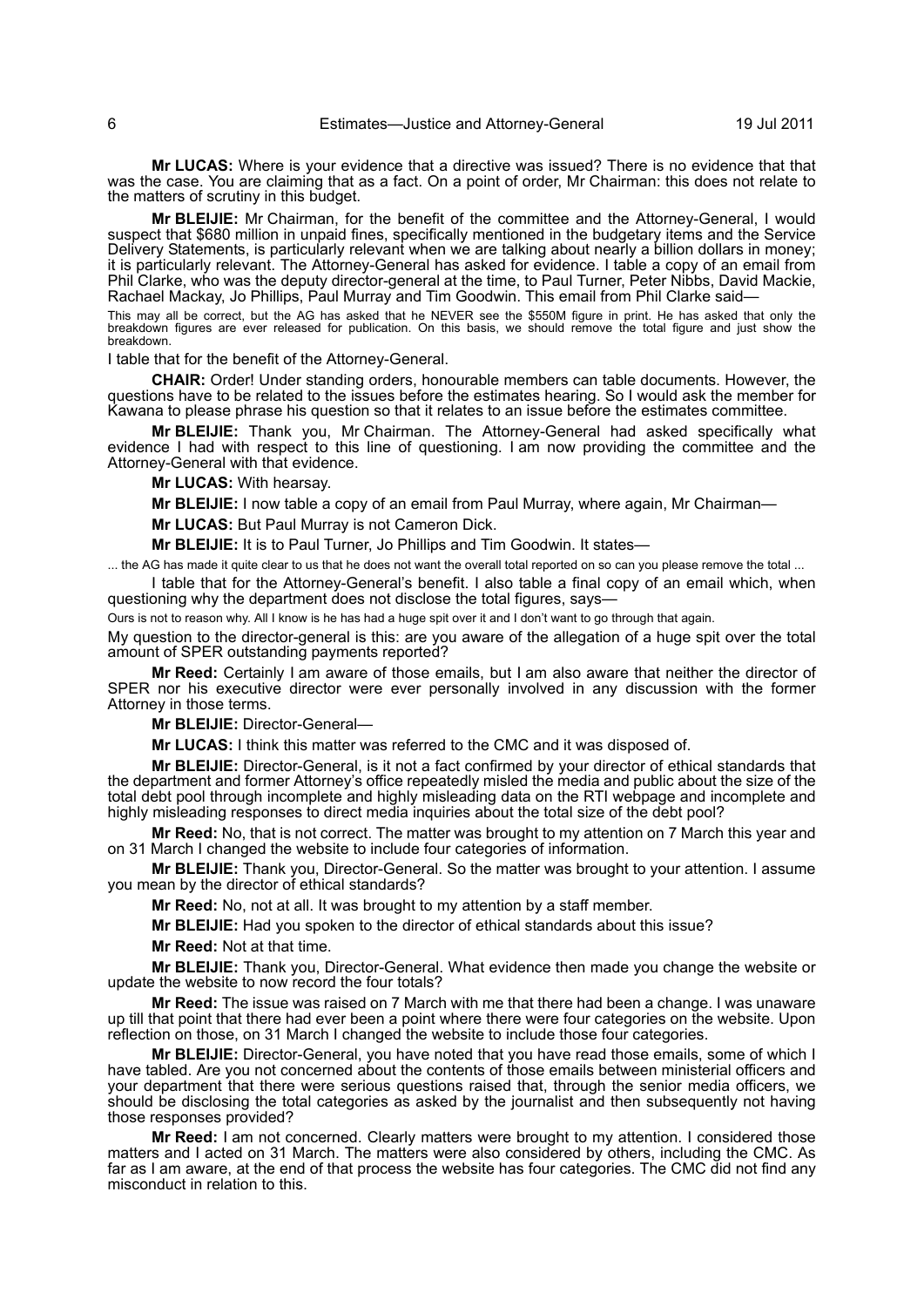**Mr LUCAS:** Where is your evidence that a directive was issued? There is no evidence that that was the case. You are claiming that as a fact. On a point of order, Mr Chairman: this does not relate to the matters of scrutiny in this budget.

**Mr BLEIJIE:** Mr Chairman, for the benefit of the committee and the Attorney-General, I would suspect that $680 million in unpaid fines, specifically mentioned in the budgetary items and the Service Delivery Statements, is particularly relevant when we are talking about nearly a billion dollars in money; it is particularly relevant. The Attorney-General has asked for evidence. I table a copy of an email from Phil Clarke, who was the deputy director-general at the time, to Paul Turner, Peter Nibbs, David Mackie, Rachael Mackay, Jo Phillips, Paul Murray and Tim Goodwin. This email from Phil Clarke said—

This may all be correct, but the AG has asked that he NEVER see the $550M figure in print. He has asked that only the breakdown figures are ever released for publication. On this basis, we should remove the total figure and just show the breakdown.

I table that for the benefit of the Attorney-General.

**CHAIR:** Order! Under standing orders, honourable members can table documents. However, the questions have to be related to the issues before the estimates hearing. So I would ask the member for Kawana to please phrase his question so that it relates to an issue before the estimates committee.

**Mr BLEIJIE:** Thank you, Mr Chairman. The Attorney-General had asked specifically what evidence I had with respect to this line of questioning. I am now providing the committee and the Attorney-General with that evidence.

**Mr LUCAS:** With hearsay.

**Mr BLEIJIE:** I now table a copy of an email from Paul Murray, where again, Mr Chairman—

**Mr LUCAS:** But Paul Murray is not Cameron Dick.

**Mr BLEIJIE:** It is to Paul Turner, Jo Phillips and Tim Goodwin. It states—

... the AG has made it quite clear to us that he does not want the overall total reported on so can you please remove the total ...

I table that for the Attorney-General's benefit. I also table a final copy of an email which, when questioning why the department does not disclose the total figures, says—

Ours is not to reason why. All I know is he has had a huge spit over it and I don't want to go through that again.

My question to the director-general is this: are you aware of the allegation of a huge spit over the total amount of SPER outstanding payments reported?

**Mr Reed:** Certainly I am aware of those emails, but I am also aware that neither the director of SPER nor his executive director were ever personally involved in any discussion with the former Attorney in those terms.

**Mr BLEIJIE:** Director-General—

**Mr LUCAS:** I think this matter was referred to the CMC and it was disposed of.

**Mr BLEIJIE:** Director-General, is it not a fact confirmed by your director of ethical standards that the department and former Attorney's office repeatedly misled the media and public about the size of the total debt pool through incomplete and highly misleading data on the RTI webpage and incomplete and highly misleading responses to direct media inquiries about the total size of the debt pool?

**Mr Reed:** No, that is not correct. The matter was brought to my attention on 7 March this year and on 31 March I changed the website to include four categories of information.

**Mr BLEIJIE:** Thank you, Director-General. So the matter was brought to your attention. I assume you mean by the director of ethical standards?

**Mr Reed:** No, not at all. It was brought to my attention by a staff member.

**Mr BLEIJIE:** Had you spoken to the director of ethical standards about this issue?

**Mr Reed:** Not at that time.

**Mr BLEIJIE:** Thank you, Director-General. What evidence then made you change the website or update the website to now record the four totals?

**Mr Reed:** The issue was raised on 7 March with me that there had been a change. I was unaware up till that point that there had ever been a point where there were four categories on the website. Upon reflection on those, on 31 March I changed the website to include those four categories.

**Mr BLEIJIE:** Director-General, you have noted that you have read those emails, some of which I have tabled. Are you not concerned about the contents of those emails between ministerial officers and your department that there were serious questions raised that, through the senior media officers, we should be disclosing the total categories as asked by the journalist and then subsequently not having those responses provided?

**Mr Reed:** I am not concerned. Clearly matters were brought to my attention. I considered those matters and I acted on 31 March. The matters were also considered by others, including the CMC. As far as I am aware, at the end of that process the website has four categories. The CMC did not find any misconduct in relation to this.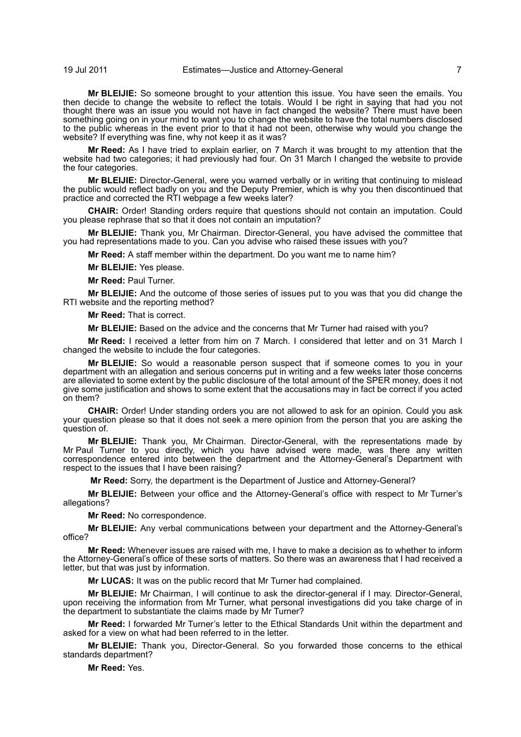**Mr BLEIJIE:** So someone brought to your attention this issue. You have seen the emails. You then decide to change the website to reflect the totals. Would I be right in saying that had you not thought there was an issue you would not have in fact changed the website? There must have been something going on in your mind to want you to change the website to have the total numbers disclosed to the public whereas in the event prior to that it had not been, otherwise why would you change the website? If everything was fine, why not keep it as it was?

**Mr Reed:** As I have tried to explain earlier, on 7 March it was brought to my attention that the website had two categories; it had previously had four. On 31 March I changed the website to provide the four categories.

**Mr BLEIJIE:** Director-General, were you warned verbally or in writing that continuing to mislead the public would reflect badly on you and the Deputy Premier, which is why you then discontinued that practice and corrected the RTI webpage a few weeks later?

**CHAIR:** Order! Standing orders require that questions should not contain an imputation. Could you please rephrase that so that it does not contain an imputation?

**Mr BLEIJIE:** Thank you, Mr Chairman. Director-General, you have advised the committee that you had representations made to you. Can you advise who raised these issues with you?

**Mr Reed:** A staff member within the department. Do you want me to name him?

**Mr BLEIJIE:** Yes please.

**Mr Reed:** Paul Turner.

**Mr BLEIJIE:** And the outcome of those series of issues put to you was that you did change the RTI website and the reporting method?

**Mr Reed:** That is correct.

**Mr BLEIJIE:** Based on the advice and the concerns that Mr Turner had raised with you?

**Mr Reed:** I received a letter from him on 7 March. I considered that letter and on 31 March I changed the website to include the four categories.

**Mr BLEIJIE:** So would a reasonable person suspect that if someone comes to you in your department with an allegation and serious concerns put in writing and a few weeks later those concerns are alleviated to some extent by the public disclosure of the total amount of the SPER money, does it not give some justification and shows to some extent that the accusations may in fact be correct if you acted on them?

**CHAIR:** Order! Under standing orders you are not allowed to ask for an opinion. Could you ask your question please so that it does not seek a mere opinion from the person that you are asking the question of.

**Mr BLEIJIE:** Thank you, Mr Chairman. Director-General, with the representations made by Mr Paul Turner to you directly, which you have advised were made, was there any written correspondence entered into between the department and the Attorney-General's Department with respect to the issues that I have been raising?

**Mr Reed:** Sorry, the department is the Department of Justice and Attorney-General?

**Mr BLEIJIE:** Between your office and the Attorney-General's office with respect to Mr Turner's allegations?

**Mr Reed:** No correspondence.

**Mr BLEIJIE:** Any verbal communications between your department and the Attorney-General's office?

**Mr Reed:** Whenever issues are raised with me, I have to make a decision as to whether to inform the Attorney-General's office of these sorts of matters. So there was an awareness that I had received a letter, but that was just by information.

**Mr LUCAS:** It was on the public record that Mr Turner had complained.

**Mr BLEIJIE:** Mr Chairman, I will continue to ask the director-general if I may. Director-General, upon receiving the information from Mr Turner, what personal investigations did you take charge of in the department to substantiate the claims made by Mr Turner?

**Mr Reed:** I forwarded Mr Turner's letter to the Ethical Standards Unit within the department and asked for a view on what had been referred to in the letter.

**Mr BLEIJIE:** Thank you, Director-General. So you forwarded those concerns to the ethical standards department?

**Mr Reed:** Yes.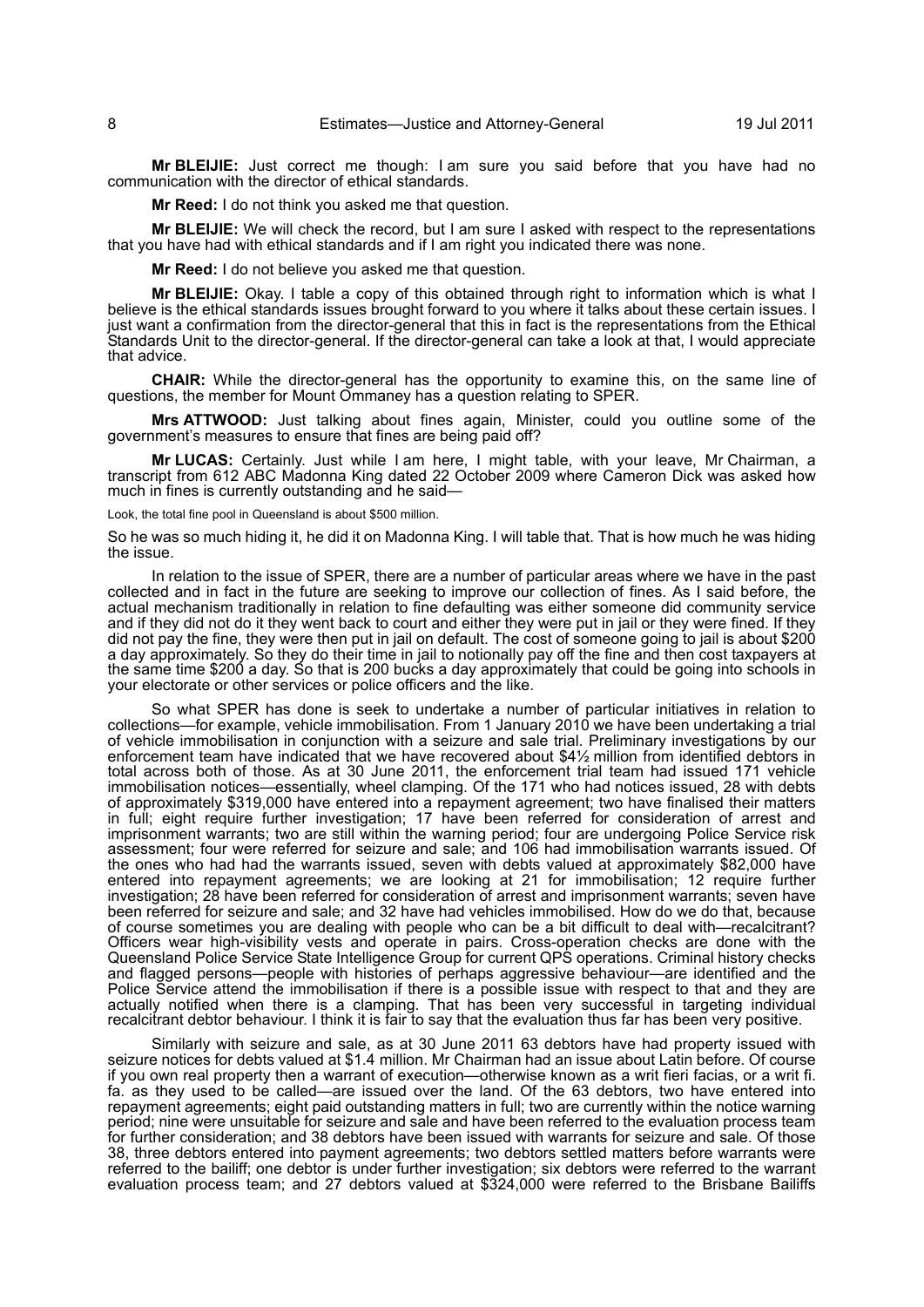**Mr BLEIJIE:** Just correct me though: I am sure you said before that you have had no communication with the director of ethical standards.

**Mr Reed:** I do not think you asked me that question.

**Mr BLEIJIE:** We will check the record, but I am sure I asked with respect to the representations that you have had with ethical standards and if I am right you indicated there was none.

**Mr Reed:** I do not believe you asked me that question.

**Mr BLEIJIE:** Okay. I table a copy of this obtained through right to information which is what I believe is the ethical standards issues brought forward to you where it talks about these certain issues. I just want a confirmation from the director-general that this in fact is the representations from the Ethical Standards Unit to the director-general. If the director-general can take a look at that, I would appreciate that advice.

**CHAIR:** While the director-general has the opportunity to examine this, on the same line of questions, the member for Mount Ommaney has a question relating to SPER.

**Mrs ATTWOOD:** Just talking about fines again, Minister, could you outline some of the government's measures to ensure that fines are being paid off?

**Mr LUCAS:** Certainly. Just while I am here, I might table, with your leave, Mr Chairman, a transcript from 612 ABC Madonna King dated 22 October 2009 where Cameron Dick was asked how much in fines is currently outstanding and he said—

Look, the total fine pool in Queensland is about $500 million.

So he was so much hiding it, he did it on Madonna King. I will table that. That is how much he was hiding the issue.

In relation to the issue of SPER, there are a number of particular areas where we have in the past collected and in fact in the future are seeking to improve our collection of fines. As I said before, the actual mechanism traditionally in relation to fine defaulting was either someone did community service and if they did not do it they went back to court and either they were put in jail or they were fined. If they did not pay the fine, they were then put in jail on default. The cost of someone going to jail is about $200 a day approximately. So they do their time in jail to notionally pay off the fine and then cost taxpayers at the same time $200 a day. So that is 200 bucks a day approximately that could be going into schools in your electorate or other services or police officers and the like.

So what SPER has done is seek to undertake a number of particular initiatives in relation to collections—for example, vehicle immobilisation. From 1 January 2010 we have been undertaking a trial of vehicle immobilisation in conjunction with a seizure and sale trial. Preliminary investigations by our enforcement team have indicated that we have recovered about $4½ million from identified debtors in total across both of those. As at 30 June 2011, the enforcement trial team had issued 171 vehicle immobilisation notices—essentially, wheel clamping. Of the 171 who had notices issued, 28 with debts of approximately $319,000 have entered into a repayment agreement; two have finalised their matters in full; eight require further investigation; 17 have been referred for consideration of arrest and imprisonment warrants; two are still within the warning period; four are undergoing Police Service risk assessment; four were referred for seizure and sale; and 106 had immobilisation warrants issued. Of the ones who had had the warrants issued, seven with debts valued at approximately $82,000 have entered into repayment agreements; we are looking at 21 for immobilisation; 12 require further investigation; 28 have been referred for consideration of arrest and imprisonment warrants; seven have been referred for seizure and sale; and 32 have had vehicles immobilised. How do we do that, because of course sometimes you are dealing with people who can be a bit difficult to deal with—recalcitrant? Officers wear high-visibility vests and operate in pairs. Cross-operation checks are done with the Queensland Police Service State Intelligence Group for current QPS operations. Criminal history checks and flagged persons—people with histories of perhaps aggressive behaviour—are identified and the Police Service attend the immobilisation if there is a possible issue with respect to that and they are actually notified when there is a clamping. That has been very successful in targeting individual recalcitrant debtor behaviour. I think it is fair to say that the evaluation thus far has been very positive.

Similarly with seizure and sale, as at 30 June 2011 63 debtors have had property issued with seizure notices for debts valued at $1.4 million. Mr Chairman had an issue about Latin before. Of course if you own real property then a warrant of execution—otherwise known as a writ fieri facias, or a writ fi. fa. as they used to be called—are issued over the land. Of the 63 debtors, two have entered into repayment agreements; eight paid outstanding matters in full; two are currently within the notice warning period; nine were unsuitable for seizure and sale and have been referred to the evaluation process team for further consideration; and 38 debtors have been issued with warrants for seizure and sale. Of those 38, three debtors entered into payment agreements; two debtors settled matters before warrants were referred to the bailiff; one debtor is under further investigation; six debtors were referred to the warrant evaluation process team; and 27 debtors valued at $324,000 were referred to the Brisbane Bailiffs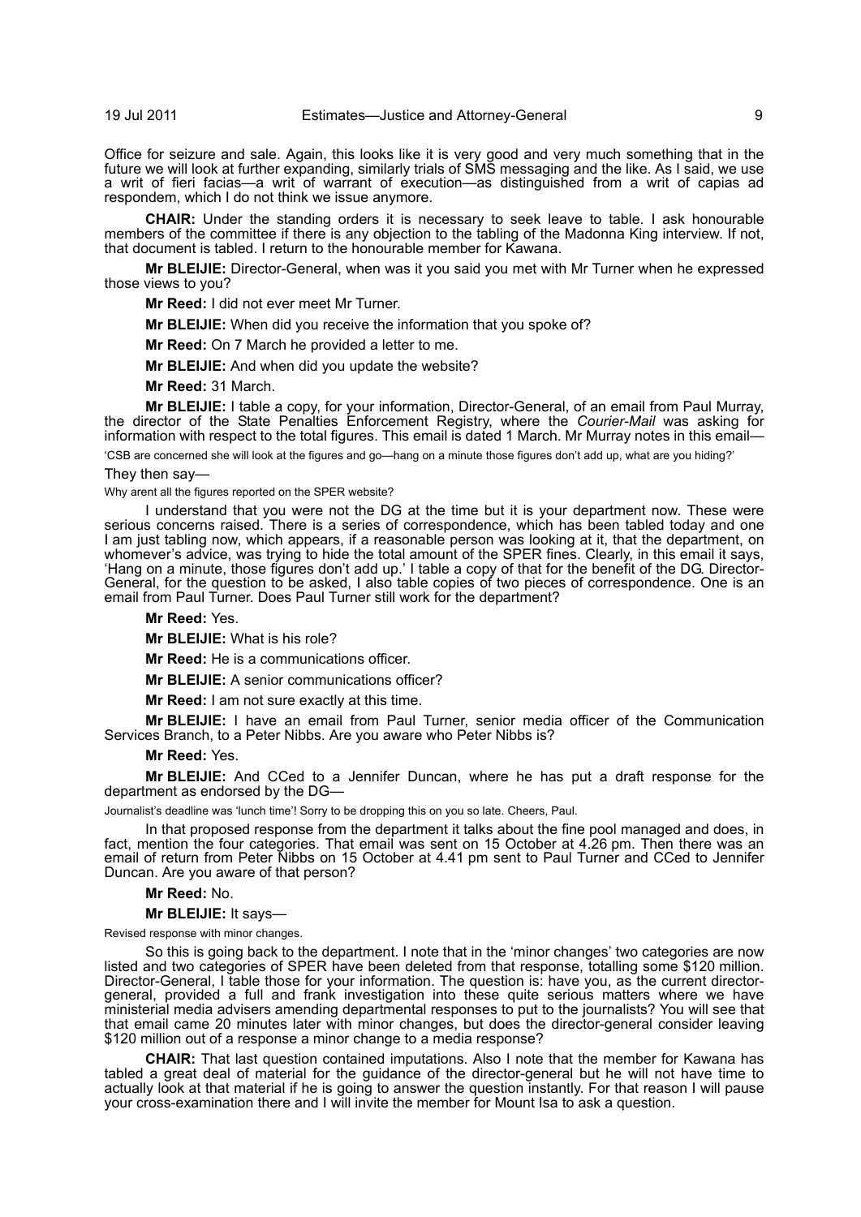Office for seizure and sale. Again, this looks like it is very good and very much something that in the future we will look at further expanding, similarly trials of SMS messaging and the like. As I said, we use a writ of fieri facias—a writ of warrant of execution—as distinguished from a writ of capias ad respondem, which I do not think we issue anymore.

**CHAIR:** Under the standing orders it is necessary to seek leave to table. I ask honourable members of the committee if there is any objection to the tabling of the Madonna King interview. If not, that document is tabled. I return to the honourable member for Kawana.

**Mr BLEIJIE:** Director-General, when was it you said you met with Mr Turner when he expressed those views to you?

**Mr Reed:** I did not ever meet Mr Turner.

**Mr BLEIJIE:** When did you receive the information that you spoke of?

**Mr Reed:** On 7 March he provided a letter to me.

**Mr BLEIJIE:** And when did you update the website?

**Mr Reed:** 31 March.

**Mr BLEIJIE:** I table a copy, for your information, Director-General, of an email from Paul Murray, the director of the State Penalties Enforcement Registry, where the *Courier-Mail* was asking for information with respect to the total figures. This email is dated 1 March. Mr Murray notes in this email—

'CSB are concerned she will look at the figures and go—hang on a minute those figures don't add up, what are you hiding?'

They then say—

Why arent all the figures reported on the SPER website?

I understand that you were not the DG at the time but it is your department now. These were serious concerns raised. There is a series of correspondence, which has been tabled today and one I am just tabling now, which appears, if a reasonable person was looking at it, that the department, on whomever's advice, was trying to hide the total amount of the SPER fines. Clearly, in this email it says, 'Hang on a minute, those figures don't add up.' I table a copy of that for the benefit of the DG. Director-General, for the question to be asked, I also table copies of two pieces of correspondence. One is an email from Paul Turner. Does Paul Turner still work for the department?

**Mr Reed:** Yes.

**Mr BLEIJIE:** What is his role?

**Mr Reed:** He is a communications officer.

**Mr BLEIJIE:** A senior communications officer?

**Mr Reed:** I am not sure exactly at this time.

**Mr BLEIJIE:** I have an email from Paul Turner, senior media officer of the Communication Services Branch, to a Peter Nibbs. Are you aware who Peter Nibbs is?

**Mr Reed:** Yes.

**Mr BLEIJIE:** And CCed to a Jennifer Duncan, where he has put a draft response for the department as endorsed by the DG—

Journalist's deadline was 'lunch time'! Sorry to be dropping this on you so late. Cheers, Paul.

In that proposed response from the department it talks about the fine pool managed and does, in fact, mention the four categories. That email was sent on 15 October at 4.26 pm. Then there was an email of return from Peter Nibbs on 15 October at 4.41 pm sent to Paul Turner and CCed to Jennifer Duncan. Are you aware of that person?

**Mr Reed:** No.

**Mr BLEIJIE:** It says—

Revised response with minor changes.

So this is going back to the department. I note that in the 'minor changes' two categories are now listed and two categories of SPER have been deleted from that response, totalling some $120 million. Director-General, I table those for your information. The question is: have you, as the current director-general, provided a full and frank investigation into these quite serious matters where we have ministerial media advisers amending departmental responses to put to the journalists? You will see that that email came 20 minutes later with minor changes, but does the director-general consider leaving $120 million out of a response a minor change to a media response?

**CHAIR:** That last question contained imputations. Also I note that the member for Kawana has tabled a great deal of material for the guidance of the director-general but he will not have time to actually look at that material if he is going to answer the question instantly. For that reason I will pause your cross-examination there and I will invite the member for Mount Isa to ask a question.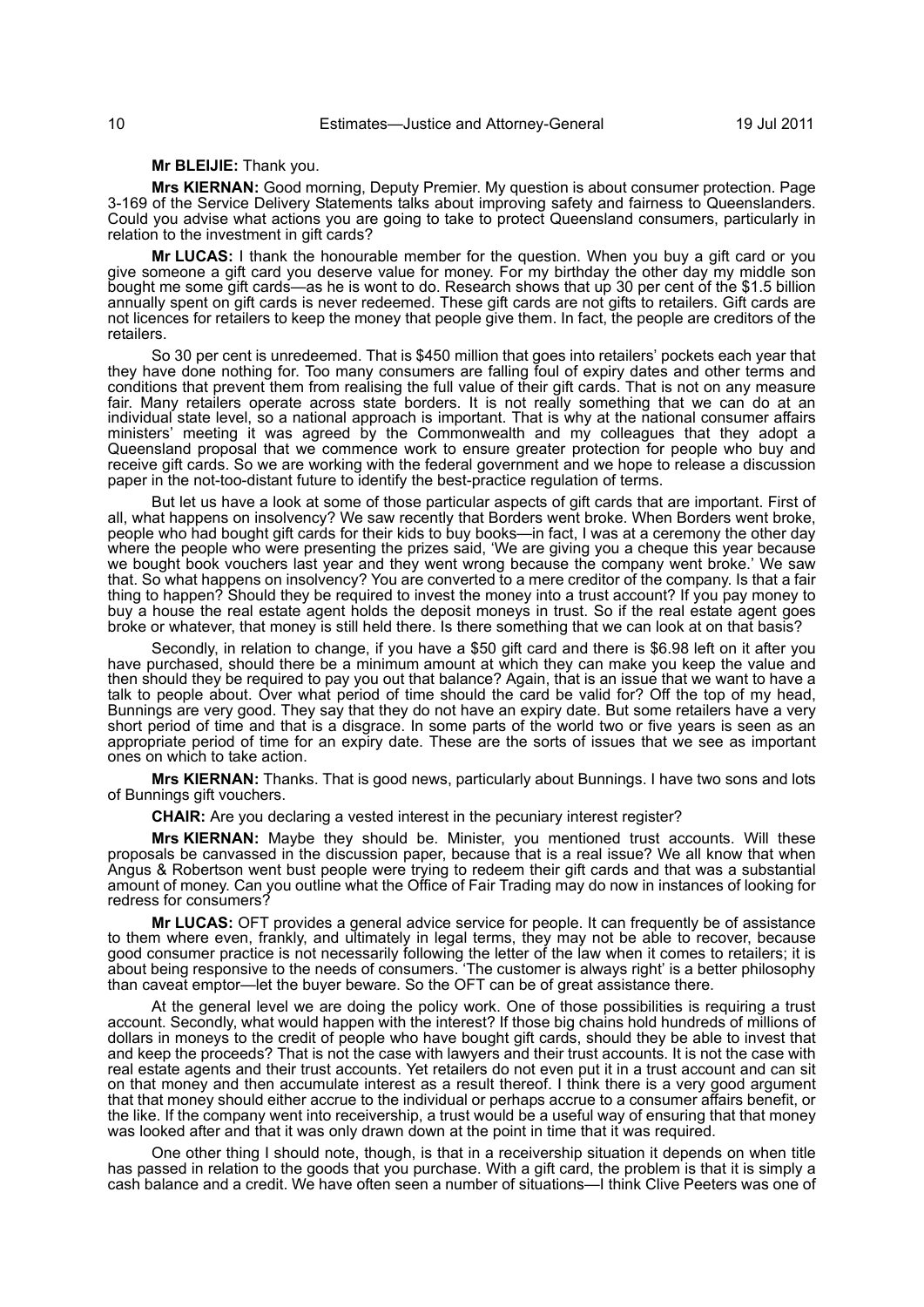**Mr BLEIJIE:** Thank you.

**Mrs KIERNAN:** Good morning, Deputy Premier. My question is about consumer protection. Page 3-169 of the Service Delivery Statements talks about improving safety and fairness to Queenslanders. Could you advise what actions you are going to take to protect Queensland consumers, particularly in relation to the investment in gift cards?

**Mr LUCAS:** I thank the honourable member for the question. When you buy a gift card or you give someone a gift card you deserve value for money. For my birthday the other day my middle son bought me some gift cards—as he is wont to do. Research shows that up 30 per cent of the $1.5 billion annually spent on gift cards is never redeemed. These gift cards are not gifts to retailers. Gift cards are not licences for retailers to keep the money that people give them. In fact, the people are creditors of the retailers.

So 30 per cent is unredeemed. That is $450 million that goes into retailers' pockets each year that they have done nothing for. Too many consumers are falling foul of expiry dates and other terms and conditions that prevent them from realising the full value of their gift cards. That is not on any measure fair. Many retailers operate across state borders. It is not really something that we can do at an individual state level, so a national approach is important. That is why at the national consumer affairs ministers' meeting it was agreed by the Commonwealth and my colleagues that they adopt a Queensland proposal that we commence work to ensure greater protection for people who buy and receive gift cards. So we are working with the federal government and we hope to release a discussion paper in the not-too-distant future to identify the best-practice regulation of terms.

But let us have a look at some of those particular aspects of gift cards that are important. First of all, what happens on insolvency? We saw recently that Borders went broke. When Borders went broke, people who had bought gift cards for their kids to buy books—in fact, I was at a ceremony the other day where the people who were presenting the prizes said, 'We are giving you a cheque this year because we bought book vouchers last year and they went wrong because the company went broke.' We saw that. So what happens on insolvency? You are converted to a mere creditor of the company. Is that a fair thing to happen? Should they be required to invest the money into a trust account? If you pay money to buy a house the real estate agent holds the deposit moneys in trust. So if the real estate agent goes broke or whatever, that money is still held there. Is there something that we can look at on that basis?

Secondly, in relation to change, if you have a $50 gift card and there is $6.98 left on it after you have purchased, should there be a minimum amount at which they can make you keep the value and then should they be required to pay you out that balance? Again, that is an issue that we want to have a talk to people about. Over what period of time should the card be valid for? Off the top of my head, Bunnings are very good. They say that they do not have an expiry date. But some retailers have a very short period of time and that is a disgrace. In some parts of the world two or five years is seen as an appropriate period of time for an expiry date. These are the sorts of issues that we see as important ones on which to take action.

**Mrs KIERNAN:** Thanks. That is good news, particularly about Bunnings. I have two sons and lots of Bunnings gift vouchers.

**CHAIR:** Are you declaring a vested interest in the pecuniary interest register?

**Mrs KIERNAN:** Maybe they should be. Minister, you mentioned trust accounts. Will these proposals be canvassed in the discussion paper, because that is a real issue? We all know that when Angus & Robertson went bust people were trying to redeem their gift cards and that was a substantial amount of money. Can you outline what the Office of Fair Trading may do now in instances of looking for redress for consumers?

**Mr LUCAS:** OFT provides a general advice service for people. It can frequently be of assistance to them where even, frankly, and ultimately in legal terms, they may not be able to recover, because good consumer practice is not necessarily following the letter of the law when it comes to retailers; it is about being responsive to the needs of consumers. 'The customer is always right' is a better philosophy than caveat emptor—let the buyer beware. So the OFT can be of great assistance there.

At the general level we are doing the policy work. One of those possibilities is requiring a trust account. Secondly, what would happen with the interest? If those big chains hold hundreds of millions of dollars in moneys to the credit of people who have bought gift cards, should they be able to invest that and keep the proceeds? That is not the case with lawyers and their trust accounts. It is not the case with real estate agents and their trust accounts. Yet retailers do not even put it in a trust account and can sit on that money and then accumulate interest as a result thereof. I think there is a very good argument that that money should either accrue to the individual or perhaps accrue to a consumer affairs benefit, or the like. If the company went into receivership, a trust would be a useful way of ensuring that that money was looked after and that it was only drawn down at the point in time that it was required.

One other thing I should note, though, is that in a receivership situation it depends on when title has passed in relation to the goods that you purchase. With a gift card, the problem is that it is simply a cash balance and a credit. We have often seen a number of situations—I think Clive Peeters was one of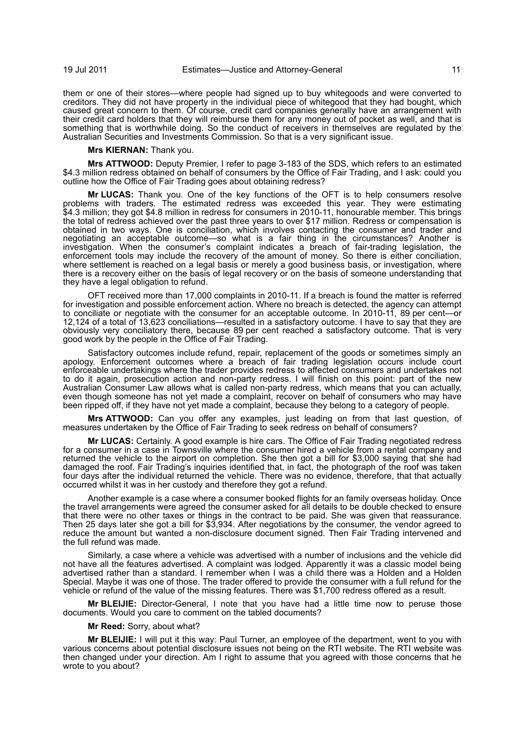them or one of their stores—where people had signed up to buy whitegoods and were converted to creditors. They did not have property in the individual piece of whitegood that they had bought, which caused great concern to them. Of course, credit card companies generally have an arrangement with their credit card holders that they will reimburse them for any money out of pocket as well, and that is something that is worthwhile doing. So the conduct of receivers in themselves are regulated by the Australian Securities and Investments Commission. So that is a very significant issue.

**Mrs KIERNAN:** Thank you.

**Mrs ATTWOOD:** Deputy Premier, I refer to page 3-183 of the SDS, which refers to an estimated $4.3 million redress obtained on behalf of consumers by the Office of Fair Trading, and I ask: could you outline how the Office of Fair Trading goes about obtaining redress?

**Mr LUCAS:** Thank you. One of the key functions of the OFT is to help consumers resolve problems with traders. The estimated redress was exceeded this year. They were estimating $4.3 million; they got $4.8 million in redress for consumers in 2010-11, honourable member. This brings the total of redress achieved over the past three years to over $17 million. Redress or compensation is obtained in two ways. One is conciliation, which involves contacting the consumer and trader and negotiating an acceptable outcome—so what is a fair thing in the circumstances? Another is investigation. When the consumer's complaint indicates a breach of fair-trading legislation, the enforcement tools may include the recovery of the amount of money. So there is either conciliation, where settlement is reached on a legal basis or merely a good business basis, or investigation, where there is a recovery either on the basis of legal recovery or on the basis of someone understanding that they have a legal obligation to refund.

OFT received more than 17,000 complaints in 2010-11. If a breach is found the matter is referred for investigation and possible enforcement action. Where no breach is detected, the agency can attempt to conciliate or negotiate with the consumer for an acceptable outcome. In 2010-11, 89 per cent—or 12,124 of a total of 13,623 conciliations—resulted in a satisfactory outcome. I have to say that they are obviously very conciliatory there, because 89 per cent reached a satisfactory outcome. That is very good work by the people in the Office of Fair Trading.

Satisfactory outcomes include refund, repair, replacement of the goods or sometimes simply an apology. Enforcement outcomes where a breach of fair trading legislation occurs include court enforceable undertakings where the trader provides redress to affected consumers and undertakes not to do it again, prosecution action and non-party redress. I will finish on this point: part of the new Australian Consumer Law allows what is called non-party redress, which means that you can actually, even though someone has not yet made a complaint, recover on behalf of consumers who may have been ripped off, if they have not yet made a complaint, because they belong to a category of people.

**Mrs ATTWOOD:** Can you offer any examples, just leading on from that last question, of measures undertaken by the Office of Fair Trading to seek redress on behalf of consumers?

**Mr LUCAS:** Certainly. A good example is hire cars. The Office of Fair Trading negotiated redress for a consumer in a case in Townsville where the consumer hired a vehicle from a rental company and returned the vehicle to the airport on completion. She then got a bill for $3,000 saying that she had damaged the roof. Fair Trading's inquiries identified that, in fact, the photograph of the roof was taken four days after the individual returned the vehicle. There was no evidence, therefore, that that actually occurred whilst it was in her custody and therefore they got a refund.

Another example is a case where a consumer booked flights for an family overseas holiday. Once the travel arrangements were agreed the consumer asked for all details to be double checked to ensure that there were no other taxes or things in the contract to be paid. She was given that reassurance. Then 25 days later she got a bill for $3,934. After negotiations by the consumer, the vendor agreed to reduce the amount but wanted a non-disclosure document signed. Then Fair Trading intervened and the full refund was made.

Similarly, a case where a vehicle was advertised with a number of inclusions and the vehicle did not have all the features advertised. A complaint was lodged. Apparently it was a classic model being advertised rather than a standard. I remember when I was a child there was a Holden and a Holden Special. Maybe it was one of those. The trader offered to provide the consumer with a full refund for the vehicle or refund of the value of the missing features. There was $1,700 redress offered as a result.

**Mr BLEIJIE:** Director-General, I note that you have had a little time now to peruse those documents. Would you care to comment on the tabled documents?

**Mr Reed:** Sorry, about what?

**Mr BLEIJIE:** I will put it this way: Paul Turner, an employee of the department, went to you with various concerns about potential disclosure issues not being on the RTI website. The RTI website was then changed under your direction. Am I right to assume that you agreed with those concerns that he wrote to you about?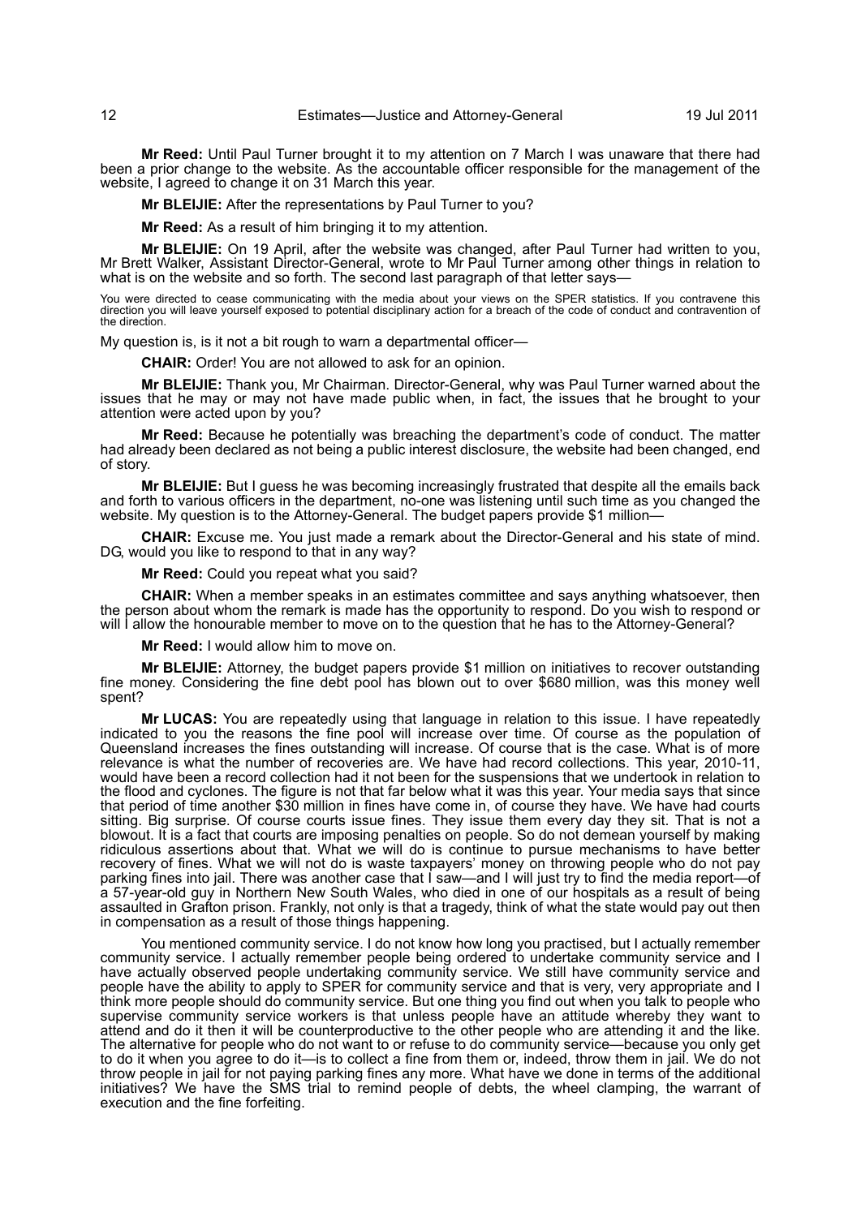**Mr Reed:** Until Paul Turner brought it to my attention on 7 March I was unaware that there had been a prior change to the website. As the accountable officer responsible for the management of the website, I agreed to change it on 31 March this year.

**Mr BLEIJIE:** After the representations by Paul Turner to you?

**Mr Reed:** As a result of him bringing it to my attention.

**Mr BLEIJIE:** On 19 April, after the website was changed, after Paul Turner had written to you, Mr Brett Walker, Assistant Director-General, wrote to Mr Paul Turner among other things in relation to what is on the website and so forth. The second last paragraph of that letter says—

You were directed to cease communicating with the media about your views on the SPER statistics. If you contravene this direction you will leave yourself exposed to potential disciplinary action for a breach of the code of conduct and contravention of the direction.

My question is, is it not a bit rough to warn a departmental officer—

**CHAIR:** Order! You are not allowed to ask for an opinion.

**Mr BLEIJIE:** Thank you, Mr Chairman. Director-General, why was Paul Turner warned about the issues that he may or may not have made public when, in fact, the issues that he brought to your attention were acted upon by you?

**Mr Reed:** Because he potentially was breaching the department's code of conduct. The matter had already been declared as not being a public interest disclosure, the website had been changed, end of story.

**Mr BLEIJIE:** But I guess he was becoming increasingly frustrated that despite all the emails back and forth to various officers in the department, no-one was listening until such time as you changed the website. My question is to the Attorney-General. The budget papers provide $1 million—

**CHAIR:** Excuse me. You just made a remark about the Director-General and his state of mind. DG, would you like to respond to that in any way?

**Mr Reed:** Could you repeat what you said?

**CHAIR:** When a member speaks in an estimates committee and says anything whatsoever, then the person about whom the remark is made has the opportunity to respond. Do you wish to respond or will I allow the honourable member to move on to the question that he has to the Attorney-General?

**Mr Reed:** I would allow him to move on.

**Mr BLEIJIE:** Attorney, the budget papers provide $1 million on initiatives to recover outstanding fine money. Considering the fine debt pool has blown out to over $680 million, was this money well spent?

**Mr LUCAS:** You are repeatedly using that language in relation to this issue. I have repeatedly indicated to you the reasons the fine pool will increase over time. Of course as the population of Queensland increases the fines outstanding will increase. Of course that is the case. What is of more relevance is what the number of recoveries are. We have had record collections. This year, 2010-11, would have been a record collection had it not been for the suspensions that we undertook in relation to the flood and cyclones. The figure is not that far below what it was this year. Your media says that since that period of time another $30 million in fines have come in, of course they have. We have had courts sitting. Big surprise. Of course courts issue fines. They issue them every day they sit. That is not a blowout. It is a fact that courts are imposing penalties on people. So do not demean yourself by making ridiculous assertions about that. What we will do is continue to pursue mechanisms to have better recovery of fines. What we will not do is waste taxpayers' money on throwing people who do not pay parking fines into jail. There was another case that I saw—and I will just try to find the media report—of a 57-year-old guy in Northern New South Wales, who died in one of our hospitals as a result of being assaulted in Grafton prison. Frankly, not only is that a tragedy, think of what the state would pay out then in compensation as a result of those things happening.

You mentioned community service. I do not know how long you practised, but I actually remember community service. I actually remember people being ordered to undertake community service and I have actually observed people undertaking community service. We still have community service and people have the ability to apply to SPER for community service and that is very, very appropriate and I think more people should do community service. But one thing you find out when you talk to people who supervise community service workers is that unless people have an attitude whereby they want to attend and do it then it will be counterproductive to the other people who are attending it and the like. The alternative for people who do not want to or refuse to do community service—because you only get to do it when you agree to do it—is to collect a fine from them or, indeed, throw them in jail. We do not throw people in jail for not paying parking fines any more. What have we done in terms of the additional initiatives? We have the SMS trial to remind people of debts, the wheel clamping, the warrant of execution and the fine forfeiting.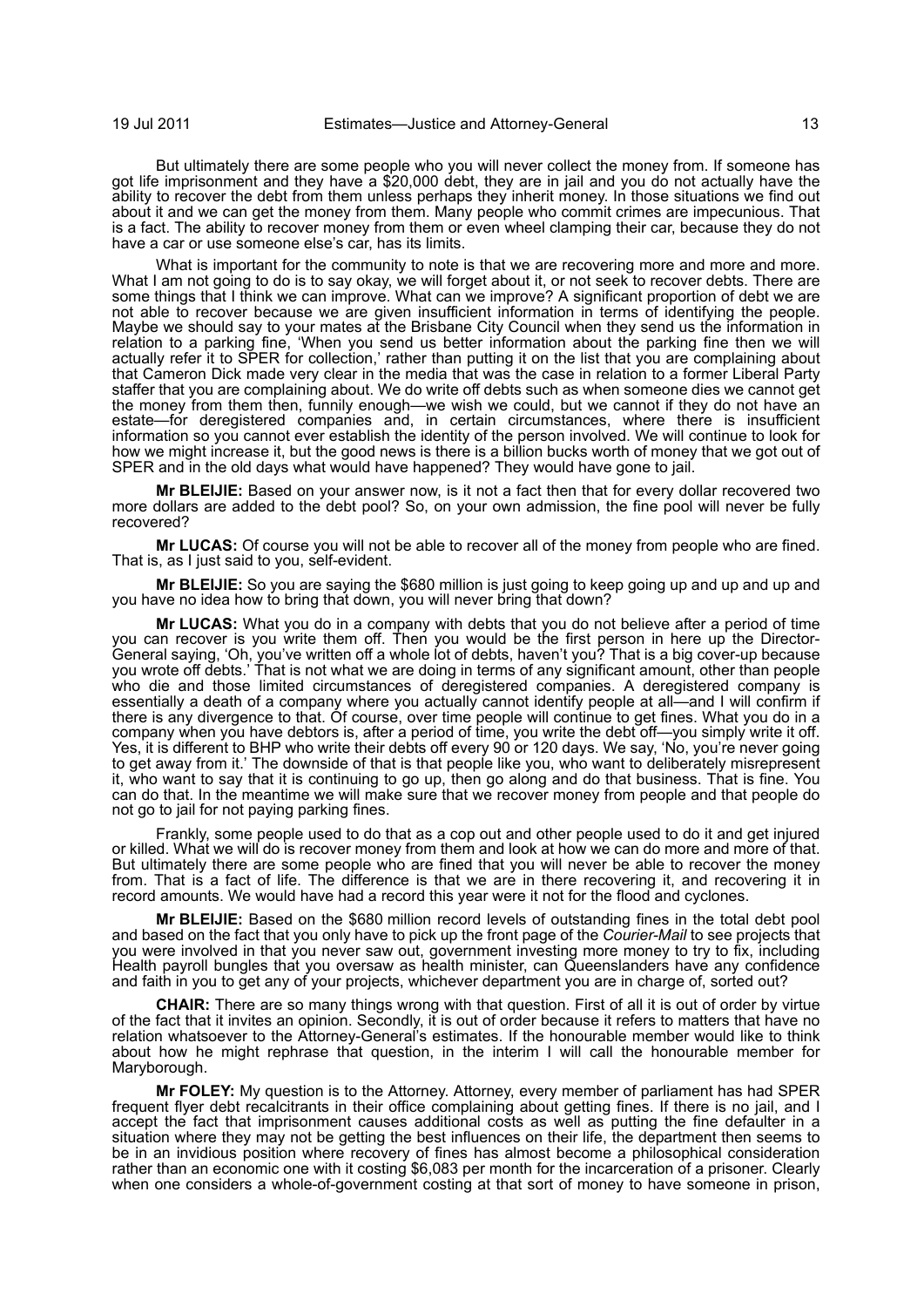But ultimately there are some people who you will never collect the money from. If someone has got life imprisonment and they have a $20,000 debt, they are in jail and you do not actually have the ability to recover the debt from them unless perhaps they inherit money. In those situations we find out about it and we can get the money from them. Many people who commit crimes are impecunious. That is a fact. The ability to recover money from them or even wheel clamping their car, because they do not have a car or use someone else's car, has its limits.

What is important for the community to note is that we are recovering more and more and more. What I am not going to do is to say okay, we will forget about it, or not seek to recover debts. There are some things that I think we can improve. What can we improve? A significant proportion of debt we are not able to recover because we are given insufficient information in terms of identifying the people. Maybe we should say to your mates at the Brisbane City Council when they send us the information in relation to a parking fine, 'When you send us better information about the parking fine then we will actually refer it to SPER for collection,' rather than putting it on the list that you are complaining about that Cameron Dick made very clear in the media that was the case in relation to a former Liberal Party staffer that you are complaining about. We do write off debts such as when someone dies we cannot get the money from them then, funnily enough—we wish we could, but we cannot if they do not have an estate—for deregistered companies and, in certain circumstances, where there is insufficient information so you cannot ever establish the identity of the person involved. We will continue to look for how we might increase it, but the good news is there is a billion bucks worth of money that we got out of SPER and in the old days what would have happened? They would have gone to jail.

**Mr BLEIJIE:** Based on your answer now, is it not a fact then that for every dollar recovered two more dollars are added to the debt pool? So, on your own admission, the fine pool will never be fully recovered?

**Mr LUCAS:** Of course you will not be able to recover all of the money from people who are fined. That is, as I just said to you, self-evident.

**Mr BLEIJIE:** So you are saying the $680 million is just going to keep going up and up and up and you have no idea how to bring that down, you will never bring that down?

**Mr LUCAS:** What you do in a company with debts that you do not believe after a period of time you can recover is you write them off. Then you would be the first person in here up the Director-General saying, 'Oh, you've written off a whole lot of debts, haven't you? That is a big cover-up because you wrote off debts.' That is not what we are doing in terms of any significant amount, other than people who die and those limited circumstances of deregistered companies. A deregistered company is essentially a death of a company where you actually cannot identify people at all—and I will confirm if there is any divergence to that. Of course, over time people will continue to get fines. What you do in a company when you have debtors is, after a period of time, you write the debt off—you simply write it off. Yes, it is different to BHP who write their debts off every 90 or 120 days. We say, 'No, you're never going to get away from it.' The downside of that is that people like you, who want to deliberately misrepresent it, who want to say that it is continuing to go up, then go along and do that business. That is fine. You can do that. In the meantime we will make sure that we recover money from people and that people do not go to jail for not paying parking fines.

Frankly, some people used to do that as a cop out and other people used to do it and get injured or killed. What we will do is recover money from them and look at how we can do more and more of that. But ultimately there are some people who are fined that you will never be able to recover the money from. That is a fact of life. The difference is that we are in there recovering it, and recovering it in record amounts. We would have had a record this year were it not for the flood and cyclones.

**Mr BLEIJIE:** Based on the $680 million record levels of outstanding fines in the total debt pool and based on the fact that you only have to pick up the front page of the *Courier-Mail* to see projects that you were involved in that you never saw out, government investing more money to try to fix, including Health payroll bungles that you oversaw as health minister, can Queenslanders have any confidence and faith in you to get any of your projects, whichever department you are in charge of, sorted out?

**CHAIR:** There are so many things wrong with that question. First of all it is out of order by virtue of the fact that it invites an opinion. Secondly, it is out of order because it refers to matters that have no relation whatsoever to the Attorney-General's estimates. If the honourable member would like to think about how he might rephrase that question, in the interim I will call the honourable member for Maryborough.

**Mr FOLEY:** My question is to the Attorney. Attorney, every member of parliament has had SPER frequent flyer debt recalcitrants in their office complaining about getting fines. If there is no jail, and I accept the fact that imprisonment causes additional costs as well as putting the fine defaulter in a situation where they may not be getting the best influences on their life, the department then seems to be in an invidious position where recovery of fines has almost become a philosophical consideration rather than an economic one with it costing $6,083 per month for the incarceration of a prisoner. Clearly when one considers a whole-of-government costing at that sort of money to have someone in prison,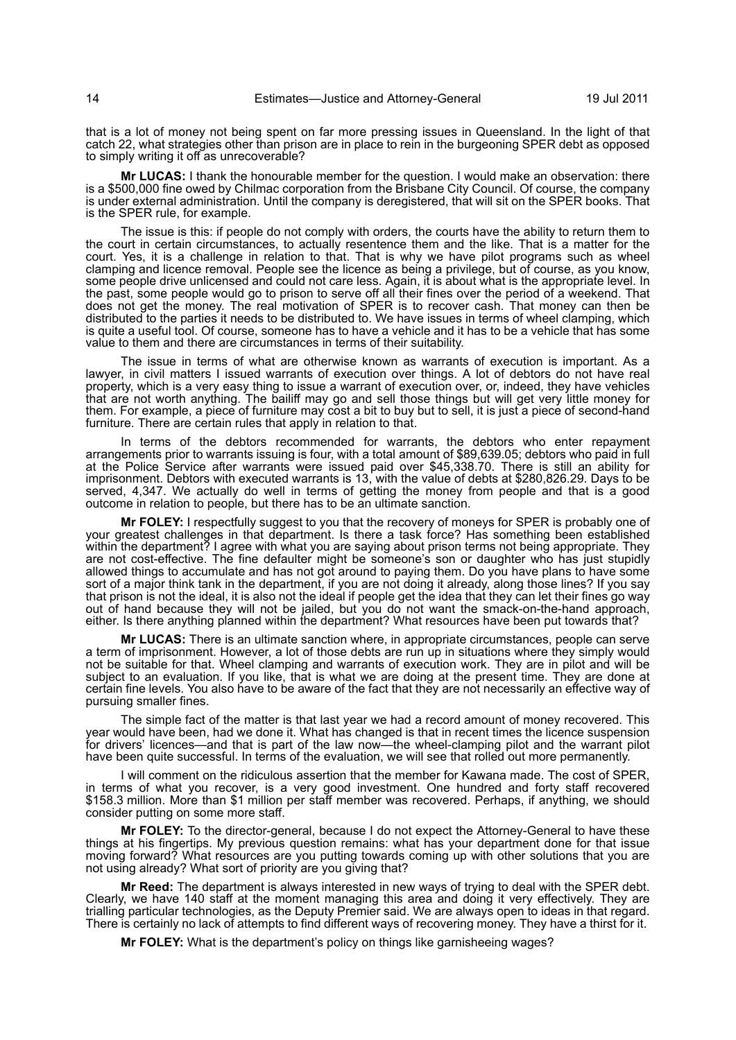that is a lot of money not being spent on far more pressing issues in Queensland. In the light of that catch 22, what strategies other than prison are in place to rein in the burgeoning SPER debt as opposed to simply writing it off as unrecoverable?

**Mr LUCAS:** I thank the honourable member for the question. I would make an observation: there is a $500,000 fine owed by Chilmac corporation from the Brisbane City Council. Of course, the company is under external administration. Until the company is deregistered, that will sit on the SPER books. That is the SPER rule, for example.

The issue is this: if people do not comply with orders, the courts have the ability to return them to the court in certain circumstances, to actually resentence them and the like. That is a matter for the court. Yes, it is a challenge in relation to that. That is why we have pilot programs such as wheel clamping and licence removal. People see the licence as being a privilege, but of course, as you know, some people drive unlicensed and could not care less. Again, it is about what is the appropriate level. In the past, some people would go to prison to serve off all their fines over the period of a weekend. That does not get the money. The real motivation of SPER is to recover cash. That money can then be distributed to the parties it needs to be distributed to. We have issues in terms of wheel clamping, which is quite a useful tool. Of course, someone has to have a vehicle and it has to be a vehicle that has some value to them and there are circumstances in terms of their suitability.

The issue in terms of what are otherwise known as warrants of execution is important. As a lawyer, in civil matters I issued warrants of execution over things. A lot of debtors do not have real property, which is a very easy thing to issue a warrant of execution over, or, indeed, they have vehicles that are not worth anything. The bailiff may go and sell those things but will get very little money for them. For example, a piece of furniture may cost a bit to buy but to sell, it is just a piece of second-hand furniture. There are certain rules that apply in relation to that.

In terms of the debtors recommended for warrants, the debtors who enter repayment arrangements prior to warrants issuing is four, with a total amount of $89,639.05; debtors who paid in full at the Police Service after warrants were issued paid over $45,338.70. There is still an ability for imprisonment. Debtors with executed warrants is 13, with the value of debts at $280,826.29. Days to be served, 4,347. We actually do well in terms of getting the money from people and that is a good outcome in relation to people, but there has to be an ultimate sanction.

**Mr FOLEY:** I respectfully suggest to you that the recovery of moneys for SPER is probably one of your greatest challenges in that department. Is there a task force? Has something been established within the department? I agree with what you are saying about prison terms not being appropriate. They are not cost-effective. The fine defaulter might be someone's son or daughter who has just stupidly allowed things to accumulate and has not got around to paying them. Do you have plans to have some sort of a major think tank in the department, if you are not doing it already, along those lines? If you say that prison is not the ideal, it is also not the ideal if people get the idea that they can let their fines go way out of hand because they will not be jailed, but you do not want the smack-on-the-hand approach, either. Is there anything planned within the department? What resources have been put towards that?

**Mr LUCAS:** There is an ultimate sanction where, in appropriate circumstances, people can serve a term of imprisonment. However, a lot of those debts are run up in situations where they simply would not be suitable for that. Wheel clamping and warrants of execution work. They are in pilot and will be subject to an evaluation. If you like, that is what we are doing at the present time. They are done at certain fine levels. You also have to be aware of the fact that they are not necessarily an effective way of pursuing smaller fines.

The simple fact of the matter is that last year we had a record amount of money recovered. This year would have been, had we done it. What has changed is that in recent times the licence suspension for drivers' licences—and that is part of the law now—the wheel-clamping pilot and the warrant pilot have been quite successful. In terms of the evaluation, we will see that rolled out more permanently.

I will comment on the ridiculous assertion that the member for Kawana made. The cost of SPER, in terms of what you recover, is a very good investment. One hundred and forty staff recovered $158.3 million. More than $1 million per staff member was recovered. Perhaps, if anything, we should consider putting on some more staff.

**Mr FOLEY:** To the director-general, because I do not expect the Attorney-General to have these things at his fingertips. My previous question remains: what has your department done for that issue moving forward? What resources are you putting towards coming up with other solutions that you are not using already? What sort of priority are you giving that?

**Mr Reed:** The department is always interested in new ways of trying to deal with the SPER debt. Clearly, we have 140 staff at the moment managing this area and doing it very effectively. They are trialling particular technologies, as the Deputy Premier said. We are always open to ideas in that regard. There is certainly no lack of attempts to find different ways of recovering money. They have a thirst for it.

**Mr FOLEY:** What is the department's policy on things like garnisheeing wages?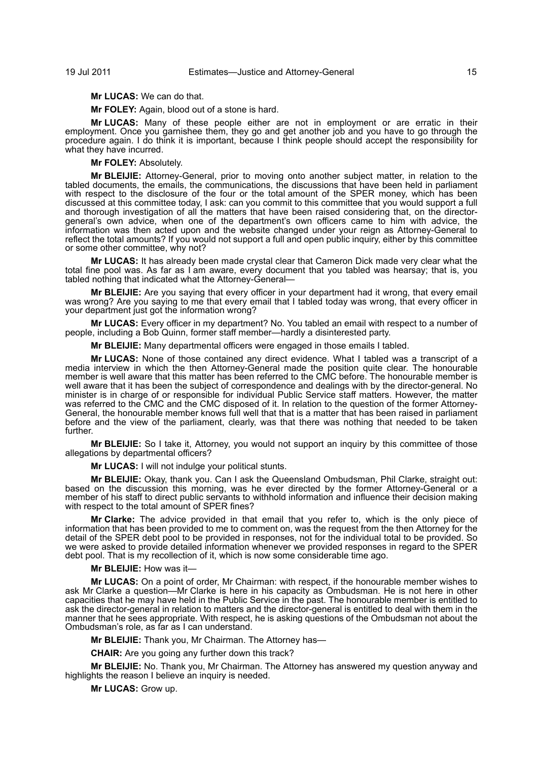**Mr LUCAS:** We can do that.

**Mr FOLEY:** Again, blood out of a stone is hard.

**Mr LUCAS:** Many of these people either are not in employment or are erratic in their employment. Once you garnishee them, they go and get another job and you have to go through the procedure again. I do think it is important, because I think people should accept the responsibility for what they have incurred.

**Mr FOLEY:** Absolutely.

**Mr BLEIJIE:** Attorney-General, prior to moving onto another subject matter, in relation to the tabled documents, the emails, the communications, the discussions that have been held in parliament with respect to the disclosure of the four or the total amount of the SPER money, which has been discussed at this committee today, I ask: can you commit to this committee that you would support a full and thorough investigation of all the matters that have been raised considering that, on the director-general's own advice, when one of the department's own officers came to him with advice, the information was then acted upon and the website changed under your reign as Attorney-General to reflect the total amounts? If you would not support a full and open public inquiry, either by this committee or some other committee, why not?

**Mr LUCAS:** It has already been made crystal clear that Cameron Dick made very clear what the total fine pool was. As far as I am aware, every document that you tabled was hearsay; that is, you tabled nothing that indicated what the Attorney-General—

**Mr BLEIJIE:** Are you saying that every officer in your department had it wrong, that every email was wrong? Are you saying to me that every email that I tabled today was wrong, that every officer in your department just got the information wrong?

**Mr LUCAS:** Every officer in my department? No. You tabled an email with respect to a number of people, including a Bob Quinn, former staff member—hardly a disinterested party.

**Mr BLEIJIE:** Many departmental officers were engaged in those emails I tabled.

**Mr LUCAS:** None of those contained any direct evidence. What I tabled was a transcript of a media interview in which the then Attorney-General made the position quite clear. The honourable member is well aware that this matter has been referred to the CMC before. The honourable member is well aware that it has been the subject of correspondence and dealings with by the director-general. No minister is in charge of or responsible for individual Public Service staff matters. However, the matter was referred to the CMC and the CMC disposed of it. In relation to the question of the former Attorney-General, the honourable member knows full well that that is a matter that has been raised in parliament before and the view of the parliament, clearly, was that there was nothing that needed to be taken further.

**Mr BLEIJIE:** So I take it, Attorney, you would not support an inquiry by this committee of those allegations by departmental officers?

**Mr LUCAS:** I will not indulge your political stunts.

**Mr BLEIJIE:** Okay, thank you. Can I ask the Queensland Ombudsman, Phil Clarke, straight out: based on the discussion this morning, was he ever directed by the former Attorney-General or a member of his staff to direct public servants to withhold information and influence their decision making with respect to the total amount of SPER fines?

**Mr Clarke:** The advice provided in that email that you refer to, which is the only piece of information that has been provided to me to comment on, was the request from the then Attorney for the detail of the SPER debt pool to be provided in responses, not for the individual total to be provided. So we were asked to provide detailed information whenever we provided responses in regard to the SPER debt pool. That is my recollection of it, which is now some considerable time ago.

**Mr BLEIJIE:** How was it—

**Mr LUCAS:** On a point of order, Mr Chairman: with respect, if the honourable member wishes to ask Mr Clarke a question—Mr Clarke is here in his capacity as Ombudsman. He is not here in other capacities that he may have held in the Public Service in the past. The honourable member is entitled to ask the director-general in relation to matters and the director-general is entitled to deal with them in the manner that he sees appropriate. With respect, he is asking questions of the Ombudsman not about the Ombudsman's role, as far as I can understand.

**Mr BLEIJIE:** Thank you, Mr Chairman. The Attorney has—

**CHAIR:** Are you going any further down this track?

**Mr BLEIJIE:** No. Thank you, Mr Chairman. The Attorney has answered my question anyway and highlights the reason I believe an inquiry is needed.

**Mr LUCAS:** Grow up.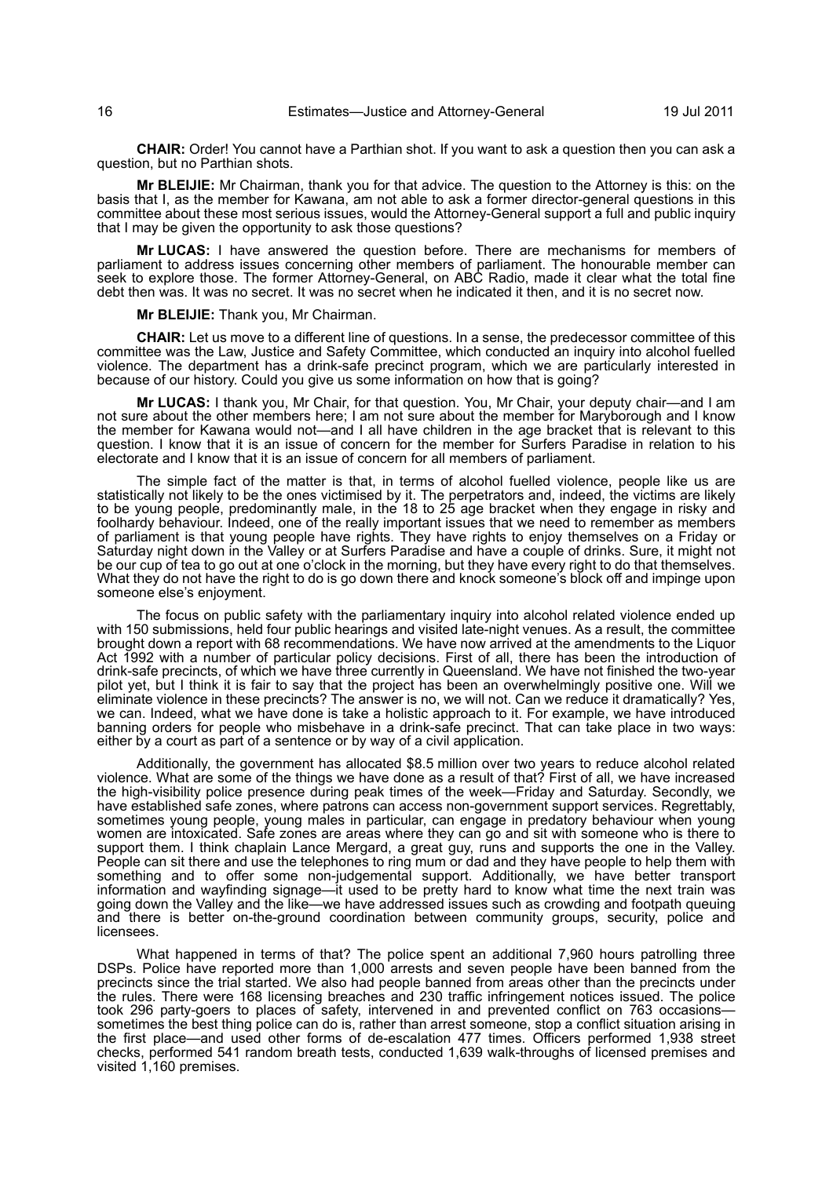**CHAIR:** Order! You cannot have a Parthian shot. If you want to ask a question then you can ask a question, but no Parthian shots.

**Mr BLEIJIE:** Mr Chairman, thank you for that advice. The question to the Attorney is this: on the basis that I, as the member for Kawana, am not able to ask a former director-general questions in this committee about these most serious issues, would the Attorney-General support a full and public inquiry that I may be given the opportunity to ask those questions?

**Mr LUCAS:** I have answered the question before. There are mechanisms for members of parliament to address issues concerning other members of parliament. The honourable member can seek to explore those. The former Attorney-General, on ABC Radio, made it clear what the total fine debt then was. It was no secret. It was no secret when he indicated it then, and it is no secret now.

**Mr BLEIJIE:** Thank you, Mr Chairman.

**CHAIR:** Let us move to a different line of questions. In a sense, the predecessor committee of this committee was the Law, Justice and Safety Committee, which conducted an inquiry into alcohol fuelled violence. The department has a drink-safe precinct program, which we are particularly interested in because of our history. Could you give us some information on how that is going?

**Mr LUCAS:** I thank you, Mr Chair, for that question. You, Mr Chair, your deputy chair—and I am not sure about the other members here; I am not sure about the member for Maryborough and I know the member for Kawana would not—and I all have children in the age bracket that is relevant to this question. I know that it is an issue of concern for the member for Surfers Paradise in relation to his electorate and I know that it is an issue of concern for all members of parliament.

The simple fact of the matter is that, in terms of alcohol fuelled violence, people like us are statistically not likely to be the ones victimised by it. The perpetrators and, indeed, the victims are likely to be young people, predominantly male, in the 18 to 25 age bracket when they engage in risky and foolhardy behaviour. Indeed, one of the really important issues that we need to remember as members of parliament is that young people have rights. They have rights to enjoy themselves on a Friday or Saturday night down in the Valley or at Surfers Paradise and have a couple of drinks. Sure, it might not be our cup of tea to go out at one o'clock in the morning, but they have every right to do that themselves. What they do not have the right to do is go down there and knock someone's block off and impinge upon someone else's enjoyment.

The focus on public safety with the parliamentary inquiry into alcohol related violence ended up with 150 submissions, held four public hearings and visited late-night venues. As a result, the committee brought down a report with 68 recommendations. We have now arrived at the amendments to the Liquor Act 1992 with a number of particular policy decisions. First of all, there has been the introduction of drink-safe precincts, of which we have three currently in Queensland. We have not finished the two-year pilot yet, but I think it is fair to say that the project has been an overwhelmingly positive one. Will we eliminate violence in these precincts? The answer is no, we will not. Can we reduce it dramatically? Yes, we can. Indeed, what we have done is take a holistic approach to it. For example, we have introduced banning orders for people who misbehave in a drink-safe precinct. That can take place in two ways: either by a court as part of a sentence or by way of a civil application.

Additionally, the government has allocated \$8.5 million over two years to reduce alcohol related violence. What are some of the things we have done as a result of that? First of all, we have increased the high-visibility police presence during peak times of the week—Friday and Saturday. Secondly, we have established safe zones, where patrons can access non-government support services. Regrettably, sometimes young people, young males in particular, can engage in predatory behaviour when young women are intoxicated. Safe zones are areas where they can go and sit with someone who is there to support them. I think chaplain Lance Mergard, a great guy, runs and supports the one in the Valley. People can sit there and use the telephones to ring mum or dad and they have people to help them with something and to offer some non-judgemental support. Additionally, we have better transport information and wayfinding signage—it used to be pretty hard to know what time the next train was going down the Valley and the like—we have addressed issues such as crowding and footpath queuing and there is better on-the-ground coordination between community groups, security, police and licensees.

What happened in terms of that? The police spent an additional 7,960 hours patrolling three DSPs. Police have reported more than 1,000 arrests and seven people have been banned from the precincts since the trial started. We also had people banned from areas other than the precincts under the rules. There were 168 licensing breaches and 230 traffic infringement notices issued. The police took 296 party-goers to places of safety, intervened in and prevented conflict on 763 occasions—sometimes the best thing police can do is, rather than arrest someone, stop a conflict situation arising in the first place—and used other forms of de-escalation 477 times. Officers performed 1,938 street checks, performed 541 random breath tests, conducted 1,639 walk-throughs of licensed premises and visited 1,160 premises.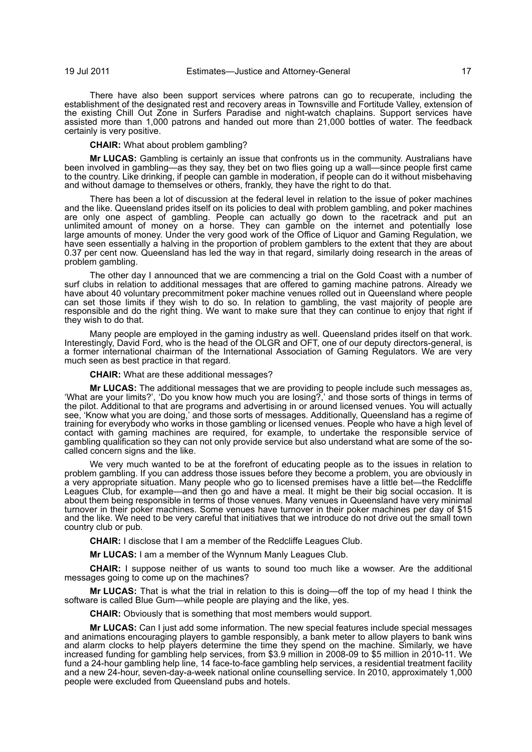There have also been support services where patrons can go to recuperate, including the establishment of the designated rest and recovery areas in Townsville and Fortitude Valley, extension of the existing Chill Out Zone in Surfers Paradise and night-watch chaplains. Support services have assisted more than 1,000 patrons and handed out more than 21,000 bottles of water. The feedback certainly is very positive.

**CHAIR:** What about problem gambling?

**Mr LUCAS:** Gambling is certainly an issue that confronts us in the community. Australians have been involved in gambling—as they say, they bet on two flies going up a wall—since people first came to the country. Like drinking, if people can gamble in moderation, if people can do it without misbehaving and without damage to themselves or others, frankly, they have the right to do that.

There has been a lot of discussion at the federal level in relation to the issue of poker machines and the like. Queensland prides itself on its policies to deal with problem gambling, and poker machines are only one aspect of gambling. People can actually go down to the racetrack and put an unlimited amount of money on a horse. They can gamble on the internet and potentially lose large amounts of money. Under the very good work of the Office of Liquor and Gaming Regulation, we have seen essentially a halving in the proportion of problem gamblers to the extent that they are about 0.37 per cent now. Queensland has led the way in that regard, similarly doing research in the areas of problem gambling.

The other day I announced that we are commencing a trial on the Gold Coast with a number of surf clubs in relation to additional messages that are offered to gaming machine patrons. Already we have about 40 voluntary precommitment poker machine venues rolled out in Queensland where people can set those limits if they wish to do so. In relation to gambling, the vast majority of people are responsible and do the right thing. We want to make sure that they can continue to enjoy that right if they wish to do that.

Many people are employed in the gaming industry as well. Queensland prides itself on that work. Interestingly, David Ford, who is the head of the OLGR and OFT, one of our deputy directors-general, is a former international chairman of the International Association of Gaming Regulators. We are very much seen as best practice in that regard.

**CHAIR:** What are these additional messages?

**Mr LUCAS:** The additional messages that we are providing to people include such messages as, 'What are your limits?', 'Do you know how much you are losing?,' and those sorts of things in terms of the pilot. Additional to that are programs and advertising in or around licensed venues. You will actually see, 'Know what you are doing,' and those sorts of messages. Additionally, Queensland has a regime of training for everybody who works in those gambling or licensed venues. People who have a high level of contact with gaming machines are required, for example, to undertake the responsible service of gambling qualification so they can not only provide service but also understand what are some of the so-called concern signs and the like.

We very much wanted to be at the forefront of educating people as to the issues in relation to problem gambling. If you can address those issues before they become a problem, you are obviously in a very appropriate situation. Many people who go to licensed premises have a little bet—the Redcliffe Leagues Club, for example—and then go and have a meal. It might be their big social occasion. It is about them being responsible in terms of those venues. Many venues in Queensland have very minimal turnover in their poker machines. Some venues have turnover in their poker machines per day of $15 and the like. We need to be very careful that initiatives that we introduce do not drive out the small town country club or pub.

**CHAIR:** I disclose that I am a member of the Redcliffe Leagues Club.

**Mr LUCAS:** I am a member of the Wynnum Manly Leagues Club.

**CHAIR:** I suppose neither of us wants to sound too much like a wowser. Are the additional messages going to come up on the machines?

**Mr LUCAS:** That is what the trial in relation to this is doing—off the top of my head I think the software is called Blue Gum—while people are playing and the like, yes.

**CHAIR:** Obviously that is something that most members would support.

**Mr LUCAS:** Can I just add some information. The new special features include special messages and animations encouraging players to gamble responsibly, a bank meter to allow players to bank wins and alarm clocks to help players determine the time they spend on the machine. Similarly, we have increased funding for gambling help services, from $3.9 million in 2008-09 to $5 million in 2010-11. We fund a 24-hour gambling help line, 14 face-to-face gambling help services, a residential treatment facility and a new 24-hour, seven-day-a-week national online counselling service. In 2010, approximately 1,000 people were excluded from Queensland pubs and hotels.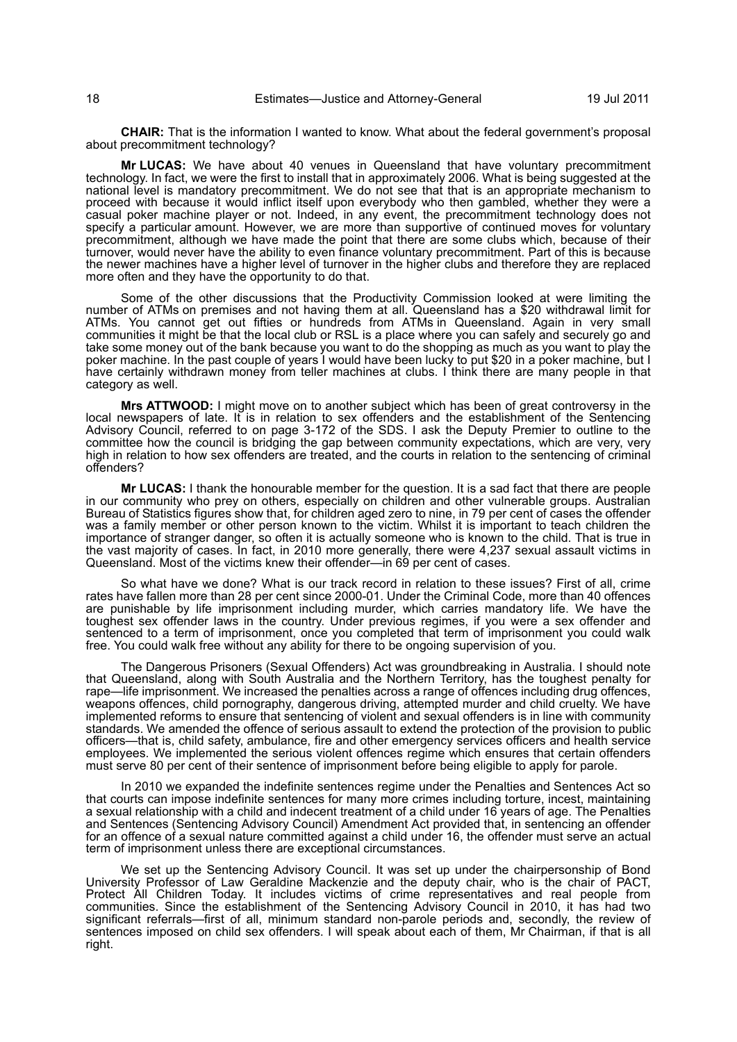**CHAIR:** That is the information I wanted to know. What about the federal government's proposal about precommitment technology?

**Mr LUCAS:** We have about 40 venues in Queensland that have voluntary precommitment technology. In fact, we were the first to install that in approximately 2006. What is being suggested at the national level is mandatory precommitment. We do not see that that is an appropriate mechanism to proceed with because it would inflict itself upon everybody who then gambled, whether they were a casual poker machine player or not. Indeed, in any event, the precommitment technology does not specify a particular amount. However, we are more than supportive of continued moves for voluntary precommitment, although we have made the point that there are some clubs which, because of their turnover, would never have the ability to even finance voluntary precommitment. Part of this is because the newer machines have a higher level of turnover in the higher clubs and therefore they are replaced more often and they have the opportunity to do that.

Some of the other discussions that the Productivity Commission looked at were limiting the number of ATMs on premises and not having them at all. Queensland has a $20 withdrawal limit for ATMs. You cannot get out fifties or hundreds from ATMs in Queensland. Again in very small communities it might be that the local club or RSL is a place where you can safely and securely go and take some money out of the bank because you want to do the shopping as much as you want to play the poker machine. In the past couple of years I would have been lucky to put $20 in a poker machine, but I have certainly withdrawn money from teller machines at clubs. I think there are many people in that category as well.

**Mrs ATTWOOD:** I might move on to another subject which has been of great controversy in the local newspapers of late. It is in relation to sex offenders and the establishment of the Sentencing Advisory Council, referred to on page 3-172 of the SDS. I ask the Deputy Premier to outline to the committee how the council is bridging the gap between community expectations, which are very, very high in relation to how sex offenders are treated, and the courts in relation to the sentencing of criminal offenders?

**Mr LUCAS:** I thank the honourable member for the question. It is a sad fact that there are people in our community who prey on others, especially on children and other vulnerable groups. Australian Bureau of Statistics figures show that, for children aged zero to nine, in 79 per cent of cases the offender was a family member or other person known to the victim. Whilst it is important to teach children the importance of stranger danger, so often it is actually someone who is known to the child. That is true in the vast majority of cases. In fact, in 2010 more generally, there were 4,237 sexual assault victims in Queensland. Most of the victims knew their offender—in 69 per cent of cases.

So what have we done? What is our track record in relation to these issues? First of all, crime rates have fallen more than 28 per cent since 2000-01. Under the Criminal Code, more than 40 offences are punishable by life imprisonment including murder, which carries mandatory life. We have the toughest sex offender laws in the country. Under previous regimes, if you were a sex offender and sentenced to a term of imprisonment, once you completed that term of imprisonment you could walk free. You could walk free without any ability for there to be ongoing supervision of you.

The Dangerous Prisoners (Sexual Offenders) Act was groundbreaking in Australia. I should note that Queensland, along with South Australia and the Northern Territory, has the toughest penalty for rape—life imprisonment. We increased the penalties across a range of offences including drug offences, weapons offences, child pornography, dangerous driving, attempted murder and child cruelty. We have implemented reforms to ensure that sentencing of violent and sexual offenders is in line with community standards. We amended the offence of serious assault to extend the protection of the provision to public officers—that is, child safety, ambulance, fire and other emergency services officers and health service employees. We implemented the serious violent offences regime which ensures that certain offenders must serve 80 per cent of their sentence of imprisonment before being eligible to apply for parole.

In 2010 we expanded the indefinite sentences regime under the Penalties and Sentences Act so that courts can impose indefinite sentences for many more crimes including torture, incest, maintaining a sexual relationship with a child and indecent treatment of a child under 16 years of age. The Penalties and Sentences (Sentencing Advisory Council) Amendment Act provided that, in sentencing an offender for an offence of a sexual nature committed against a child under 16, the offender must serve an actual term of imprisonment unless there are exceptional circumstances.

We set up the Sentencing Advisory Council. It was set up under the chairpersonship of Bond University Professor of Law Geraldine Mackenzie and the deputy chair, who is the chair of PACT, Protect All Children Today. It includes victims of crime representatives and real people from communities. Since the establishment of the Sentencing Advisory Council in 2010, it has had two significant referrals—first of all, minimum standard non-parole periods and, secondly, the review of sentences imposed on child sex offenders. I will speak about each of them, Mr Chairman, if that is all right.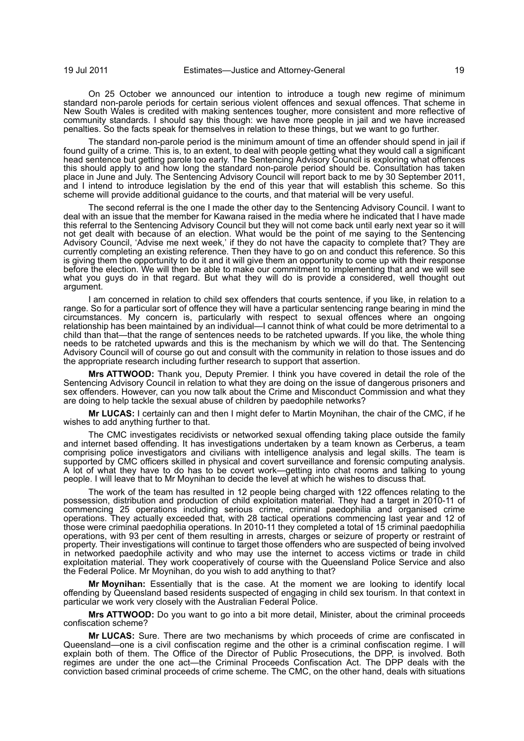On 25 October we announced our intention to introduce a tough new regime of minimum standard non-parole periods for certain serious violent offences and sexual offences. That scheme in New South Wales is credited with making sentences tougher, more consistent and more reflective of community standards. I should say this though: we have more people in jail and we have increased penalties. So the facts speak for themselves in relation to these things, but we want to go further.

The standard non-parole period is the minimum amount of time an offender should spend in jail if found guilty of a crime. This is, to an extent, to deal with people getting what they would call a significant head sentence but getting parole too early. The Sentencing Advisory Council is exploring what offences this should apply to and how long the standard non-parole period should be. Consultation has taken place in June and July. The Sentencing Advisory Council will report back to me by 30 September 2011, and I intend to introduce legislation by the end of this year that will establish this scheme. So this scheme will provide additional guidance to the courts, and that material will be very useful.

The second referral is the one I made the other day to the Sentencing Advisory Council. I want to deal with an issue that the member for Kawana raised in the media where he indicated that I have made this referral to the Sentencing Advisory Council but they will not come back until early next year so it will not get dealt with because of an election. What would be the point of me saying to the Sentencing Advisory Council, 'Advise me next week,' if they do not have the capacity to complete that? They are currently completing an existing reference. Then they have to go on and conduct this reference. So this is giving them the opportunity to do it and it will give them an opportunity to come up with their response before the election. We will then be able to make our commitment to implementing that and we will see what you guys do in that regard. But what they will do is provide a considered, well thought out argument.

I am concerned in relation to child sex offenders that courts sentence, if you like, in relation to a range. So for a particular sort of offence they will have a particular sentencing range bearing in mind the circumstances. My concern is, particularly with respect to sexual offences where an ongoing relationship has been maintained by an individual—I cannot think of what could be more detrimental to a child than that—that the range of sentences needs to be ratcheted upwards. If you like, the whole thing needs to be ratcheted upwards and this is the mechanism by which we will do that. The Sentencing Advisory Council will of course go out and consult with the community in relation to those issues and do the appropriate research including further research to support that assertion.

**Mrs ATTWOOD:** Thank you, Deputy Premier. I think you have covered in detail the role of the Sentencing Advisory Council in relation to what they are doing on the issue of dangerous prisoners and sex offenders. However, can you now talk about the Crime and Misconduct Commission and what they are doing to help tackle the sexual abuse of children by paedophile networks?

**Mr LUCAS:** I certainly can and then I might defer to Martin Moynihan, the chair of the CMC, if he wishes to add anything further to that.

The CMC investigates recidivists or networked sexual offending taking place outside the family and internet based offending. It has investigations undertaken by a team known as Cerberus, a team comprising police investigators and civilians with intelligence analysis and legal skills. The team is supported by CMC officers skilled in physical and covert surveillance and forensic computing analysis. A lot of what they have to do has to be covert work—getting into chat rooms and talking to young people. I will leave that to Mr Moynihan to decide the level at which he wishes to discuss that.

The work of the team has resulted in 12 people being charged with 122 offences relating to the possession, distribution and production of child exploitation material. They had a target in 2010-11 of commencing 25 operations including serious crime, criminal paedophilia and organised crime operations. They actually exceeded that, with 28 tactical operations commencing last year and 12 of those were criminal paedophilia operations. In 2010-11 they completed a total of 15 criminal paedophilia operations, with 93 per cent of them resulting in arrests, charges or seizure of property or restraint of property. Their investigations will continue to target those offenders who are suspected of being involved in networked paedophile activity and who may use the internet to access victims or trade in child exploitation material. They work cooperatively of course with the Queensland Police Service and also the Federal Police. Mr Moynihan, do you wish to add anything to that?

**Mr Moynihan:** Essentially that is the case. At the moment we are looking to identify local offending by Queensland based residents suspected of engaging in child sex tourism. In that context in particular we work very closely with the Australian Federal Police.

**Mrs ATTWOOD:** Do you want to go into a bit more detail, Minister, about the criminal proceeds confiscation scheme?

**Mr LUCAS:** Sure. There are two mechanisms by which proceeds of crime are confiscated in Queensland—one is a civil confiscation regime and the other is a criminal confiscation regime. I will explain both of them. The Office of the Director of Public Prosecutions, the DPP, is involved. Both regimes are under the one act—the Criminal Proceeds Confiscation Act. The DPP deals with the conviction based criminal proceeds of crime scheme. The CMC, on the other hand, deals with situations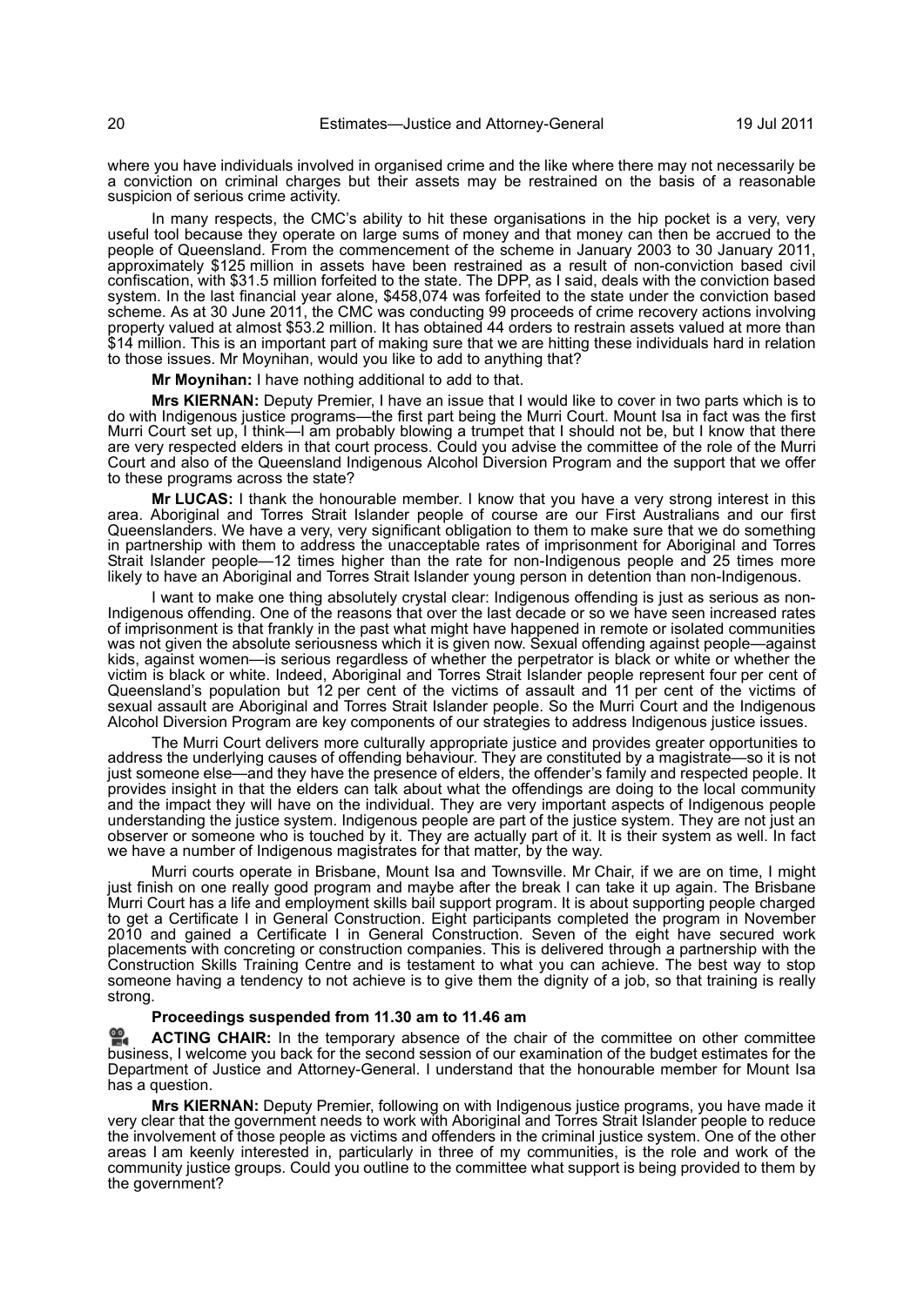where you have individuals involved in organised crime and the like where there may not necessarily be a conviction on criminal charges but their assets may be restrained on the basis of a reasonable suspicion of serious crime activity.

In many respects, the CMC's ability to hit these organisations in the hip pocket is a very, very useful tool because they operate on large sums of money and that money can then be accrued to the people of Queensland. From the commencement of the scheme in January 2003 to 30 January 2011, approximately $125 million in assets have been restrained as a result of non-conviction based civil confiscation, with $31.5 million forfeited to the state. The DPP, as I said, deals with the conviction based system. In the last financial year alone, $458,074 was forfeited to the state under the conviction based scheme. As at 30 June 2011, the CMC was conducting 99 proceeds of crime recovery actions involving property valued at almost $53.2 million. It has obtained 44 orders to restrain assets valued at more than $14 million. This is an important part of making sure that we are hitting these individuals hard in relation to those issues. Mr Moynihan, would you like to add to anything that?

**Mr Moynihan:** I have nothing additional to add to that.

**Mrs KIERNAN:** Deputy Premier, I have an issue that I would like to cover in two parts which is to do with Indigenous justice programs—the first part being the Murri Court. Mount Isa in fact was the first Murri Court set up, I think—I am probably blowing a trumpet that I should not be, but I know that there are very respected elders in that court process. Could you advise the committee of the role of the Murri Court and also of the Queensland Indigenous Alcohol Diversion Program and the support that we offer to these programs across the state?

**Mr LUCAS:** I thank the honourable member. I know that you have a very strong interest in this area. Aboriginal and Torres Strait Islander people of course are our First Australians and our first Queenslanders. We have a very, very significant obligation to them to make sure that we do something in partnership with them to address the unacceptable rates of imprisonment for Aboriginal and Torres Strait Islander people—12 times higher than the rate for non-Indigenous people and 25 times more likely to have an Aboriginal and Torres Strait Islander young person in detention than non-Indigenous.

I want to make one thing absolutely crystal clear: Indigenous offending is just as serious as non-Indigenous offending. One of the reasons that over the last decade or so we have seen increased rates of imprisonment is that frankly in the past what might have happened in remote or isolated communities was not given the absolute seriousness which it is given now. Sexual offending against people—against kids, against women—is serious regardless of whether the perpetrator is black or white or whether the victim is black or white. Indeed, Aboriginal and Torres Strait Islander people represent four per cent of Queensland's population but 12 per cent of the victims of assault and 11 per cent of the victims of sexual assault are Aboriginal and Torres Strait Islander people. So the Murri Court and the Indigenous Alcohol Diversion Program are key components of our strategies to address Indigenous justice issues.

The Murri Court delivers more culturally appropriate justice and provides greater opportunities to address the underlying causes of offending behaviour. They are constituted by a magistrate—so it is not just someone else—and they have the presence of elders, the offender's family and respected people. It provides insight in that the elders can talk about what the offendings are doing to the local community and the impact they will have on the individual. They are very important aspects of Indigenous people understanding the justice system. Indigenous people are part of the justice system. They are not just an observer or someone who is touched by it. They are actually part of it. It is their system as well. In fact we have a number of Indigenous magistrates for that matter, by the way.

Murri courts operate in Brisbane, Mount Isa and Townsville. Mr Chair, if we are on time, I might just finish on one really good program and maybe after the break I can take it up again. The Brisbane Murri Court has a life and employment skills bail support program. It is about supporting people charged to get a Certificate I in General Construction. Eight participants completed the program in November 2010 and gained a Certificate I in General Construction. Seven of the eight have secured work placements with concreting or construction companies. This is delivered through a partnership with the Construction Skills Training Centre and is testament to what you can achieve. The best way to stop someone having a tendency to not achieve is to give them the dignity of a job, so that training is really strong.

**Proceedings suspended from 11.30 am to 11.46 am**

**ACTING CHAIR:** In the temporary absence of the chair of the committee on other committee business, I welcome you back for the second session of our examination of the budget estimates for the Department of Justice and Attorney-General. I understand that the honourable member for Mount Isa has a question.

**Mrs KIERNAN:** Deputy Premier, following on with Indigenous justice programs, you have made it very clear that the government needs to work with Aboriginal and Torres Strait Islander people to reduce the involvement of those people as victims and offenders in the criminal justice system. One of the other areas I am keenly interested in, particularly in three of my communities, is the role and work of the community justice groups. Could you outline to the committee what support is being provided to them by the government?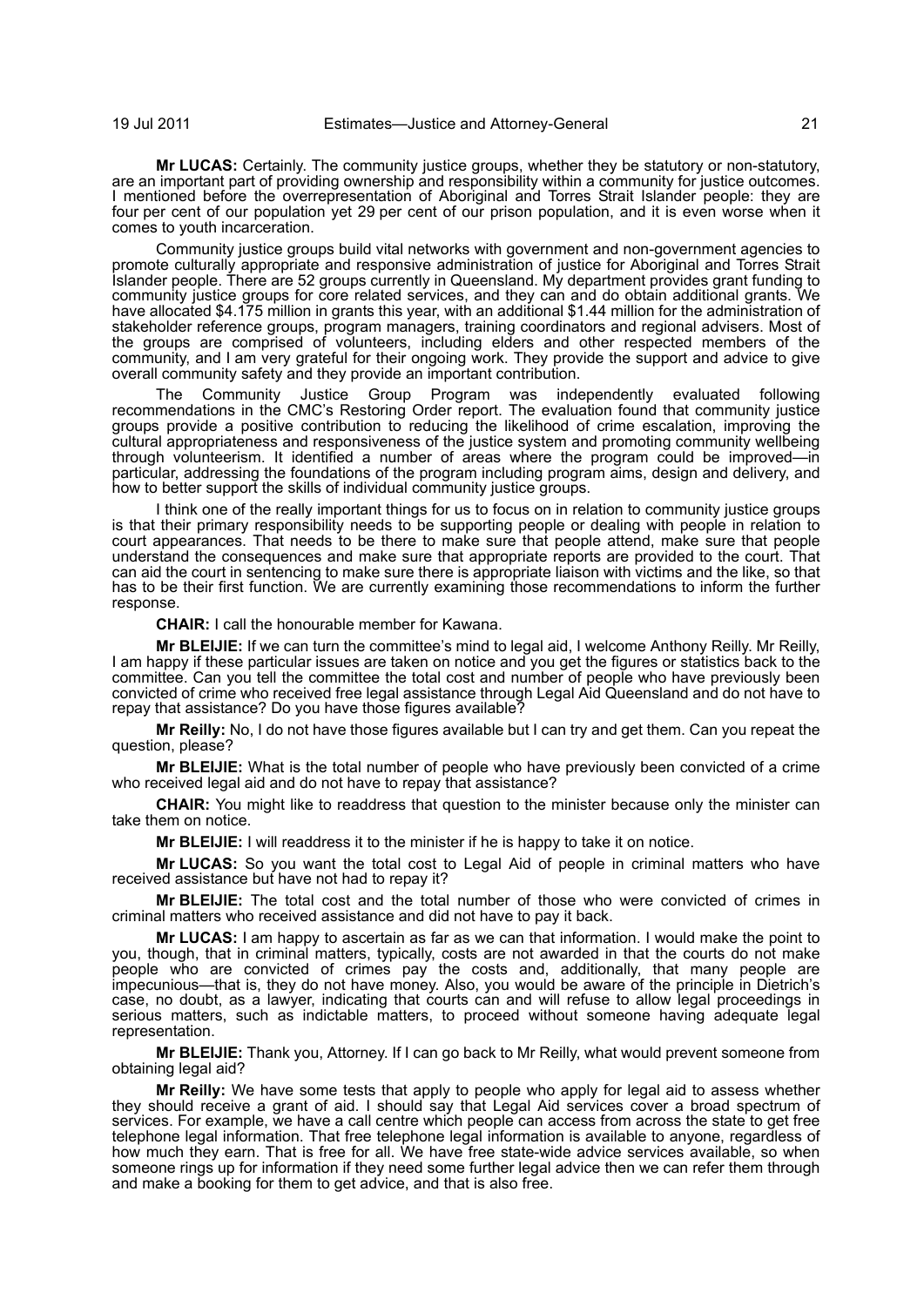**Mr LUCAS:** Certainly. The community justice groups, whether they be statutory or non-statutory, are an important part of providing ownership and responsibility within a community for justice outcomes. I mentioned before the overrepresentation of Aboriginal and Torres Strait Islander people: they are four per cent of our population yet 29 per cent of our prison population, and it is even worse when it comes to youth incarceration.

Community justice groups build vital networks with government and non-government agencies to promote culturally appropriate and responsive administration of justice for Aboriginal and Torres Strait Islander people. There are 52 groups currently in Queensland. My department provides grant funding to community justice groups for core related services, and they can and do obtain additional grants. We have allocated $4.175 million in grants this year, with an additional $1.44 million for the administration of stakeholder reference groups, program managers, training coordinators and regional advisers. Most of the groups are comprised of volunteers, including elders and other respected members of the community, and I am very grateful for their ongoing work. They provide the support and advice to give overall community safety and they provide an important contribution.

The Community Justice Group Program was independently evaluated following recommendations in the CMC's Restoring Order report. The evaluation found that community justice groups provide a positive contribution to reducing the likelihood of crime escalation, improving the cultural appropriateness and responsiveness of the justice system and promoting community wellbeing through volunteerism. It identified a number of areas where the program could be improved—in particular, addressing the foundations of the program including program aims, design and delivery, and how to better support the skills of individual community justice groups.

I think one of the really important things for us to focus on in relation to community justice groups is that their primary responsibility needs to be supporting people or dealing with people in relation to court appearances. That needs to be there to make sure that people attend, make sure that people understand the consequences and make sure that appropriate reports are provided to the court. That can aid the court in sentencing to make sure there is appropriate liaison with victims and the like, so that has to be their first function. We are currently examining those recommendations to inform the further response.

**CHAIR:** I call the honourable member for Kawana.

**Mr BLEIJIE:** If we can turn the committee's mind to legal aid, I welcome Anthony Reilly. Mr Reilly, I am happy if these particular issues are taken on notice and you get the figures or statistics back to the committee. Can you tell the committee the total cost and number of people who have previously been convicted of crime who received free legal assistance through Legal Aid Queensland and do not have to repay that assistance? Do you have those figures available?

**Mr Reilly:** No, I do not have those figures available but I can try and get them. Can you repeat the question, please?

**Mr BLEIJIE:** What is the total number of people who have previously been convicted of a crime who received legal aid and do not have to repay that assistance?

**CHAIR:** You might like to readdress that question to the minister because only the minister can take them on notice.

**Mr BLEIJIE:** I will readdress it to the minister if he is happy to take it on notice.

**Mr LUCAS:** So you want the total cost to Legal Aid of people in criminal matters who have received assistance but have not had to repay it?

**Mr BLEIJIE:** The total cost and the total number of those who were convicted of crimes in criminal matters who received assistance and did not have to pay it back.

**Mr LUCAS:** I am happy to ascertain as far as we can that information. I would make the point to you, though, that in criminal matters, typically, costs are not awarded in that the courts do not make people who are convicted of crimes pay the costs and, additionally, that many people are impecunious—that is, they do not have money. Also, you would be aware of the principle in Dietrich's case, no doubt, as a lawyer, indicating that courts can and will refuse to allow legal proceedings in serious matters, such as indictable matters, to proceed without someone having adequate legal representation.

**Mr BLEIJIE:** Thank you, Attorney. If I can go back to Mr Reilly, what would prevent someone from obtaining legal aid?

**Mr Reilly:** We have some tests that apply to people who apply for legal aid to assess whether they should receive a grant of aid. I should say that Legal Aid services cover a broad spectrum of services. For example, we have a call centre which people can access from across the state to get free telephone legal information. That free telephone legal information is available to anyone, regardless of how much they earn. That is free for all. We have free state-wide advice services available, so when someone rings up for information if they need some further legal advice then we can refer them through and make a booking for them to get advice, and that is also free.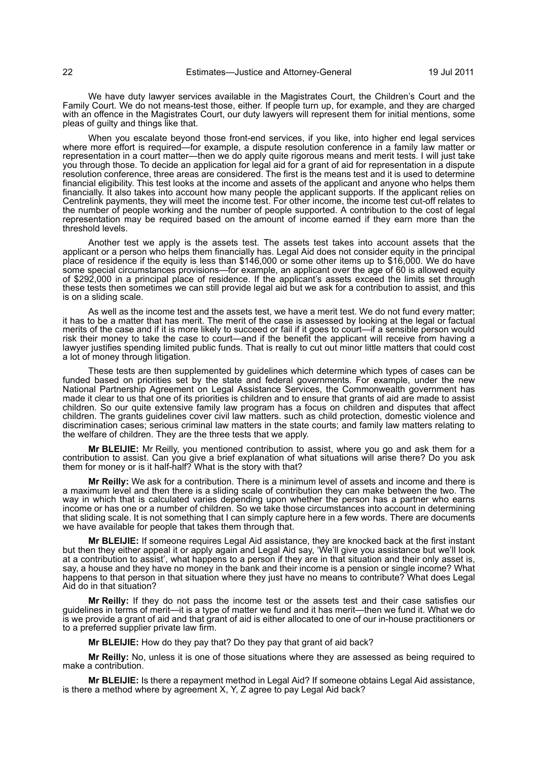We have duty lawyer services available in the Magistrates Court, the Children's Court and the Family Court. We do not means-test those, either. If people turn up, for example, and they are charged with an offence in the Magistrates Court, our duty lawyers will represent them for initial mentions, some pleas of guilty and things like that.

When you escalate beyond those front-end services, if you like, into higher end legal services where more effort is required—for example, a dispute resolution conference in a family law matter or representation in a court matter—then we do apply quite rigorous means and merit tests. I will just take you through those. To decide an application for legal aid for a grant of aid for representation in a dispute resolution conference, three areas are considered. The first is the means test and it is used to determine financial eligibility. This test looks at the income and assets of the applicant and anyone who helps them financially. It also takes into account how many people the applicant supports. If the applicant relies on Centrelink payments, they will meet the income test. For other income, the income test cut-off relates to the number of people working and the number of people supported. A contribution to the cost of legal representation may be required based on the amount of income earned if they earn more than the threshold levels.

Another test we apply is the assets test. The assets test takes into account assets that the applicant or a person who helps them financially has. Legal Aid does not consider equity in the principal place of residence if the equity is less than $146,000 or some other items up to $16,000. We do have some special circumstances provisions—for example, an applicant over the age of 60 is allowed equity of $292,000 in a principal place of residence. If the applicant's assets exceed the limits set through these tests then sometimes we can still provide legal aid but we ask for a contribution to assist, and this is on a sliding scale.

As well as the income test and the assets test, we have a merit test. We do not fund every matter; it has to be a matter that has merit. The merit of the case is assessed by looking at the legal or factual merits of the case and if it is more likely to succeed or fail if it goes to court—if a sensible person would risk their money to take the case to court—and if the benefit the applicant will receive from having a lawyer justifies spending limited public funds. That is really to cut out minor little matters that could cost a lot of money through litigation.

These tests are then supplemented by guidelines which determine which types of cases can be funded based on priorities set by the state and federal governments. For example, under the new National Partnership Agreement on Legal Assistance Services, the Commonwealth government has made it clear to us that one of its priorities is children and to ensure that grants of aid are made to assist children. So our quite extensive family law program has a focus on children and disputes that affect children. The grants guidelines cover civil law matters. such as child protection, domestic violence and discrimination cases; serious criminal law matters in the state courts; and family law matters relating to the welfare of children. They are the three tests that we apply.

**Mr BLEIJIE:** Mr Reilly, you mentioned contribution to assist, where you go and ask them for a contribution to assist. Can you give a brief explanation of what situations will arise there? Do you ask them for money or is it half-half? What is the story with that?

**Mr Reilly:** We ask for a contribution. There is a minimum level of assets and income and there is a maximum level and then there is a sliding scale of contribution they can make between the two. The way in which that is calculated varies depending upon whether the person has a partner who earns income or has one or a number of children. So we take those circumstances into account in determining that sliding scale. It is not something that I can simply capture here in a few words. There are documents we have available for people that takes them through that.

**Mr BLEIJIE:** If someone requires Legal Aid assistance, they are knocked back at the first instant but then they either appeal it or apply again and Legal Aid say, 'We'll give you assistance but we'll look at a contribution to assist', what happens to a person if they are in that situation and their only asset is, say, a house and they have no money in the bank and their income is a pension or single income? What happens to that person in that situation where they just have no means to contribute? What does Legal Aid do in that situation?

**Mr Reilly:** If they do not pass the income test or the assets test and their case satisfies our guidelines in terms of merit—it is a type of matter we fund and it has merit—then we fund it. What we do is we provide a grant of aid and that grant of aid is either allocated to one of our in-house practitioners or to a preferred supplier private law firm.

**Mr BLEIJIE:** How do they pay that? Do they pay that grant of aid back?

**Mr Reilly:** No, unless it is one of those situations where they are assessed as being required to make a contribution.

**Mr BLEIJIE:** Is there a repayment method in Legal Aid? If someone obtains Legal Aid assistance, is there a method where by agreement X, Y, Z agree to pay Legal Aid back?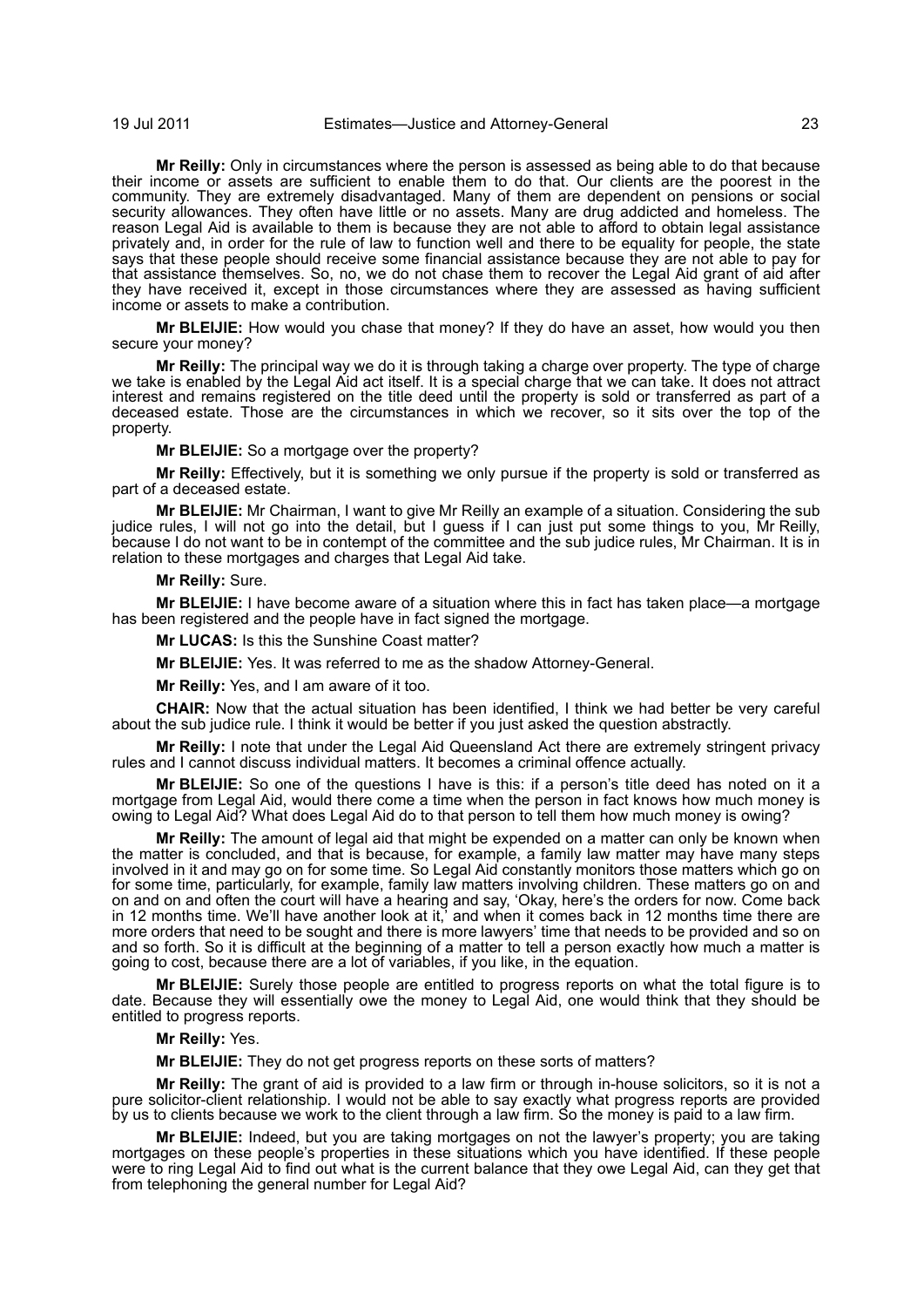**Mr Reilly:** Only in circumstances where the person is assessed as being able to do that because their income or assets are sufficient to enable them to do that. Our clients are the poorest in the community. They are extremely disadvantaged. Many of them are dependent on pensions or social security allowances. They often have little or no assets. Many are drug addicted and homeless. The reason Legal Aid is available to them is because they are not able to afford to obtain legal assistance privately and, in order for the rule of law to function well and there to be equality for people, the state says that these people should receive some financial assistance because they are not able to pay for that assistance themselves. So, no, we do not chase them to recover the Legal Aid grant of aid after they have received it, except in those circumstances where they are assessed as having sufficient income or assets to make a contribution.

**Mr BLEIJIE:** How would you chase that money? If they do have an asset, how would you then secure your money?

**Mr Reilly:** The principal way we do it is through taking a charge over property. The type of charge we take is enabled by the Legal Aid act itself. It is a special charge that we can take. It does not attract interest and remains registered on the title deed until the property is sold or transferred as part of a deceased estate. Those are the circumstances in which we recover, so it sits over the top of the property.

**Mr BLEIJIE:** So a mortgage over the property?

**Mr Reilly:** Effectively, but it is something we only pursue if the property is sold or transferred as part of a deceased estate.

**Mr BLEIJIE:** Mr Chairman, I want to give Mr Reilly an example of a situation. Considering the sub judice rules, I will not go into the detail, but I guess if I can just put some things to you, Mr Reilly, because I do not want to be in contempt of the committee and the sub judice rules, Mr Chairman. It is in relation to these mortgages and charges that Legal Aid take.

**Mr Reilly:** Sure.

**Mr BLEIJIE:** I have become aware of a situation where this in fact has taken place—a mortgage has been registered and the people have in fact signed the mortgage.

**Mr LUCAS:** Is this the Sunshine Coast matter?

**Mr BLEIJIE:** Yes. It was referred to me as the shadow Attorney-General.

**Mr Reilly:** Yes, and I am aware of it too.

**CHAIR:** Now that the actual situation has been identified, I think we had better be very careful about the sub judice rule. I think it would be better if you just asked the question abstractly.

**Mr Reilly:** I note that under the Legal Aid Queensland Act there are extremely stringent privacy rules and I cannot discuss individual matters. It becomes a criminal offence actually.

**Mr BLEIJIE:** So one of the questions I have is this: if a person's title deed has noted on it a mortgage from Legal Aid, would there come a time when the person in fact knows how much money is owing to Legal Aid? What does Legal Aid do to that person to tell them how much money is owing?

**Mr Reilly:** The amount of legal aid that might be expended on a matter can only be known when the matter is concluded, and that is because, for example, a family law matter may have many steps involved in it and may go on for some time. So Legal Aid constantly monitors those matters which go on for some time, particularly, for example, family law matters involving children. These matters go on and on and on and often the court will have a hearing and say, 'Okay, here's the orders for now. Come back in 12 months time. We'll have another look at it,' and when it comes back in 12 months time there are more orders that need to be sought and there is more lawyers' time that needs to be provided and so on and so forth. So it is difficult at the beginning of a matter to tell a person exactly how much a matter is going to cost, because there are a lot of variables, if you like, in the equation.

**Mr BLEIJIE:** Surely those people are entitled to progress reports on what the total figure is to date. Because they will essentially owe the money to Legal Aid, one would think that they should be entitled to progress reports.

**Mr Reilly:** Yes.

**Mr BLEIJIE:** They do not get progress reports on these sorts of matters?

**Mr Reilly:** The grant of aid is provided to a law firm or through in-house solicitors, so it is not a pure solicitor-client relationship. I would not be able to say exactly what progress reports are provided by us to clients because we work to the client through a law firm. So the money is paid to a law firm.

**Mr BLEIJIE:** Indeed, but you are taking mortgages on not the lawyer's property; you are taking mortgages on these people's properties in these situations which you have identified. If these people were to ring Legal Aid to find out what is the current balance that they owe Legal Aid, can they get that from telephoning the general number for Legal Aid?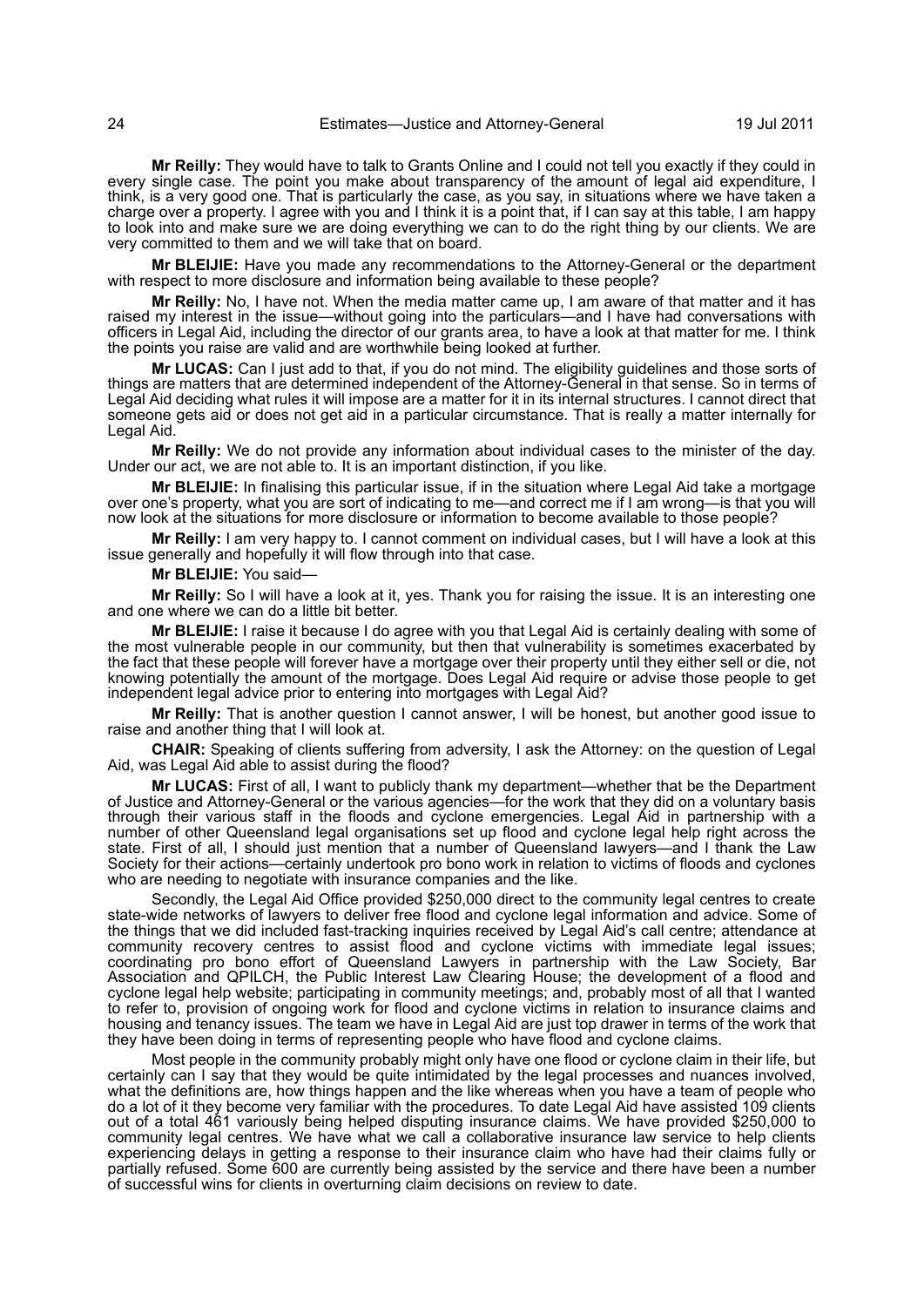**Mr Reilly:** They would have to talk to Grants Online and I could not tell you exactly if they could in every single case. The point you make about transparency of the amount of legal aid expenditure, I think, is a very good one. That is particularly the case, as you say, in situations where we have taken a charge over a property. I agree with you and I think it is a point that, if I can say at this table, I am happy to look into and make sure we are doing everything we can to do the right thing by our clients. We are very committed to them and we will take that on board.

**Mr BLEIJIE:** Have you made any recommendations to the Attorney-General or the department with respect to more disclosure and information being available to these people?

**Mr Reilly:** No, I have not. When the media matter came up, I am aware of that matter and it has raised my interest in the issue—without going into the particulars—and I have had conversations with officers in Legal Aid, including the director of our grants area, to have a look at that matter for me. I think the points you raise are valid and are worthwhile being looked at further.

**Mr LUCAS:** Can I just add to that, if you do not mind. The eligibility guidelines and those sorts of things are matters that are determined independent of the Attorney-General in that sense. So in terms of Legal Aid deciding what rules it will impose are a matter for it in its internal structures. I cannot direct that someone gets aid or does not get aid in a particular circumstance. That is really a matter internally for Legal Aid.

**Mr Reilly:** We do not provide any information about individual cases to the minister of the day. Under our act, we are not able to. It is an important distinction, if you like.

**Mr BLEIJIE:** In finalising this particular issue, if in the situation where Legal Aid take a mortgage over one's property, what you are sort of indicating to me—and correct me if I am wrong—is that you will now look at the situations for more disclosure or information to become available to those people?

**Mr Reilly:** I am very happy to. I cannot comment on individual cases, but I will have a look at this issue generally and hopefully it will flow through into that case.

**Mr BLEIJIE:** You said—

**Mr Reilly:** So I will have a look at it, yes. Thank you for raising the issue. It is an interesting one and one where we can do a little bit better.

**Mr BLEIJIE:** I raise it because I do agree with you that Legal Aid is certainly dealing with some of the most vulnerable people in our community, but then that vulnerability is sometimes exacerbated by the fact that these people will forever have a mortgage over their property until they either sell or die, not knowing potentially the amount of the mortgage. Does Legal Aid require or advise those people to get independent legal advice prior to entering into mortgages with Legal Aid?

**Mr Reilly:** That is another question I cannot answer, I will be honest, but another good issue to raise and another thing that I will look at.

**CHAIR:** Speaking of clients suffering from adversity, I ask the Attorney: on the question of Legal Aid, was Legal Aid able to assist during the flood?

**Mr LUCAS:** First of all, I want to publicly thank my department—whether that be the Department of Justice and Attorney-General or the various agencies—for the work that they did on a voluntary basis through their various staff in the floods and cyclone emergencies. Legal Aid in partnership with a number of other Queensland legal organisations set up flood and cyclone legal help right across the state. First of all, I should just mention that a number of Queensland lawyers—and I thank the Law Society for their actions—certainly undertook pro bono work in relation to victims of floods and cyclones who are needing to negotiate with insurance companies and the like.

Secondly, the Legal Aid Office provided $250,000 direct to the community legal centres to create state-wide networks of lawyers to deliver free flood and cyclone legal information and advice. Some of the things that we did included fast-tracking inquiries received by Legal Aid's call centre; attendance at community recovery centres to assist flood and cyclone victims with immediate legal issues; coordinating pro bono effort of Queensland Lawyers in partnership with the Law Society, Bar Association and QPILCH, the Public Interest Law Clearing House; the development of a flood and cyclone legal help website; participating in community meetings; and, probably most of all that I wanted to refer to, provision of ongoing work for flood and cyclone victims in relation to insurance claims and housing and tenancy issues. The team we have in Legal Aid are just top drawer in terms of the work that they have been doing in terms of representing people who have flood and cyclone claims.

Most people in the community probably might only have one flood or cyclone claim in their life, but certainly can I say that they would be quite intimidated by the legal processes and nuances involved, what the definitions are, how things happen and the like whereas when you have a team of people who do a lot of it they become very familiar with the procedures. To date Legal Aid have assisted 109 clients out of a total 461 variously being helped disputing insurance claims. We have provided $250,000 to community legal centres. We have what we call a collaborative insurance law service to help clients experiencing delays in getting a response to their insurance claim who have had their claims fully or partially refused. Some 600 are currently being assisted by the service and there have been a number of successful wins for clients in overturning claim decisions on review to date.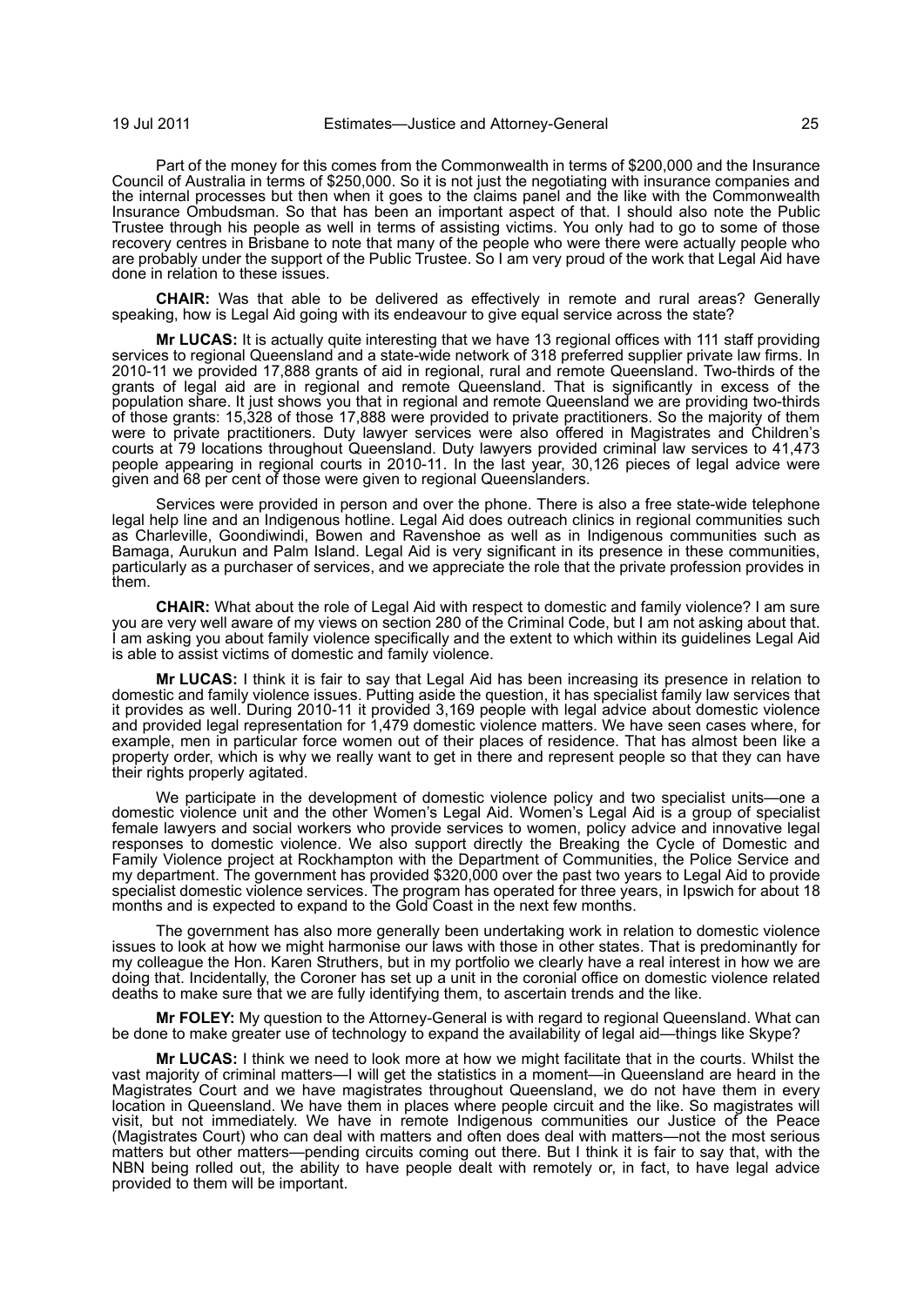Part of the money for this comes from the Commonwealth in terms of $200,000 and the Insurance Council of Australia in terms of $250,000. So it is not just the negotiating with insurance companies and the internal processes but then when it goes to the claims panel and the like with the Commonwealth Insurance Ombudsman. So that has been an important aspect of that. I should also note the Public Trustee through his people as well in terms of assisting victims. You only had to go to some of those recovery centres in Brisbane to note that many of the people who were there were actually people who are probably under the support of the Public Trustee. So I am very proud of the work that Legal Aid have done in relation to these issues.

**CHAIR:** Was that able to be delivered as effectively in remote and rural areas? Generally speaking, how is Legal Aid going with its endeavour to give equal service across the state?

**Mr LUCAS:** It is actually quite interesting that we have 13 regional offices with 111 staff providing services to regional Queensland and a state-wide network of 318 preferred supplier private law firms. In 2010-11 we provided 17,888 grants of aid in regional, rural and remote Queensland. Two-thirds of the grants of legal aid are in regional and remote Queensland. That is significantly in excess of the population share. It just shows you that in regional and remote Queensland we are providing two-thirds of those grants: 15,328 of those 17,888 were provided to private practitioners. So the majority of them were to private practitioners. Duty lawyer services were also offered in Magistrates and Children's courts at 79 locations throughout Queensland. Duty lawyers provided criminal law services to 41,473 people appearing in regional courts in 2010-11. In the last year, 30,126 pieces of legal advice were given and 68 per cent of those were given to regional Queenslanders.

Services were provided in person and over the phone. There is also a free state-wide telephone legal help line and an Indigenous hotline. Legal Aid does outreach clinics in regional communities such as Charleville, Goondiwindi, Bowen and Ravenshoe as well as in Indigenous communities such as Bamaga, Aurukun and Palm Island. Legal Aid is very significant in its presence in these communities, particularly as a purchaser of services, and we appreciate the role that the private profession provides in them.

**CHAIR:** What about the role of Legal Aid with respect to domestic and family violence? I am sure you are very well aware of my views on section 280 of the Criminal Code, but I am not asking about that. I am asking you about family violence specifically and the extent to which within its guidelines Legal Aid is able to assist victims of domestic and family violence.

**Mr LUCAS:** I think it is fair to say that Legal Aid has been increasing its presence in relation to domestic and family violence issues. Putting aside the question, it has specialist family law services that it provides as well. During 2010-11 it provided 3,169 people with legal advice about domestic violence and provided legal representation for 1,479 domestic violence matters. We have seen cases where, for example, men in particular force women out of their places of residence. That has almost been like a property order, which is why we really want to get in there and represent people so that they can have their rights properly agitated.

We participate in the development of domestic violence policy and two specialist units—one a domestic violence unit and the other Women's Legal Aid. Women's Legal Aid is a group of specialist female lawyers and social workers who provide services to women, policy advice and innovative legal responses to domestic violence. We also support directly the Breaking the Cycle of Domestic and Family Violence project at Rockhampton with the Department of Communities, the Police Service and my department. The government has provided $320,000 over the past two years to Legal Aid to provide specialist domestic violence services. The program has operated for three years, in Ipswich for about 18 months and is expected to expand to the Gold Coast in the next few months.

The government has also more generally been undertaking work in relation to domestic violence issues to look at how we might harmonise our laws with those in other states. That is predominantly for my colleague the Hon. Karen Struthers, but in my portfolio we clearly have a real interest in how we are doing that. Incidentally, the Coroner has set up a unit in the coronial office on domestic violence related deaths to make sure that we are fully identifying them, to ascertain trends and the like.

**Mr FOLEY:** My question to the Attorney-General is with regard to regional Queensland. What can be done to make greater use of technology to expand the availability of legal aid—things like Skype?

**Mr LUCAS:** I think we need to look more at how we might facilitate that in the courts. Whilst the vast majority of criminal matters—I will get the statistics in a moment—in Queensland are heard in the Magistrates Court and we have magistrates throughout Queensland, we do not have them in every location in Queensland. We have them in places where people circuit and the like. So magistrates will visit, but not immediately. We have in remote Indigenous communities our Justice of the Peace (Magistrates Court) who can deal with matters and often does deal with matters—not the most serious matters but other matters—pending circuits coming out there. But I think it is fair to say that, with the NBN being rolled out, the ability to have people dealt with remotely or, in fact, to have legal advice provided to them will be important.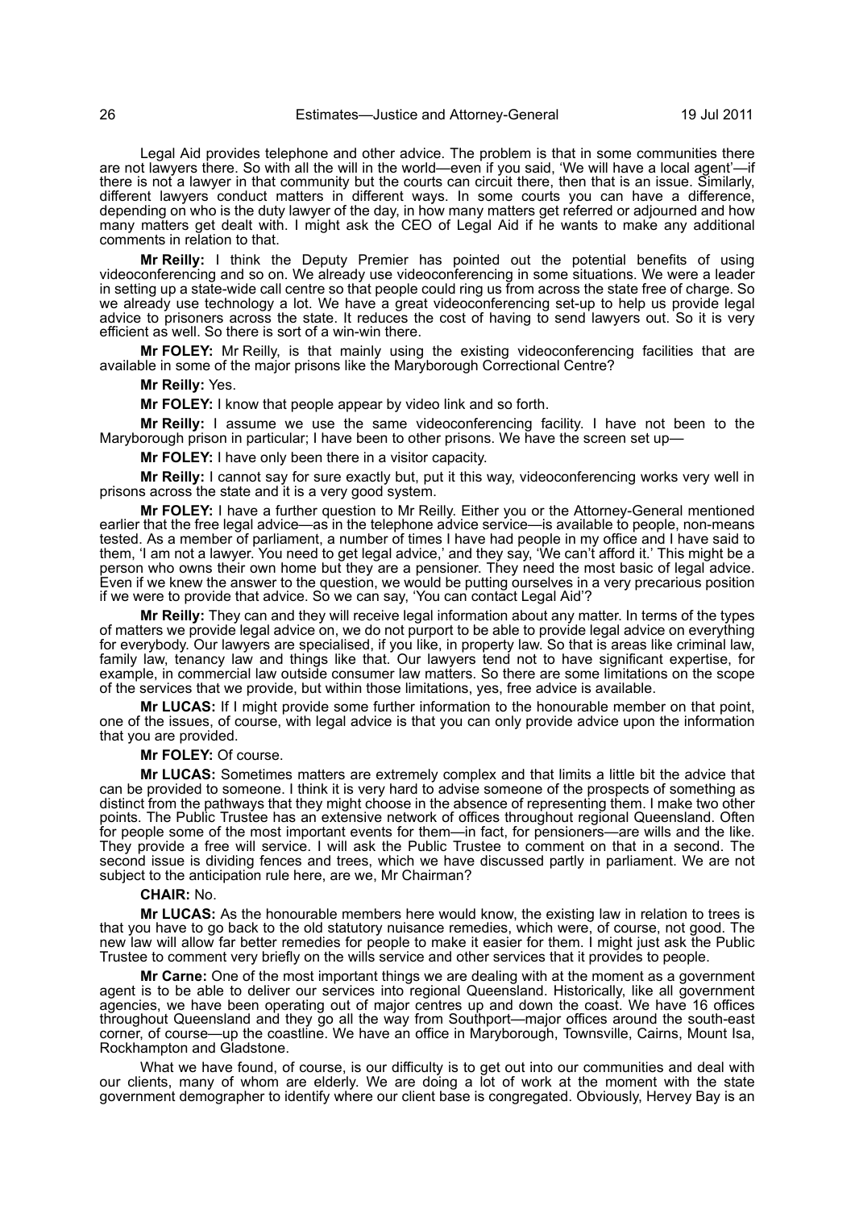Legal Aid provides telephone and other advice. The problem is that in some communities there are not lawyers there. So with all the will in the world—even if you said, 'We will have a local agent'—if there is not a lawyer in that community but the courts can circuit there, then that is an issue. Similarly, different lawyers conduct matters in different ways. In some courts you can have a difference, depending on who is the duty lawyer of the day, in how many matters get referred or adjourned and how many matters get dealt with. I might ask the CEO of Legal Aid if he wants to make any additional comments in relation to that.

**Mr Reilly:** I think the Deputy Premier has pointed out the potential benefits of using videoconferencing and so on. We already use videoconferencing in some situations. We were a leader in setting up a state-wide call centre so that people could ring us from across the state free of charge. So we already use technology a lot. We have a great videoconferencing set-up to help us provide legal advice to prisoners across the state. It reduces the cost of having to send lawyers out. So it is very efficient as well. So there is sort of a win-win there.

**Mr FOLEY:** Mr Reilly, is that mainly using the existing videoconferencing facilities that are available in some of the major prisons like the Maryborough Correctional Centre?

**Mr Reilly:** Yes.

**Mr FOLEY:** I know that people appear by video link and so forth.

**Mr Reilly:** I assume we use the same videoconferencing facility. I have not been to the Maryborough prison in particular; I have been to other prisons. We have the screen set up—

**Mr FOLEY:** I have only been there in a visitor capacity.

**Mr Reilly:** I cannot say for sure exactly but, put it this way, videoconferencing works very well in prisons across the state and it is a very good system.

**Mr FOLEY:** I have a further question to Mr Reilly. Either you or the Attorney-General mentioned earlier that the free legal advice—as in the telephone advice service—is available to people, non-means tested. As a member of parliament, a number of times I have had people in my office and I have said to them, 'I am not a lawyer. You need to get legal advice,' and they say, 'We can't afford it.' This might be a person who owns their own home but they are a pensioner. They need the most basic of legal advice. Even if we knew the answer to the question, we would be putting ourselves in a very precarious position if we were to provide that advice. So we can say, 'You can contact Legal Aid'?

**Mr Reilly:** They can and they will receive legal information about any matter. In terms of the types of matters we provide legal advice on, we do not purport to be able to provide legal advice on everything for everybody. Our lawyers are specialised, if you like, in property law. So that is areas like criminal law, family law, tenancy law and things like that. Our lawyers tend not to have significant expertise, for example, in commercial law outside consumer law matters. So there are some limitations on the scope of the services that we provide, but within those limitations, yes, free advice is available.

**Mr LUCAS:** If I might provide some further information to the honourable member on that point, one of the issues, of course, with legal advice is that you can only provide advice upon the information that you are provided.

**Mr FOLEY:** Of course.

**Mr LUCAS:** Sometimes matters are extremely complex and that limits a little bit the advice that can be provided to someone. I think it is very hard to advise someone of the prospects of something as distinct from the pathways that they might choose in the absence of representing them. I make two other points. The Public Trustee has an extensive network of offices throughout regional Queensland. Often for people some of the most important events for them—in fact, for pensioners—are wills and the like. They provide a free will service. I will ask the Public Trustee to comment on that in a second. The second issue is dividing fences and trees, which we have discussed partly in parliament. We are not subject to the anticipation rule here, are we, Mr Chairman?

**CHAIR:** No.

**Mr LUCAS:** As the honourable members here would know, the existing law in relation to trees is that you have to go back to the old statutory nuisance remedies, which were, of course, not good. The new law will allow far better remedies for people to make it easier for them. I might just ask the Public Trustee to comment very briefly on the wills service and other services that it provides to people.

**Mr Carne:** One of the most important things we are dealing with at the moment as a government agent is to be able to deliver our services into regional Queensland. Historically, like all government agencies, we have been operating out of major centres up and down the coast. We have 16 offices throughout Queensland and they go all the way from Southport—major offices around the south-east corner, of course—up the coastline. We have an office in Maryborough, Townsville, Cairns, Mount Isa, Rockhampton and Gladstone.

What we have found, of course, is our difficulty is to get out into our communities and deal with our clients, many of whom are elderly. We are doing a lot of work at the moment with the state government demographer to identify where our client base is congregated. Obviously, Hervey Bay is an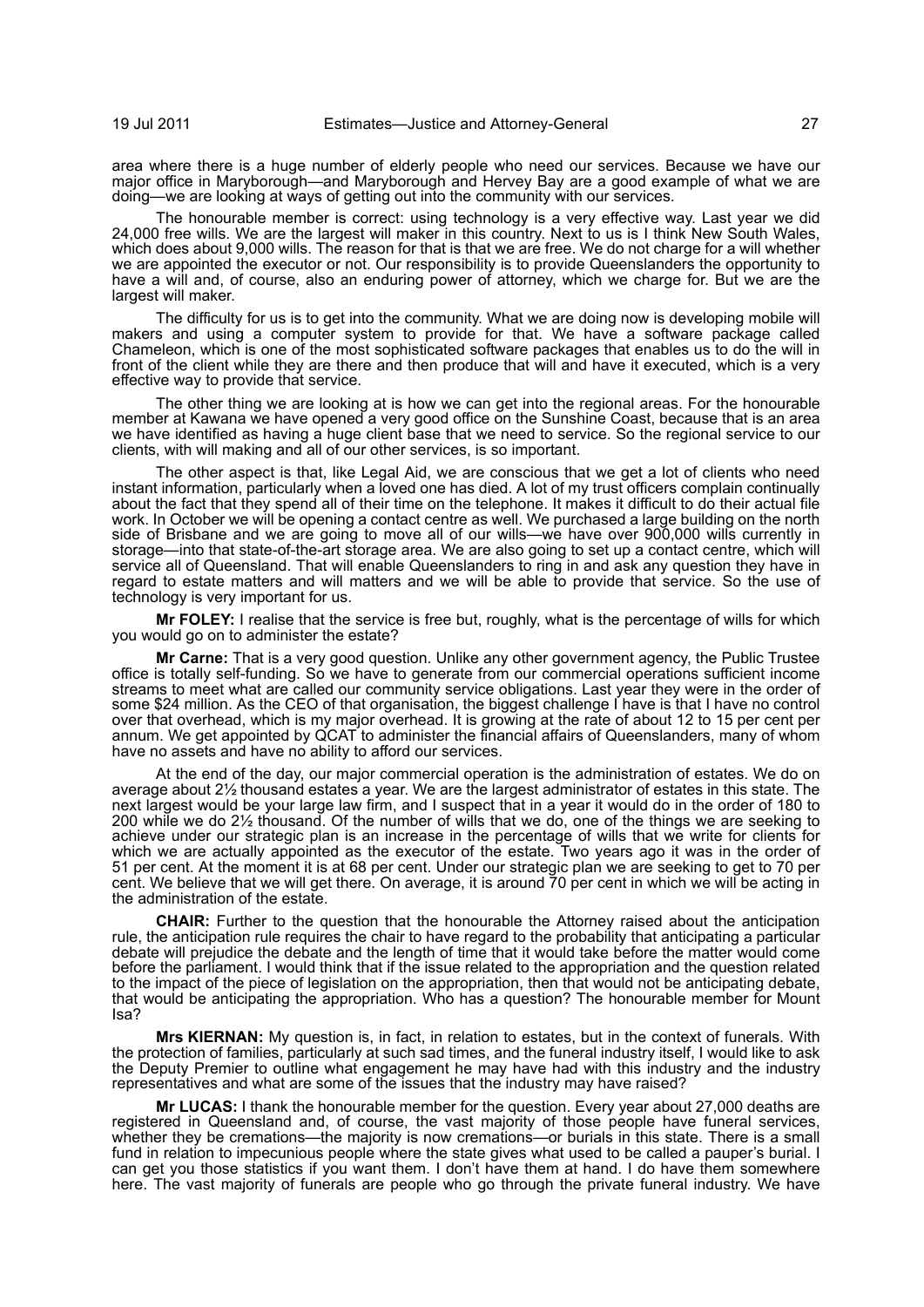area where there is a huge number of elderly people who need our services. Because we have our major office in Maryborough—and Maryborough and Hervey Bay are a good example of what we are doing—we are looking at ways of getting out into the community with our services.

The honourable member is correct: using technology is a very effective way. Last year we did 24,000 free wills. We are the largest will maker in this country. Next to us is I think New South Wales, which does about 9,000 wills. The reason for that is that we are free. We do not charge for a will whether we are appointed the executor or not. Our responsibility is to provide Queenslanders the opportunity to have a will and, of course, also an enduring power of attorney, which we charge for. But we are the largest will maker.

The difficulty for us is to get into the community. What we are doing now is developing mobile will makers and using a computer system to provide for that. We have a software package called Chameleon, which is one of the most sophisticated software packages that enables us to do the will in front of the client while they are there and then produce that will and have it executed, which is a very effective way to provide that service.

The other thing we are looking at is how we can get into the regional areas. For the honourable member at Kawana we have opened a very good office on the Sunshine Coast, because that is an area we have identified as having a huge client base that we need to service. So the regional service to our clients, with will making and all of our other services, is so important.

The other aspect is that, like Legal Aid, we are conscious that we get a lot of clients who need instant information, particularly when a loved one has died. A lot of my trust officers complain continually about the fact that they spend all of their time on the telephone. It makes it difficult to do their actual file work. In October we will be opening a contact centre as well. We purchased a large building on the north side of Brisbane and we are going to move all of our wills—we have over 900,000 wills currently in storage—into that state-of-the-art storage area. We are also going to set up a contact centre, which will service all of Queensland. That will enable Queenslanders to ring in and ask any question they have in regard to estate matters and will matters and we will be able to provide that service. So the use of technology is very important for us.

**Mr FOLEY:** I realise that the service is free but, roughly, what is the percentage of wills for which you would go on to administer the estate?

**Mr Carne:** That is a very good question. Unlike any other government agency, the Public Trustee office is totally self-funding. So we have to generate from our commercial operations sufficient income streams to meet what are called our community service obligations. Last year they were in the order of some $24 million. As the CEO of that organisation, the biggest challenge I have is that I have no control over that overhead, which is my major overhead. It is growing at the rate of about 12 to 15 per cent per annum. We get appointed by QCAT to administer the financial affairs of Queenslanders, many of whom have no assets and have no ability to afford our services.

At the end of the day, our major commercial operation is the administration of estates. We do on average about 2½ thousand estates a year. We are the largest administrator of estates in this state. The next largest would be your large law firm, and I suspect that in a year it would do in the order of 180 to 200 while we do 2½ thousand. Of the number of wills that we do, one of the things we are seeking to achieve under our strategic plan is an increase in the percentage of wills that we write for clients for which we are actually appointed as the executor of the estate. Two years ago it was in the order of 51 per cent. At the moment it is at 68 per cent. Under our strategic plan we are seeking to get to 70 per cent. We believe that we will get there. On average, it is around 70 per cent in which we will be acting in the administration of the estate.

**CHAIR:** Further to the question that the honourable the Attorney raised about the anticipation rule, the anticipation rule requires the chair to have regard to the probability that anticipating a particular debate will prejudice the debate and the length of time that it would take before the matter would come before the parliament. I would think that if the issue related to the appropriation and the question related to the impact of the piece of legislation on the appropriation, then that would not be anticipating debate, that would be anticipating the appropriation. Who has a question? The honourable member for Mount Isa?

**Mrs KIERNAN:** My question is, in fact, in relation to estates, but in the context of funerals. With the protection of families, particularly at such sad times, and the funeral industry itself, I would like to ask the Deputy Premier to outline what engagement he may have had with this industry and the industry representatives and what are some of the issues that the industry may have raised?

**Mr LUCAS:** I thank the honourable member for the question. Every year about 27,000 deaths are registered in Queensland and, of course, the vast majority of those people have funeral services, whether they be cremations—the majority is now cremations—or burials in this state. There is a small fund in relation to impecunious people where the state gives what used to be called a pauper's burial. I can get you those statistics if you want them. I don't have them at hand. I do have them somewhere here. The vast majority of funerals are people who go through the private funeral industry. We have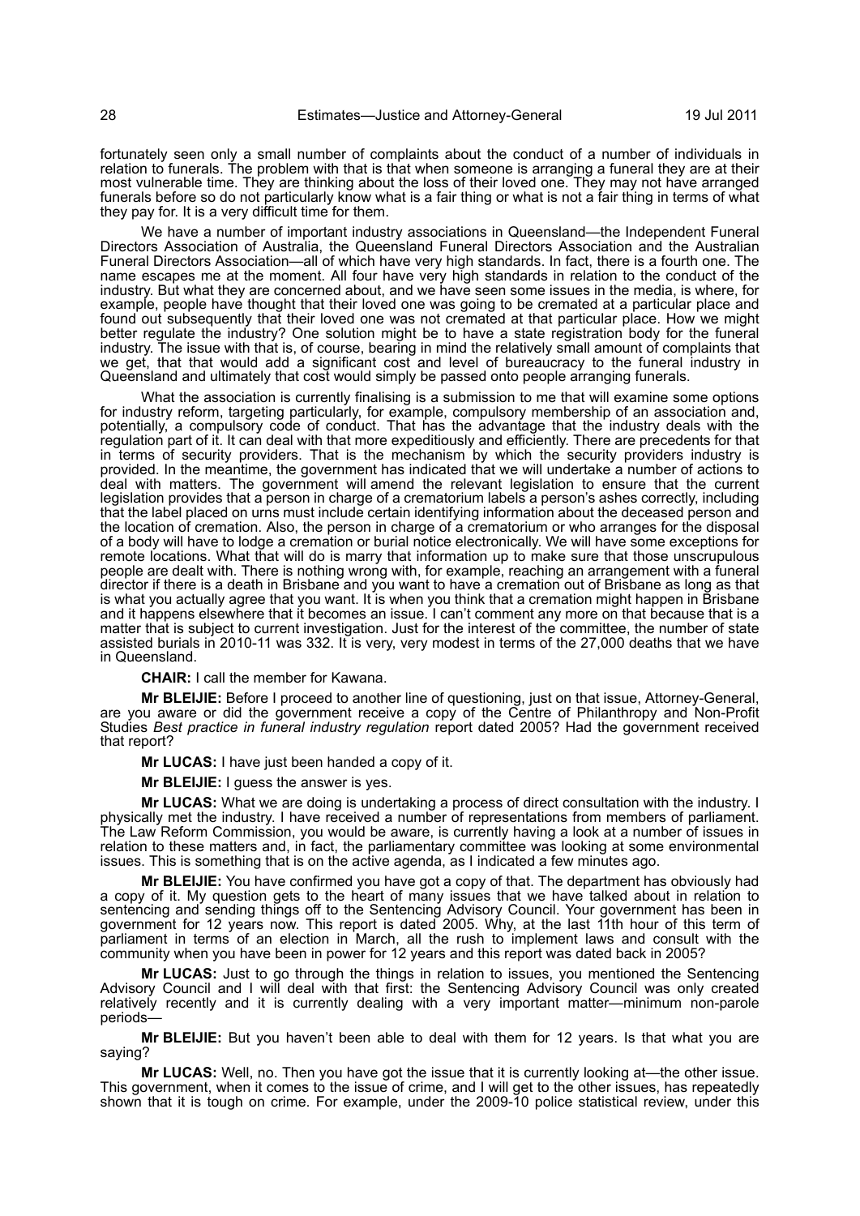fortunately seen only a small number of complaints about the conduct of a number of individuals in relation to funerals. The problem with that is that when someone is arranging a funeral they are at their most vulnerable time. They are thinking about the loss of their loved one. They may not have arranged funerals before so do not particularly know what is a fair thing or what is not a fair thing in terms of what they pay for. It is a very difficult time for them.

We have a number of important industry associations in Queensland—the Independent Funeral Directors Association of Australia, the Queensland Funeral Directors Association and the Australian Funeral Directors Association—all of which have very high standards. In fact, there is a fourth one. The name escapes me at the moment. All four have very high standards in relation to the conduct of the industry. But what they are concerned about, and we have seen some issues in the media, is where, for example, people have thought that their loved one was going to be cremated at a particular place and found out subsequently that their loved one was not cremated at that particular place. How we might better regulate the industry? One solution might be to have a state registration body for the funeral industry. The issue with that is, of course, bearing in mind the relatively small amount of complaints that we get, that that would add a significant cost and level of bureaucracy to the funeral industry in Queensland and ultimately that cost would simply be passed onto people arranging funerals.

What the association is currently finalising is a submission to me that will examine some options for industry reform, targeting particularly, for example, compulsory membership of an association and, potentially, a compulsory code of conduct. That has the advantage that the industry deals with the regulation part of it. It can deal with that more expeditiously and efficiently. There are precedents for that in terms of security providers. That is the mechanism by which the security providers industry is provided. In the meantime, the government has indicated that we will undertake a number of actions to deal with matters. The government will amend the relevant legislation to ensure that the current legislation provides that a person in charge of a crematorium labels a person's ashes correctly, including that the label placed on urns must include certain identifying information about the deceased person and the location of cremation. Also, the person in charge of a crematorium or who arranges for the disposal of a body will have to lodge a cremation or burial notice electronically. We will have some exceptions for remote locations. What that will do is marry that information up to make sure that those unscrupulous people are dealt with. There is nothing wrong with, for example, reaching an arrangement with a funeral director if there is a death in Brisbane and you want to have a cremation out of Brisbane as long as that is what you actually agree that you want. It is when you think that a cremation might happen in Brisbane and it happens elsewhere that it becomes an issue. I can't comment any more on that because that is a matter that is subject to current investigation. Just for the interest of the committee, the number of state assisted burials in 2010-11 was 332. It is very, very modest in terms of the 27,000 deaths that we have in Queensland.

**CHAIR:** I call the member for Kawana.

**Mr BLEIJIE:** Before I proceed to another line of questioning, just on that issue, Attorney-General, are you aware or did the government receive a copy of the Centre of Philanthropy and Non-Profit Studies *Best practice in funeral industry regulation* report dated 2005? Had the government received that report?

**Mr LUCAS:** I have just been handed a copy of it.

**Mr BLEIJIE:** I guess the answer is yes.

**Mr LUCAS:** What we are doing is undertaking a process of direct consultation with the industry. I physically met the industry. I have received a number of representations from members of parliament. The Law Reform Commission, you would be aware, is currently having a look at a number of issues in relation to these matters and, in fact, the parliamentary committee was looking at some environmental issues. This is something that is on the active agenda, as I indicated a few minutes ago.

**Mr BLEIJIE:** You have confirmed you have got a copy of that. The department has obviously had a copy of it. My question gets to the heart of many issues that we have talked about in relation to sentencing and sending things off to the Sentencing Advisory Council. Your government has been in government for 12 years now. This report is dated 2005. Why, at the last 11th hour of this term of parliament in terms of an election in March, all the rush to implement laws and consult with the community when you have been in power for 12 years and this report was dated back in 2005?

**Mr LUCAS:** Just to go through the things in relation to issues, you mentioned the Sentencing Advisory Council and I will deal with that first: the Sentencing Advisory Council was only created relatively recently and it is currently dealing with a very important matter—minimum non-parole periods—

**Mr BLEIJIE:** But you haven't been able to deal with them for 12 years. Is that what you are saying?

**Mr LUCAS:** Well, no. Then you have got the issue that it is currently looking at—the other issue. This government, when it comes to the issue of crime, and I will get to the other issues, has repeatedly shown that it is tough on crime. For example, under the 2009-10 police statistical review, under this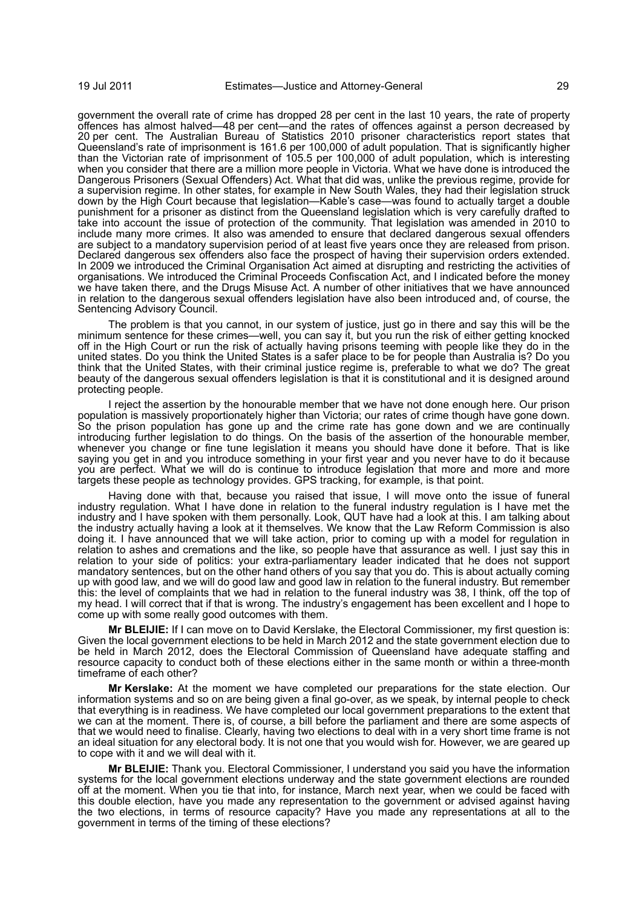government the overall rate of crime has dropped 28 per cent in the last 10 years, the rate of property offences has almost halved—48 per cent—and the rates of offences against a person decreased by 20 per cent. The Australian Bureau of Statistics 2010 prisoner characteristics report states that Queensland's rate of imprisonment is 161.6 per 100,000 of adult population. That is significantly higher than the Victorian rate of imprisonment of 105.5 per 100,000 of adult population, which is interesting when you consider that there are a million more people in Victoria. What we have done is introduced the Dangerous Prisoners (Sexual Offenders) Act. What that did was, unlike the previous regime, provide for a supervision regime. In other states, for example in New South Wales, they had their legislation struck down by the High Court because that legislation—Kable's case—was found to actually target a double punishment for a prisoner as distinct from the Queensland legislation which is very carefully drafted to take into account the issue of protection of the community. That legislation was amended in 2010 to include many more crimes. It also was amended to ensure that declared dangerous sexual offenders are subject to a mandatory supervision period of at least five years once they are released from prison. Declared dangerous sex offenders also face the prospect of having their supervision orders extended. In 2009 we introduced the Criminal Organisation Act aimed at disrupting and restricting the activities of organisations. We introduced the Criminal Proceeds Confiscation Act, and I indicated before the money we have taken there, and the Drugs Misuse Act. A number of other initiatives that we have announced in relation to the dangerous sexual offenders legislation have also been introduced and, of course, the Sentencing Advisory Council.

The problem is that you cannot, in our system of justice, just go in there and say this will be the minimum sentence for these crimes—well, you can say it, but you run the risk of either getting knocked off in the High Court or run the risk of actually having prisons teeming with people like they do in the united states. Do you think the United States is a safer place to be for people than Australia is? Do you think that the United States, with their criminal justice regime is, preferable to what we do? The great beauty of the dangerous sexual offenders legislation is that it is constitutional and it is designed around protecting people.

I reject the assertion by the honourable member that we have not done enough here. Our prison population is massively proportionately higher than Victoria; our rates of crime though have gone down. So the prison population has gone up and the crime rate has gone down and we are continually introducing further legislation to do things. On the basis of the assertion of the honourable member, whenever you change or fine tune legislation it means you should have done it before. That is like saying you get in and you introduce something in your first year and you never have to do it because you are perfect. What we will do is continue to introduce legislation that more and more and more targets these people as technology provides. GPS tracking, for example, is that point.

Having done with that, because you raised that issue, I will move onto the issue of funeral industry regulation. What I have done in relation to the funeral industry regulation is I have met the industry and I have spoken with them personally. Look, QUT have had a look at this. I am talking about the industry actually having a look at it themselves. We know that the Law Reform Commission is also doing it. I have announced that we will take action, prior to coming up with a model for regulation in relation to ashes and cremations and the like, so people have that assurance as well. I just say this in relation to your side of politics: your extra-parliamentary leader indicated that he does not support mandatory sentences, but on the other hand others of you say that you do. This is about actually coming up with good law, and we will do good law and good law in relation to the funeral industry. But remember this: the level of complaints that we had in relation to the funeral industry was 38, I think, off the top of my head. I will correct that if that is wrong. The industry's engagement has been excellent and I hope to come up with some really good outcomes with them.

**Mr BLEIJIE:** If I can move on to David Kerslake, the Electoral Commissioner, my first question is: Given the local government elections to be held in March 2012 and the state government election due to be held in March 2012, does the Electoral Commission of Queensland have adequate staffing and resource capacity to conduct both of these elections either in the same month or within a three-month timeframe of each other?

**Mr Kerslake:** At the moment we have completed our preparations for the state election. Our information systems and so on are being given a final go-over, as we speak, by internal people to check that everything is in readiness. We have completed our local government preparations to the extent that we can at the moment. There is, of course, a bill before the parliament and there are some aspects of that we would need to finalise. Clearly, having two elections to deal with in a very short time frame is not an ideal situation for any electoral body. It is not one that you would wish for. However, we are geared up to cope with it and we will deal with it.

**Mr BLEIJIE:** Thank you. Electoral Commissioner, I understand you said you have the information systems for the local government elections underway and the state government elections are rounded off at the moment. When you tie that into, for instance, March next year, when we could be faced with this double election, have you made any representation to the government or advised against having the two elections, in terms of resource capacity? Have you made any representations at all to the government in terms of the timing of these elections?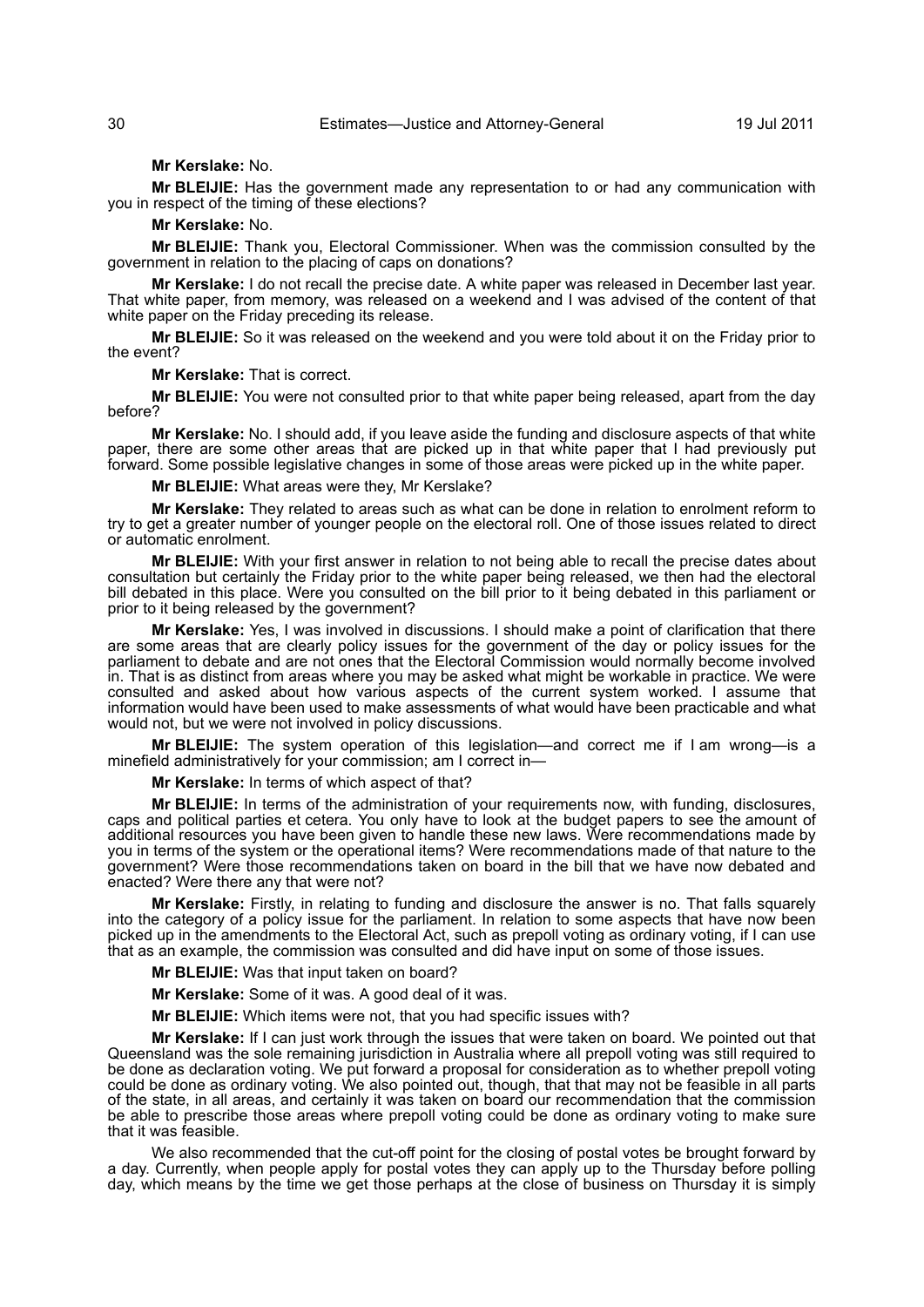**Mr Kerslake:** No.

**Mr BLEIJIE:** Has the government made any representation to or had any communication with you in respect of the timing of these elections?

**Mr Kerslake:** No.

**Mr BLEIJIE:** Thank you, Electoral Commissioner. When was the commission consulted by the government in relation to the placing of caps on donations?

**Mr Kerslake:** I do not recall the precise date. A white paper was released in December last year. That white paper, from memory, was released on a weekend and I was advised of the content of that white paper on the Friday preceding its release.

**Mr BLEIJIE:** So it was released on the weekend and you were told about it on the Friday prior to the event?

**Mr Kerslake:** That is correct.

**Mr BLEIJIE:** You were not consulted prior to that white paper being released, apart from the day before?

**Mr Kerslake:** No. I should add, if you leave aside the funding and disclosure aspects of that white paper, there are some other areas that are picked up in that white paper that I had previously put forward. Some possible legislative changes in some of those areas were picked up in the white paper.

**Mr BLEIJIE:** What areas were they, Mr Kerslake?

**Mr Kerslake:** They related to areas such as what can be done in relation to enrolment reform to try to get a greater number of younger people on the electoral roll. One of those issues related to direct or automatic enrolment.

**Mr BLEIJIE:** With your first answer in relation to not being able to recall the precise dates about consultation but certainly the Friday prior to the white paper being released, we then had the electoral bill debated in this place. Were you consulted on the bill prior to it being debated in this parliament or prior to it being released by the government?

**Mr Kerslake:** Yes, I was involved in discussions. I should make a point of clarification that there are some areas that are clearly policy issues for the government of the day or policy issues for the parliament to debate and are not ones that the Electoral Commission would normally become involved in. That is as distinct from areas where you may be asked what might be workable in practice. We were consulted and asked about how various aspects of the current system worked. I assume that information would have been used to make assessments of what would have been practicable and what would not, but we were not involved in policy discussions.

**Mr BLEIJIE:** The system operation of this legislation—and correct me if I am wrong—is a minefield administratively for your commission; am I correct in—

**Mr Kerslake:** In terms of which aspect of that?

**Mr BLEIJIE:** In terms of the administration of your requirements now, with funding, disclosures, caps and political parties et cetera. You only have to look at the budget papers to see the amount of additional resources you have been given to handle these new laws. Were recommendations made by you in terms of the system or the operational items? Were recommendations of that nature to the government? Were those recommendations taken on board in the bill that we have now debated and enacted? Were there any that were not?

**Mr Kerslake:** Firstly, in relating to funding and disclosure the answer is no. That falls squarely into the category of a policy issue for the parliament. In relation to some aspects that have now been picked up in the amendments to the Electoral Act, such as prepoll voting as ordinary voting, if I can use that as an example, the commission was consulted and did have input on some of those issues.

**Mr BLEIJIE:** Was that input taken on board?

**Mr Kerslake:** Some of it was. A good deal of it was.

**Mr BLEIJIE:** Which items were not, that you had specific issues with?

**Mr Kerslake:** If I can just work through the issues that were taken on board. We pointed out that Queensland was the sole remaining jurisdiction in Australia where all prepoll voting was still required to be done as declaration voting. We put forward a proposal for consideration as to whether prepoll voting could be done as ordinary voting. We also pointed out, though, that that may not be feasible in all parts of the state, in all areas, and certainly it was taken on board our recommendation that the commission be able to prescribe those areas where prepoll voting could be done as ordinary voting to make sure that it was feasible.

We also recommended that the cut-off point for the closing of postal votes be brought forward by a day. Currently, when people apply for postal votes they can apply up to the Thursday before polling day, which means by the time we get those perhaps at the close of business on Thursday it is simply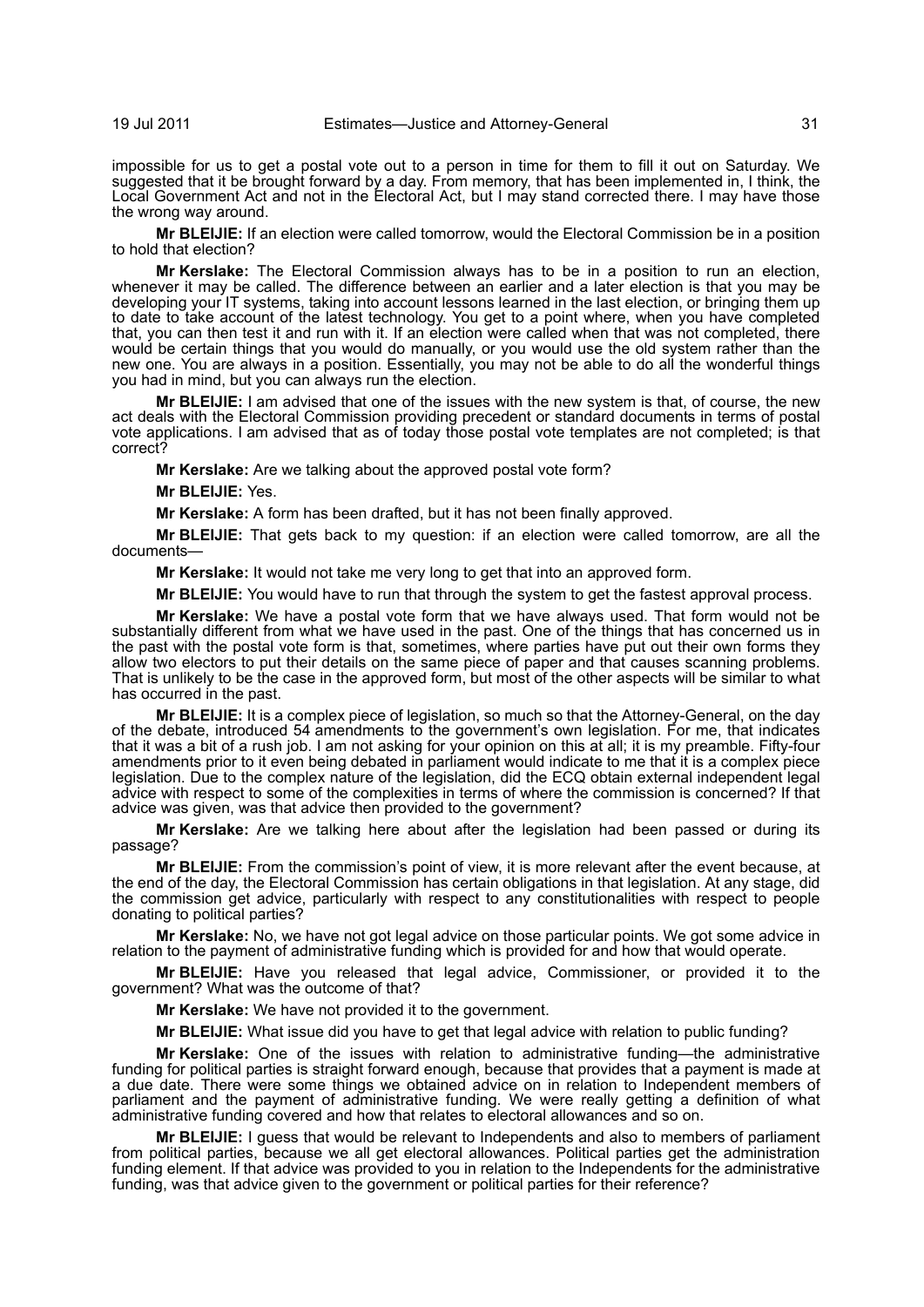impossible for us to get a postal vote out to a person in time for them to fill it out on Saturday. We suggested that it be brought forward by a day. From memory, that has been implemented in, I think, the Local Government Act and not in the Electoral Act, but I may stand corrected there. I may have those the wrong way around.

**Mr BLEIJIE:** If an election were called tomorrow, would the Electoral Commission be in a position to hold that election?

**Mr Kerslake:** The Electoral Commission always has to be in a position to run an election, whenever it may be called. The difference between an earlier and a later election is that you may be developing your IT systems, taking into account lessons learned in the last election, or bringing them up to date to take account of the latest technology. You get to a point where, when you have completed that, you can then test it and run with it. If an election were called when that was not completed, there would be certain things that you would do manually, or you would use the old system rather than the new one. You are always in a position. Essentially, you may not be able to do all the wonderful things you had in mind, but you can always run the election.

**Mr BLEIJIE:** I am advised that one of the issues with the new system is that, of course, the new act deals with the Electoral Commission providing precedent or standard documents in terms of postal vote applications. I am advised that as of today those postal vote templates are not completed; is that correct?

**Mr Kerslake:** Are we talking about the approved postal vote form?

**Mr BLEIJIE:** Yes.

**Mr Kerslake:** A form has been drafted, but it has not been finally approved.

**Mr BLEIJIE:** That gets back to my question: if an election were called tomorrow, are all the documents—

**Mr Kerslake:** It would not take me very long to get that into an approved form.

**Mr BLEIJIE:** You would have to run that through the system to get the fastest approval process.

**Mr Kerslake:** We have a postal vote form that we have always used. That form would not be substantially different from what we have used in the past. One of the things that has concerned us in the past with the postal vote form is that, sometimes, where parties have put out their own forms they allow two electors to put their details on the same piece of paper and that causes scanning problems. That is unlikely to be the case in the approved form, but most of the other aspects will be similar to what has occurred in the past.

**Mr BLEIJIE:** It is a complex piece of legislation, so much so that the Attorney-General, on the day of the debate, introduced 54 amendments to the government's own legislation. For me, that indicates that it was a bit of a rush job. I am not asking for your opinion on this at all; it is my preamble. Fifty-four amendments prior to it even being debated in parliament would indicate to me that it is a complex piece legislation. Due to the complex nature of the legislation, did the ECQ obtain external independent legal advice with respect to some of the complexities in terms of where the commission is concerned? If that advice was given, was that advice then provided to the government?

**Mr Kerslake:** Are we talking here about after the legislation had been passed or during its passage?

**Mr BLEIJIE:** From the commission's point of view, it is more relevant after the event because, at the end of the day, the Electoral Commission has certain obligations in that legislation. At any stage, did the commission get advice, particularly with respect to any constitutionalities with respect to people donating to political parties?

**Mr Kerslake:** No, we have not got legal advice on those particular points. We got some advice in relation to the payment of administrative funding which is provided for and how that would operate.

**Mr BLEIJIE:** Have you released that legal advice, Commissioner, or provided it to the government? What was the outcome of that?

**Mr Kerslake:** We have not provided it to the government.

**Mr BLEIJIE:** What issue did you have to get that legal advice with relation to public funding?

**Mr Kerslake:** One of the issues with relation to administrative funding—the administrative funding for political parties is straight forward enough, because that provides that a payment is made at a due date. There were some things we obtained advice on in relation to Independent members of parliament and the payment of administrative funding. We were really getting a definition of what administrative funding covered and how that relates to electoral allowances and so on.

**Mr BLEIJIE:** I guess that would be relevant to Independents and also to members of parliament from political parties, because we all get electoral allowances. Political parties get the administration funding element. If that advice was provided to you in relation to the Independents for the administrative funding, was that advice given to the government or political parties for their reference?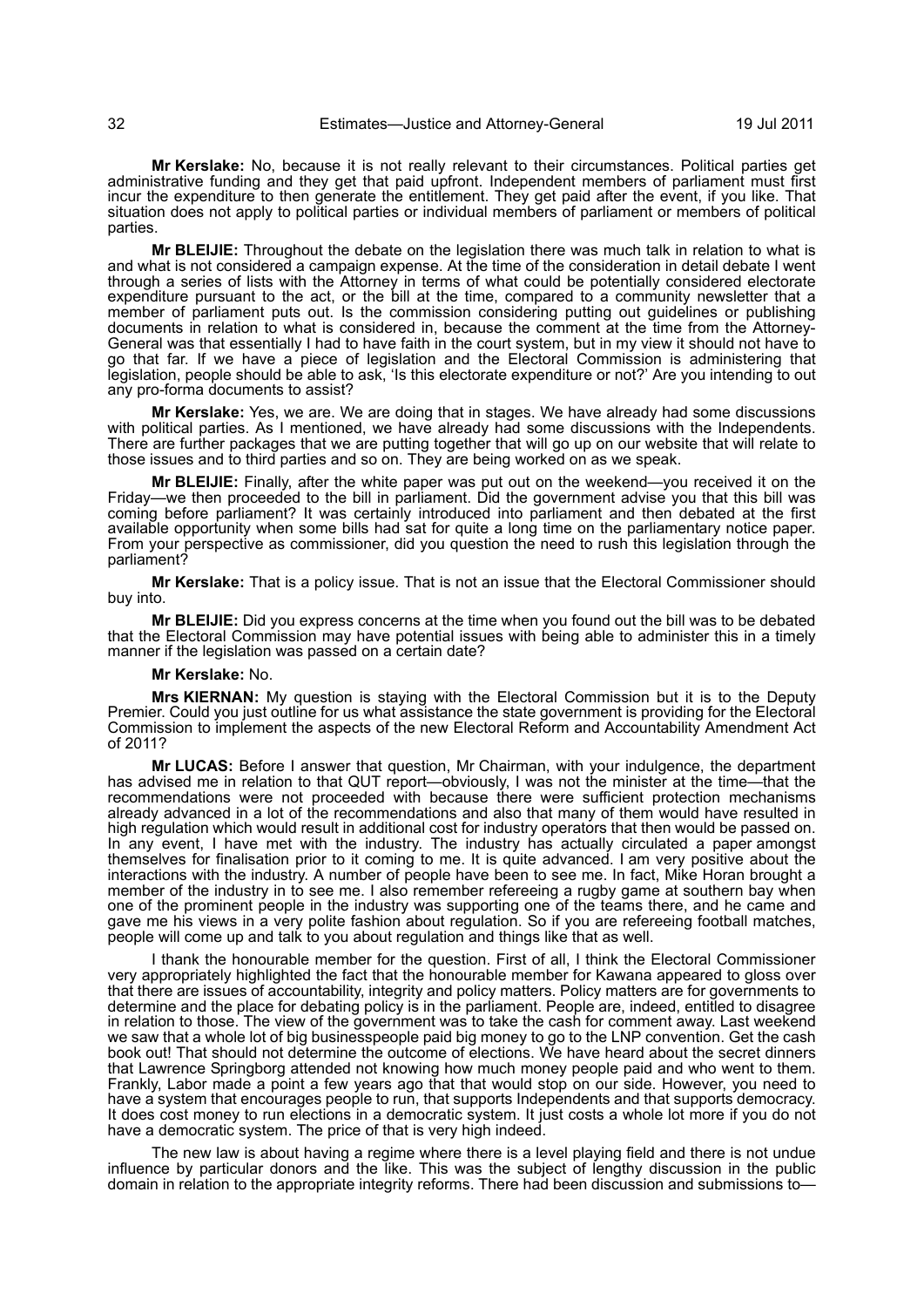**Mr Kerslake:** No, because it is not really relevant to their circumstances. Political parties get administrative funding and they get that paid upfront. Independent members of parliament must first incur the expenditure to then generate the entitlement. They get paid after the event, if you like. That situation does not apply to political parties or individual members of parliament or members of political parties.

**Mr BLEIJIE:** Throughout the debate on the legislation there was much talk in relation to what is and what is not considered a campaign expense. At the time of the consideration in detail debate I went through a series of lists with the Attorney in terms of what could be potentially considered electorate expenditure pursuant to the act, or the bill at the time, compared to a community newsletter that a member of parliament puts out. Is the commission considering putting out guidelines or publishing documents in relation to what is considered in, because the comment at the time from the Attorney-General was that essentially I had to have faith in the court system, but in my view it should not have to go that far. If we have a piece of legislation and the Electoral Commission is administering that legislation, people should be able to ask, 'Is this electorate expenditure or not?' Are you intending to out any pro-forma documents to assist?

**Mr Kerslake:** Yes, we are. We are doing that in stages. We have already had some discussions with political parties. As I mentioned, we have already had some discussions with the Independents. There are further packages that we are putting together that will go up on our website that will relate to those issues and to third parties and so on. They are being worked on as we speak.

**Mr BLEIJIE:** Finally, after the white paper was put out on the weekend—you received it on the Friday—we then proceeded to the bill in parliament. Did the government advise you that this bill was coming before parliament? It was certainly introduced into parliament and then debated at the first available opportunity when some bills had sat for quite a long time on the parliamentary notice paper. From your perspective as commissioner, did you question the need to rush this legislation through the parliament?

**Mr Kerslake:** That is a policy issue. That is not an issue that the Electoral Commissioner should buy into.

**Mr BLEIJIE:** Did you express concerns at the time when you found out the bill was to be debated that the Electoral Commission may have potential issues with being able to administer this in a timely manner if the legislation was passed on a certain date?

**Mr Kerslake:** No.

**Mrs KIERNAN:** My question is staying with the Electoral Commission but it is to the Deputy Premier. Could you just outline for us what assistance the state government is providing for the Electoral Commission to implement the aspects of the new Electoral Reform and Accountability Amendment Act of 2011?

**Mr LUCAS:** Before I answer that question, Mr Chairman, with your indulgence, the department has advised me in relation to that QUT report—obviously, I was not the minister at the time—that the recommendations were not proceeded with because there were sufficient protection mechanisms already advanced in a lot of the recommendations and also that many of them would have resulted in high regulation which would result in additional cost for industry operators that then would be passed on. In any event, I have met with the industry. The industry has actually circulated a paper amongst themselves for finalisation prior to it coming to me. It is quite advanced. I am very positive about the interactions with the industry. A number of people have been to see me. In fact, Mike Horan brought a member of the industry in to see me. I also remember refereeing a rugby game at southern bay when one of the prominent people in the industry was supporting one of the teams there, and he came and gave me his views in a very polite fashion about regulation. So if you are refereeing football matches, people will come up and talk to you about regulation and things like that as well.

I thank the honourable member for the question. First of all, I think the Electoral Commissioner very appropriately highlighted the fact that the honourable member for Kawana appeared to gloss over that there are issues of accountability, integrity and policy matters. Policy matters are for governments to determine and the place for debating policy is in the parliament. People are, indeed, entitled to disagree in relation to those. The view of the government was to take the cash for comment away. Last weekend we saw that a whole lot of big businesspeople paid big money to go to the LNP convention. Get the cash book out! That should not determine the outcome of elections. We have heard about the secret dinners that Lawrence Springborg attended not knowing how much money people paid and who went to them. Frankly, Labor made a point a few years ago that that would stop on our side. However, you need to have a system that encourages people to run, that supports Independents and that supports democracy. It does cost money to run elections in a democratic system. It just costs a whole lot more if you do not have a democratic system. The price of that is very high indeed.

The new law is about having a regime where there is a level playing field and there is not undue influence by particular donors and the like. This was the subject of lengthy discussion in the public domain in relation to the appropriate integrity reforms. There had been discussion and submissions to—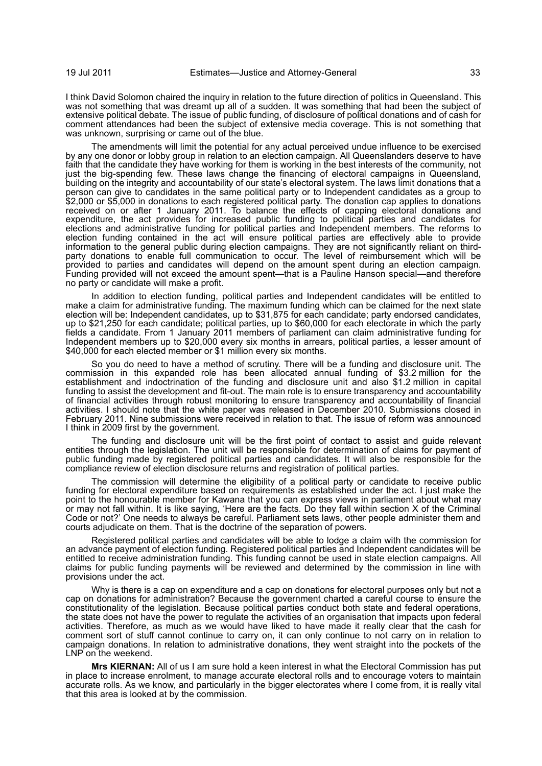I think David Solomon chaired the inquiry in relation to the future direction of politics in Queensland. This was not something that was dreamt up all of a sudden. It was something that had been the subject of extensive political debate. The issue of public funding, of disclosure of political donations and of cash for comment attendances had been the subject of extensive media coverage. This is not something that was unknown, surprising or came out of the blue.

The amendments will limit the potential for any actual perceived undue influence to be exercised by any one donor or lobby group in relation to an election campaign. All Queenslanders deserve to have faith that the candidate they have working for them is working in the best interests of the community, not just the big-spending few. These laws change the financing of electoral campaigns in Queensland, building on the integrity and accountability of our state's electoral system. The laws limit donations that a person can give to candidates in the same political party or to Independent candidates as a group to $2,000 or $5,000 in donations to each registered political party. The donation cap applies to donations received on or after 1 January 2011. To balance the effects of capping electoral donations and expenditure, the act provides for increased public funding to political parties and candidates for elections and administrative funding for political parties and Independent members. The reforms to election funding contained in the act will ensure political parties are effectively able to provide information to the general public during election campaigns. They are not significantly reliant on third-party donations to enable full communication to occur. The level of reimbursement which will be provided to parties and candidates will depend on the amount spent during an election campaign. Funding provided will not exceed the amount spent—that is a Pauline Hanson special—and therefore no party or candidate will make a profit.

In addition to election funding, political parties and Independent candidates will be entitled to make a claim for administrative funding. The maximum funding which can be claimed for the next state election will be: Independent candidates, up to $31,875 for each candidate; party endorsed candidates, up to $21,250 for each candidate; political parties, up to $60,000 for each electorate in which the party fields a candidate. From 1 January 2011 members of parliament can claim administrative funding for Independent members up to $20,000 every six months in arrears, political parties, a lesser amount of $40,000 for each elected member or $1 million every six months.

So you do need to have a method of scrutiny. There will be a funding and disclosure unit. The commission in this expanded role has been allocated annual funding of $3.2 million for the establishment and indoctrination of the funding and disclosure unit and also $1.2 million in capital funding to assist the development and fit-out. The main role is to ensure transparency and accountability of financial activities through robust monitoring to ensure transparency and accountability of financial activities. I should note that the white paper was released in December 2010. Submissions closed in February 2011. Nine submissions were received in relation to that. The issue of reform was announced I think in 2009 first by the government.

The funding and disclosure unit will be the first point of contact to assist and guide relevant entities through the legislation. The unit will be responsible for determination of claims for payment of public funding made by registered political parties and candidates. It will also be responsible for the compliance review of election disclosure returns and registration of political parties.

The commission will determine the eligibility of a political party or candidate to receive public funding for electoral expenditure based on requirements as established under the act. I just make the point to the honourable member for Kawana that you can express views in parliament about what may or may not fall within. It is like saying, 'Here are the facts. Do they fall within section X of the Criminal Code or not?' One needs to always be careful. Parliament sets laws, other people administer them and courts adjudicate on them. That is the doctrine of the separation of powers.

Registered political parties and candidates will be able to lodge a claim with the commission for an advance payment of election funding. Registered political parties and Independent candidates will be entitled to receive administration funding. This funding cannot be used in state election campaigns. All claims for public funding payments will be reviewed and determined by the commission in line with provisions under the act.

Why is there is a cap on expenditure and a cap on donations for electoral purposes only but not a cap on donations for administration? Because the government charted a careful course to ensure the constitutionality of the legislation. Because political parties conduct both state and federal operations, the state does not have the power to regulate the activities of an organisation that impacts upon federal activities. Therefore, as much as we would have liked to have made it really clear that the cash for comment sort of stuff cannot continue to carry on, it can only continue to not carry on in relation to campaign donations. In relation to administrative donations, they went straight into the pockets of the LNP on the weekend.

**Mrs KIERNAN:** All of us I am sure hold a keen interest in what the Electoral Commission has put in place to increase enrolment, to manage accurate electoral rolls and to encourage voters to maintain accurate rolls. As we know, and particularly in the bigger electorates where I come from, it is really vital that this area is looked at by the commission.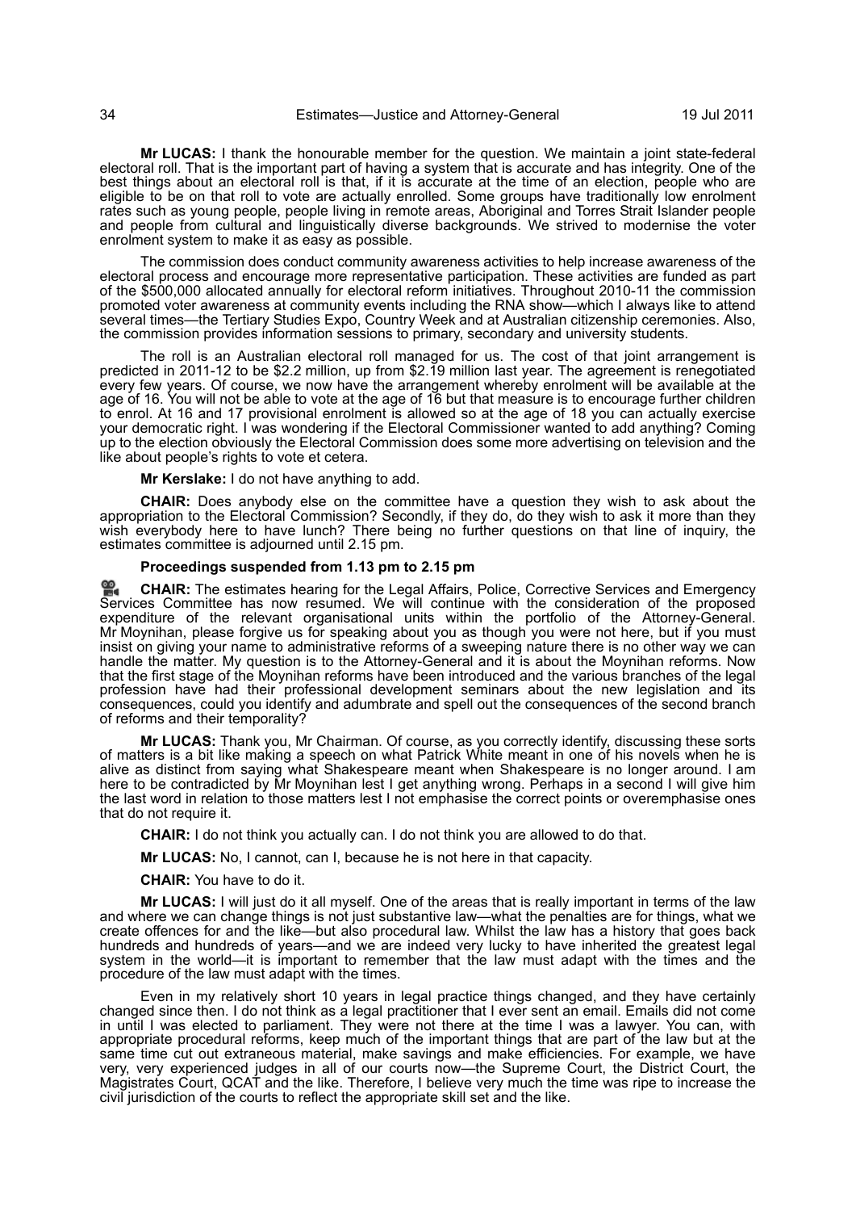**Mr LUCAS:** I thank the honourable member for the question. We maintain a joint state-federal electoral roll. That is the important part of having a system that is accurate and has integrity. One of the best things about an electoral roll is that, if it is accurate at the time of an election, people who are eligible to be on that roll to vote are actually enrolled. Some groups have traditionally low enrolment rates such as young people, people living in remote areas, Aboriginal and Torres Strait Islander people and people from cultural and linguistically diverse backgrounds. We strived to modernise the voter enrolment system to make it as easy as possible.

The commission does conduct community awareness activities to help increase awareness of the electoral process and encourage more representative participation. These activities are funded as part of the $500,000 allocated annually for electoral reform initiatives. Throughout 2010-11 the commission promoted voter awareness at community events including the RNA show—which I always like to attend several times—the Tertiary Studies Expo, Country Week and at Australian citizenship ceremonies. Also, the commission provides information sessions to primary, secondary and university students.

The roll is an Australian electoral roll managed for us. The cost of that joint arrangement is predicted in 2011-12 to be $2.2 million, up from $2.19 million last year. The agreement is renegotiated every few years. Of course, we now have the arrangement whereby enrolment will be available at the age of 16. You will not be able to vote at the age of 16 but that measure is to encourage further children to enrol. At 16 and 17 provisional enrolment is allowed so at the age of 18 you can actually exercise your democratic right. I was wondering if the Electoral Commissioner wanted to add anything? Coming up to the election obviously the Electoral Commission does some more advertising on television and the like about people's rights to vote et cetera.

**Mr Kerslake:** I do not have anything to add.

**CHAIR:** Does anybody else on the committee have a question they wish to ask about the appropriation to the Electoral Commission? Secondly, if they do, do they wish to ask it more than they wish everybody here to have lunch? There being no further questions on that line of inquiry, the estimates committee is adjourned until 2.15 pm.

**Proceedings suspended from 1.13 pm to 2.15 pm**

**CHAIR:** The estimates hearing for the Legal Affairs, Police, Corrective Services and Emergency Services Committee has now resumed. We will continue with the consideration of the proposed expenditure of the relevant organisational units within the portfolio of the Attorney-General. Mr Moynihan, please forgive us for speaking about you as though you were not here, but if you must insist on giving your name to administrative reforms of a sweeping nature there is no other way we can handle the matter. My question is to the Attorney-General and it is about the Moynihan reforms. Now that the first stage of the Moynihan reforms have been introduced and the various branches of the legal profession have had their professional development seminars about the new legislation and its consequences, could you identify and adumbrate and spell out the consequences of the second branch of reforms and their temporality?

**Mr LUCAS:** Thank you, Mr Chairman. Of course, as you correctly identify, discussing these sorts of matters is a bit like making a speech on what Patrick White meant in one of his novels when he is alive as distinct from saying what Shakespeare meant when Shakespeare is no longer around. I am here to be contradicted by Mr Moynihan lest I get anything wrong. Perhaps in a second I will give him the last word in relation to those matters lest I not emphasise the correct points or overemphasise ones that do not require it.

**CHAIR:** I do not think you actually can. I do not think you are allowed to do that.

**Mr LUCAS:** No, I cannot, can I, because he is not here in that capacity.

**CHAIR:** You have to do it.

**Mr LUCAS:** I will just do it all myself. One of the areas that is really important in terms of the law and where we can change things is not just substantive law—what the penalties are for things, what we create offences for and the like—but also procedural law. Whilst the law has a history that goes back hundreds and hundreds of years—and we are indeed very lucky to have inherited the greatest legal system in the world—it is important to remember that the law must adapt with the times and the procedure of the law must adapt with the times.

Even in my relatively short 10 years in legal practice things changed, and they have certainly changed since then. I do not think as a legal practitioner that I ever sent an email. Emails did not come in until I was elected to parliament. They were not there at the time I was a lawyer. You can, with appropriate procedural reforms, keep much of the important things that are part of the law but at the same time cut out extraneous material, make savings and make efficiencies. For example, we have very, very experienced judges in all of our courts now—the Supreme Court, the District Court, the Magistrates Court, QCAT and the like. Therefore, I believe very much the time was ripe to increase the civil jurisdiction of the courts to reflect the appropriate skill set and the like.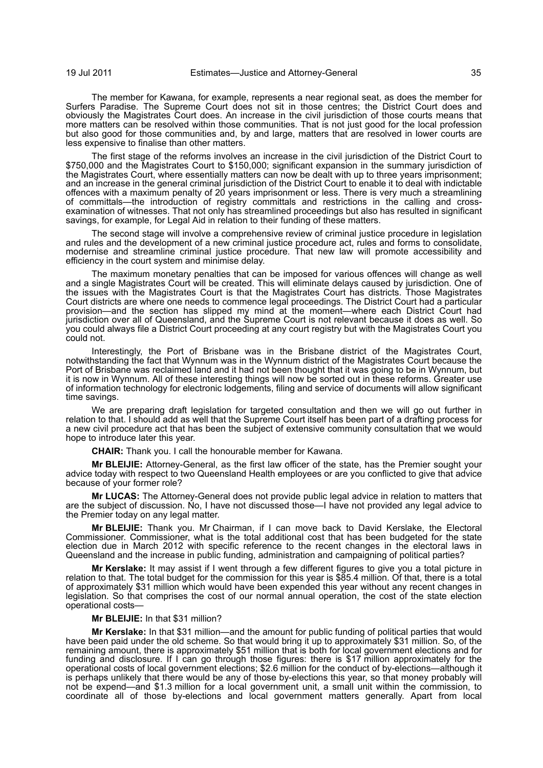The member for Kawana, for example, represents a near regional seat, as does the member for Surfers Paradise. The Supreme Court does not sit in those centres; the District Court does and obviously the Magistrates Court does. An increase in the civil jurisdiction of those courts means that more matters can be resolved within those communities. That is not just good for the local profession but also good for those communities and, by and large, matters that are resolved in lower courts are less expensive to finalise than other matters.

The first stage of the reforms involves an increase in the civil jurisdiction of the District Court to $750,000 and the Magistrates Court to $150,000; significant expansion in the summary jurisdiction of the Magistrates Court, where essentially matters can now be dealt with up to three years imprisonment; and an increase in the general criminal jurisdiction of the District Court to enable it to deal with indictable offences with a maximum penalty of 20 years imprisonment or less. There is very much a streamlining of committals—the introduction of registry committals and restrictions in the calling and cross-examination of witnesses. That not only has streamlined proceedings but also has resulted in significant savings, for example, for Legal Aid in relation to their funding of these matters.

The second stage will involve a comprehensive review of criminal justice procedure in legislation and rules and the development of a new criminal justice procedure act, rules and forms to consolidate, modernise and streamline criminal justice procedure. That new law will promote accessibility and efficiency in the court system and minimise delay.

The maximum monetary penalties that can be imposed for various offences will change as well and a single Magistrates Court will be created. This will eliminate delays caused by jurisdiction. One of the issues with the Magistrates Court is that the Magistrates Court has districts. Those Magistrates Court districts are where one needs to commence legal proceedings. The District Court had a particular provision—and the section has slipped my mind at the moment—where each District Court had jurisdiction over all of Queensland, and the Supreme Court is not relevant because it does as well. So you could always file a District Court proceeding at any court registry but with the Magistrates Court you could not.

Interestingly, the Port of Brisbane was in the Brisbane district of the Magistrates Court, notwithstanding the fact that Wynnum was in the Wynnum district of the Magistrates Court because the Port of Brisbane was reclaimed land and it had not been thought that it was going to be in Wynnum, but it is now in Wynnum. All of these interesting things will now be sorted out in these reforms. Greater use of information technology for electronic lodgements, filing and service of documents will allow significant time savings.

We are preparing draft legislation for targeted consultation and then we will go out further in relation to that. I should add as well that the Supreme Court itself has been part of a drafting process for a new civil procedure act that has been the subject of extensive community consultation that we would hope to introduce later this year.

**CHAIR:** Thank you. I call the honourable member for Kawana.

**Mr BLEIJIE:** Attorney-General, as the first law officer of the state, has the Premier sought your advice today with respect to two Queensland Health employees or are you conflicted to give that advice because of your former role?

**Mr LUCAS:** The Attorney-General does not provide public legal advice in relation to matters that are the subject of discussion. No, I have not discussed those—I have not provided any legal advice to the Premier today on any legal matter.

**Mr BLEIJIE:** Thank you. Mr Chairman, if I can move back to David Kerslake, the Electoral Commissioner. Commissioner, what is the total additional cost that has been budgeted for the state election due in March 2012 with specific reference to the recent changes in the electoral laws in Queensland and the increase in public funding, administration and campaigning of political parties?

**Mr Kerslake:** It may assist if I went through a few different figures to give you a total picture in relation to that. The total budget for the commission for this year is $85.4 million. Of that, there is a total of approximately $31 million which would have been expended this year without any recent changes in legislation. So that comprises the cost of our normal annual operation, the cost of the state election operational costs—

**Mr BLEIJIE:** In that $31 million?

**Mr Kerslake:** In that $31 million—and the amount for public funding of political parties that would have been paid under the old scheme. So that would bring it up to approximately $31 million. So, of the remaining amount, there is approximately $51 million that is both for local government elections and for funding and disclosure. If I can go through those figures: there is $17 million approximately for the operational costs of local government elections; $2.6 million for the conduct of by-elections—although it is perhaps unlikely that there would be any of those by-elections this year, so that money probably will not be expend—and $1.3 million for a local government unit, a small unit within the commission, to coordinate all of those by-elections and local government matters generally. Apart from local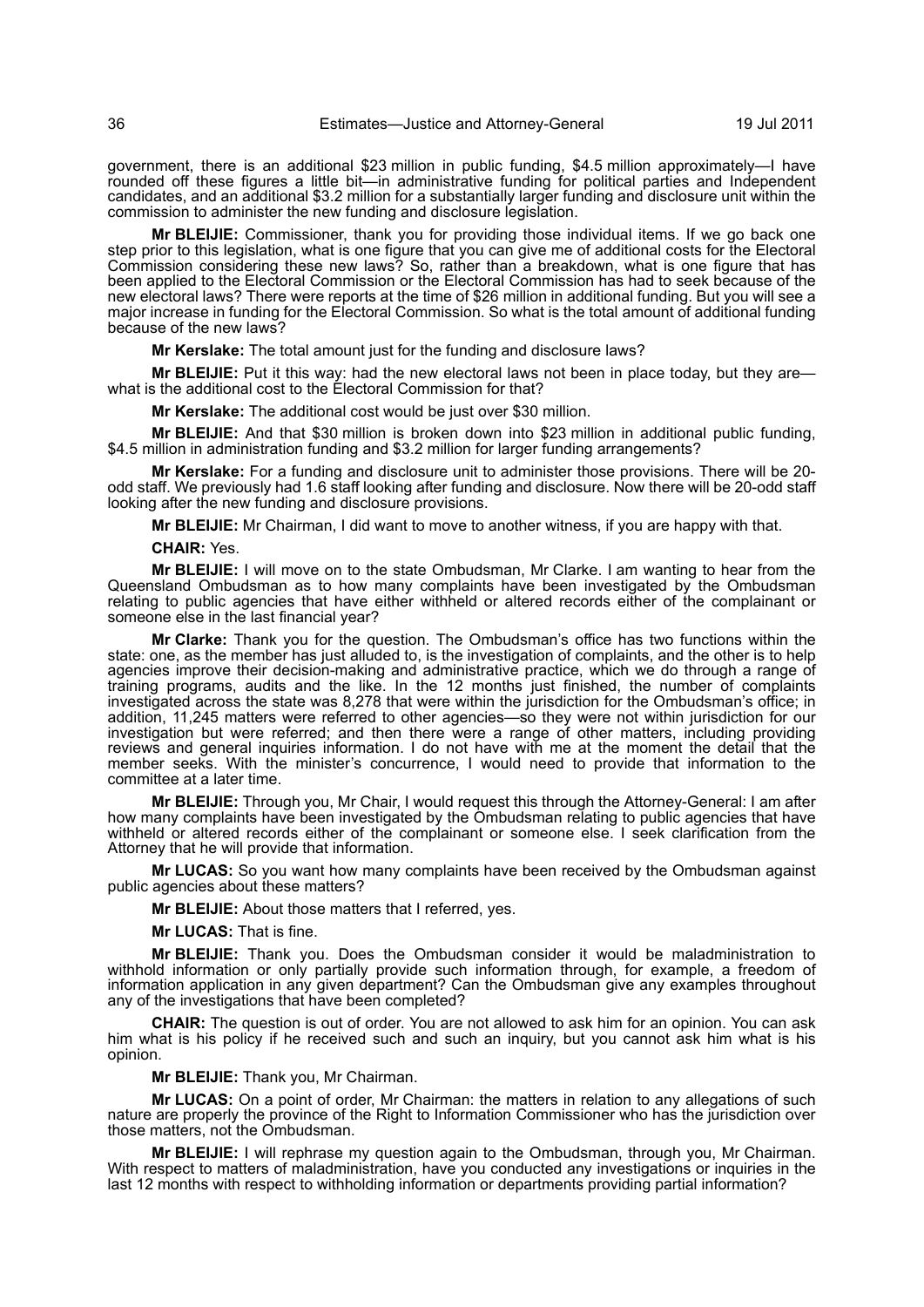government, there is an additional $23 million in public funding, $4.5 million approximately—I have rounded off these figures a little bit—in administrative funding for political parties and Independent candidates, and an additional $3.2 million for a substantially larger funding and disclosure unit within the commission to administer the new funding and disclosure legislation.

**Mr BLEIJIE:** Commissioner, thank you for providing those individual items. If we go back one step prior to this legislation, what is one figure that you can give me of additional costs for the Electoral Commission considering these new laws? So, rather than a breakdown, what is one figure that has been applied to the Electoral Commission or the Electoral Commission has had to seek because of the new electoral laws? There were reports at the time of $26 million in additional funding. But you will see a major increase in funding for the Electoral Commission. So what is the total amount of additional funding because of the new laws?

**Mr Kerslake:** The total amount just for the funding and disclosure laws?

**Mr BLEIJIE:** Put it this way: had the new electoral laws not been in place today, but they are—what is the additional cost to the Electoral Commission for that?

**Mr Kerslake:** The additional cost would be just over $30 million.

**Mr BLEIJIE:** And that $30 million is broken down into $23 million in additional public funding, $4.5 million in administration funding and $3.2 million for larger funding arrangements?

**Mr Kerslake:** For a funding and disclosure unit to administer those provisions. There will be 20-odd staff. We previously had 1.6 staff looking after funding and disclosure. Now there will be 20-odd staff looking after the new funding and disclosure provisions.

**Mr BLEIJIE:** Mr Chairman, I did want to move to another witness, if you are happy with that.

**CHAIR:** Yes.

**Mr BLEIJIE:** I will move on to the state Ombudsman, Mr Clarke. I am wanting to hear from the Queensland Ombudsman as to how many complaints have been investigated by the Ombudsman relating to public agencies that have either withheld or altered records either of the complainant or someone else in the last financial year?

**Mr Clarke:** Thank you for the question. The Ombudsman's office has two functions within the state: one, as the member has just alluded to, is the investigation of complaints, and the other is to help agencies improve their decision-making and administrative practice, which we do through a range of training programs, audits and the like. In the 12 months just finished, the number of complaints investigated across the state was 8,278 that were within the jurisdiction for the Ombudsman's office; in addition, 11,245 matters were referred to other agencies—so they were not within jurisdiction for our investigation but were referred; and then there were a range of other matters, including providing reviews and general inquiries information. I do not have with me at the moment the detail that the member seeks. With the minister's concurrence, I would need to provide that information to the committee at a later time.

**Mr BLEIJIE:** Through you, Mr Chair, I would request this through the Attorney-General: I am after how many complaints have been investigated by the Ombudsman relating to public agencies that have withheld or altered records either of the complainant or someone else. I seek clarification from the Attorney that he will provide that information.

**Mr LUCAS:** So you want how many complaints have been received by the Ombudsman against public agencies about these matters?

**Mr BLEIJIE:** About those matters that I referred, yes.

**Mr LUCAS:** That is fine.

**Mr BLEIJIE:** Thank you. Does the Ombudsman consider it would be maladministration to withhold information or only partially provide such information through, for example, a freedom of information application in any given department? Can the Ombudsman give any examples throughout any of the investigations that have been completed?

**CHAIR:** The question is out of order. You are not allowed to ask him for an opinion. You can ask him what is his policy if he received such and such an inquiry, but you cannot ask him what is his opinion.

**Mr BLEIJIE:** Thank you, Mr Chairman.

**Mr LUCAS:** On a point of order, Mr Chairman: the matters in relation to any allegations of such nature are properly the province of the Right to Information Commissioner who has the jurisdiction over those matters, not the Ombudsman.

**Mr BLEIJIE:** I will rephrase my question again to the Ombudsman, through you, Mr Chairman. With respect to matters of maladministration, have you conducted any investigations or inquiries in the last 12 months with respect to withholding information or departments providing partial information?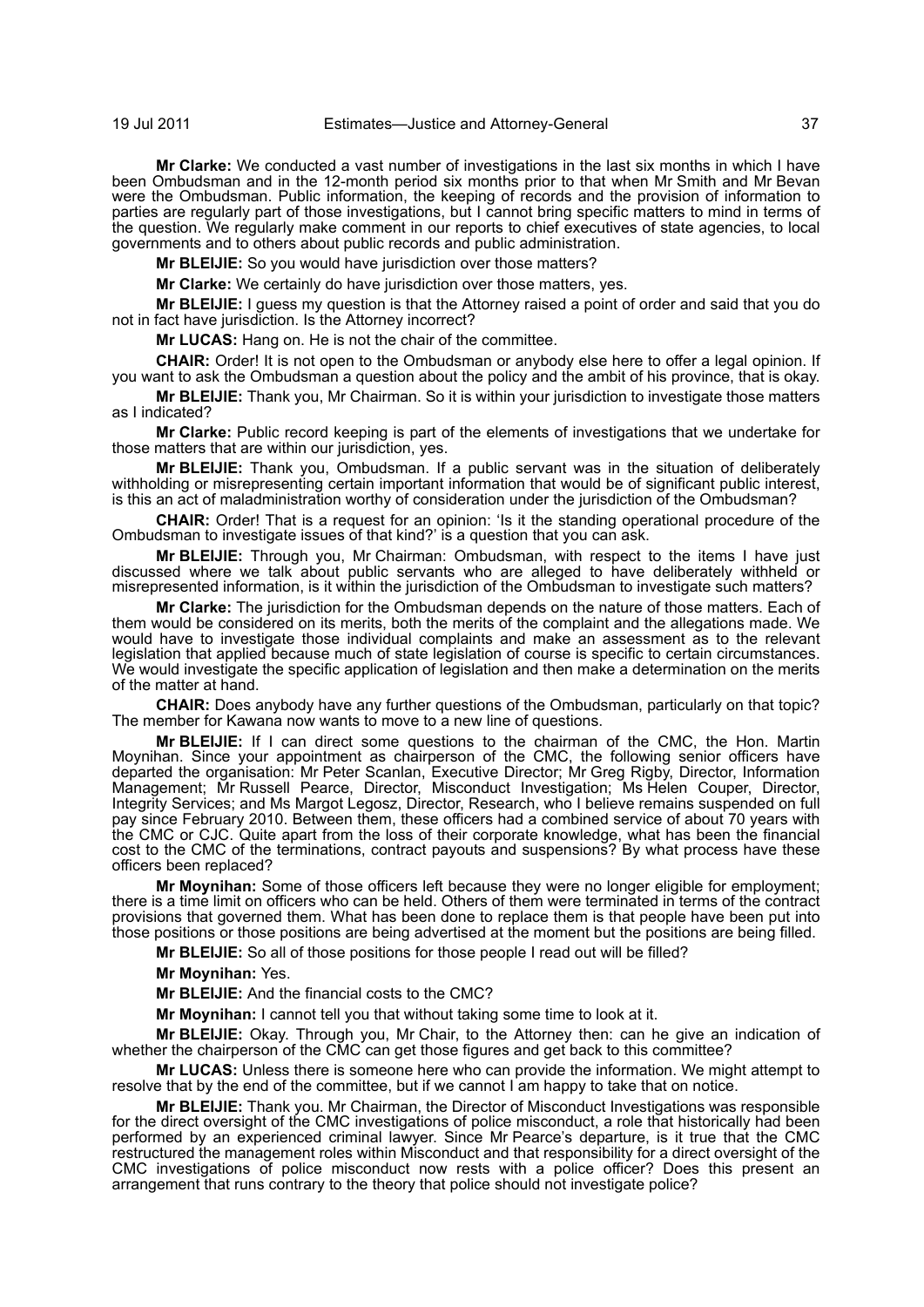**Mr Clarke:** We conducted a vast number of investigations in the last six months in which I have been Ombudsman and in the 12-month period six months prior to that when Mr Smith and Mr Bevan were the Ombudsman. Public information, the keeping of records and the provision of information to parties are regularly part of those investigations, but I cannot bring specific matters to mind in terms of the question. We regularly make comment in our reports to chief executives of state agencies, to local governments and to others about public records and public administration.

**Mr BLEIJIE:** So you would have jurisdiction over those matters?

**Mr Clarke:** We certainly do have jurisdiction over those matters, yes.

**Mr BLEIJIE:** I guess my question is that the Attorney raised a point of order and said that you do not in fact have jurisdiction. Is the Attorney incorrect?

**Mr LUCAS:** Hang on. He is not the chair of the committee.

**CHAIR:** Order! It is not open to the Ombudsman or anybody else here to offer a legal opinion. If you want to ask the Ombudsman a question about the policy and the ambit of his province, that is okay.

**Mr BLEIJIE:** Thank you, Mr Chairman. So it is within your jurisdiction to investigate those matters as I indicated?

**Mr Clarke:** Public record keeping is part of the elements of investigations that we undertake for those matters that are within our jurisdiction, yes.

**Mr BLEIJIE:** Thank you, Ombudsman. If a public servant was in the situation of deliberately withholding or misrepresenting certain important information that would be of significant public interest, is this an act of maladministration worthy of consideration under the jurisdiction of the Ombudsman?

**CHAIR:** Order! That is a request for an opinion: 'Is it the standing operational procedure of the Ombudsman to investigate issues of that kind?' is a question that you can ask.

**Mr BLEIJIE:** Through you, Mr Chairman: Ombudsman, with respect to the items I have just discussed where we talk about public servants who are alleged to have deliberately withheld or misrepresented information, is it within the jurisdiction of the Ombudsman to investigate such matters?

**Mr Clarke:** The jurisdiction for the Ombudsman depends on the nature of those matters. Each of them would be considered on its merits, both the merits of the complaint and the allegations made. We would have to investigate those individual complaints and make an assessment as to the relevant legislation that applied because much of state legislation of course is specific to certain circumstances. We would investigate the specific application of legislation and then make a determination on the merits of the matter at hand.

**CHAIR:** Does anybody have any further questions of the Ombudsman, particularly on that topic? The member for Kawana now wants to move to a new line of questions.

**Mr BLEIJIE:** If I can direct some questions to the chairman of the CMC, the Hon. Martin Moynihan. Since your appointment as chairperson of the CMC, the following senior officers have departed the organisation: Mr Peter Scanlan, Executive Director; Mr Greg Rigby, Director, Information Management; Mr Russell Pearce, Director, Misconduct Investigation; Ms Helen Couper, Director, Integrity Services; and Ms Margot Legosz, Director, Research, who I believe remains suspended on full pay since February 2010. Between them, these officers had a combined service of about 70 years with the CMC or CJC. Quite apart from the loss of their corporate knowledge, what has been the financial cost to the CMC of the terminations, contract payouts and suspensions? By what process have these officers been replaced?

**Mr Moynihan:** Some of those officers left because they were no longer eligible for employment; there is a time limit on officers who can be held. Others of them were terminated in terms of the contract provisions that governed them. What has been done to replace them is that people have been put into those positions or those positions are being advertised at the moment but the positions are being filled.

**Mr BLEIJIE:** So all of those positions for those people I read out will be filled?

**Mr Moynihan:** Yes.

**Mr BLEIJIE:** And the financial costs to the CMC?

**Mr Moynihan:** I cannot tell you that without taking some time to look at it.

**Mr BLEIJIE:** Okay. Through you, Mr Chair, to the Attorney then: can he give an indication of whether the chairperson of the CMC can get those figures and get back to this committee?

**Mr LUCAS:** Unless there is someone here who can provide the information. We might attempt to resolve that by the end of the committee, but if we cannot I am happy to take that on notice.

**Mr BLEIJIE:** Thank you. Mr Chairman, the Director of Misconduct Investigations was responsible for the direct oversight of the CMC investigations of police misconduct, a role that historically had been performed by an experienced criminal lawyer. Since Mr Pearce's departure, is it true that the CMC restructured the management roles within Misconduct and that responsibility for a direct oversight of the CMC investigations of police misconduct now rests with a police officer? Does this present an arrangement that runs contrary to the theory that police should not investigate police?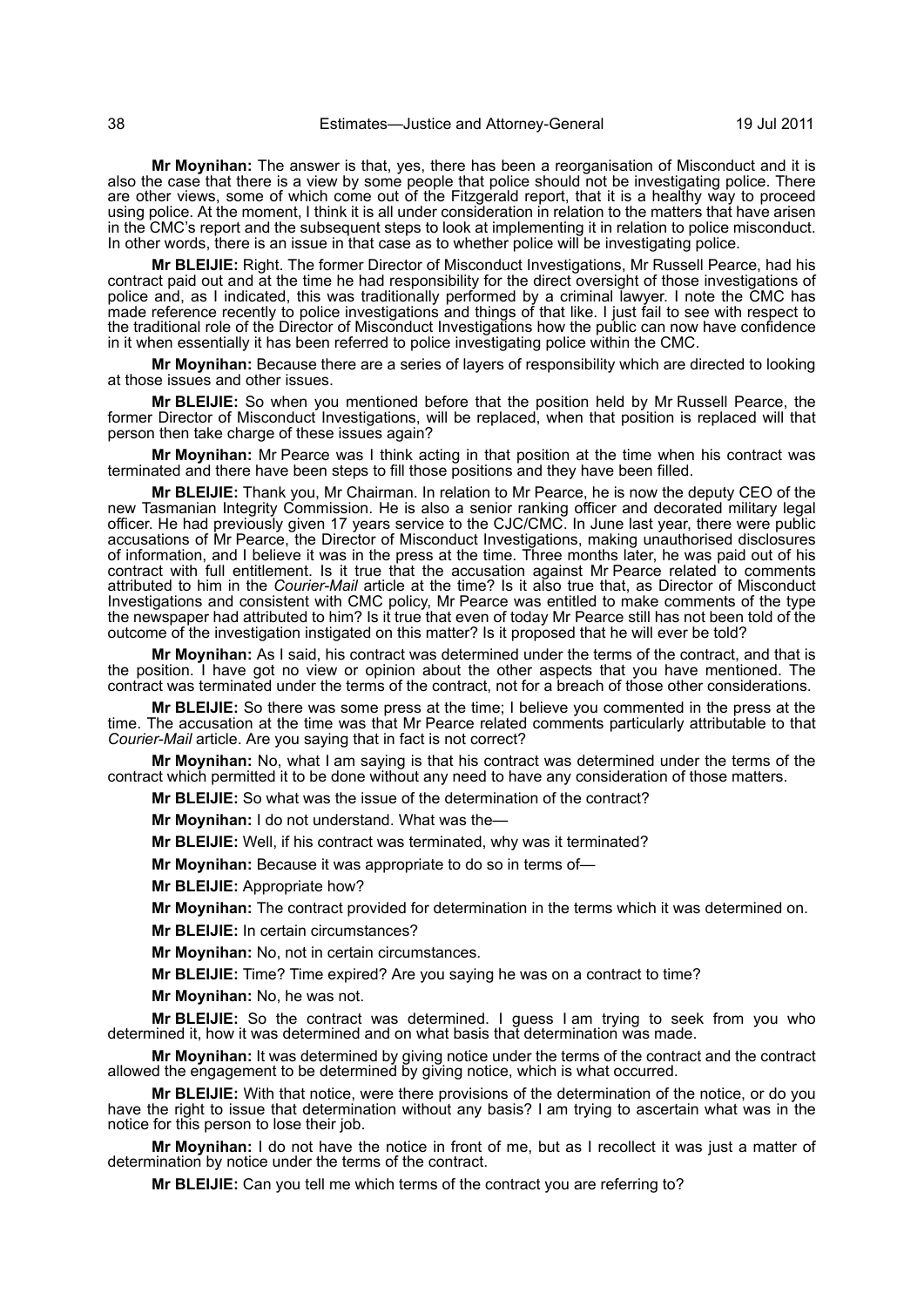**Mr Moynihan:** The answer is that, yes, there has been a reorganisation of Misconduct and it is also the case that there is a view by some people that police should not be investigating police. There are other views, some of which come out of the Fitzgerald report, that it is a healthy way to proceed using police. At the moment, I think it is all under consideration in relation to the matters that have arisen in the CMC's report and the subsequent steps to look at implementing it in relation to police misconduct. In other words, there is an issue in that case as to whether police will be investigating police.

**Mr BLEIJIE:** Right. The former Director of Misconduct Investigations, Mr Russell Pearce, had his contract paid out and at the time he had responsibility for the direct oversight of those investigations of police and, as I indicated, this was traditionally performed by a criminal lawyer. I note the CMC has made reference recently to police investigations and things of that like. I just fail to see with respect to the traditional role of the Director of Misconduct Investigations how the public can now have confidence in it when essentially it has been referred to police investigating police within the CMC.

**Mr Moynihan:** Because there are a series of layers of responsibility which are directed to looking at those issues and other issues.

**Mr BLEIJIE:** So when you mentioned before that the position held by Mr Russell Pearce, the former Director of Misconduct Investigations, will be replaced, when that position is replaced will that person then take charge of these issues again?

**Mr Moynihan:** Mr Pearce was I think acting in that position at the time when his contract was terminated and there have been steps to fill those positions and they have been filled.

**Mr BLEIJIE:** Thank you, Mr Chairman. In relation to Mr Pearce, he is now the deputy CEO of the new Tasmanian Integrity Commission. He is also a senior ranking officer and decorated military legal officer. He had previously given 17 years service to the CJC/CMC. In June last year, there were public accusations of Mr Pearce, the Director of Misconduct Investigations, making unauthorised disclosures of information, and I believe it was in the press at the time. Three months later, he was paid out of his contract with full entitlement. Is it true that the accusation against Mr Pearce related to comments attributed to him in the *Courier-Mail* article at the time? Is it also true that, as Director of Misconduct Investigations and consistent with CMC policy, Mr Pearce was entitled to make comments of the type the newspaper had attributed to him? Is it true that even of today Mr Pearce still has not been told of the outcome of the investigation instigated on this matter? Is it proposed that he will ever be told?

**Mr Moynihan:** As I said, his contract was determined under the terms of the contract, and that is the position. I have got no view or opinion about the other aspects that you have mentioned. The contract was terminated under the terms of the contract, not for a breach of those other considerations.

**Mr BLEIJIE:** So there was some press at the time; I believe you commented in the press at the time. The accusation at the time was that Mr Pearce related comments particularly attributable to that *Courier-Mail* article. Are you saying that in fact is not correct?

**Mr Moynihan:** No, what I am saying is that his contract was determined under the terms of the contract which permitted it to be done without any need to have any consideration of those matters.

**Mr BLEIJIE:** So what was the issue of the determination of the contract?

**Mr Moynihan:** I do not understand. What was the—

**Mr BLEIJIE:** Well, if his contract was terminated, why was it terminated?

**Mr Moynihan:** Because it was appropriate to do so in terms of—

**Mr BLEIJIE:** Appropriate how?

**Mr Moynihan:** The contract provided for determination in the terms which it was determined on.

**Mr BLEIJIE:** In certain circumstances?

**Mr Moynihan:** No, not in certain circumstances.

**Mr BLEIJIE:** Time? Time expired? Are you saying he was on a contract to time?

**Mr Moynihan:** No, he was not.

**Mr BLEIJIE:** So the contract was determined. I guess I am trying to seek from you who determined it, how it was determined and on what basis that determination was made.

**Mr Moynihan:** It was determined by giving notice under the terms of the contract and the contract allowed the engagement to be determined by giving notice, which is what occurred.

**Mr BLEIJIE:** With that notice, were there provisions of the determination of the notice, or do you have the right to issue that determination without any basis? I am trying to ascertain what was in the notice for this person to lose their job.

**Mr Moynihan:** I do not have the notice in front of me, but as I recollect it was just a matter of determination by notice under the terms of the contract.

**Mr BLEIJIE:** Can you tell me which terms of the contract you are referring to?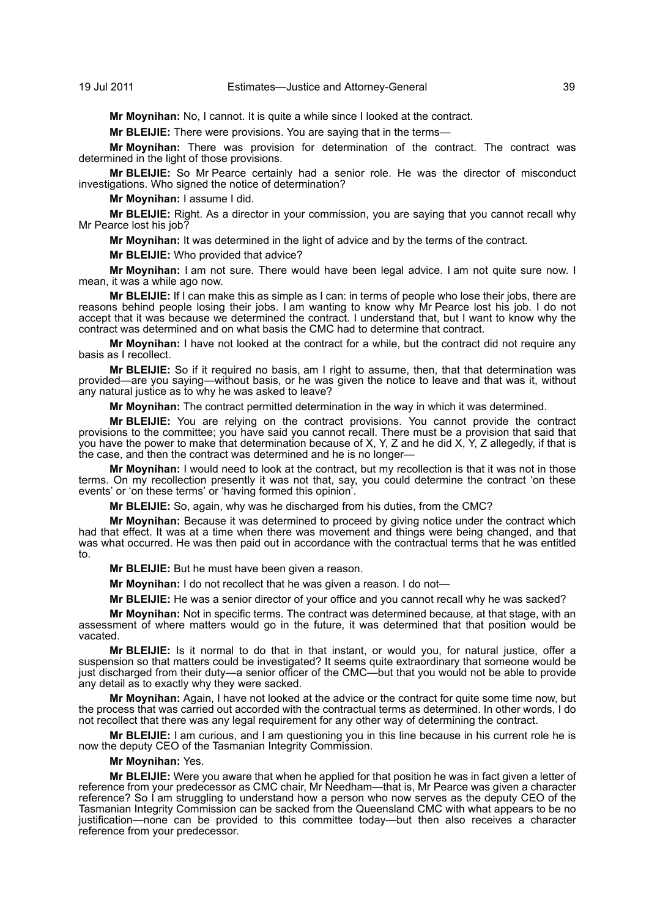**Mr Moynihan:** No, I cannot. It is quite a while since I looked at the contract.

**Mr BLEIJIE:** There were provisions. You are saying that in the terms—

**Mr Moynihan:** There was provision for determination of the contract. The contract was determined in the light of those provisions.

**Mr BLEIJIE:** So Mr Pearce certainly had a senior role. He was the director of misconduct investigations. Who signed the notice of determination?

**Mr Moynihan:** I assume I did.

**Mr BLEIJIE:** Right. As a director in your commission, you are saying that you cannot recall why Mr Pearce lost his job?

**Mr Moynihan:** It was determined in the light of advice and by the terms of the contract.

**Mr BLEIJIE:** Who provided that advice?

**Mr Moynihan:** I am not sure. There would have been legal advice. I am not quite sure now. I mean, it was a while ago now.

**Mr BLEIJIE:** If I can make this as simple as I can: in terms of people who lose their jobs, there are reasons behind people losing their jobs. I am wanting to know why Mr Pearce lost his job. I do not accept that it was because we determined the contract. I understand that, but I want to know why the contract was determined and on what basis the CMC had to determine that contract.

**Mr Moynihan:** I have not looked at the contract for a while, but the contract did not require any basis as I recollect.

**Mr BLEIJIE:** So if it required no basis, am I right to assume, then, that that determination was provided—are you saying—without basis, or he was given the notice to leave and that was it, without any natural justice as to why he was asked to leave?

**Mr Moynihan:** The contract permitted determination in the way in which it was determined.

**Mr BLEIJIE:** You are relying on the contract provisions. You cannot provide the contract provisions to the committee; you have said you cannot recall. There must be a provision that said that you have the power to make that determination because of X, Y, Z and he did X, Y, Z allegedly, if that is the case, and then the contract was determined and he is no longer—

**Mr Moynihan:** I would need to look at the contract, but my recollection is that it was not in those terms. On my recollection presently it was not that, say, you could determine the contract 'on these events' or 'on these terms' or 'having formed this opinion'.

**Mr BLEIJIE:** So, again, why was he discharged from his duties, from the CMC?

**Mr Moynihan:** Because it was determined to proceed by giving notice under the contract which had that effect. It was at a time when there was movement and things were being changed, and that was what occurred. He was then paid out in accordance with the contractual terms that he was entitled to.

**Mr BLEIJIE:** But he must have been given a reason.

**Mr Moynihan:** I do not recollect that he was given a reason. I do not—

**Mr BLEIJIE:** He was a senior director of your office and you cannot recall why he was sacked?

**Mr Moynihan:** Not in specific terms. The contract was determined because, at that stage, with an assessment of where matters would go in the future, it was determined that that position would be vacated.

**Mr BLEIJIE:** Is it normal to do that in that instant, or would you, for natural justice, offer a suspension so that matters could be investigated? It seems quite extraordinary that someone would be just discharged from their duty—a senior officer of the CMC—but that you would not be able to provide any detail as to exactly why they were sacked.

**Mr Moynihan:** Again, I have not looked at the advice or the contract for quite some time now, but the process that was carried out accorded with the contractual terms as determined. In other words, I do not recollect that there was any legal requirement for any other way of determining the contract.

**Mr BLEIJIE:** I am curious, and I am questioning you in this line because in his current role he is now the deputy CEO of the Tasmanian Integrity Commission.

**Mr Moynihan:** Yes.

**Mr BLEIJIE:** Were you aware that when he applied for that position he was in fact given a letter of reference from your predecessor as CMC chair, Mr Needham—that is, Mr Pearce was given a character reference? So I am struggling to understand how a person who now serves as the deputy CEO of the Tasmanian Integrity Commission can be sacked from the Queensland CMC with what appears to be no justification—none can be provided to this committee today—but then also receives a character reference from your predecessor.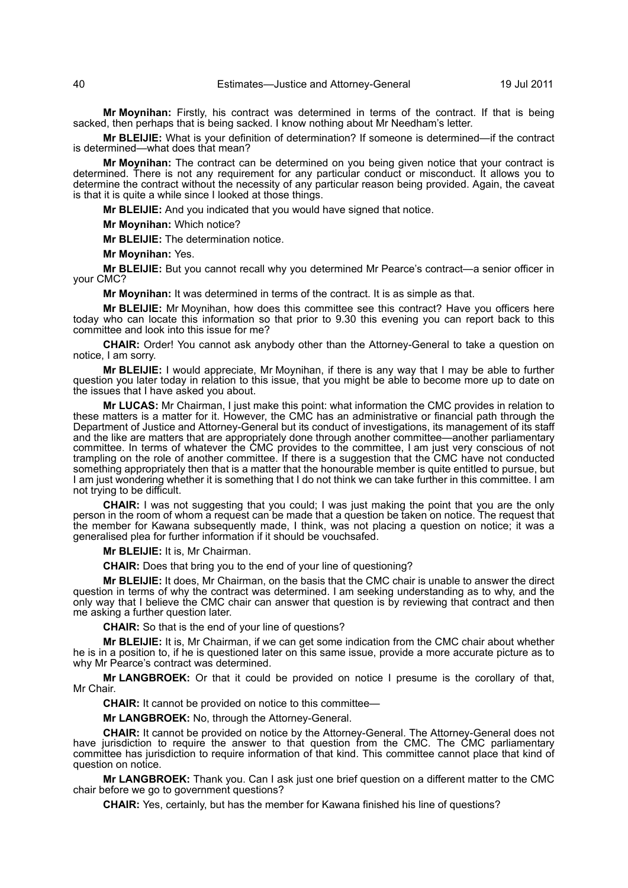**Mr Moynihan:** Firstly, his contract was determined in terms of the contract. If that is being sacked, then perhaps that is being sacked. I know nothing about Mr Needham's letter.

**Mr BLEIJIE:** What is your definition of determination? If someone is determined—if the contract is determined—what does that mean?

**Mr Moynihan:** The contract can be determined on you being given notice that your contract is determined. There is not any requirement for any particular conduct or misconduct. It allows you to determine the contract without the necessity of any particular reason being provided. Again, the caveat is that it is quite a while since I looked at those things.

**Mr BLEIJIE:** And you indicated that you would have signed that notice.

**Mr Moynihan:** Which notice?

**Mr BLEIJIE:** The determination notice.

**Mr Moynihan:** Yes.

**Mr BLEIJIE:** But you cannot recall why you determined Mr Pearce's contract—a senior officer in your CMC?

**Mr Moynihan:** It was determined in terms of the contract. It is as simple as that.

**Mr BLEIJIE:** Mr Moynihan, how does this committee see this contract? Have you officers here today who can locate this information so that prior to 9.30 this evening you can report back to this committee and look into this issue for me?

**CHAIR:** Order! You cannot ask anybody other than the Attorney-General to take a question on notice, I am sorry.

**Mr BLEIJIE:** I would appreciate, Mr Moynihan, if there is any way that I may be able to further question you later today in relation to this issue, that you might be able to become more up to date on the issues that I have asked you about.

**Mr LUCAS:** Mr Chairman, I just make this point: what information the CMC provides in relation to these matters is a matter for it. However, the CMC has an administrative or financial path through the Department of Justice and Attorney-General but its conduct of investigations, its management of its staff and the like are matters that are appropriately done through another committee—another parliamentary committee. In terms of whatever the CMC provides to the committee, I am just very conscious of not trampling on the role of another committee. If there is a suggestion that the CMC have not conducted something appropriately then that is a matter that the honourable member is quite entitled to pursue, but I am just wondering whether it is something that I do not think we can take further in this committee. I am not trying to be difficult.

**CHAIR:** I was not suggesting that you could; I was just making the point that you are the only person in the room of whom a request can be made that a question be taken on notice. The request that the member for Kawana subsequently made, I think, was not placing a question on notice; it was a generalised plea for further information if it should be vouchsafed.

**Mr BLEIJIE:** It is, Mr Chairman.

**CHAIR:** Does that bring you to the end of your line of questioning?

**Mr BLEIJIE:** It does, Mr Chairman, on the basis that the CMC chair is unable to answer the direct question in terms of why the contract was determined. I am seeking understanding as to why, and the only way that I believe the CMC chair can answer that question is by reviewing that contract and then me asking a further question later.

**CHAIR:** So that is the end of your line of questions?

**Mr BLEIJIE:** It is, Mr Chairman, if we can get some indication from the CMC chair about whether he is in a position to, if he is questioned later on this same issue, provide a more accurate picture as to why Mr Pearce's contract was determined.

**Mr LANGBROEK:** Or that it could be provided on notice I presume is the corollary of that, Mr Chair.

**CHAIR:** It cannot be provided on notice to this committee—

**Mr LANGBROEK:** No, through the Attorney-General.

**CHAIR:** It cannot be provided on notice by the Attorney-General. The Attorney-General does not have jurisdiction to require the answer to that question from the CMC. The CMC parliamentary committee has jurisdiction to require information of that kind. This committee cannot place that kind of question on notice.

**Mr LANGBROEK:** Thank you. Can I ask just one brief question on a different matter to the CMC chair before we go to government questions?

**CHAIR:** Yes, certainly, but has the member for Kawana finished his line of questions?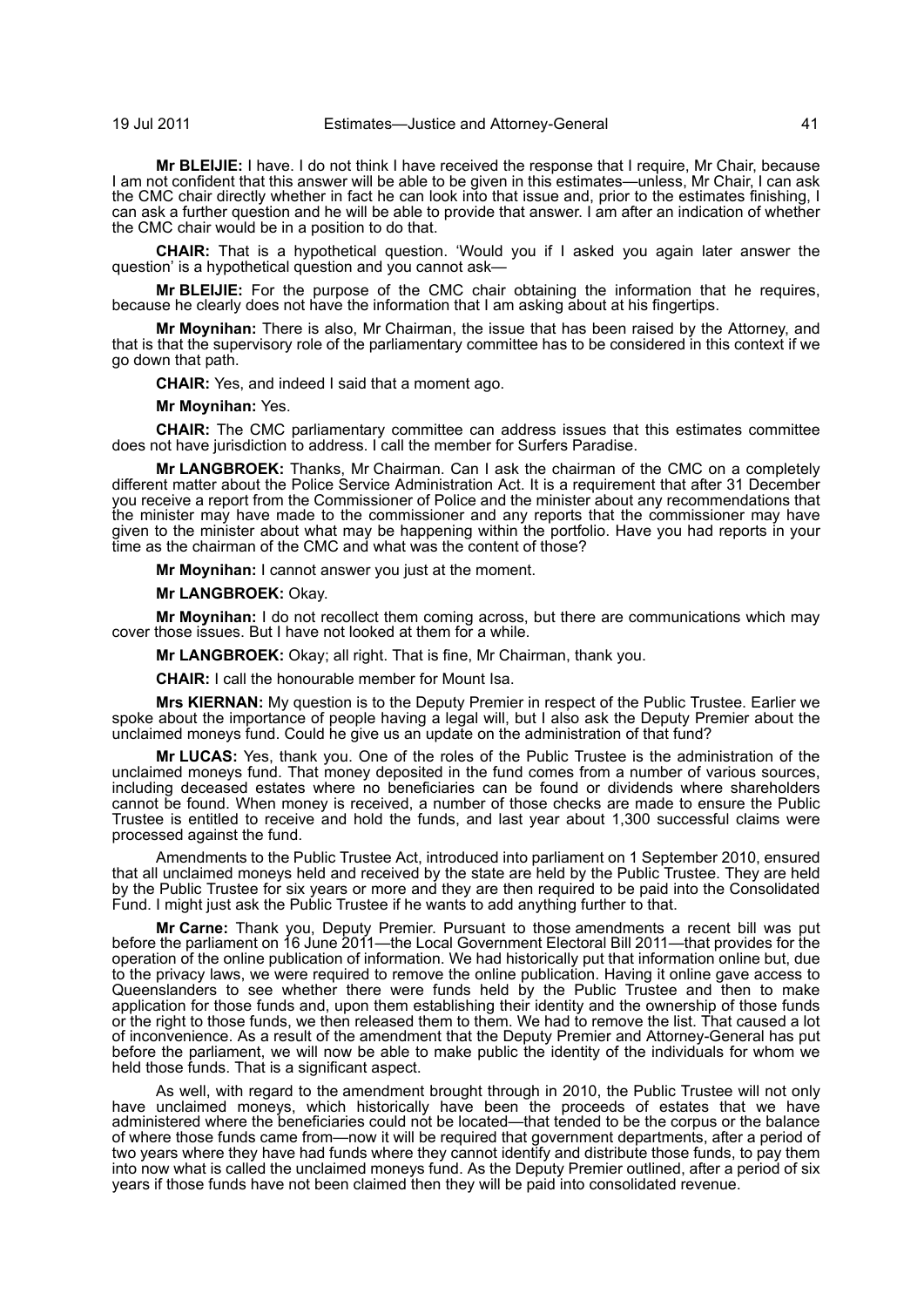**Mr BLEIJIE:** I have. I do not think I have received the response that I require, Mr Chair, because I am not confident that this answer will be able to be given in this estimates—unless, Mr Chair, I can ask the CMC chair directly whether in fact he can look into that issue and, prior to the estimates finishing, I can ask a further question and he will be able to provide that answer. I am after an indication of whether the CMC chair would be in a position to do that.

**CHAIR:** That is a hypothetical question. 'Would you if I asked you again later answer the question' is a hypothetical question and you cannot ask—

**Mr BLEIJIE:** For the purpose of the CMC chair obtaining the information that he requires, because he clearly does not have the information that I am asking about at his fingertips.

**Mr Moynihan:** There is also, Mr Chairman, the issue that has been raised by the Attorney, and that is that the supervisory role of the parliamentary committee has to be considered in this context if we go down that path.

**CHAIR:** Yes, and indeed I said that a moment ago.

**Mr Moynihan:** Yes.

**CHAIR:** The CMC parliamentary committee can address issues that this estimates committee does not have jurisdiction to address. I call the member for Surfers Paradise.

**Mr LANGBROEK:** Thanks, Mr Chairman. Can I ask the chairman of the CMC on a completely different matter about the Police Service Administration Act. It is a requirement that after 31 December you receive a report from the Commissioner of Police and the minister about any recommendations that the minister may have made to the commissioner and any reports that the commissioner may have given to the minister about what may be happening within the portfolio. Have you had reports in your time as the chairman of the CMC and what was the content of those?

**Mr Moynihan:** I cannot answer you just at the moment.

**Mr LANGBROEK:** Okay.

**Mr Moynihan:** I do not recollect them coming across, but there are communications which may cover those issues. But I have not looked at them for a while.

**Mr LANGBROEK:** Okay; all right. That is fine, Mr Chairman, thank you.

**CHAIR:** I call the honourable member for Mount Isa.

**Mrs KIERNAN:** My question is to the Deputy Premier in respect of the Public Trustee. Earlier we spoke about the importance of people having a legal will, but I also ask the Deputy Premier about the unclaimed moneys fund. Could he give us an update on the administration of that fund?

**Mr LUCAS:** Yes, thank you. One of the roles of the Public Trustee is the administration of the unclaimed moneys fund. That money deposited in the fund comes from a number of various sources, including deceased estates where no beneficiaries can be found or dividends where shareholders cannot be found. When money is received, a number of those checks are made to ensure the Public Trustee is entitled to receive and hold the funds, and last year about 1,300 successful claims were processed against the fund.

Amendments to the Public Trustee Act, introduced into parliament on 1 September 2010, ensured that all unclaimed moneys held and received by the state are held by the Public Trustee. They are held by the Public Trustee for six years or more and they are then required to be paid into the Consolidated Fund. I might just ask the Public Trustee if he wants to add anything further to that.

**Mr Carne:** Thank you, Deputy Premier. Pursuant to those amendments a recent bill was put before the parliament on 16 June 2011—the Local Government Electoral Bill 2011—that provides for the operation of the online publication of information. We had historically put that information online but, due to the privacy laws, we were required to remove the online publication. Having it online gave access to Queenslanders to see whether there were funds held by the Public Trustee and then to make application for those funds and, upon them establishing their identity and the ownership of those funds or the right to those funds, we then released them to them. We had to remove the list. That caused a lot of inconvenience. As a result of the amendment that the Deputy Premier and Attorney-General has put before the parliament, we will now be able to make public the identity of the individuals for whom we held those funds. That is a significant aspect.

As well, with regard to the amendment brought through in 2010, the Public Trustee will not only have unclaimed moneys, which historically have been the proceeds of estates that we have administered where the beneficiaries could not be located—that tended to be the corpus or the balance of where those funds came from—now it will be required that government departments, after a period of two years where they have had funds where they cannot identify and distribute those funds, to pay them into now what is called the unclaimed moneys fund. As the Deputy Premier outlined, after a period of six years if those funds have not been claimed then they will be paid into consolidated revenue.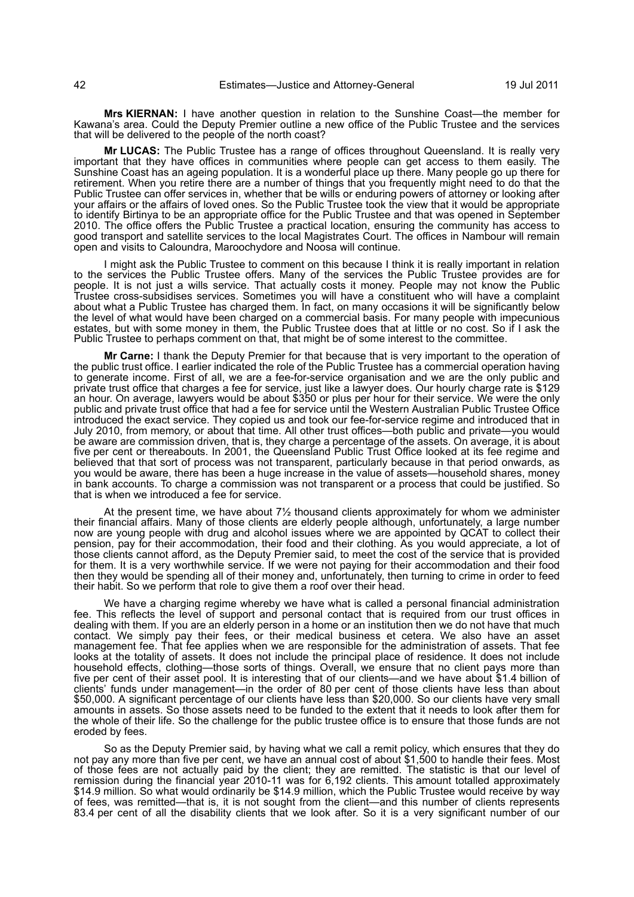**Mrs KIERNAN:** I have another question in relation to the Sunshine Coast—the member for Kawana's area. Could the Deputy Premier outline a new office of the Public Trustee and the services that will be delivered to the people of the north coast?

**Mr LUCAS:** The Public Trustee has a range of offices throughout Queensland. It is really very important that they have offices in communities where people can get access to them easily. The Sunshine Coast has an ageing population. It is a wonderful place up there. Many people go up there for retirement. When you retire there are a number of things that you frequently might need to do that the Public Trustee can offer services in, whether that be wills or enduring powers of attorney or looking after your affairs or the affairs of loved ones. So the Public Trustee took the view that it would be appropriate to identify Birtinya to be an appropriate office for the Public Trustee and that was opened in September 2010. The office offers the Public Trustee a practical location, ensuring the community has access to good transport and satellite services to the local Magistrates Court. The offices in Nambour will remain open and visits to Caloundra, Maroochydore and Noosa will continue.

I might ask the Public Trustee to comment on this because I think it is really important in relation to the services the Public Trustee offers. Many of the services the Public Trustee provides are for people. It is not just a wills service. That actually costs it money. People may not know the Public Trustee cross-subsidises services. Sometimes you will have a constituent who will have a complaint about what a Public Trustee has charged them. In fact, on many occasions it will be significantly below the level of what would have been charged on a commercial basis. For many people with impecunious estates, but with some money in them, the Public Trustee does that at little or no cost. So if I ask the Public Trustee to perhaps comment on that, that might be of some interest to the committee.

**Mr Carne:** I thank the Deputy Premier for that because that is very important to the operation of the public trust office. I earlier indicated the role of the Public Trustee has a commercial operation having to generate income. First of all, we are a fee-for-service organisation and we are the only public and private trust office that charges a fee for service, just like a lawyer does. Our hourly charge rate is $129 an hour. On average, lawyers would be about $350 or plus per hour for their service. We were the only public and private trust office that had a fee for service until the Western Australian Public Trustee Office introduced the exact service. They copied us and took our fee-for-service regime and introduced that in July 2010, from memory, or about that time. All other trust offices—both public and private—you would be aware are commission driven, that is, they charge a percentage of the assets. On average, it is about five per cent or thereabouts. In 2001, the Queensland Public Trust Office looked at its fee regime and believed that that sort of process was not transparent, particularly because in that period onwards, as you would be aware, there has been a huge increase in the value of assets—household shares, money in bank accounts. To charge a commission was not transparent or a process that could be justified. So that is when we introduced a fee for service.

At the present time, we have about 7½ thousand clients approximately for whom we administer their financial affairs. Many of those clients are elderly people although, unfortunately, a large number now are young people with drug and alcohol issues where we are appointed by QCAT to collect their pension, pay for their accommodation, their food and their clothing. As you would appreciate, a lot of those clients cannot afford, as the Deputy Premier said, to meet the cost of the service that is provided for them. It is a very worthwhile service. If we were not paying for their accommodation and their food then they would be spending all of their money and, unfortunately, then turning to crime in order to feed their habit. So we perform that role to give them a roof over their head.

We have a charging regime whereby we have what is called a personal financial administration fee. This reflects the level of support and personal contact that is required from our trust offices in dealing with them. If you are an elderly person in a home or an institution then we do not have that much contact. We simply pay their fees, or their medical business et cetera. We also have an asset management fee. That fee applies when we are responsible for the administration of assets. That fee looks at the totality of assets. It does not include the principal place of residence. It does not include household effects, clothing—those sorts of things. Overall, we ensure that no client pays more than five per cent of their asset pool. It is interesting that of our clients—and we have about $1.4 billion of clients' funds under management—in the order of 80 per cent of those clients have less than about $50,000. A significant percentage of our clients have less than $20,000. So our clients have very small amounts in assets. So those assets need to be funded to the extent that it needs to look after them for the whole of their life. So the challenge for the public trustee office is to ensure that those funds are not eroded by fees.

So as the Deputy Premier said, by having what we call a remit policy, which ensures that they do not pay any more than five per cent, we have an annual cost of about $1,500 to handle their fees. Most of those fees are not actually paid by the client; they are remitted. The statistic is that our level of remission during the financial year 2010-11 was for 6,192 clients. This amount totalled approximately $14.9 million. So what would ordinarily be $14.9 million, which the Public Trustee would receive by way of fees, was remitted—that is, it is not sought from the client—and this number of clients represents 83.4 per cent of all the disability clients that we look after. So it is a very significant number of our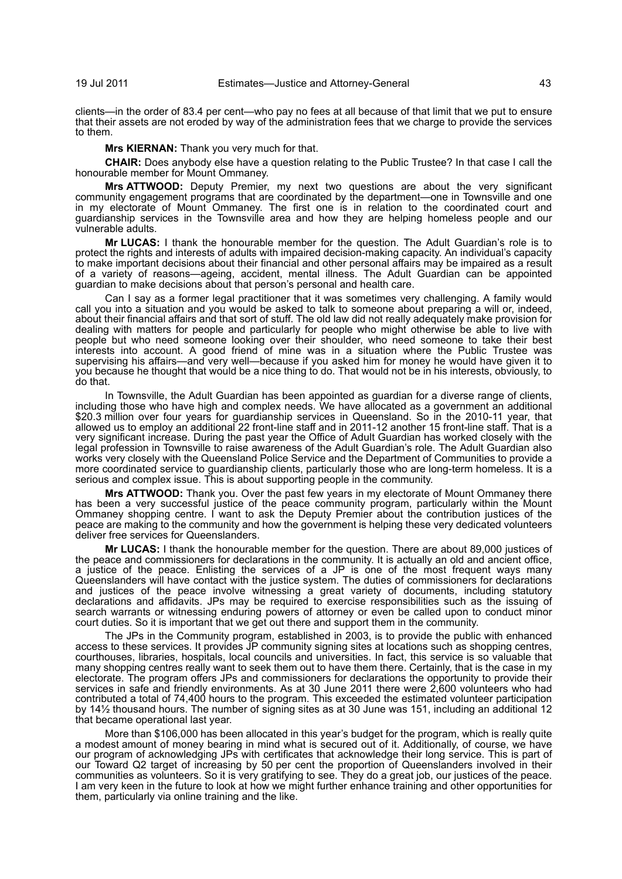clients—in the order of 83.4 per cent—who pay no fees at all because of that limit that we put to ensure that their assets are not eroded by way of the administration fees that we charge to provide the services to them.

**Mrs KIERNAN:** Thank you very much for that.

**CHAIR:** Does anybody else have a question relating to the Public Trustee? In that case I call the honourable member for Mount Ommaney.

**Mrs ATTWOOD:** Deputy Premier, my next two questions are about the very significant community engagement programs that are coordinated by the department—one in Townsville and one in my electorate of Mount Ommaney. The first one is in relation to the coordinated court and guardianship services in the Townsville area and how they are helping homeless people and our vulnerable adults.

**Mr LUCAS:** I thank the honourable member for the question. The Adult Guardian's role is to protect the rights and interests of adults with impaired decision-making capacity. An individual's capacity to make important decisions about their financial and other personal affairs may be impaired as a result of a variety of reasons—ageing, accident, mental illness. The Adult Guardian can be appointed guardian to make decisions about that person's personal and health care.

Can I say as a former legal practitioner that it was sometimes very challenging. A family would call you into a situation and you would be asked to talk to someone about preparing a will or, indeed, about their financial affairs and that sort of stuff. The old law did not really adequately make provision for dealing with matters for people and particularly for people who might otherwise be able to live with people but who need someone looking over their shoulder, who need someone to take their best interests into account. A good friend of mine was in a situation where the Public Trustee was supervising his affairs—and very well—because if you asked him for money he would have given it to you because he thought that would be a nice thing to do. That would not be in his interests, obviously, to do that.

In Townsville, the Adult Guardian has been appointed as guardian for a diverse range of clients, including those who have high and complex needs. We have allocated as a government an additional $20.3 million over four years for guardianship services in Queensland. So in the 2010-11 year, that allowed us to employ an additional 22 front-line staff and in 2011-12 another 15 front-line staff. That is a very significant increase. During the past year the Office of Adult Guardian has worked closely with the legal profession in Townsville to raise awareness of the Adult Guardian's role. The Adult Guardian also works very closely with the Queensland Police Service and the Department of Communities to provide a more coordinated service to guardianship clients, particularly those who are long-term homeless. It is a serious and complex issue. This is about supporting people in the community.

**Mrs ATTWOOD:** Thank you. Over the past few years in my electorate of Mount Ommaney there has been a very successful justice of the peace community program, particularly within the Mount Ommaney shopping centre. I want to ask the Deputy Premier about the contribution justices of the peace are making to the community and how the government is helping these very dedicated volunteers deliver free services for Queenslanders.

**Mr LUCAS:** I thank the honourable member for the question. There are about 89,000 justices of the peace and commissioners for declarations in the community. It is actually an old and ancient office, a justice of the peace. Enlisting the services of a JP is one of the most frequent ways many Queenslanders will have contact with the justice system. The duties of commissioners for declarations and justices of the peace involve witnessing a great variety of documents, including statutory declarations and affidavits. JPs may be required to exercise responsibilities such as the issuing of search warrants or witnessing enduring powers of attorney or even be called upon to conduct minor court duties. So it is important that we get out there and support them in the community.

The JPs in the Community program, established in 2003, is to provide the public with enhanced access to these services. It provides JP community signing sites at locations such as shopping centres, courthouses, libraries, hospitals, local councils and universities. In fact, this service is so valuable that many shopping centres really want to seek them out to have them there. Certainly, that is the case in my electorate. The program offers JPs and commissioners for declarations the opportunity to provide their services in safe and friendly environments. As at 30 June 2011 there were 2,600 volunteers who had contributed a total of 74,400 hours to the program. This exceeded the estimated volunteer participation by 14½ thousand hours. The number of signing sites as at 30 June was 151, including an additional 12 that became operational last year.

More than $106,000 has been allocated in this year's budget for the program, which is really quite a modest amount of money bearing in mind what is secured out of it. Additionally, of course, we have our program of acknowledging JPs with certificates that acknowledge their long service. This is part of our Toward Q2 target of increasing by 50 per cent the proportion of Queenslanders involved in their communities as volunteers. So it is very gratifying to see. They do a great job, our justices of the peace. I am very keen in the future to look at how we might further enhance training and other opportunities for them, particularly via online training and the like.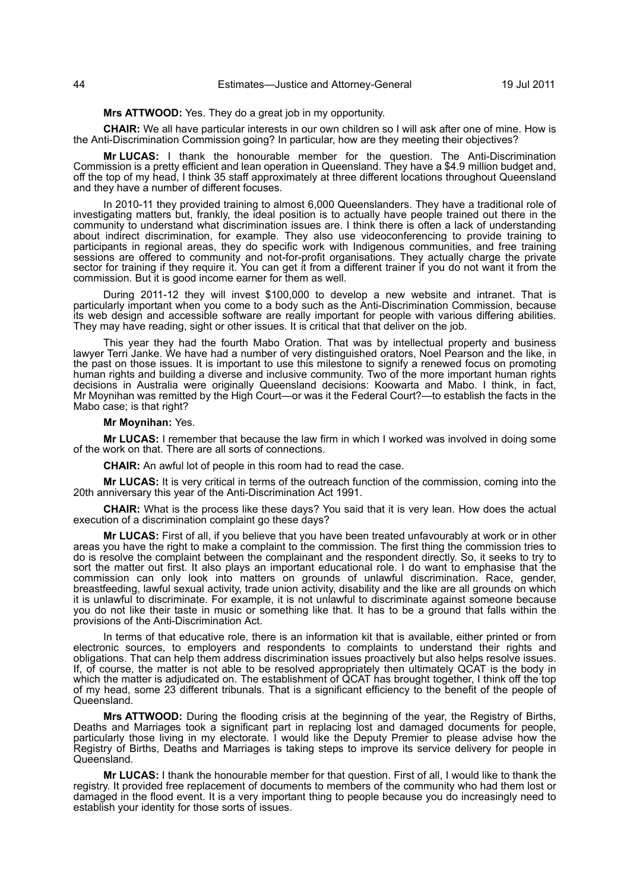**Mrs ATTWOOD:** Yes. They do a great job in my opportunity.

**CHAIR:** We all have particular interests in our own children so I will ask after one of mine. How is the Anti-Discrimination Commission going? In particular, how are they meeting their objectives?

**Mr LUCAS:** I thank the honourable member for the question. The Anti-Discrimination Commission is a pretty efficient and lean operation in Queensland. They have a $4.9 million budget and, off the top of my head, I think 35 staff approximately at three different locations throughout Queensland and they have a number of different focuses.

In 2010-11 they provided training to almost 6,000 Queenslanders. They have a traditional role of investigating matters but, frankly, the ideal position is to actually have people trained out there in the community to understand what discrimination issues are. I think there is often a lack of understanding about indirect discrimination, for example. They also use videoconferencing to provide training to participants in regional areas, they do specific work with Indigenous communities, and free training sessions are offered to community and not-for-profit organisations. They actually charge the private sector for training if they require it. You can get it from a different trainer if you do not want it from the commission. But it is good income earner for them as well.

During 2011-12 they will invest $100,000 to develop a new website and intranet. That is particularly important when you come to a body such as the Anti-Discrimination Commission, because its web design and accessible software are really important for people with various differing abilities. They may have reading, sight or other issues. It is critical that that deliver on the job.

This year they had the fourth Mabo Oration. That was by intellectual property and business lawyer Terri Janke. We have had a number of very distinguished orators, Noel Pearson and the like, in the past on those issues. It is important to use this milestone to signify a renewed focus on promoting human rights and building a diverse and inclusive community. Two of the more important human rights decisions in Australia were originally Queensland decisions: Koowarta and Mabo. I think, in fact, Mr Moynihan was remitted by the High Court—or was it the Federal Court?—to establish the facts in the Mabo case; is that right?

**Mr Moynihan:** Yes.

**Mr LUCAS:** I remember that because the law firm in which I worked was involved in doing some of the work on that. There are all sorts of connections.

**CHAIR:** An awful lot of people in this room had to read the case.

**Mr LUCAS:** It is very critical in terms of the outreach function of the commission, coming into the 20th anniversary this year of the Anti-Discrimination Act 1991.

**CHAIR:** What is the process like these days? You said that it is very lean. How does the actual execution of a discrimination complaint go these days?

**Mr LUCAS:** First of all, if you believe that you have been treated unfavourably at work or in other areas you have the right to make a complaint to the commission. The first thing the commission tries to do is resolve the complaint between the complainant and the respondent directly. So, it seeks to try to sort the matter out first. It also plays an important educational role. I do want to emphasise that the commission can only look into matters on grounds of unlawful discrimination. Race, gender, breastfeeding, lawful sexual activity, trade union activity, disability and the like are all grounds on which it is unlawful to discriminate. For example, it is not unlawful to discriminate against someone because you do not like their taste in music or something like that. It has to be a ground that falls within the provisions of the Anti-Discrimination Act.

In terms of that educative role, there is an information kit that is available, either printed or from electronic sources, to employers and respondents to complaints to understand their rights and obligations. That can help them address discrimination issues proactively but also helps resolve issues. If, of course, the matter is not able to be resolved appropriately then ultimately QCAT is the body in which the matter is adjudicated on. The establishment of QCAT has brought together, I think off the top of my head, some 23 different tribunals. That is a significant efficiency to the benefit of the people of Queensland.

**Mrs ATTWOOD:** During the flooding crisis at the beginning of the year, the Registry of Births, Deaths and Marriages took a significant part in replacing lost and damaged documents for people, particularly those living in my electorate. I would like the Deputy Premier to please advise how the Registry of Births, Deaths and Marriages is taking steps to improve its service delivery for people in Queensland.

**Mr LUCAS:** I thank the honourable member for that question. First of all, I would like to thank the registry. It provided free replacement of documents to members of the community who had them lost or damaged in the flood event. It is a very important thing to people because you do increasingly need to establish your identity for those sorts of issues.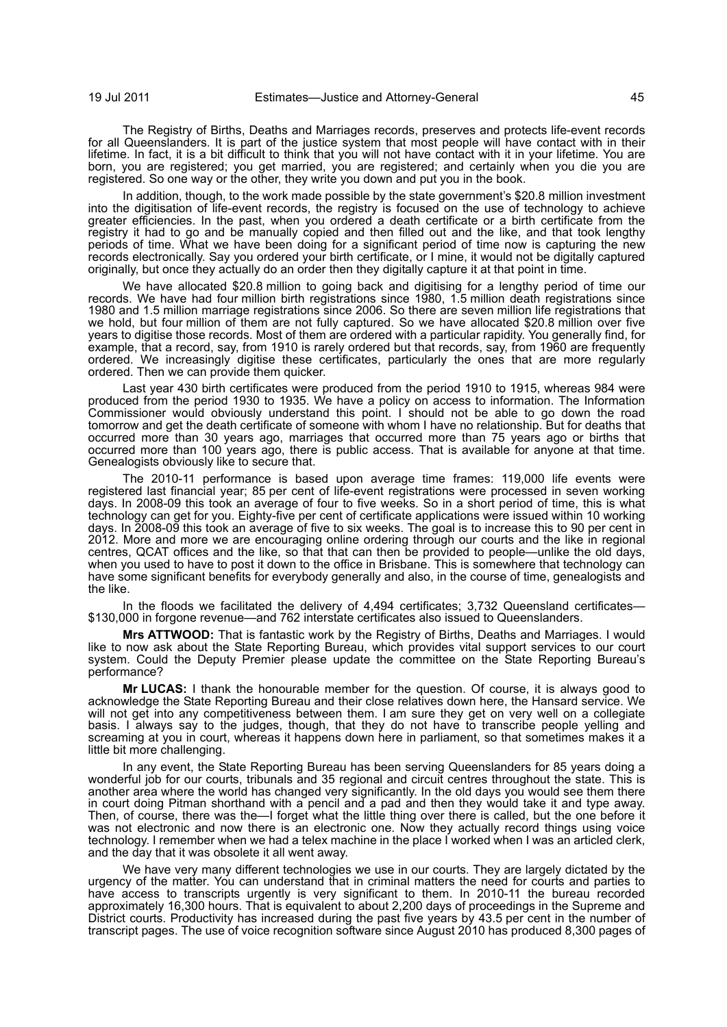The Registry of Births, Deaths and Marriages records, preserves and protects life-event records for all Queenslanders. It is part of the justice system that most people will have contact with in their lifetime. In fact, it is a bit difficult to think that you will not have contact with it in your lifetime. You are born, you are registered; you get married, you are registered; and certainly when you die you are registered. So one way or the other, they write you down and put you in the book.

In addition, though, to the work made possible by the state government's $20.8 million investment into the digitisation of life-event records, the registry is focused on the use of technology to achieve greater efficiencies. In the past, when you ordered a death certificate or a birth certificate from the registry it had to go and be manually copied and then filled out and the like, and that took lengthy periods of time. What we have been doing for a significant period of time now is capturing the new records electronically. Say you ordered your birth certificate, or I mine, it would not be digitally captured originally, but once they actually do an order then they digitally capture it at that point in time.

We have allocated $20.8 million to going back and digitising for a lengthy period of time our records. We have had four million birth registrations since 1980, 1.5 million death registrations since 1980 and 1.5 million marriage registrations since 2006. So there are seven million life registrations that we hold, but four million of them are not fully captured. So we have allocated $20.8 million over five years to digitise those records. Most of them are ordered with a particular rapidity. You generally find, for example, that a record, say, from 1910 is rarely ordered but that records, say, from 1960 are frequently ordered. We increasingly digitise these certificates, particularly the ones that are more regularly ordered. Then we can provide them quicker.

Last year 430 birth certificates were produced from the period 1910 to 1915, whereas 984 were produced from the period 1930 to 1935. We have a policy on access to information. The Information Commissioner would obviously understand this point. I should not be able to go down the road tomorrow and get the death certificate of someone with whom I have no relationship. But for deaths that occurred more than 30 years ago, marriages that occurred more than 75 years ago or births that occurred more than 100 years ago, there is public access. That is available for anyone at that time. Genealogists obviously like to secure that.

The 2010-11 performance is based upon average time frames: 119,000 life events were registered last financial year; 85 per cent of life-event registrations were processed in seven working days. In 2008-09 this took an average of four to five weeks. So in a short period of time, this is what technology can get for you. Eighty-five per cent of certificate applications were issued within 10 working days. In 2008-09 this took an average of five to six weeks. The goal is to increase this to 90 per cent in 2012. More and more we are encouraging online ordering through our courts and the like in regional centres, QCAT offices and the like, so that that can then be provided to people—unlike the old days, when you used to have to post it down to the office in Brisbane. This is somewhere that technology can have some significant benefits for everybody generally and also, in the course of time, genealogists and the like.

In the floods we facilitated the delivery of 4,494 certificates; 3,732 Queensland certificates—$130,000 in forgone revenue—and 762 interstate certificates also issued to Queenslanders.

**Mrs ATTWOOD:** That is fantastic work by the Registry of Births, Deaths and Marriages. I would like to now ask about the State Reporting Bureau, which provides vital support services to our court system. Could the Deputy Premier please update the committee on the State Reporting Bureau's performance?

**Mr LUCAS:** I thank the honourable member for the question. Of course, it is always good to acknowledge the State Reporting Bureau and their close relatives down here, the Hansard service. We will not get into any competitiveness between them. I am sure they get on very well on a collegiate basis. I always say to the judges, though, that they do not have to transcribe people yelling and screaming at you in court, whereas it happens down here in parliament, so that sometimes makes it a little bit more challenging.

In any event, the State Reporting Bureau has been serving Queenslanders for 85 years doing a wonderful job for our courts, tribunals and 35 regional and circuit centres throughout the state. This is another area where the world has changed very significantly. In the old days you would see them there in court doing Pitman shorthand with a pencil and a pad and then they would take it and type away. Then, of course, there was the—I forget what the little thing over there is called, but the one before it was not electronic and now there is an electronic one. Now they actually record things using voice technology. I remember when we had a telex machine in the place I worked when I was an articled clerk, and the day that it was obsolete it all went away.

We have very many different technologies we use in our courts. They are largely dictated by the urgency of the matter. You can understand that in criminal matters the need for courts and parties to have access to transcripts urgently is very significant to them. In 2010-11 the bureau recorded approximately 16,300 hours. That is equivalent to about 2,200 days of proceedings in the Supreme and District courts. Productivity has increased during the past five years by 43.5 per cent in the number of transcript pages. The use of voice recognition software since August 2010 has produced 8,300 pages of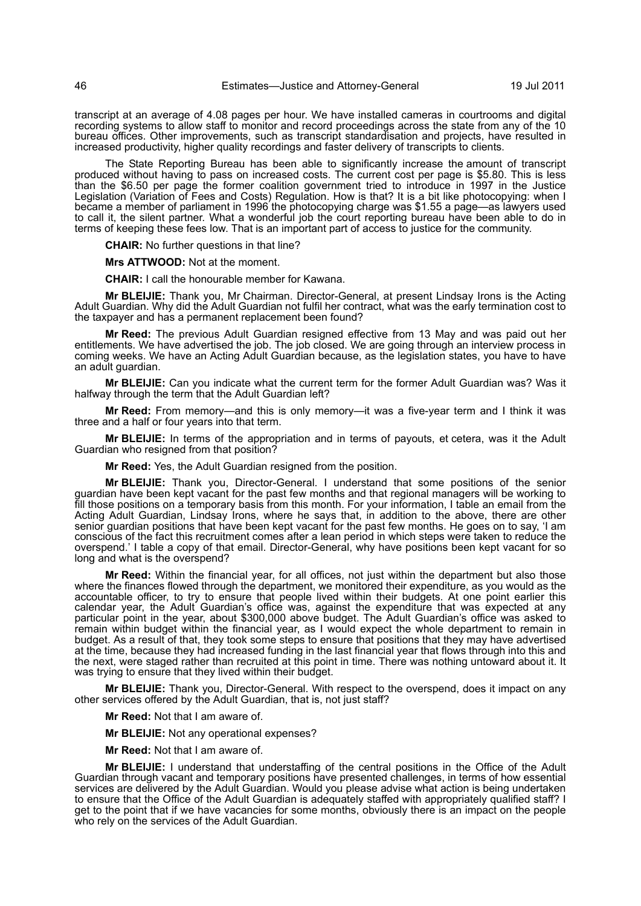transcript at an average of 4.08 pages per hour. We have installed cameras in courtrooms and digital recording systems to allow staff to monitor and record proceedings across the state from any of the 10 bureau offices. Other improvements, such as transcript standardisation and projects, have resulted in increased productivity, higher quality recordings and faster delivery of transcripts to clients.

The State Reporting Bureau has been able to significantly increase the amount of transcript produced without having to pass on increased costs. The current cost per page is $5.80. This is less than the $6.50 per page the former coalition government tried to introduce in 1997 in the Justice Legislation (Variation of Fees and Costs) Regulation. How is that? It is a bit like photocopying: when I became a member of parliament in 1996 the photocopying charge was $1.55 a page—as lawyers used to call it, the silent partner. What a wonderful job the court reporting bureau have been able to do in terms of keeping these fees low. That is an important part of access to justice for the community.

**CHAIR:** No further questions in that line?

**Mrs ATTWOOD:** Not at the moment.

**CHAIR:** I call the honourable member for Kawana.

**Mr BLEIJIE:** Thank you, Mr Chairman. Director-General, at present Lindsay Irons is the Acting Adult Guardian. Why did the Adult Guardian not fulfil her contract, what was the early termination cost to the taxpayer and has a permanent replacement been found?

**Mr Reed:** The previous Adult Guardian resigned effective from 13 May and was paid out her entitlements. We have advertised the job. The job closed. We are going through an interview process in coming weeks. We have an Acting Adult Guardian because, as the legislation states, you have to have an adult guardian.

**Mr BLEIJIE:** Can you indicate what the current term for the former Adult Guardian was? Was it halfway through the term that the Adult Guardian left?

**Mr Reed:** From memory—and this is only memory—it was a five-year term and I think it was three and a half or four years into that term.

**Mr BLEIJIE:** In terms of the appropriation and in terms of payouts, et cetera, was it the Adult Guardian who resigned from that position?

**Mr Reed:** Yes, the Adult Guardian resigned from the position.

**Mr BLEIJIE:** Thank you, Director-General. I understand that some positions of the senior guardian have been kept vacant for the past few months and that regional managers will be working to fill those positions on a temporary basis from this month. For your information, I table an email from the Acting Adult Guardian, Lindsay Irons, where he says that, in addition to the above, there are other senior guardian positions that have been kept vacant for the past few months. He goes on to say, 'I am conscious of the fact this recruitment comes after a lean period in which steps were taken to reduce the overspend.' I table a copy of that email. Director-General, why have positions been kept vacant for so long and what is the overspend?

**Mr Reed:** Within the financial year, for all offices, not just within the department but also those where the finances flowed through the department, we monitored their expenditure, as you would as the accountable officer, to try to ensure that people lived within their budgets. At one point earlier this calendar year, the Adult Guardian's office was, against the expenditure that was expected at any particular point in the year, about $300,000 above budget. The Adult Guardian's office was asked to remain within budget within the financial year, as I would expect the whole department to remain in budget. As a result of that, they took some steps to ensure that positions that they may have advertised at the time, because they had increased funding in the last financial year that flows through into this and the next, were staged rather than recruited at this point in time. There was nothing untoward about it. It was trying to ensure that they lived within their budget.

**Mr BLEIJIE:** Thank you, Director-General. With respect to the overspend, does it impact on any other services offered by the Adult Guardian, that is, not just staff?

**Mr Reed:** Not that I am aware of.

**Mr BLEIJIE:** Not any operational expenses?

**Mr Reed:** Not that I am aware of.

**Mr BLEIJIE:** I understand that understaffing of the central positions in the Office of the Adult Guardian through vacant and temporary positions have presented challenges, in terms of how essential services are delivered by the Adult Guardian. Would you please advise what action is being undertaken to ensure that the Office of the Adult Guardian is adequately staffed with appropriately qualified staff? I get to the point that if we have vacancies for some months, obviously there is an impact on the people who rely on the services of the Adult Guardian.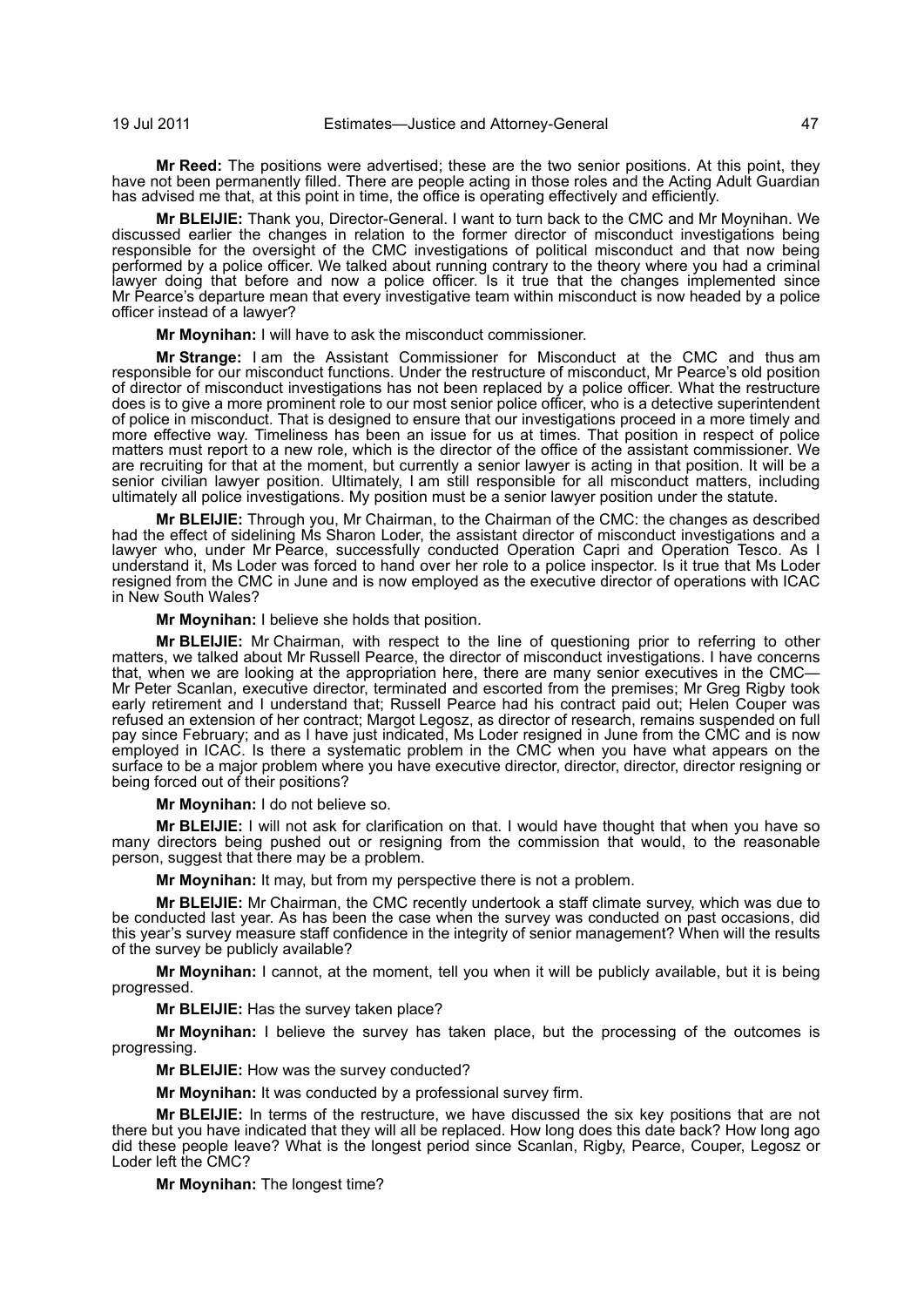**Mr Reed:** The positions were advertised; these are the two senior positions. At this point, they have not been permanently filled. There are people acting in those roles and the Acting Adult Guardian has advised me that, at this point in time, the office is operating effectively and efficiently.

**Mr BLEIJIE:** Thank you, Director-General. I want to turn back to the CMC and Mr Moynihan. We discussed earlier the changes in relation to the former director of misconduct investigations being responsible for the oversight of the CMC investigations of political misconduct and that now being performed by a police officer. We talked about running contrary to the theory where you had a criminal lawyer doing that before and now a police officer. Is it true that the changes implemented since Mr Pearce's departure mean that every investigative team within misconduct is now headed by a police officer instead of a lawyer?

**Mr Moynihan:** I will have to ask the misconduct commissioner.

**Mr Strange:** I am the Assistant Commissioner for Misconduct at the CMC and thus am responsible for our misconduct functions. Under the restructure of misconduct, Mr Pearce's old position of director of misconduct investigations has not been replaced by a police officer. What the restructure does is to give a more prominent role to our most senior police officer, who is a detective superintendent of police in misconduct. That is designed to ensure that our investigations proceed in a more timely and more effective way. Timeliness has been an issue for us at times. That position in respect of police matters must report to a new role, which is the director of the office of the assistant commissioner. We are recruiting for that at the moment, but currently a senior lawyer is acting in that position. It will be a senior civilian lawyer position. Ultimately, I am still responsible for all misconduct matters, including ultimately all police investigations. My position must be a senior lawyer position under the statute.

**Mr BLEIJIE:** Through you, Mr Chairman, to the Chairman of the CMC: the changes as described had the effect of sidelining Ms Sharon Loder, the assistant director of misconduct investigations and a lawyer who, under Mr Pearce, successfully conducted Operation Capri and Operation Tesco. As I understand it, Ms Loder was forced to hand over her role to a police inspector. Is it true that Ms Loder resigned from the CMC in June and is now employed as the executive director of operations with ICAC in New South Wales?

**Mr Moynihan:** I believe she holds that position.

**Mr BLEIJIE:** Mr Chairman, with respect to the line of questioning prior to referring to other matters, we talked about Mr Russell Pearce, the director of misconduct investigations. I have concerns that, when we are looking at the appropriation here, there are many senior executives in the CMC—Mr Peter Scanlan, executive director, terminated and escorted from the premises; Mr Greg Rigby took early retirement and I understand that; Russell Pearce had his contract paid out; Helen Couper was refused an extension of her contract; Margot Legosz, as director of research, remains suspended on full pay since February; and as I have just indicated, Ms Loder resigned in June from the CMC and is now employed in ICAC. Is there a systematic problem in the CMC when you have what appears on the surface to be a major problem where you have executive director, director, director, director resigning or being forced out of their positions?

**Mr Moynihan:** I do not believe so.

**Mr BLEIJIE:** I will not ask for clarification on that. I would have thought that when you have so many directors being pushed out or resigning from the commission that would, to the reasonable person, suggest that there may be a problem.

**Mr Moynihan:** It may, but from my perspective there is not a problem.

**Mr BLEIJIE:** Mr Chairman, the CMC recently undertook a staff climate survey, which was due to be conducted last year. As has been the case when the survey was conducted on past occasions, did this year's survey measure staff confidence in the integrity of senior management? When will the results of the survey be publicly available?

**Mr Moynihan:** I cannot, at the moment, tell you when it will be publicly available, but it is being progressed.

**Mr BLEIJIE:** Has the survey taken place?

**Mr Moynihan:** I believe the survey has taken place, but the processing of the outcomes is progressing.

**Mr BLEIJIE:** How was the survey conducted?

**Mr Moynihan:** It was conducted by a professional survey firm.

**Mr BLEIJIE:** In terms of the restructure, we have discussed the six key positions that are not there but you have indicated that they will all be replaced. How long does this date back? How long ago did these people leave? What is the longest period since Scanlan, Rigby, Pearce, Couper, Legosz or Loder left the CMC?

**Mr Moynihan:** The longest time?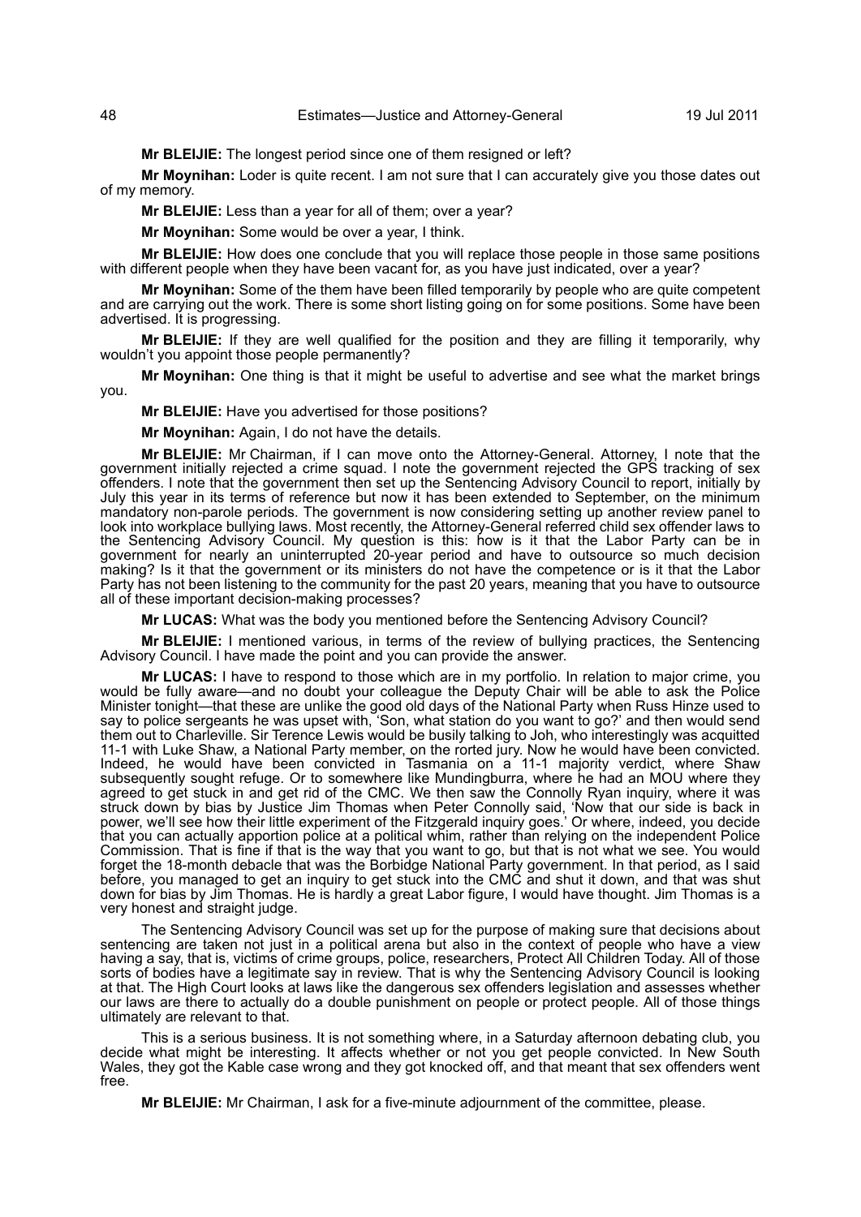**Mr BLEIJIE:** The longest period since one of them resigned or left?

**Mr Moynihan:** Loder is quite recent. I am not sure that I can accurately give you those dates out of my memory.

**Mr BLEIJIE:** Less than a year for all of them; over a year?

**Mr Moynihan:** Some would be over a year, I think.

**Mr BLEIJIE:** How does one conclude that you will replace those people in those same positions with different people when they have been vacant for, as you have just indicated, over a year?

**Mr Moynihan:** Some of the them have been filled temporarily by people who are quite competent and are carrying out the work. There is some short listing going on for some positions. Some have been advertised. It is progressing.

**Mr BLEIJIE:** If they are well qualified for the position and they are filling it temporarily, why wouldn't you appoint those people permanently?

**Mr Moynihan:** One thing is that it might be useful to advertise and see what the market brings you.

**Mr BLEIJIE:** Have you advertised for those positions?

**Mr Moynihan:** Again, I do not have the details.

**Mr BLEIJIE:** Mr Chairman, if I can move onto the Attorney-General. Attorney, I note that the government initially rejected a crime squad. I note the government rejected the GPS tracking of sex offenders. I note that the government then set up the Sentencing Advisory Council to report, initially by July this year in its terms of reference but now it has been extended to September, on the minimum mandatory non-parole periods. The government is now considering setting up another review panel to look into workplace bullying laws. Most recently, the Attorney-General referred child sex offender laws to the Sentencing Advisory Council. My question is this: how is it that the Labor Party can be in government for nearly an uninterrupted 20-year period and have to outsource so much decision making? Is it that the government or its ministers do not have the competence or is it that the Labor Party has not been listening to the community for the past 20 years, meaning that you have to outsource all of these important decision-making processes?

**Mr LUCAS:** What was the body you mentioned before the Sentencing Advisory Council?

**Mr BLEIJIE:** I mentioned various, in terms of the review of bullying practices, the Sentencing Advisory Council. I have made the point and you can provide the answer.

**Mr LUCAS:** I have to respond to those which are in my portfolio. In relation to major crime, you would be fully aware—and no doubt your colleague the Deputy Chair will be able to ask the Police Minister tonight—that these are unlike the good old days of the National Party when Russ Hinze used to say to police sergeants he was upset with, 'Son, what station do you want to go?' and then would send them out to Charleville. Sir Terence Lewis would be busily talking to Joh, who interestingly was acquitted 11-1 with Luke Shaw, a National Party member, on the rorted jury. Now he would have been convicted. Indeed, he would have been convicted in Tasmania on a 11-1 majority verdict, where Shaw subsequently sought refuge. Or to somewhere like Mundingburra, where he had an MOU where they agreed to get stuck in and get rid of the CMC. We then saw the Connolly Ryan inquiry, where it was struck down by bias by Justice Jim Thomas when Peter Connolly said, 'Now that our side is back in power, we'll see how their little experiment of the Fitzgerald inquiry goes.' Or where, indeed, you decide that you can actually apportion police at a political whim, rather than relying on the independent Police Commission. That is fine if that is the way that you want to go, but that is not what we see. You would forget the 18-month debacle that was the Borbidge National Party government. In that period, as I said before, you managed to get an inquiry to get stuck into the CMC and shut it down, and that was shut down for bias by Jim Thomas. He is hardly a great Labor figure, I would have thought. Jim Thomas is a very honest and straight judge.

The Sentencing Advisory Council was set up for the purpose of making sure that decisions about sentencing are taken not just in a political arena but also in the context of people who have a view having a say, that is, victims of crime groups, police, researchers, Protect All Children Today. All of those sorts of bodies have a legitimate say in review. That is why the Sentencing Advisory Council is looking at that. The High Court looks at laws like the dangerous sex offenders legislation and assesses whether our laws are there to actually do a double punishment on people or protect people. All of those things ultimately are relevant to that.

This is a serious business. It is not something where, in a Saturday afternoon debating club, you decide what might be interesting. It affects whether or not you get people convicted. In New South Wales, they got the Kable case wrong and they got knocked off, and that meant that sex offenders went free.

**Mr BLEIJIE:** Mr Chairman, I ask for a five-minute adjournment of the committee, please.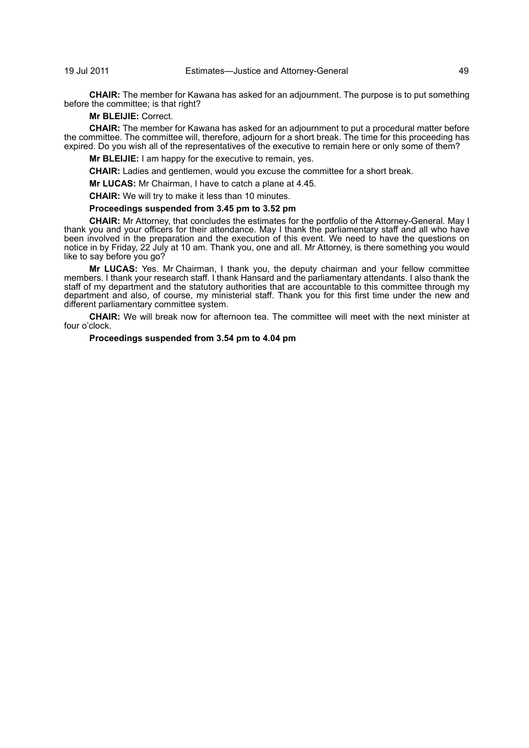**CHAIR:** The member for Kawana has asked for an adjournment. The purpose is to put something before the committee; is that right?

**Mr BLEIJIE:** Correct.

**CHAIR:** The member for Kawana has asked for an adjournment to put a procedural matter before the committee. The committee will, therefore, adjourn for a short break. The time for this proceeding has expired. Do you wish all of the representatives of the executive to remain here or only some of them?

**Mr BLEIJIE:** I am happy for the executive to remain, yes.

**CHAIR:** Ladies and gentlemen, would you excuse the committee for a short break.

**Mr LUCAS:** Mr Chairman, I have to catch a plane at 4.45.

**CHAIR:** We will try to make it less than 10 minutes.

**Proceedings suspended from 3.45 pm to 3.52 pm**

**CHAIR:** Mr Attorney, that concludes the estimates for the portfolio of the Attorney-General. May I thank you and your officers for their attendance. May I thank the parliamentary staff and all who have been involved in the preparation and the execution of this event. We need to have the questions on notice in by Friday, 22 July at 10 am. Thank you, one and all. Mr Attorney, is there something you would like to say before you go?

**Mr LUCAS:** Yes. Mr Chairman, I thank you, the deputy chairman and your fellow committee members. I thank your research staff. I thank Hansard and the parliamentary attendants. I also thank the staff of my department and the statutory authorities that are accountable to this committee through my department and also, of course, my ministerial staff. Thank you for this first time under the new and different parliamentary committee system.

**CHAIR:** We will break now for afternoon tea. The committee will meet with the next minister at four o'clock.

**Proceedings suspended from 3.54 pm to 4.04 pm**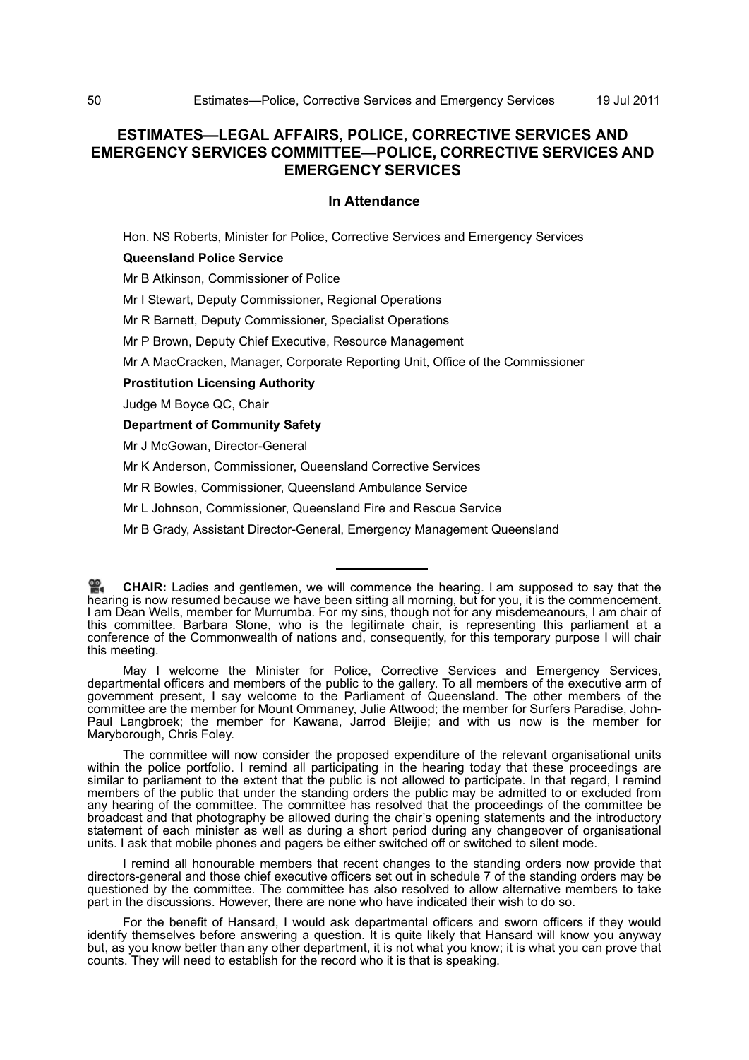## ESTIMATES—LEGAL AFFAIRS, POLICE, CORRECTIVE SERVICES AND EMERGENCY SERVICES COMMITTEE—POLICE, CORRECTIVE SERVICES AND EMERGENCY SERVICES

### In Attendance

Hon. NS Roberts, Minister for Police, Corrective Services and Emergency Services

**Queensland Police Service**

Mr B Atkinson, Commissioner of Police

Mr I Stewart, Deputy Commissioner, Regional Operations

Mr R Barnett, Deputy Commissioner, Specialist Operations

Mr P Brown, Deputy Chief Executive, Resource Management

Mr A MacCracken, Manager, Corporate Reporting Unit, Office of the Commissioner

**Prostitution Licensing Authority**

Judge M Boyce QC, Chair

**Department of Community Safety**

Mr J McGowan, Director-General

Mr K Anderson, Commissioner, Queensland Corrective Services

Mr R Bowles, Commissioner, Queensland Ambulance Service

Mr L Johnson, Commissioner, Queensland Fire and Rescue Service

Mr B Grady, Assistant Director-General, Emergency Management Queensland

---

**CHAIR:** Ladies and gentlemen, we will commence the hearing. I am supposed to say that the hearing is now resumed because we have been sitting all morning, but for you, it is the commencement. I am Dean Wells, member for Murrumba. For my sins, though not for any misdemeanours, I am chair of this committee. Barbara Stone, who is the legitimate chair, is representing this parliament at a conference of the Commonwealth of nations and, consequently, for this temporary purpose I will chair this meeting.

May I welcome the Minister for Police, Corrective Services and Emergency Services, departmental officers and members of the public to the gallery. To all members of the executive arm of government present, I say welcome to the Parliament of Queensland. The other members of the committee are the member for Mount Ommaney, Julie Attwood; the member for Surfers Paradise, John-Paul Langbroek; the member for Kawana, Jarrod Bleijie; and with us now is the member for Maryborough, Chris Foley.

The committee will now consider the proposed expenditure of the relevant organisational units within the police portfolio. I remind all participating in the hearing today that these proceedings are similar to parliament to the extent that the public is not allowed to participate. In that regard, I remind members of the public that under the standing orders the public may be admitted to or excluded from any hearing of the committee. The committee has resolved that the proceedings of the committee be broadcast and that photography be allowed during the chair's opening statements and the introductory statement of each minister as well as during a short period during any changeover of organisational units. I ask that mobile phones and pagers be either switched off or switched to silent mode.

I remind all honourable members that recent changes to the standing orders now provide that directors-general and those chief executive officers set out in schedule 7 of the standing orders may be questioned by the committee. The committee has also resolved to allow alternative members to take part in the discussions. However, there are none who have indicated their wish to do so.

For the benefit of Hansard, I would ask departmental officers and sworn officers if they would identify themselves before answering a question. It is quite likely that Hansard will know you anyway but, as you know better than any other department, it is not what you know; it is what you can prove that counts. They will need to establish for the record who it is that is speaking.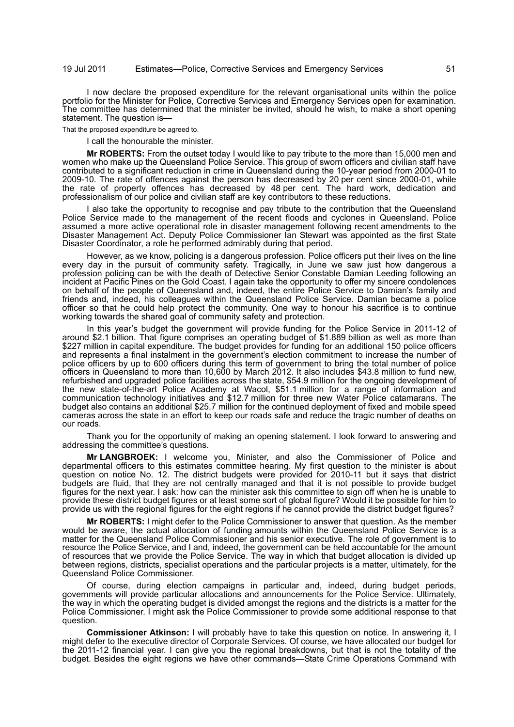I now declare the proposed expenditure for the relevant organisational units within the police portfolio for the Minister for Police, Corrective Services and Emergency Services open for examination. The committee has determined that the minister be invited, should he wish, to make a short opening statement. The question is—

That the proposed expenditure be agreed to.

I call the honourable the minister.

**Mr ROBERTS:** From the outset today I would like to pay tribute to the more than 15,000 men and women who make up the Queensland Police Service. This group of sworn officers and civilian staff have contributed to a significant reduction in crime in Queensland during the 10-year period from 2000-01 to 2009-10. The rate of offences against the person has decreased by 20 per cent since 2000-01, while the rate of property offences has decreased by 48 per cent. The hard work, dedication and professionalism of our police and civilian staff are key contributors to these reductions.

I also take the opportunity to recognise and pay tribute to the contribution that the Queensland Police Service made to the management of the recent floods and cyclones in Queensland. Police assumed a more active operational role in disaster management following recent amendments to the Disaster Management Act. Deputy Police Commissioner Ian Stewart was appointed as the first State Disaster Coordinator, a role he performed admirably during that period.

However, as we know, policing is a dangerous profession. Police officers put their lives on the line every day in the pursuit of community safety. Tragically, in June we saw just how dangerous a profession policing can be with the death of Detective Senior Constable Damian Leeding following an incident at Pacific Pines on the Gold Coast. I again take the opportunity to offer my sincere condolences on behalf of the people of Queensland and, indeed, the entire Police Service to Damian's family and friends and, indeed, his colleagues within the Queensland Police Service. Damian became a police officer so that he could help protect the community. One way to honour his sacrifice is to continue working towards the shared goal of community safety and protection.

In this year's budget the government will provide funding for the Police Service in 2011-12 of around $2.1 billion. That figure comprises an operating budget of $1.889 billion as well as more than $227 million in capital expenditure. The budget provides for funding for an additional 150 police officers and represents a final instalment in the government's election commitment to increase the number of police officers by up to 600 officers during this term of government to bring the total number of police officers in Queensland to more than 10,600 by March 2012. It also includes $43.8 million to fund new, refurbished and upgraded police facilities across the state, $54.9 million for the ongoing development of the new state-of-the-art Police Academy at Wacol, $51.1 million for a range of information and communication technology initiatives and $12.7 million for three new Water Police catamarans. The budget also contains an additional $25.7 million for the continued deployment of fixed and mobile speed cameras across the state in an effort to keep our roads safe and reduce the tragic number of deaths on our roads.

Thank you for the opportunity of making an opening statement. I look forward to answering and addressing the committee's questions.

**Mr LANGBROEK:** I welcome you, Minister, and also the Commissioner of Police and departmental officers to this estimates committee hearing. My first question to the minister is about question on notice No. 12. The district budgets were provided for 2010-11 but it says that district budgets are fluid, that they are not centrally managed and that it is not possible to provide budget figures for the next year. I ask: how can the minister ask this committee to sign off when he is unable to provide these district budget figures or at least some sort of global figure? Would it be possible for him to provide us with the regional figures for the eight regions if he cannot provide the district budget figures?

**Mr ROBERTS:** I might defer to the Police Commissioner to answer that question. As the member would be aware, the actual allocation of funding amounts within the Queensland Police Service is a matter for the Queensland Police Commissioner and his senior executive. The role of government is to resource the Police Service, and I and, indeed, the government can be held accountable for the amount of resources that we provide the Police Service. The way in which that budget allocation is divided up between regions, districts, specialist operations and the particular projects is a matter, ultimately, for the Queensland Police Commissioner.

Of course, during election campaigns in particular and, indeed, during budget periods, governments will provide particular allocations and announcements for the Police Service. Ultimately, the way in which the operating budget is divided amongst the regions and the districts is a matter for the Police Commissioner. I might ask the Police Commissioner to provide some additional response to that question.

**Commissioner Atkinson:** I will probably have to take this question on notice. In answering it, I might defer to the executive director of Corporate Services. Of course, we have allocated our budget for the 2011-12 financial year. I can give you the regional breakdowns, but that is not the totality of the budget. Besides the eight regions we have other commands—State Crime Operations Command with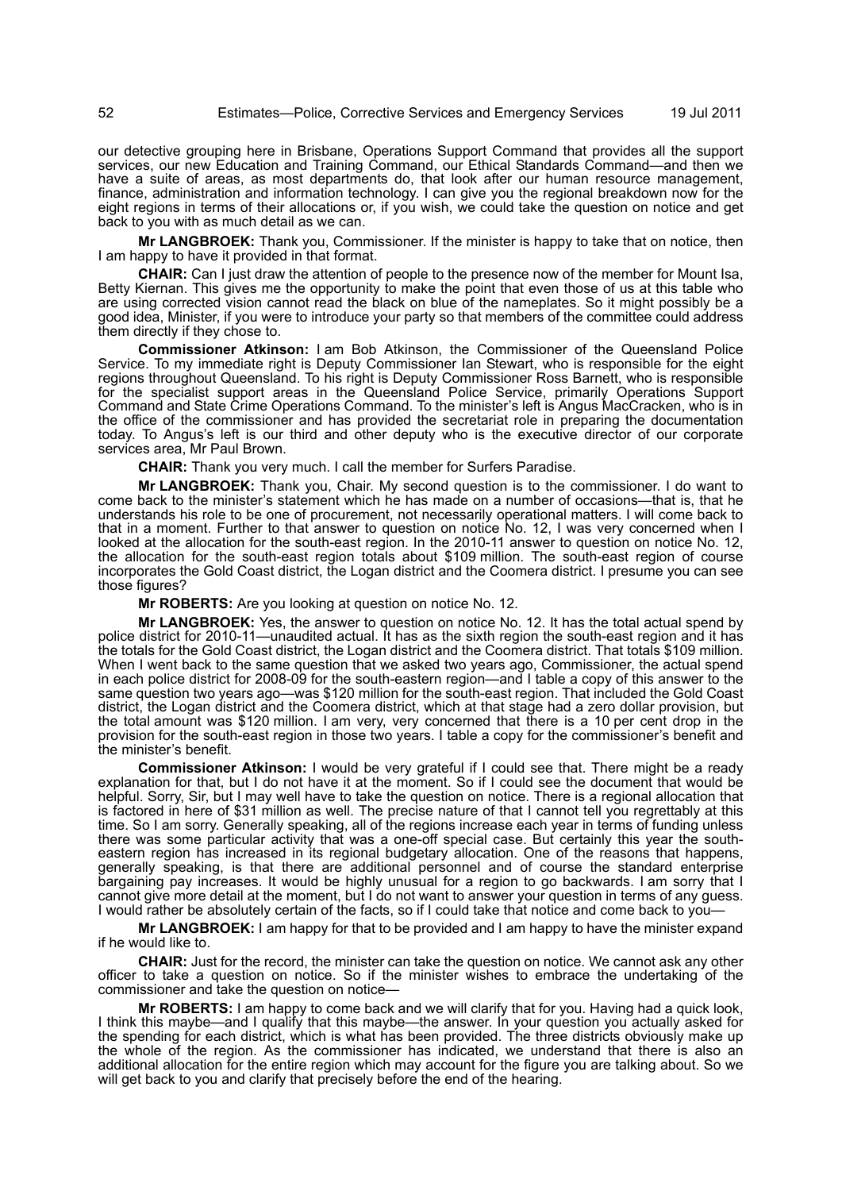our detective grouping here in Brisbane, Operations Support Command that provides all the support services, our new Education and Training Command, our Ethical Standards Command—and then we have a suite of areas, as most departments do, that look after our human resource management, finance, administration and information technology. I can give you the regional breakdown now for the eight regions in terms of their allocations or, if you wish, we could take the question on notice and get back to you with as much detail as we can.

**Mr LANGBROEK:** Thank you, Commissioner. If the minister is happy to take that on notice, then I am happy to have it provided in that format.

**CHAIR:** Can I just draw the attention of people to the presence now of the member for Mount Isa, Betty Kiernan. This gives me the opportunity to make the point that even those of us at this table who are using corrected vision cannot read the black on blue of the nameplates. So it might possibly be a good idea, Minister, if you were to introduce your party so that members of the committee could address them directly if they chose to.

**Commissioner Atkinson:** I am Bob Atkinson, the Commissioner of the Queensland Police Service. To my immediate right is Deputy Commissioner Ian Stewart, who is responsible for the eight regions throughout Queensland. To his right is Deputy Commissioner Ross Barnett, who is responsible for the specialist support areas in the Queensland Police Service, primarily Operations Support Command and State Crime Operations Command. To the minister's left is Angus MacCracken, who is in the office of the commissioner and has provided the secretariat role in preparing the documentation today. To Angus's left is our third and other deputy who is the executive director of our corporate services area, Mr Paul Brown.

**CHAIR:** Thank you very much. I call the member for Surfers Paradise.

**Mr LANGBROEK:** Thank you, Chair. My second question is to the commissioner. I do want to come back to the minister's statement which he has made on a number of occasions—that is, that he understands his role to be one of procurement, not necessarily operational matters. I will come back to that in a moment. Further to that answer to question on notice No. 12, I was very concerned when I looked at the allocation for the south-east region. In the 2010-11 answer to question on notice No. 12, the allocation for the south-east region totals about $109 million. The south-east region of course incorporates the Gold Coast district, the Logan district and the Coomera district. I presume you can see those figures?

**Mr ROBERTS:** Are you looking at question on notice No. 12.

**Mr LANGBROEK:** Yes, the answer to question on notice No. 12. It has the total actual spend by police district for 2010-11—unaudited actual. It has as the sixth region the south-east region and it has the totals for the Gold Coast district, the Logan district and the Coomera district. That totals $109 million. When I went back to the same question that we asked two years ago, Commissioner, the actual spend in each police district for 2008-09 for the south-eastern region—and I table a copy of this answer to the same question two years ago—was $120 million for the south-east region. That included the Gold Coast district, the Logan district and the Coomera district, which at that stage had a zero dollar provision, but the total amount was $120 million. I am very, very concerned that there is a 10 per cent drop in the provision for the south-east region in those two years. I table a copy for the commissioner's benefit and the minister's benefit.

**Commissioner Atkinson:** I would be very grateful if I could see that. There might be a ready explanation for that, but I do not have it at the moment. So if I could see the document that would be helpful. Sorry, Sir, but I may well have to take the question on notice. There is a regional allocation that is factored in here of $31 million as well. The precise nature of that I cannot tell you regrettably at this time. So I am sorry. Generally speaking, all of the regions increase each year in terms of funding unless there was some particular activity that was a one-off special case. But certainly this year the south-eastern region has increased in its regional budgetary allocation. One of the reasons that happens, generally speaking, is that there are additional personnel and of course the standard enterprise bargaining pay increases. It would be highly unusual for a region to go backwards. I am sorry that I cannot give more detail at the moment, but I do not want to answer your question in terms of any guess. I would rather be absolutely certain of the facts, so if I could take that notice and come back to you—

**Mr LANGBROEK:** I am happy for that to be provided and I am happy to have the minister expand if he would like to.

**CHAIR:** Just for the record, the minister can take the question on notice. We cannot ask any other officer to take a question on notice. So if the minister wishes to embrace the undertaking of the commissioner and take the question on notice—

**Mr ROBERTS:** I am happy to come back and we will clarify that for you. Having had a quick look, I think this maybe—and I qualify that this maybe—the answer. In your question you actually asked for the spending for each district, which is what has been provided. The three districts obviously make up the whole of the region. As the commissioner has indicated, we understand that there is also an additional allocation for the entire region which may account for the figure you are talking about. So we will get back to you and clarify that precisely before the end of the hearing.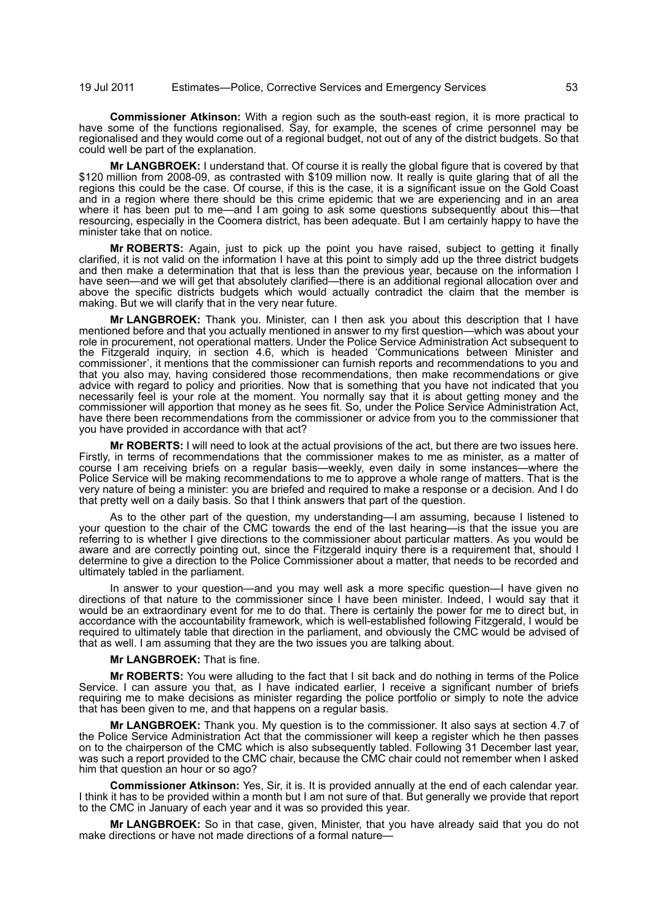**Commissioner Atkinson:** With a region such as the south-east region, it is more practical to have some of the functions regionalised. Say, for example, the scenes of crime personnel may be regionalised and they would come out of a regional budget, not out of any of the district budgets. So that could well be part of the explanation.

**Mr LANGBROEK:** I understand that. Of course it is really the global figure that is covered by that $120 million from 2008-09, as contrasted with $109 million now. It really is quite glaring that of all the regions this could be the case. Of course, if this is the case, it is a significant issue on the Gold Coast and in a region where there should be this crime epidemic that we are experiencing and in an area where it has been put to me—and I am going to ask some questions subsequently about this—that resourcing, especially in the Coomera district, has been adequate. But I am certainly happy to have the minister take that on notice.

**Mr ROBERTS:** Again, just to pick up the point you have raised, subject to getting it finally clarified, it is not valid on the information I have at this point to simply add up the three district budgets and then make a determination that that is less than the previous year, because on the information I have seen—and we will get that absolutely clarified—there is an additional regional allocation over and above the specific districts budgets which would actually contradict the claim that the member is making. But we will clarify that in the very near future.

**Mr LANGBROEK:** Thank you. Minister, can I then ask you about this description that I have mentioned before and that you actually mentioned in answer to my first question—which was about your role in procurement, not operational matters. Under the Police Service Administration Act subsequent to the Fitzgerald inquiry, in section 4.6, which is headed 'Communications between Minister and commissioner', it mentions that the commissioner can furnish reports and recommendations to you and that you also may, having considered those recommendations, then make recommendations or give advice with regard to policy and priorities. Now that is something that you have not indicated that you necessarily feel is your role at the moment. You normally say that it is about getting money and the commissioner will apportion that money as he sees fit. So, under the Police Service Administration Act, have there been recommendations from the commissioner or advice from you to the commissioner that you have provided in accordance with that act?

**Mr ROBERTS:** I will need to look at the actual provisions of the act, but there are two issues here. Firstly, in terms of recommendations that the commissioner makes to me as minister, as a matter of course I am receiving briefs on a regular basis—weekly, even daily in some instances—where the Police Service will be making recommendations to me to approve a whole range of matters. That is the very nature of being a minister: you are briefed and required to make a response or a decision. And I do that pretty well on a daily basis. So that I think answers that part of the question.

As to the other part of the question, my understanding—I am assuming, because I listened to your question to the chair of the CMC towards the end of the last hearing—is that the issue you are referring to is whether I give directions to the commissioner about particular matters. As you would be aware and are correctly pointing out, since the Fitzgerald inquiry there is a requirement that, should I determine to give a direction to the Police Commissioner about a matter, that needs to be recorded and ultimately tabled in the parliament.

In answer to your question—and you may well ask a more specific question—I have given no directions of that nature to the commissioner since I have been minister. Indeed, I would say that it would be an extraordinary event for me to do that. There is certainly the power for me to direct but, in accordance with the accountability framework, which is well-established following Fitzgerald, I would be required to ultimately table that direction in the parliament, and obviously the CMC would be advised of that as well. I am assuming that they are the two issues you are talking about.

**Mr LANGBROEK:** That is fine.

**Mr ROBERTS:** You were alluding to the fact that I sit back and do nothing in terms of the Police Service. I can assure you that, as I have indicated earlier, I receive a significant number of briefs requiring me to make decisions as minister regarding the police portfolio or simply to note the advice that has been given to me, and that happens on a regular basis.

**Mr LANGBROEK:** Thank you. My question is to the commissioner. It also says at section 4.7 of the Police Service Administration Act that the commissioner will keep a register which he then passes on to the chairperson of the CMC which is also subsequently tabled. Following 31 December last year, was such a report provided to the CMC chair, because the CMC chair could not remember when I asked him that question an hour or so ago?

**Commissioner Atkinson:** Yes, Sir, it is. It is provided annually at the end of each calendar year. I think it has to be provided within a month but I am not sure of that. But generally we provide that report to the CMC in January of each year and it was so provided this year.

**Mr LANGBROEK:** So in that case, given, Minister, that you have already said that you do not make directions or have not made directions of a formal nature—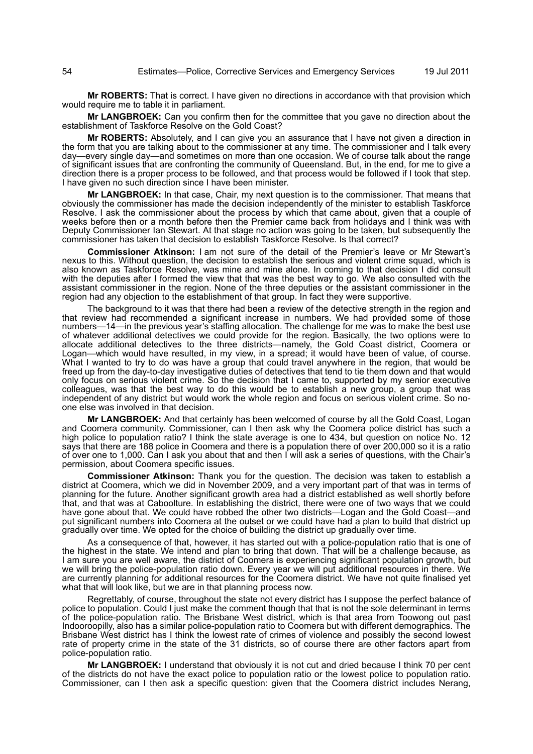**Mr ROBERTS:** That is correct. I have given no directions in accordance with that provision which would require me to table it in parliament.

**Mr LANGBROEK:** Can you confirm then for the committee that you gave no direction about the establishment of Taskforce Resolve on the Gold Coast?

**Mr ROBERTS:** Absolutely, and I can give you an assurance that I have not given a direction in the form that you are talking about to the commissioner at any time. The commissioner and I talk every day—every single day—and sometimes on more than one occasion. We of course talk about the range of significant issues that are confronting the community of Queensland. But, in the end, for me to give a direction there is a proper process to be followed, and that process would be followed if I took that step. I have given no such direction since I have been minister.

**Mr LANGBROEK:** In that case, Chair, my next question is to the commissioner. That means that obviously the commissioner has made the decision independently of the minister to establish Taskforce Resolve. I ask the commissioner about the process by which that came about, given that a couple of weeks before then or a month before then the Premier came back from holidays and I think was with Deputy Commissioner Ian Stewart. At that stage no action was going to be taken, but subsequently the commissioner has taken that decision to establish Taskforce Resolve. Is that correct?

**Commissioner Atkinson:** I am not sure of the detail of the Premier's leave or Mr Stewart's nexus to this. Without question, the decision to establish the serious and violent crime squad, which is also known as Taskforce Resolve, was mine and mine alone. In coming to that decision I did consult with the deputies after I formed the view that that was the best way to go. We also consulted with the assistant commissioner in the region. None of the three deputies or the assistant commissioner in the region had any objection to the establishment of that group. In fact they were supportive.

The background to it was that there had been a review of the detective strength in the region and that review had recommended a significant increase in numbers. We had provided some of those numbers—14—in the previous year's staffing allocation. The challenge for me was to make the best use of whatever additional detectives we could provide for the region. Basically, the two options were to allocate additional detectives to the three districts—namely, the Gold Coast district, Coomera or Logan—which would have resulted, in my view, in a spread; it would have been of value, of course. What I wanted to try to do was have a group that could travel anywhere in the region, that would be freed up from the day-to-day investigative duties of detectives that tend to tie them down and that would only focus on serious violent crime. So the decision that I came to, supported by my senior executive colleagues, was that the best way to do this would be to establish a new group, a group that was independent of any district but would work the whole region and focus on serious violent crime. So no-one else was involved in that decision.

**Mr LANGBROEK:** And that certainly has been welcomed of course by all the Gold Coast, Logan and Coomera community. Commissioner, can I then ask why the Coomera police district has such a high police to population ratio? I think the state average is one to 434, but question on notice No. 12 says that there are 188 police in Coomera and there is a population there of over 200,000 so it is a ratio of over one to 1,000. Can I ask you about that and then I will ask a series of questions, with the Chair's permission, about Coomera specific issues.

**Commissioner Atkinson:** Thank you for the question. The decision was taken to establish a district at Coomera, which we did in November 2009, and a very important part of that was in terms of planning for the future. Another significant growth area had a district established as well shortly before that, and that was at Caboolture. In establishing the district, there were one of two ways that we could have gone about that. We could have robbed the other two districts—Logan and the Gold Coast—and put significant numbers into Coomera at the outset or we could have had a plan to build that district up gradually over time. We opted for the choice of building the district up gradually over time.

As a consequence of that, however, it has started out with a police-population ratio that is one of the highest in the state. We intend and plan to bring that down. That will be a challenge because, as I am sure you are well aware, the district of Coomera is experiencing significant population growth, but we will bring the police-population ratio down. Every year we will put additional resources in there. We are currently planning for additional resources for the Coomera district. We have not quite finalised yet what that will look like, but we are in that planning process now.

Regrettably, of course, throughout the state not every district has I suppose the perfect balance of police to population. Could I just make the comment though that that is not the sole determinant in terms of the police-population ratio. The Brisbane West district, which is that area from Toowong out past Indooroopilly, also has a similar police-population ratio to Coomera but with different demographics. The Brisbane West district has I think the lowest rate of crimes of violence and possibly the second lowest rate of property crime in the state of the 31 districts, so of course there are other factors apart from police-population ratio.

**Mr LANGBROEK:** I understand that obviously it is not cut and dried because I think 70 per cent of the districts do not have the exact police to population ratio or the lowest police to population ratio. Commissioner, can I then ask a specific question: given that the Coomera district includes Nerang,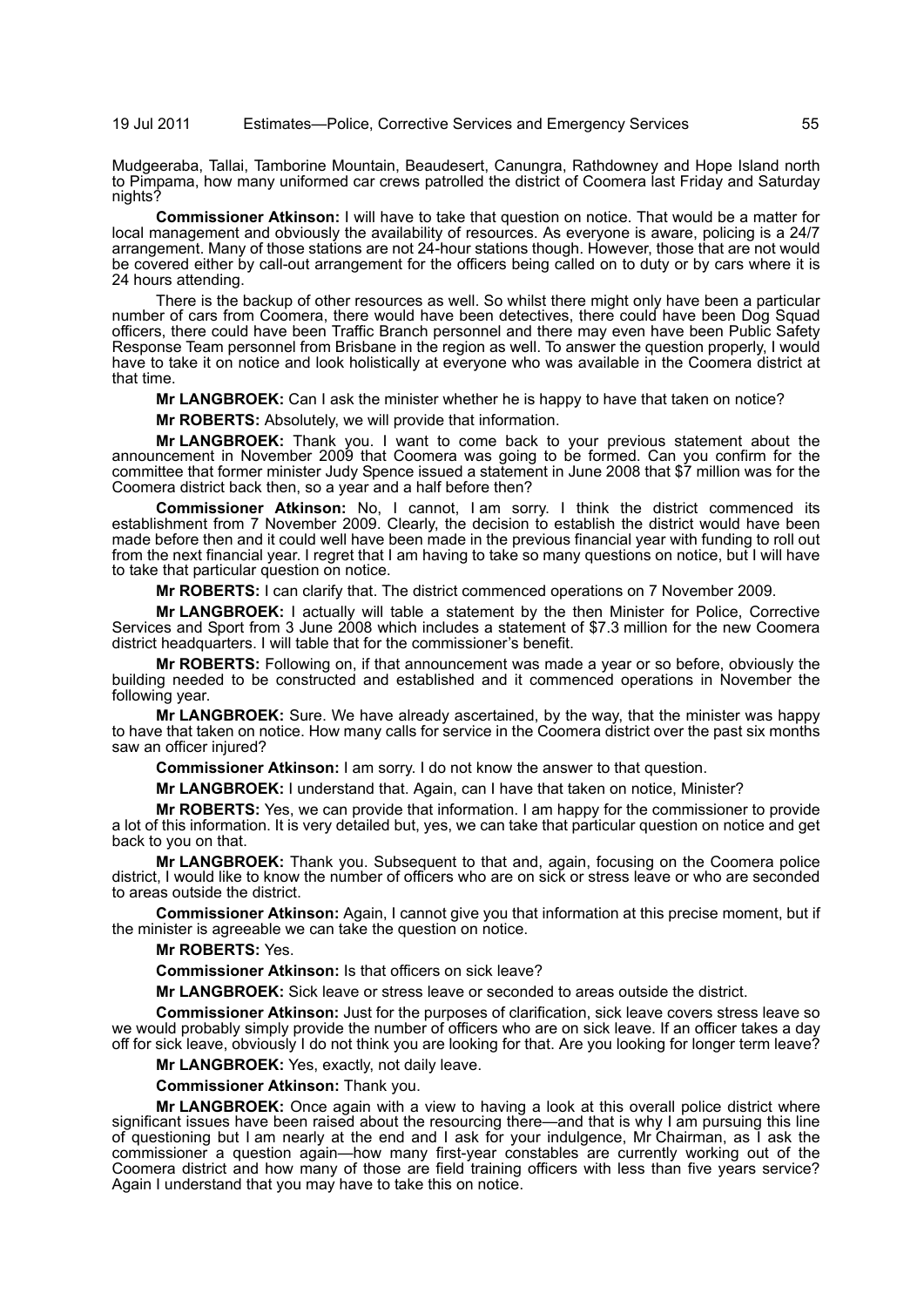Mudgeeraba, Tallai, Tamborine Mountain, Beaudesert, Canungra, Rathdowney and Hope Island north to Pimpama, how many uniformed car crews patrolled the district of Coomera last Friday and Saturday nights?

**Commissioner Atkinson:** I will have to take that question on notice. That would be a matter for local management and obviously the availability of resources. As everyone is aware, policing is a 24/7 arrangement. Many of those stations are not 24-hour stations though. However, those that are not would be covered either by call-out arrangement for the officers being called on to duty or by cars where it is 24 hours attending.

There is the backup of other resources as well. So whilst there might only have been a particular number of cars from Coomera, there would have been detectives, there could have been Dog Squad officers, there could have been Traffic Branch personnel and there may even have been Public Safety Response Team personnel from Brisbane in the region as well. To answer the question properly, I would have to take it on notice and look holistically at everyone who was available in the Coomera district at that time.

**Mr LANGBROEK:** Can I ask the minister whether he is happy to have that taken on notice?

**Mr ROBERTS:** Absolutely, we will provide that information.

**Mr LANGBROEK:** Thank you. I want to come back to your previous statement about the announcement in November 2009 that Coomera was going to be formed. Can you confirm for the committee that former minister Judy Spence issued a statement in June 2008 that $7 million was for the Coomera district back then, so a year and a half before then?

**Commissioner Atkinson:** No, I cannot, I am sorry. I think the district commenced its establishment from 7 November 2009. Clearly, the decision to establish the district would have been made before then and it could well have been made in the previous financial year with funding to roll out from the next financial year. I regret that I am having to take so many questions on notice, but I will have to take that particular question on notice.

**Mr ROBERTS:** I can clarify that. The district commenced operations on 7 November 2009.

**Mr LANGBROEK:** I actually will table a statement by the then Minister for Police, Corrective Services and Sport from 3 June 2008 which includes a statement of $7.3 million for the new Coomera district headquarters. I will table that for the commissioner's benefit.

**Mr ROBERTS:** Following on, if that announcement was made a year or so before, obviously the building needed to be constructed and established and it commenced operations in November the following year.

**Mr LANGBROEK:** Sure. We have already ascertained, by the way, that the minister was happy to have that taken on notice. How many calls for service in the Coomera district over the past six months saw an officer injured?

**Commissioner Atkinson:** I am sorry. I do not know the answer to that question.

**Mr LANGBROEK:** I understand that. Again, can I have that taken on notice, Minister?

**Mr ROBERTS:** Yes, we can provide that information. I am happy for the commissioner to provide a lot of this information. It is very detailed but, yes, we can take that particular question on notice and get back to you on that.

**Mr LANGBROEK:** Thank you. Subsequent to that and, again, focusing on the Coomera police district, I would like to know the number of officers who are on sick or stress leave or who are seconded to areas outside the district.

**Commissioner Atkinson:** Again, I cannot give you that information at this precise moment, but if the minister is agreeable we can take the question on notice.

**Mr ROBERTS:** Yes.

**Commissioner Atkinson:** Is that officers on sick leave?

**Mr LANGBROEK:** Sick leave or stress leave or seconded to areas outside the district.

**Commissioner Atkinson:** Just for the purposes of clarification, sick leave covers stress leave so we would probably simply provide the number of officers who are on sick leave. If an officer takes a day off for sick leave, obviously I do not think you are looking for that. Are you looking for longer term leave?

**Mr LANGBROEK:** Yes, exactly, not daily leave.

**Commissioner Atkinson:** Thank you.

**Mr LANGBROEK:** Once again with a view to having a look at this overall police district where significant issues have been raised about the resourcing there—and that is why I am pursuing this line of questioning but I am nearly at the end and I ask for your indulgence, Mr Chairman, as I ask the commissioner a question again—how many first-year constables are currently working out of the Coomera district and how many of those are field training officers with less than five years service? Again I understand that you may have to take this on notice.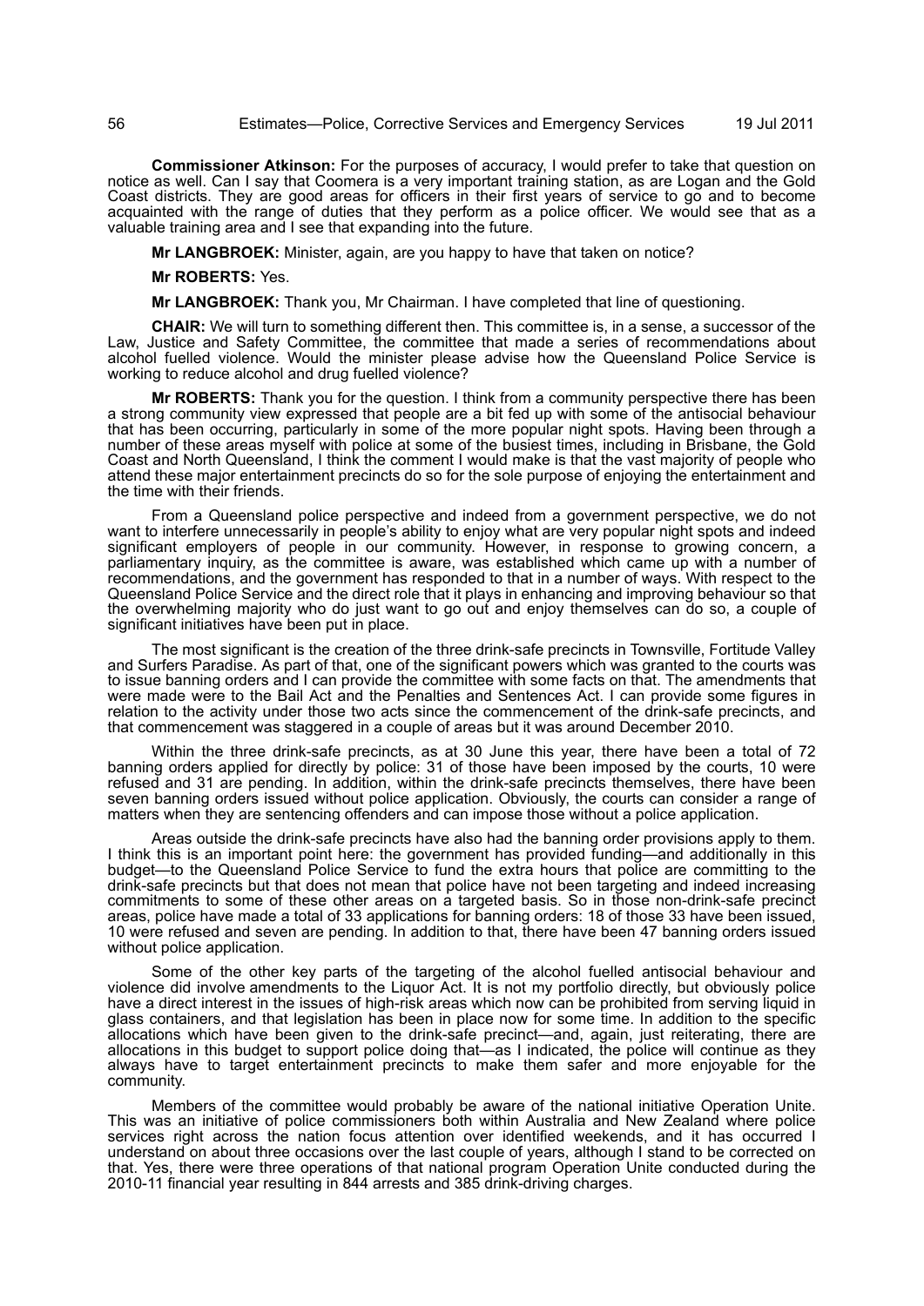**Commissioner Atkinson:** For the purposes of accuracy, I would prefer to take that question on notice as well. Can I say that Coomera is a very important training station, as are Logan and the Gold Coast districts. They are good areas for officers in their first years of service to go and to become acquainted with the range of duties that they perform as a police officer. We would see that as a valuable training area and I see that expanding into the future.

**Mr LANGBROEK:** Minister, again, are you happy to have that taken on notice?

**Mr ROBERTS:** Yes.

**Mr LANGBROEK:** Thank you, Mr Chairman. I have completed that line of questioning.

**CHAIR:** We will turn to something different then. This committee is, in a sense, a successor of the Law, Justice and Safety Committee, the committee that made a series of recommendations about alcohol fuelled violence. Would the minister please advise how the Queensland Police Service is working to reduce alcohol and drug fuelled violence?

**Mr ROBERTS:** Thank you for the question. I think from a community perspective there has been a strong community view expressed that people are a bit fed up with some of the antisocial behaviour that has been occurring, particularly in some of the more popular night spots. Having been through a number of these areas myself with police at some of the busiest times, including in Brisbane, the Gold Coast and North Queensland, I think the comment I would make is that the vast majority of people who attend these major entertainment precincts do so for the sole purpose of enjoying the entertainment and the time with their friends.

From a Queensland police perspective and indeed from a government perspective, we do not want to interfere unnecessarily in people's ability to enjoy what are very popular night spots and indeed significant employers of people in our community. However, in response to growing concern, a parliamentary inquiry, as the committee is aware, was established which came up with a number of recommendations, and the government has responded to that in a number of ways. With respect to the Queensland Police Service and the direct role that it plays in enhancing and improving behaviour so that the overwhelming majority who do just want to go out and enjoy themselves can do so, a couple of significant initiatives have been put in place.

The most significant is the creation of the three drink-safe precincts in Townsville, Fortitude Valley and Surfers Paradise. As part of that, one of the significant powers which was granted to the courts was to issue banning orders and I can provide the committee with some facts on that. The amendments that were made were to the Bail Act and the Penalties and Sentences Act. I can provide some figures in relation to the activity under those two acts since the commencement of the drink-safe precincts, and that commencement was staggered in a couple of areas but it was around December 2010.

Within the three drink-safe precincts, as at 30 June this year, there have been a total of 72 banning orders applied for directly by police: 31 of those have been imposed by the courts, 10 were refused and 31 are pending. In addition, within the drink-safe precincts themselves, there have been seven banning orders issued without police application. Obviously, the courts can consider a range of matters when they are sentencing offenders and can impose those without a police application.

Areas outside the drink-safe precincts have also had the banning order provisions apply to them. I think this is an important point here: the government has provided funding—and additionally in this budget—to the Queensland Police Service to fund the extra hours that police are committing to the drink-safe precincts but that does not mean that police have not been targeting and indeed increasing commitments to some of these other areas on a targeted basis. So in those non-drink-safe precinct areas, police have made a total of 33 applications for banning orders: 18 of those 33 have been issued, 10 were refused and seven are pending. In addition to that, there have been 47 banning orders issued without police application.

Some of the other key parts of the targeting of the alcohol fuelled antisocial behaviour and violence did involve amendments to the Liquor Act. It is not my portfolio directly, but obviously police have a direct interest in the issues of high-risk areas which now can be prohibited from serving liquid in glass containers, and that legislation has been in place now for some time. In addition to the specific allocations which have been given to the drink-safe precinct—and, again, just reiterating, there are allocations in this budget to support police doing that—as I indicated, the police will continue as they always have to target entertainment precincts to make them safer and more enjoyable for the community.

Members of the committee would probably be aware of the national initiative Operation Unite. This was an initiative of police commissioners both within Australia and New Zealand where police services right across the nation focus attention over identified weekends, and it has occurred I understand on about three occasions over the last couple of years, although I stand to be corrected on that. Yes, there were three operations of that national program Operation Unite conducted during the 2010-11 financial year resulting in 844 arrests and 385 drink-driving charges.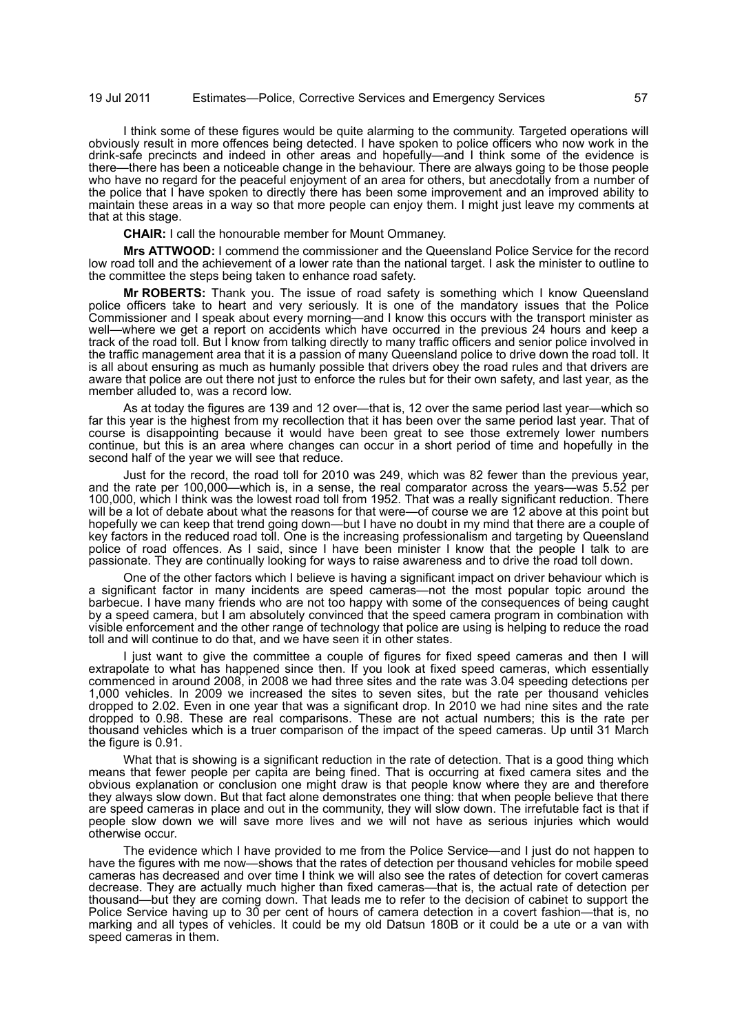I think some of these figures would be quite alarming to the community. Targeted operations will obviously result in more offences being detected. I have spoken to police officers who now work in the drink-safe precincts and indeed in other areas and hopefully—and I think some of the evidence is there—there has been a noticeable change in the behaviour. There are always going to be those people who have no regard for the peaceful enjoyment of an area for others, but anecdotally from a number of the police that I have spoken to directly there has been some improvement and an improved ability to maintain these areas in a way so that more people can enjoy them. I might just leave my comments at that at this stage.

**CHAIR:** I call the honourable member for Mount Ommaney.

**Mrs ATTWOOD:** I commend the commissioner and the Queensland Police Service for the record low road toll and the achievement of a lower rate than the national target. I ask the minister to outline to the committee the steps being taken to enhance road safety.

**Mr ROBERTS:** Thank you. The issue of road safety is something which I know Queensland police officers take to heart and very seriously. It is one of the mandatory issues that the Police Commissioner and I speak about every morning—and I know this occurs with the transport minister as well—where we get a report on accidents which have occurred in the previous 24 hours and keep a track of the road toll. But I know from talking directly to many traffic officers and senior police involved in the traffic management area that it is a passion of many Queensland police to drive down the road toll. It is all about ensuring as much as humanly possible that drivers obey the road rules and that drivers are aware that police are out there not just to enforce the rules but for their own safety, and last year, as the member alluded to, was a record low.

As at today the figures are 139 and 12 over—that is, 12 over the same period last year—which so far this year is the highest from my recollection that it has been over the same period last year. That of course is disappointing because it would have been great to see those extremely lower numbers continue, but this is an area where changes can occur in a short period of time and hopefully in the second half of the year we will see that reduce.

Just for the record, the road toll for 2010 was 249, which was 82 fewer than the previous year, and the rate per 100,000—which is, in a sense, the real comparator across the years—was 5.52 per 100,000, which I think was the lowest road toll from 1952. That was a really significant reduction. There will be a lot of debate about what the reasons for that were—of course we are 12 above at this point but hopefully we can keep that trend going down—but I have no doubt in my mind that there are a couple of key factors in the reduced road toll. One is the increasing professionalism and targeting by Queensland police of road offences. As I said, since I have been minister I know that the people I talk to are passionate. They are continually looking for ways to raise awareness and to drive the road toll down.

One of the other factors which I believe is having a significant impact on driver behaviour which is a significant factor in many incidents are speed cameras—not the most popular topic around the barbecue. I have many friends who are not too happy with some of the consequences of being caught by a speed camera, but I am absolutely convinced that the speed camera program in combination with visible enforcement and the other range of technology that police are using is helping to reduce the road toll and will continue to do that, and we have seen it in other states.

I just want to give the committee a couple of figures for fixed speed cameras and then I will extrapolate to what has happened since then. If you look at fixed speed cameras, which essentially commenced in around 2008, in 2008 we had three sites and the rate was 3.04 speeding detections per 1,000 vehicles. In 2009 we increased the sites to seven sites, but the rate per thousand vehicles dropped to 2.02. Even in one year that was a significant drop. In 2010 we had nine sites and the rate dropped to 0.98. These are real comparisons. These are not actual numbers; this is the rate per thousand vehicles which is a truer comparison of the impact of the speed cameras. Up until 31 March the figure is 0.91.

What that is showing is a significant reduction in the rate of detection. That is a good thing which means that fewer people per capita are being fined. That is occurring at fixed camera sites and the obvious explanation or conclusion one might draw is that people know where they are and therefore they always slow down. But that fact alone demonstrates one thing: that when people believe that there are speed cameras in place and out in the community, they will slow down. The irrefutable fact is that if people slow down we will save more lives and we will not have as serious injuries which would otherwise occur.

The evidence which I have provided to me from the Police Service—and I just do not happen to have the figures with me now—shows that the rates of detection per thousand vehicles for mobile speed cameras has decreased and over time I think we will also see the rates of detection for covert cameras decrease. They are actually much higher than fixed cameras—that is, the actual rate of detection per thousand—but they are coming down. That leads me to refer to the decision of cabinet to support the Police Service having up to 30 per cent of hours of camera detection in a covert fashion—that is, no marking and all types of vehicles. It could be my old Datsun 180B or it could be a ute or a van with speed cameras in them.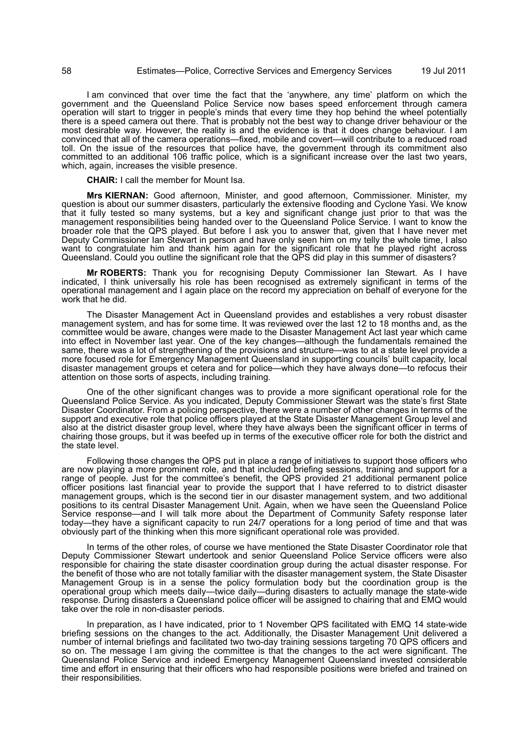I am convinced that over time the fact that the 'anywhere, any time' platform on which the government and the Queensland Police Service now bases speed enforcement through camera operation will start to trigger in people's minds that every time they hop behind the wheel potentially there is a speed camera out there. That is probably not the best way to change driver behaviour or the most desirable way. However, the reality is and the evidence is that it does change behaviour. I am convinced that all of the camera operations—fixed, mobile and covert—will contribute to a reduced road toll. On the issue of the resources that police have, the government through its commitment also committed to an additional 106 traffic police, which is a significant increase over the last two years, which, again, increases the visible presence.

**CHAIR:** I call the member for Mount Isa.

**Mrs KIERNAN:** Good afternoon, Minister, and good afternoon, Commissioner. Minister, my question is about our summer disasters, particularly the extensive flooding and Cyclone Yasi. We know that it fully tested so many systems, but a key and significant change just prior to that was the management responsibilities being handed over to the Queensland Police Service. I want to know the broader role that the QPS played. But before I ask you to answer that, given that I have never met Deputy Commissioner Ian Stewart in person and have only seen him on my telly the whole time, I also want to congratulate him and thank him again for the significant role that he played right across Queensland. Could you outline the significant role that the QPS did play in this summer of disasters?

**Mr ROBERTS:** Thank you for recognising Deputy Commissioner Ian Stewart. As I have indicated, I think universally his role has been recognised as extremely significant in terms of the operational management and I again place on the record my appreciation on behalf of everyone for the work that he did.

The Disaster Management Act in Queensland provides and establishes a very robust disaster management system, and has for some time. It was reviewed over the last 12 to 18 months and, as the committee would be aware, changes were made to the Disaster Management Act last year which came into effect in November last year. One of the key changes—although the fundamentals remained the same, there was a lot of strengthening of the provisions and structure—was to at a state level provide a more focused role for Emergency Management Queensland in supporting councils' built capacity, local disaster management groups et cetera and for police—which they have always done—to refocus their attention on those sorts of aspects, including training.

One of the other significant changes was to provide a more significant operational role for the Queensland Police Service. As you indicated, Deputy Commissioner Stewart was the state's first State Disaster Coordinator. From a policing perspective, there were a number of other changes in terms of the support and executive role that police officers played at the State Disaster Management Group level and also at the district disaster group level, where they have always been the significant officer in terms of chairing those groups, but it was beefed up in terms of the executive officer role for both the district and the state level.

Following those changes the QPS put in place a range of initiatives to support those officers who are now playing a more prominent role, and that included briefing sessions, training and support for a range of people. Just for the committee's benefit, the QPS provided 21 additional permanent police officer positions last financial year to provide the support that I have referred to to district disaster management groups, which is the second tier in our disaster management system, and two additional positions to its central Disaster Management Unit. Again, when we have seen the Queensland Police Service response—and I will talk more about the Department of Community Safety response later today—they have a significant capacity to run 24/7 operations for a long period of time and that was obviously part of the thinking when this more significant operational role was provided.

In terms of the other roles, of course we have mentioned the State Disaster Coordinator role that Deputy Commissioner Stewart undertook and senior Queensland Police Service officers were also responsible for chairing the state disaster coordination group during the actual disaster response. For the benefit of those who are not totally familiar with the disaster management system, the State Disaster Management Group is in a sense the policy formulation body but the coordination group is the operational group which meets daily—twice daily—during disasters to actually manage the state-wide response. During disasters a Queensland police officer will be assigned to chairing that and EMQ would take over the role in non-disaster periods.

In preparation, as I have indicated, prior to 1 November QPS facilitated with EMQ 14 state-wide briefing sessions on the changes to the act. Additionally, the Disaster Management Unit delivered a number of internal briefings and facilitated two two-day training sessions targeting 70 QPS officers and so on. The message I am giving the committee is that the changes to the act were significant. The Queensland Police Service and indeed Emergency Management Queensland invested considerable time and effort in ensuring that their officers who had responsible positions were briefed and trained on their responsibilities.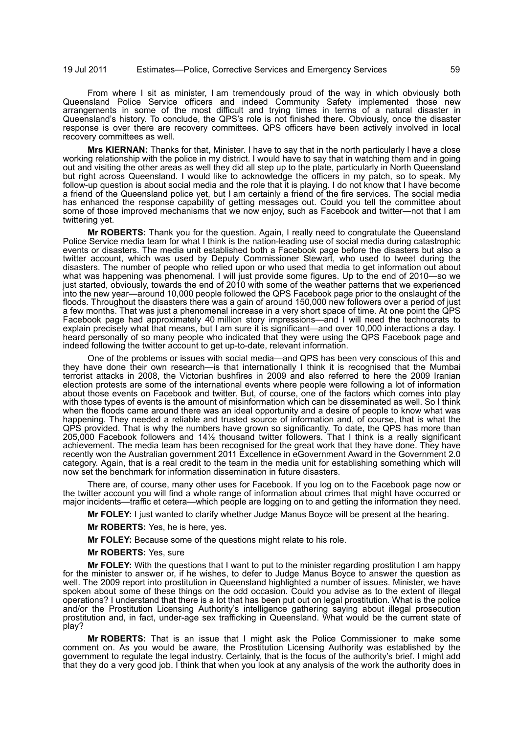From where I sit as minister, I am tremendously proud of the way in which obviously both Queensland Police Service officers and indeed Community Safety implemented those new arrangements in some of the most difficult and trying times in terms of a natural disaster in Queensland's history. To conclude, the QPS's role is not finished there. Obviously, once the disaster response is over there are recovery committees. QPS officers have been actively involved in local recovery committees as well.

**Mrs KIERNAN:** Thanks for that, Minister. I have to say that in the north particularly I have a close working relationship with the police in my district. I would have to say that in watching them and in going out and visiting the other areas as well they did all step up to the plate, particularly in North Queensland but right across Queensland. I would like to acknowledge the officers in my patch, so to speak. My follow-up question is about social media and the role that it is playing. I do not know that I have become a friend of the Queensland police yet, but I am certainly a friend of the fire services. The social media has enhanced the response capability of getting messages out. Could you tell the committee about some of those improved mechanisms that we now enjoy, such as Facebook and twitter—not that I am twittering yet.

**Mr ROBERTS:** Thank you for the question. Again, I really need to congratulate the Queensland Police Service media team for what I think is the nation-leading use of social media during catastrophic events or disasters. The media unit established both a Facebook page before the disasters but also a twitter account, which was used by Deputy Commissioner Stewart, who used to tweet during the disasters. The number of people who relied upon or who used that media to get information out about what was happening was phenomenal. I will just provide some figures. Up to the end of 2010—so we just started, obviously, towards the end of 2010 with some of the weather patterns that we experienced into the new year—around 10,000 people followed the QPS Facebook page prior to the onslaught of the floods. Throughout the disasters there was a gain of around 150,000 new followers over a period of just a few months. That was just a phenomenal increase in a very short space of time. At one point the QPS Facebook page had approximately 40 million story impressions—and I will need the technocrats to explain precisely what that means, but I am sure it is significant—and over 10,000 interactions a day. I heard personally of so many people who indicated that they were using the QPS Facebook page and indeed following the twitter account to get up-to-date, relevant information.

One of the problems or issues with social media—and QPS has been very conscious of this and they have done their own research—is that internationally I think it is recognised that the Mumbai terrorist attacks in 2008, the Victorian bushfires in 2009 and also referred to here the 2009 Iranian election protests are some of the international events where people were following a lot of information about those events on Facebook and twitter. But, of course, one of the factors which comes into play with those types of events is the amount of misinformation which can be disseminated as well. So I think when the floods came around there was an ideal opportunity and a desire of people to know what was happening. They needed a reliable and trusted source of information and, of course, that is what the QPS provided. That is why the numbers have grown so significantly. To date, the QPS has more than 205,000 Facebook followers and 14½ thousand twitter followers. That I think is a really significant achievement. The media team has been recognised for the great work that they have done. They have recently won the Australian government 2011 Excellence in eGovernment Award in the Government 2.0 category. Again, that is a real credit to the team in the media unit for establishing something which will now set the benchmark for information dissemination in future disasters.

There are, of course, many other uses for Facebook. If you log on to the Facebook page now or the twitter account you will find a whole range of information about crimes that might have occurred or major incidents—traffic et cetera—which people are logging on to and getting the information they need.

**Mr FOLEY:** I just wanted to clarify whether Judge Manus Boyce will be present at the hearing.

**Mr ROBERTS:** Yes, he is here, yes.

**Mr FOLEY:** Because some of the questions might relate to his role.

**Mr ROBERTS:** Yes, sure

**Mr FOLEY:** With the questions that I want to put to the minister regarding prostitution I am happy for the minister to answer or, if he wishes, to defer to Judge Manus Boyce to answer the question as well. The 2009 report into prostitution in Queensland highlighted a number of issues. Minister, we have spoken about some of these things on the odd occasion. Could you advise as to the extent of illegal operations? I understand that there is a lot that has been put out on legal prostitution. What is the police and/or the Prostitution Licensing Authority's intelligence gathering saying about illegal prosecution prostitution and, in fact, under-age sex trafficking in Queensland. What would be the current state of play?

**Mr ROBERTS:** That is an issue that I might ask the Police Commissioner to make some comment on. As you would be aware, the Prostitution Licensing Authority was established by the government to regulate the legal industry. Certainly, that is the focus of the authority's brief. I might add that they do a very good job. I think that when you look at any analysis of the work the authority does in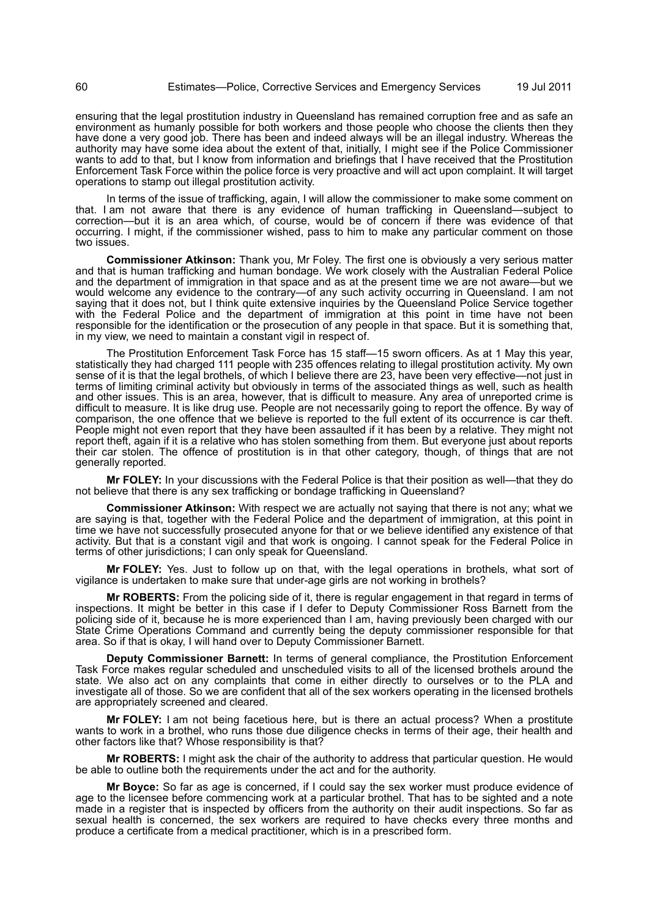ensuring that the legal prostitution industry in Queensland has remained corruption free and as safe an environment as humanly possible for both workers and those people who choose the clients then they have done a very good job. There has been and indeed always will be an illegal industry. Whereas the authority may have some idea about the extent of that, initially, I might see if the Police Commissioner wants to add to that, but I know from information and briefings that I have received that the Prostitution Enforcement Task Force within the police force is very proactive and will act upon complaint. It will target operations to stamp out illegal prostitution activity.

In terms of the issue of trafficking, again, I will allow the commissioner to make some comment on that. I am not aware that there is any evidence of human trafficking in Queensland—subject to correction—but it is an area which, of course, would be of concern if there was evidence of that occurring. I might, if the commissioner wished, pass to him to make any particular comment on those two issues.

**Commissioner Atkinson:** Thank you, Mr Foley. The first one is obviously a very serious matter and that is human trafficking and human bondage. We work closely with the Australian Federal Police and the department of immigration in that space and as at the present time we are not aware—but we would welcome any evidence to the contrary—of any such activity occurring in Queensland. I am not saying that it does not, but I think quite extensive inquiries by the Queensland Police Service together with the Federal Police and the department of immigration at this point in time have not been responsible for the identification or the prosecution of any people in that space. But it is something that, in my view, we need to maintain a constant vigil in respect of.

The Prostitution Enforcement Task Force has 15 staff—15 sworn officers. As at 1 May this year, statistically they had charged 111 people with 235 offences relating to illegal prostitution activity. My own sense of it is that the legal brothels, of which I believe there are 23, have been very effective—not just in terms of limiting criminal activity but obviously in terms of the associated things as well, such as health and other issues. This is an area, however, that is difficult to measure. Any area of unreported crime is difficult to measure. It is like drug use. People are not necessarily going to report the offence. By way of comparison, the one offence that we believe is reported to the full extent of its occurrence is car theft. People might not even report that they have been assaulted if it has been by a relative. They might not report theft, again if it is a relative who has stolen something from them. But everyone just about reports their car stolen. The offence of prostitution is in that other category, though, of things that are not generally reported.

**Mr FOLEY:** In your discussions with the Federal Police is that their position as well—that they do not believe that there is any sex trafficking or bondage trafficking in Queensland?

**Commissioner Atkinson:** With respect we are actually not saying that there is not any; what we are saying is that, together with the Federal Police and the department of immigration, at this point in time we have not successfully prosecuted anyone for that or we believe identified any existence of that activity. But that is a constant vigil and that work is ongoing. I cannot speak for the Federal Police in terms of other jurisdictions; I can only speak for Queensland.

**Mr FOLEY:** Yes. Just to follow up on that, with the legal operations in brothels, what sort of vigilance is undertaken to make sure that under-age girls are not working in brothels?

**Mr ROBERTS:** From the policing side of it, there is regular engagement in that regard in terms of inspections. It might be better in this case if I defer to Deputy Commissioner Ross Barnett from the policing side of it, because he is more experienced than I am, having previously been charged with our State Crime Operations Command and currently being the deputy commissioner responsible for that area. So if that is okay, I will hand over to Deputy Commissioner Barnett.

**Deputy Commissioner Barnett:** In terms of general compliance, the Prostitution Enforcement Task Force makes regular scheduled and unscheduled visits to all of the licensed brothels around the state. We also act on any complaints that come in either directly to ourselves or to the PLA and investigate all of those. So we are confident that all of the sex workers operating in the licensed brothels are appropriately screened and cleared.

**Mr FOLEY:** I am not being facetious here, but is there an actual process? When a prostitute wants to work in a brothel, who runs those due diligence checks in terms of their age, their health and other factors like that? Whose responsibility is that?

**Mr ROBERTS:** I might ask the chair of the authority to address that particular question. He would be able to outline both the requirements under the act and for the authority.

**Mr Boyce:** So far as age is concerned, if I could say the sex worker must produce evidence of age to the licensee before commencing work at a particular brothel. That has to be sighted and a note made in a register that is inspected by officers from the authority on their audit inspections. So far as sexual health is concerned, the sex workers are required to have checks every three months and produce a certificate from a medical practitioner, which is in a prescribed form.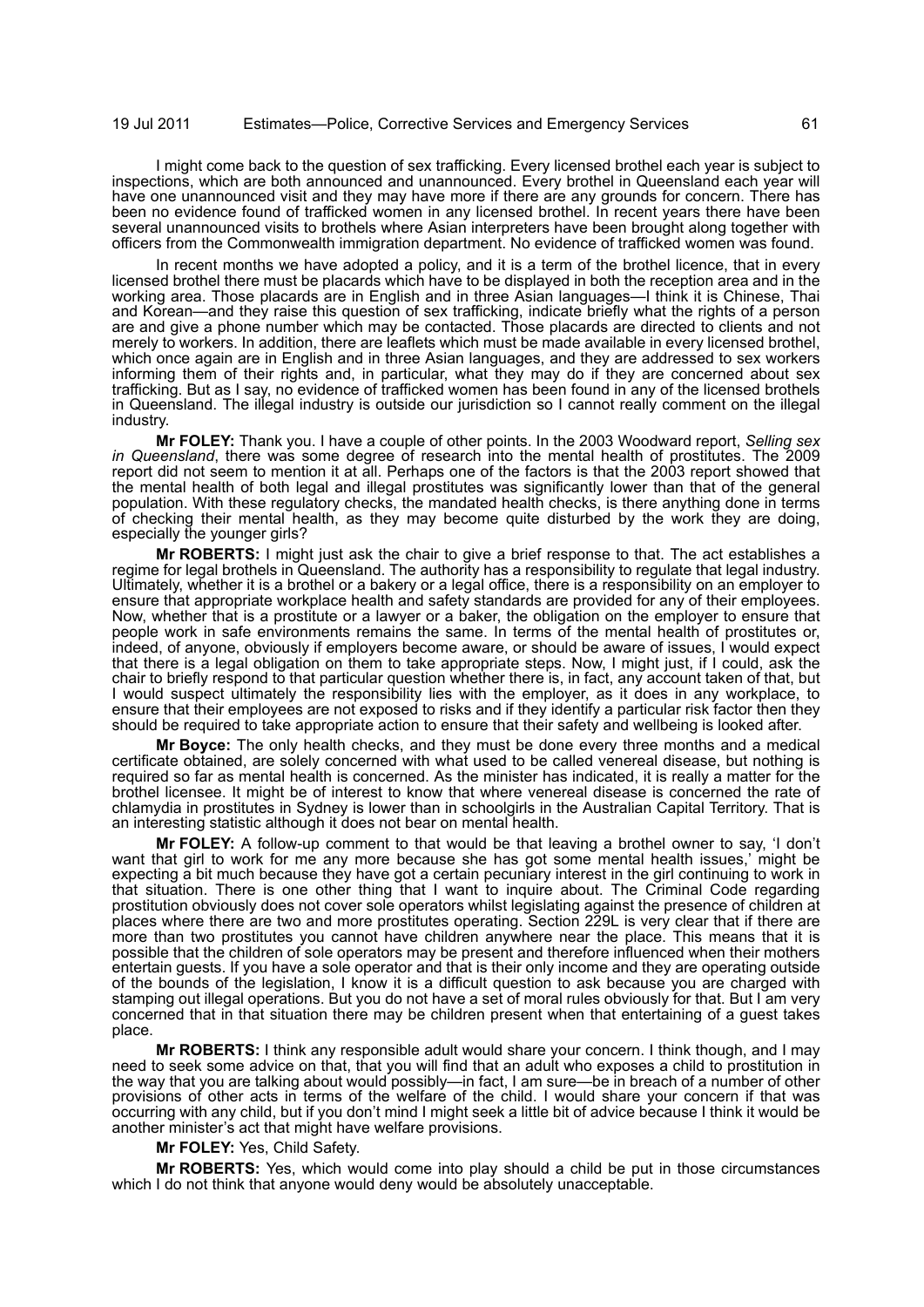I might come back to the question of sex trafficking. Every licensed brothel each year is subject to inspections, which are both announced and unannounced. Every brothel in Queensland each year will have one unannounced visit and they may have more if there are any grounds for concern. There has been no evidence found of trafficked women in any licensed brothel. In recent years there have been several unannounced visits to brothels where Asian interpreters have been brought along together with officers from the Commonwealth immigration department. No evidence of trafficked women was found.

In recent months we have adopted a policy, and it is a term of the brothel licence, that in every licensed brothel there must be placards which have to be displayed in both the reception area and in the working area. Those placards are in English and in three Asian languages—I think it is Chinese, Thai and Korean—and they raise this question of sex trafficking, indicate briefly what the rights of a person are and give a phone number which may be contacted. Those placards are directed to clients and not merely to workers. In addition, there are leaflets which must be made available in every licensed brothel, which once again are in English and in three Asian languages, and they are addressed to sex workers informing them of their rights and, in particular, what they may do if they are concerned about sex trafficking. But as I say, no evidence of trafficked women has been found in any of the licensed brothels in Queensland. The illegal industry is outside our jurisdiction so I cannot really comment on the illegal industry.

**Mr FOLEY:** Thank you. I have a couple of other points. In the 2003 Woodward report, *Selling sex in Queensland*, there was some degree of research into the mental health of prostitutes. The 2009 report did not seem to mention it at all. Perhaps one of the factors is that the 2003 report showed that the mental health of both legal and illegal prostitutes was significantly lower than that of the general population. With these regulatory checks, the mandated health checks, is there anything done in terms of checking their mental health, as they may become quite disturbed by the work they are doing, especially the younger girls?

**Mr ROBERTS:** I might just ask the chair to give a brief response to that. The act establishes a regime for legal brothels in Queensland. The authority has a responsibility to regulate that legal industry. Ultimately, whether it is a brothel or a bakery or a legal office, there is a responsibility on an employer to ensure that appropriate workplace health and safety standards are provided for any of their employees. Now, whether that is a prostitute or a lawyer or a baker, the obligation on the employer to ensure that people work in safe environments remains the same. In terms of the mental health of prostitutes or, indeed, of anyone, obviously if employers become aware, or should be aware of issues, I would expect that there is a legal obligation on them to take appropriate steps. Now, I might just, if I could, ask the chair to briefly respond to that particular question whether there is, in fact, any account taken of that, but I would suspect ultimately the responsibility lies with the employer, as it does in any workplace, to ensure that their employees are not exposed to risks and if they identify a particular risk factor then they should be required to take appropriate action to ensure that their safety and wellbeing is looked after.

**Mr Boyce:** The only health checks, and they must be done every three months and a medical certificate obtained, are solely concerned with what used to be called venereal disease, but nothing is required so far as mental health is concerned. As the minister has indicated, it is really a matter for the brothel licensee. It might be of interest to know that where venereal disease is concerned the rate of chlamydia in prostitutes in Sydney is lower than in schoolgirls in the Australian Capital Territory. That is an interesting statistic although it does not bear on mental health.

**Mr FOLEY:** A follow-up comment to that would be that leaving a brothel owner to say, 'I don't want that girl to work for me any more because she has got some mental health issues,' might be expecting a bit much because they have got a certain pecuniary interest in the girl continuing to work in that situation. There is one other thing that I want to inquire about. The Criminal Code regarding prostitution obviously does not cover sole operators whilst legislating against the presence of children at places where there are two and more prostitutes operating. Section 229L is very clear that if there are more than two prostitutes you cannot have children anywhere near the place. This means that it is possible that the children of sole operators may be present and therefore influenced when their mothers entertain guests. If you have a sole operator and that is their only income and they are operating outside of the bounds of the legislation, I know it is a difficult question to ask because you are charged with stamping out illegal operations. But you do not have a set of moral rules obviously for that. But I am very concerned that in that situation there may be children present when that entertaining of a guest takes place.

**Mr ROBERTS:** I think any responsible adult would share your concern. I think though, and I may need to seek some advice on that, that you will find that an adult who exposes a child to prostitution in the way that you are talking about would possibly—in fact, I am sure—be in breach of a number of other provisions of other acts in terms of the welfare of the child. I would share your concern if that was occurring with any child, but if you don't mind I might seek a little bit of advice because I think it would be another minister's act that might have welfare provisions.

**Mr FOLEY:** Yes, Child Safety.

**Mr ROBERTS:** Yes, which would come into play should a child be put in those circumstances which I do not think that anyone would deny would be absolutely unacceptable.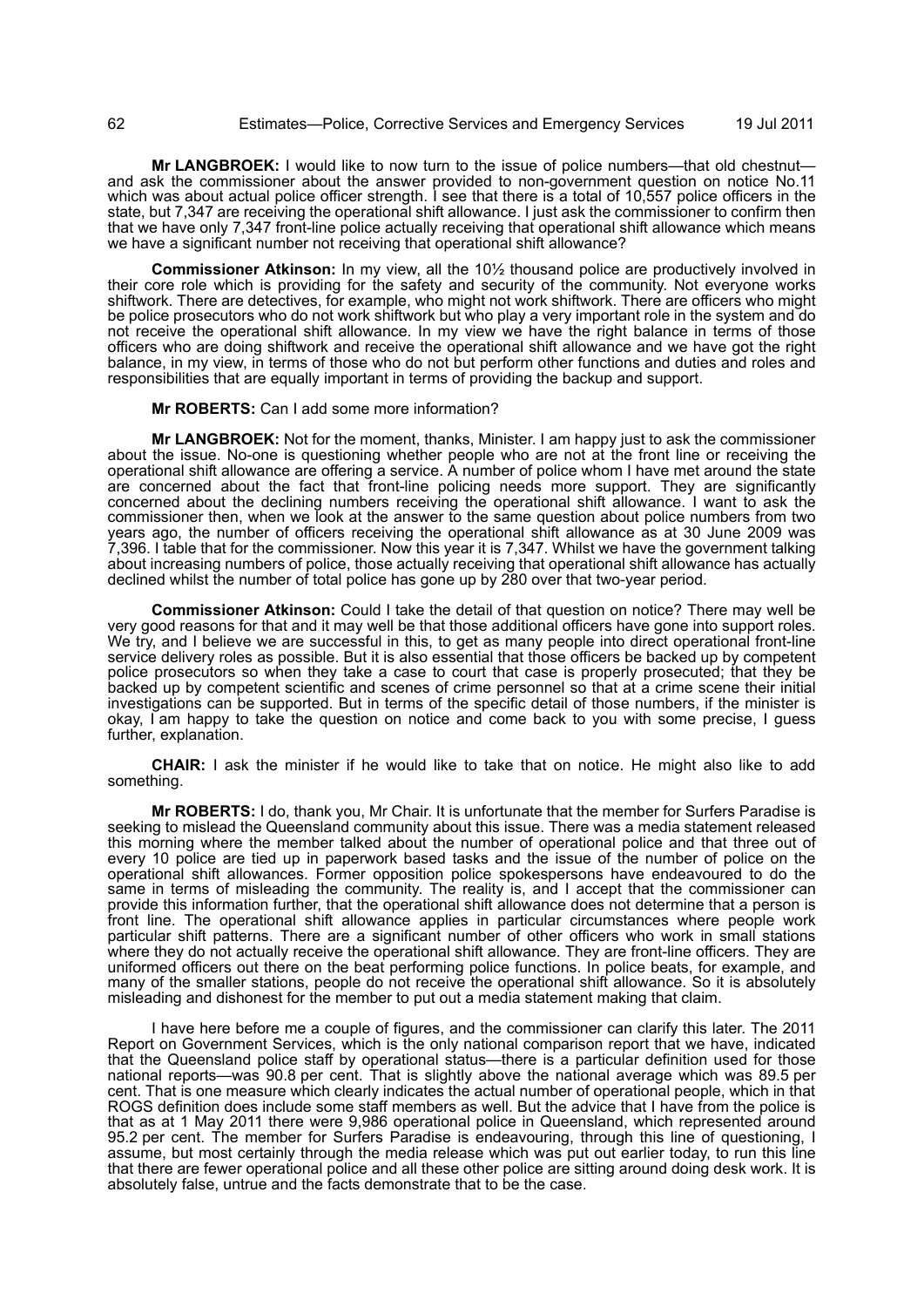**Mr LANGBROEK:** I would like to now turn to the issue of police numbers—that old chestnut—and ask the commissioner about the answer provided to non-government question on notice No.11 which was about actual police officer strength. I see that there is a total of 10,557 police officers in the state, but 7,347 are receiving the operational shift allowance. I just ask the commissioner to confirm then that we have only 7,347 front-line police actually receiving that operational shift allowance which means we have a significant number not receiving that operational shift allowance?

**Commissioner Atkinson:** In my view, all the 10½ thousand police are productively involved in their core role which is providing for the safety and security of the community. Not everyone works shiftwork. There are detectives, for example, who might not work shiftwork. There are officers who might be police prosecutors who do not work shiftwork but who play a very important role in the system and do not receive the operational shift allowance. In my view we have the right balance in terms of those officers who are doing shiftwork and receive the operational shift allowance and we have got the right balance, in my view, in terms of those who do not but perform other functions and duties and roles and responsibilities that are equally important in terms of providing the backup and support.

**Mr ROBERTS:** Can I add some more information?

**Mr LANGBROEK:** Not for the moment, thanks, Minister. I am happy just to ask the commissioner about the issue. No-one is questioning whether people who are not at the front line or receiving the operational shift allowance are offering a service. A number of police whom I have met around the state are concerned about the fact that front-line policing needs more support. They are significantly concerned about the declining numbers receiving the operational shift allowance. I want to ask the commissioner then, when we look at the answer to the same question about police numbers from two years ago, the number of officers receiving the operational shift allowance as at 30 June 2009 was 7,396. I table that for the commissioner. Now this year it is 7,347. Whilst we have the government talking about increasing numbers of police, those actually receiving that operational shift allowance has actually declined whilst the number of total police has gone up by 280 over that two-year period.

**Commissioner Atkinson:** Could I take the detail of that question on notice? There may well be very good reasons for that and it may well be that those additional officers have gone into support roles. We try, and I believe we are successful in this, to get as many people into direct operational front-line service delivery roles as possible. But it is also essential that those officers be backed up by competent police prosecutors so when they take a case to court that case is properly prosecuted; that they be backed up by competent scientific and scenes of crime personnel so that at a crime scene their initial investigations can be supported. But in terms of the specific detail of those numbers, if the minister is okay, I am happy to take the question on notice and come back to you with some precise, I guess further, explanation.

**CHAIR:** I ask the minister if he would like to take that on notice. He might also like to add something.

**Mr ROBERTS:** I do, thank you, Mr Chair. It is unfortunate that the member for Surfers Paradise is seeking to mislead the Queensland community about this issue. There was a media statement released this morning where the member talked about the number of operational police and that three out of every 10 police are tied up in paperwork based tasks and the issue of the number of police on the operational shift allowances. Former opposition police spokespersons have endeavoured to do the same in terms of misleading the community. The reality is, and I accept that the commissioner can provide this information further, that the operational shift allowance does not determine that a person is front line. The operational shift allowance applies in particular circumstances where people work particular shift patterns. There are a significant number of other officers who work in small stations where they do not actually receive the operational shift allowance. They are front-line officers. They are uniformed officers out there on the beat performing police functions. In police beats, for example, and many of the smaller stations, people do not receive the operational shift allowance. So it is absolutely misleading and dishonest for the member to put out a media statement making that claim.

I have here before me a couple of figures, and the commissioner can clarify this later. The 2011 Report on Government Services, which is the only national comparison report that we have, indicated that the Queensland police staff by operational status—there is a particular definition used for those national reports—was 90.8 per cent. That is slightly above the national average which was 89.5 per cent. That is one measure which clearly indicates the actual number of operational people, which in that ROGS definition does include some staff members as well. But the advice that I have from the police is that as at 1 May 2011 there were 9,986 operational police in Queensland, which represented around 95.2 per cent. The member for Surfers Paradise is endeavouring, through this line of questioning, I assume, but most certainly through the media release which was put out earlier today, to run this line that there are fewer operational police and all these other police are sitting around doing desk work. It is absolutely false, untrue and the facts demonstrate that to be the case.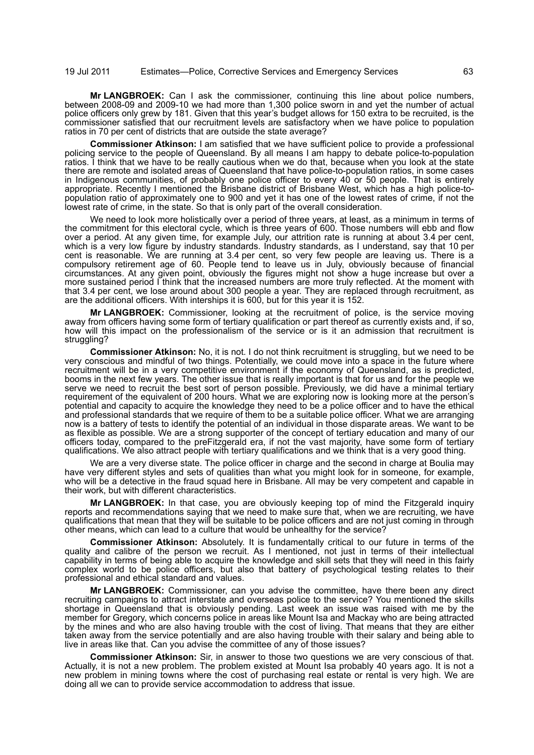**Mr LANGBROEK:** Can I ask the commissioner, continuing this line about police numbers, between 2008-09 and 2009-10 we had more than 1,300 police sworn in and yet the number of actual police officers only grew by 181. Given that this year's budget allows for 150 extra to be recruited, is the commissioner satisfied that our recruitment levels are satisfactory when we have police to population ratios in 70 per cent of districts that are outside the state average?

**Commissioner Atkinson:** I am satisfied that we have sufficient police to provide a professional policing service to the people of Queensland. By all means I am happy to debate police-to-population ratios. I think that we have to be really cautious when we do that, because when you look at the state there are remote and isolated areas of Queensland that have police-to-population ratios, in some cases in Indigenous communities, of probably one police officer to every 40 or 50 people. That is entirely appropriate. Recently I mentioned the Brisbane district of Brisbane West, which has a high police-to-population ratio of approximately one to 900 and yet it has one of the lowest rates of crime, if not the lowest rate of crime, in the state. So that is only part of the overall consideration.

We need to look more holistically over a period of three years, at least, as a minimum in terms of the commitment for this electoral cycle, which is three years of 600. Those numbers will ebb and flow over a period. At any given time, for example July, our attrition rate is running at about 3.4 per cent, which is a very low figure by industry standards. Industry standards, as I understand, say that 10 per cent is reasonable. We are running at 3.4 per cent, so very few people are leaving us. There is a compulsory retirement age of 60. People tend to leave us in July, obviously because of financial circumstances. At any given point, obviously the figures might not show a huge increase but over a more sustained period I think that the increased numbers are more truly reflected. At the moment with that 3.4 per cent, we lose around about 300 people a year. They are replaced through recruitment, as are the additional officers. With interships it is 600, but for this year it is 152.

**Mr LANGBROEK:** Commissioner, looking at the recruitment of police, is the service moving away from officers having some form of tertiary qualification or part thereof as currently exists and, if so, how will this impact on the professionalism of the service or is it an admission that recruitment is struggling?

**Commissioner Atkinson:** No, it is not. I do not think recruitment is struggling, but we need to be very conscious and mindful of two things. Potentially, we could move into a space in the future where recruitment will be in a very competitive environment if the economy of Queensland, as is predicted, booms in the next few years. The other issue that is really important is that for us and for the people we serve we need to recruit the best sort of person possible. Previously, we did have a minimal tertiary requirement of the equivalent of 200 hours. What we are exploring now is looking more at the person's potential and capacity to acquire the knowledge they need to be a police officer and to have the ethical and professional standards that we require of them to be a suitable police officer. What we are arranging now is a battery of tests to identify the potential of an individual in those disparate areas. We want to be as flexible as possible. We are a strong supporter of the concept of tertiary education and many of our officers today, compared to the preFitzgerald era, if not the vast majority, have some form of tertiary qualifications. We also attract people with tertiary qualifications and we think that is a very good thing.

We are a very diverse state. The police officer in charge and the second in charge at Boulia may have very different styles and sets of qualities than what you might look for in someone, for example, who will be a detective in the fraud squad here in Brisbane. All may be very competent and capable in their work, but with different characteristics.

**Mr LANGBROEK:** In that case, you are obviously keeping top of mind the Fitzgerald inquiry reports and recommendations saying that we need to make sure that, when we are recruiting, we have qualifications that mean that they will be suitable to be police officers and are not just coming in through other means, which can lead to a culture that would be unhealthy for the service?

**Commissioner Atkinson:** Absolutely. It is fundamentally critical to our future in terms of the quality and calibre of the person we recruit. As I mentioned, not just in terms of their intellectual capability in terms of being able to acquire the knowledge and skill sets that they will need in this fairly complex world to be police officers, but also that battery of psychological testing relates to their professional and ethical standard and values.

**Mr LANGBROEK:** Commissioner, can you advise the committee, have there been any direct recruiting campaigns to attract interstate and overseas police to the service? You mentioned the skills shortage in Queensland that is obviously pending. Last week an issue was raised with me by the member for Gregory, which concerns police in areas like Mount Isa and Mackay who are being attracted by the mines and who are also having trouble with the cost of living. That means that they are either taken away from the service potentially and are also having trouble with their salary and being able to live in areas like that. Can you advise the committee of any of those issues?

**Commissioner Atkinson:** Sir, in answer to those two questions we are very conscious of that. Actually, it is not a new problem. The problem existed at Mount Isa probably 40 years ago. It is not a new problem in mining towns where the cost of purchasing real estate or rental is very high. We are doing all we can to provide service accommodation to address that issue.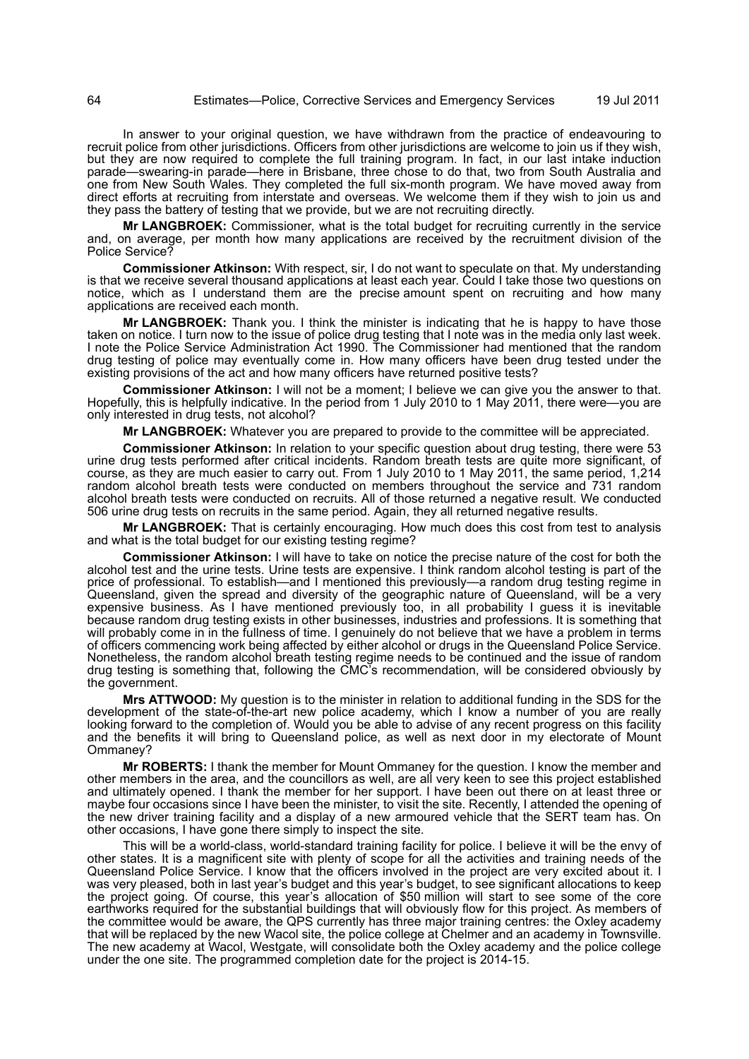In answer to your original question, we have withdrawn from the practice of endeavouring to recruit police from other jurisdictions. Officers from other jurisdictions are welcome to join us if they wish, but they are now required to complete the full training program. In fact, in our last intake induction parade—swearing-in parade—here in Brisbane, three chose to do that, two from South Australia and one from New South Wales. They completed the full six-month program. We have moved away from direct efforts at recruiting from interstate and overseas. We welcome them if they wish to join us and they pass the battery of testing that we provide, but we are not recruiting directly.

**Mr LANGBROEK:** Commissioner, what is the total budget for recruiting currently in the service and, on average, per month how many applications are received by the recruitment division of the Police Service?

**Commissioner Atkinson:** With respect, sir, I do not want to speculate on that. My understanding is that we receive several thousand applications at least each year. Could I take those two questions on notice, which as I understand them are the precise amount spent on recruiting and how many applications are received each month.

**Mr LANGBROEK:** Thank you. I think the minister is indicating that he is happy to have those taken on notice. I turn now to the issue of police drug testing that I note was in the media only last week. I note the Police Service Administration Act 1990. The Commissioner had mentioned that the random drug testing of police may eventually come in. How many officers have been drug tested under the existing provisions of the act and how many officers have returned positive tests?

**Commissioner Atkinson:** I will not be a moment; I believe we can give you the answer to that. Hopefully, this is helpfully indicative. In the period from 1 July 2010 to 1 May 2011, there were—you are only interested in drug tests, not alcohol?

**Mr LANGBROEK:** Whatever you are prepared to provide to the committee will be appreciated.

**Commissioner Atkinson:** In relation to your specific question about drug testing, there were 53 urine drug tests performed after critical incidents. Random breath tests are quite more significant, of course, as they are much easier to carry out. From 1 July 2010 to 1 May 2011, the same period, 1,214 random alcohol breath tests were conducted on members throughout the service and 731 random alcohol breath tests were conducted on recruits. All of those returned a negative result. We conducted 506 urine drug tests on recruits in the same period. Again, they all returned negative results.

**Mr LANGBROEK:** That is certainly encouraging. How much does this cost from test to analysis and what is the total budget for our existing testing regime?

**Commissioner Atkinson:** I will have to take on notice the precise nature of the cost for both the alcohol test and the urine tests. Urine tests are expensive. I think random alcohol testing is part of the price of professional. To establish—and I mentioned this previously—a random drug testing regime in Queensland, given the spread and diversity of the geographic nature of Queensland, will be a very expensive business. As I have mentioned previously too, in all probability I guess it is inevitable because random drug testing exists in other businesses, industries and professions. It is something that will probably come in in the fullness of time. I genuinely do not believe that we have a problem in terms of officers commencing work being affected by either alcohol or drugs in the Queensland Police Service. Nonetheless, the random alcohol breath testing regime needs to be continued and the issue of random drug testing is something that, following the CMC's recommendation, will be considered obviously by the government.

**Mrs ATTWOOD:** My question is to the minister in relation to additional funding in the SDS for the development of the state-of-the-art new police academy, which I know a number of you are really looking forward to the completion of. Would you be able to advise of any recent progress on this facility and the benefits it will bring to Queensland police, as well as next door in my electorate of Mount Ommaney?

**Mr ROBERTS:** I thank the member for Mount Ommaney for the question. I know the member and other members in the area, and the councillors as well, are all very keen to see this project established and ultimately opened. I thank the member for her support. I have been out there on at least three or maybe four occasions since I have been the minister, to visit the site. Recently, I attended the opening of the new driver training facility and a display of a new armoured vehicle that the SERT team has. On other occasions, I have gone there simply to inspect the site.

This will be a world-class, world-standard training facility for police. I believe it will be the envy of other states. It is a magnificent site with plenty of scope for all the activities and training needs of the Queensland Police Service. I know that the officers involved in the project are very excited about it. I was very pleased, both in last year's budget and this year's budget, to see significant allocations to keep the project going. Of course, this year's allocation of $50 million will start to see some of the core earthworks required for the substantial buildings that will obviously flow for this project. As members of the committee would be aware, the QPS currently has three major training centres: the Oxley academy that will be replaced by the new Wacol site, the police college at Chelmer and an academy in Townsville. The new academy at Wacol, Westgate, will consolidate both the Oxley academy and the police college under the one site. The programmed completion date for the project is 2014-15.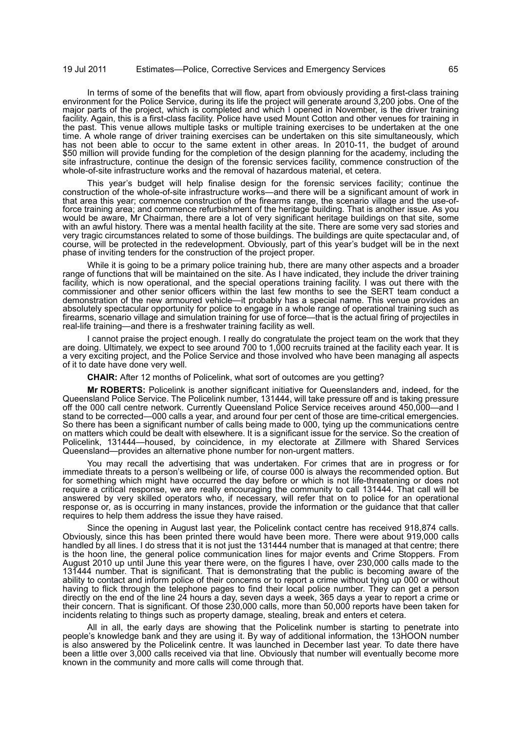In terms of some of the benefits that will flow, apart from obviously providing a first-class training environment for the Police Service, during its life the project will generate around 3,200 jobs. One of the major parts of the project, which is completed and which I opened in November, is the driver training facility. Again, this is a first-class facility. Police have used Mount Cotton and other venues for training in the past. This venue allows multiple tasks or multiple training exercises to be undertaken at the one time. A whole range of driver training exercises can be undertaken on this site simultaneously, which has not been able to occur to the same extent in other areas. In 2010-11, the budget of around $50 million will provide funding for the completion of the design planning for the academy, including the site infrastructure, continue the design of the forensic services facility, commence construction of the whole-of-site infrastructure works and the removal of hazardous material, et cetera.

This year's budget will help finalise design for the forensic services facility; continue the construction of the whole-of-site infrastructure works—and there will be a significant amount of work in that area this year; commence construction of the firearms range, the scenario village and the use-of-force training area; and commence refurbishment of the heritage building. That is another issue. As you would be aware, Mr Chairman, there are a lot of very significant heritage buildings on that site, some with an awful history. There was a mental health facility at the site. There are some very sad stories and very tragic circumstances related to some of those buildings. The buildings are quite spectacular and, of course, will be protected in the redevelopment. Obviously, part of this year's budget will be in the next phase of inviting tenders for the construction of the project proper.

While it is going to be a primary police training hub, there are many other aspects and a broader range of functions that will be maintained on the site. As I have indicated, they include the driver training facility, which is now operational, and the special operations training facility. I was out there with the commissioner and other senior officers within the last few months to see the SERT team conduct a demonstration of the new armoured vehicle—it probably has a special name. This venue provides an absolutely spectacular opportunity for police to engage in a whole range of operational training such as firearms, scenario village and simulation training for use of force—that is the actual firing of projectiles in real-life training—and there is a freshwater training facility as well.

I cannot praise the project enough. I really do congratulate the project team on the work that they are doing. Ultimately, we expect to see around 700 to 1,000 recruits trained at the facility each year. It is a very exciting project, and the Police Service and those involved who have been managing all aspects of it to date have done very well.

**CHAIR:** After 12 months of Policelink, what sort of outcomes are you getting?

**Mr ROBERTS:** Policelink is another significant initiative for Queenslanders and, indeed, for the Queensland Police Service. The Policelink number, 131444, will take pressure off and is taking pressure off the 000 call centre network. Currently Queensland Police Service receives around 450,000—and I stand to be corrected—000 calls a year, and around four per cent of those are time-critical emergencies. So there has been a significant number of calls being made to 000, tying up the communications centre on matters which could be dealt with elsewhere. It is a significant issue for the service. So the creation of Policelink, 131444—housed, by coincidence, in my electorate at Zillmere with Shared Services Queensland—provides an alternative phone number for non-urgent matters.

You may recall the advertising that was undertaken. For crimes that are in progress or for immediate threats to a person's wellbeing or life, of course 000 is always the recommended option. But for something which might have occurred the day before or which is not life-threatening or does not require a critical response, we are really encouraging the community to call 131444. That call will be answered by very skilled operators who, if necessary, will refer that on to police for an operational response or, as is occurring in many instances, provide the information or the guidance that that caller requires to help them address the issue they have raised.

Since the opening in August last year, the Policelink contact centre has received 918,874 calls. Obviously, since this has been printed there would have been more. There were about 919,000 calls handled by all lines. I do stress that it is not just the 131444 number that is managed at that centre; there is the hoon line, the general police communication lines for major events and Crime Stoppers. From August 2010 up until June this year there were, on the figures I have, over 230,000 calls made to the 131444 number. That is significant. That is demonstrating that the public is becoming aware of the ability to contact and inform police of their concerns or to report a crime without tying up 000 or without having to flick through the telephone pages to find their local police number. They can get a person directly on the end of the line 24 hours a day, seven days a week, 365 days a year to report a crime or their concern. That is significant. Of those 230,000 calls, more than 50,000 reports have been taken for incidents relating to things such as property damage, stealing, break and enters et cetera.

All in all, the early days are showing that the Policelink number is starting to penetrate into people's knowledge bank and they are using it. By way of additional information, the 13HOON number is also answered by the Policelink centre. It was launched in December last year. To date there have been a little over 3,000 calls received via that line. Obviously that number will eventually become more known in the community and more calls will come through that.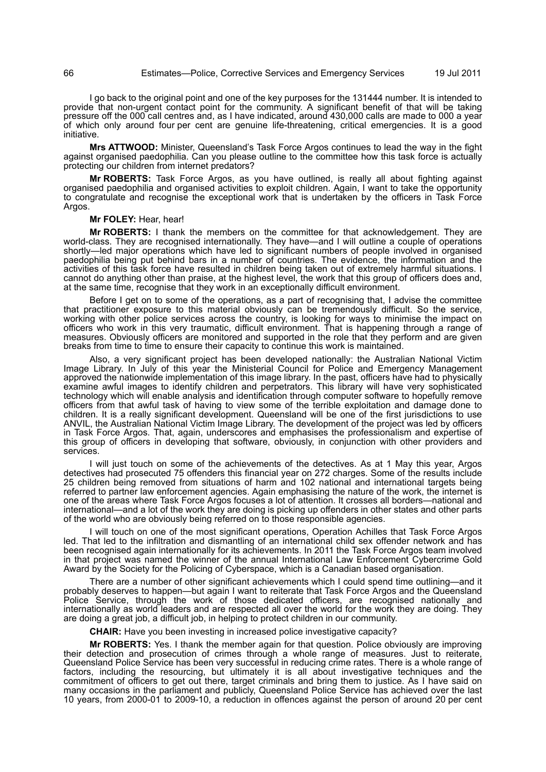I go back to the original point and one of the key purposes for the 131444 number. It is intended to provide that non-urgent contact point for the community. A significant benefit of that will be taking pressure off the 000 call centres and, as I have indicated, around 430,000 calls are made to 000 a year of which only around four per cent are genuine life-threatening, critical emergencies. It is a good initiative.

**Mrs ATTWOOD:** Minister, Queensland's Task Force Argos continues to lead the way in the fight against organised paedophilia. Can you please outline to the committee how this task force is actually protecting our children from internet predators?

**Mr ROBERTS:** Task Force Argos, as you have outlined, is really all about fighting against organised paedophilia and organised activities to exploit children. Again, I want to take the opportunity to congratulate and recognise the exceptional work that is undertaken by the officers in Task Force Argos.

**Mr FOLEY:** Hear, hear!

**Mr ROBERTS:** I thank the members on the committee for that acknowledgement. They are world-class. They are recognised internationally. They have—and I will outline a couple of operations shortly—led major operations which have led to significant numbers of people involved in organised paedophilia being put behind bars in a number of countries. The evidence, the information and the activities of this task force have resulted in children being taken out of extremely harmful situations. I cannot do anything other than praise, at the highest level, the work that this group of officers does and, at the same time, recognise that they work in an exceptionally difficult environment.

Before I get on to some of the operations, as a part of recognising that, I advise the committee that practitioner exposure to this material obviously can be tremendously difficult. So the service, working with other police services across the country, is looking for ways to minimise the impact on officers who work in this very traumatic, difficult environment. That is happening through a range of measures. Obviously officers are monitored and supported in the role that they perform and are given breaks from time to time to ensure their capacity to continue this work is maintained.

Also, a very significant project has been developed nationally: the Australian National Victim Image Library. In July of this year the Ministerial Council for Police and Emergency Management approved the nationwide implementation of this image library. In the past, officers have had to physically examine awful images to identify children and perpetrators. This library will have very sophisticated technology which will enable analysis and identification through computer software to hopefully remove officers from that awful task of having to view some of the terrible exploitation and damage done to children. It is a really significant development. Queensland will be one of the first jurisdictions to use ANVIL, the Australian National Victim Image Library. The development of the project was led by officers in Task Force Argos. That, again, underscores and emphasises the professionalism and expertise of this group of officers in developing that software, obviously, in conjunction with other providers and services.

I will just touch on some of the achievements of the detectives. As at 1 May this year, Argos detectives had prosecuted 75 offenders this financial year on 272 charges. Some of the results include 25 children being removed from situations of harm and 102 national and international targets being referred to partner law enforcement agencies. Again emphasising the nature of the work, the internet is one of the areas where Task Force Argos focuses a lot of attention. It crosses all borders—national and international—and a lot of the work they are doing is picking up offenders in other states and other parts of the world who are obviously being referred on to those responsible agencies.

I will touch on one of the most significant operations, Operation Achilles that Task Force Argos led. That led to the infiltration and dismantling of an international child sex offender network and has been recognised again internationally for its achievements. In 2011 the Task Force Argos team involved in that project was named the winner of the annual International Law Enforcement Cybercrime Gold Award by the Society for the Policing of Cyberspace, which is a Canadian based organisation.

There are a number of other significant achievements which I could spend time outlining—and it probably deserves to happen—but again I want to reiterate that Task Force Argos and the Queensland Police Service, through the work of those dedicated officers, are recognised nationally and internationally as world leaders and are respected all over the world for the work they are doing. They are doing a great job, a difficult job, in helping to protect children in our community.

**CHAIR:** Have you been investing in increased police investigative capacity?

**Mr ROBERTS:** Yes. I thank the member again for that question. Police obviously are improving their detection and prosecution of crimes through a whole range of measures. Just to reiterate, Queensland Police Service has been very successful in reducing crime rates. There is a whole range of factors, including the resourcing, but ultimately it is all about investigative techniques and the commitment of officers to get out there, target criminals and bring them to justice. As I have said on many occasions in the parliament and publicly, Queensland Police Service has achieved over the last 10 years, from 2000-01 to 2009-10, a reduction in offences against the person of around 20 per cent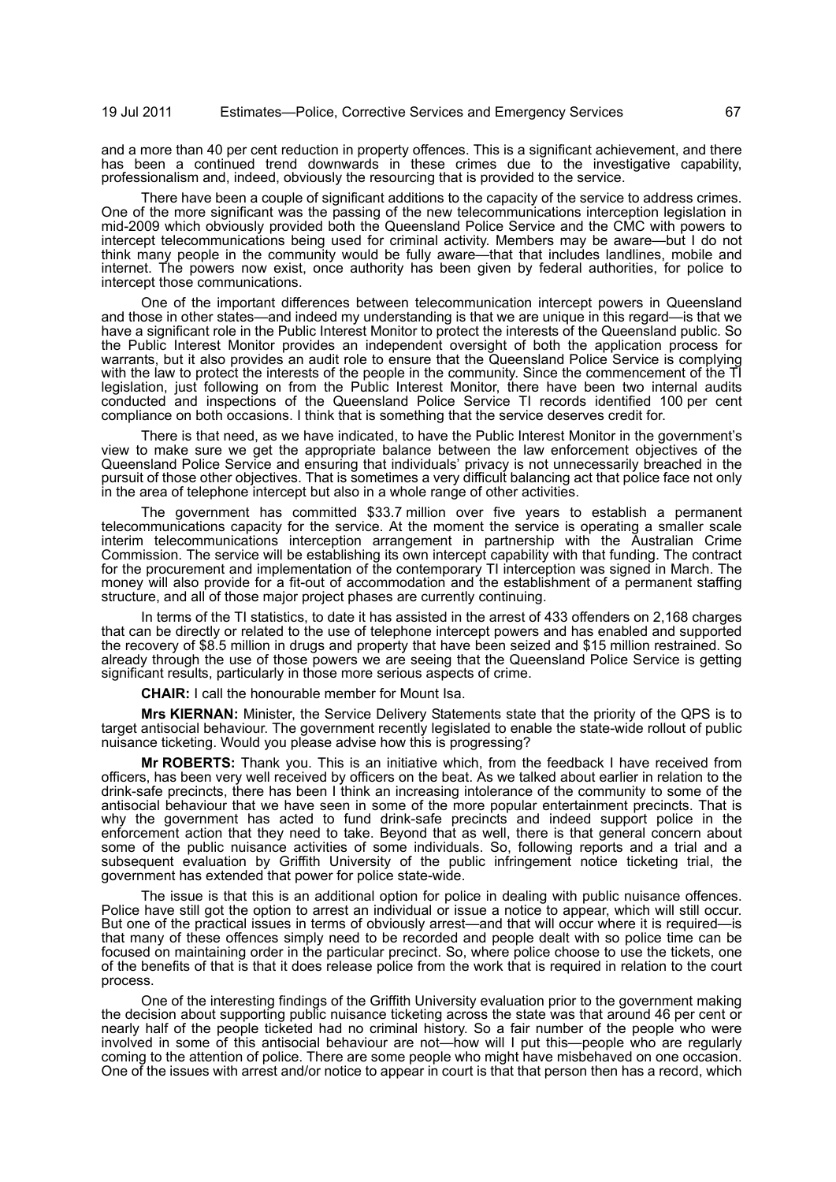and a more than 40 per cent reduction in property offences. This is a significant achievement, and there has been a continued trend downwards in these crimes due to the investigative capability, professionalism and, indeed, obviously the resourcing that is provided to the service.

There have been a couple of significant additions to the capacity of the service to address crimes. One of the more significant was the passing of the new telecommunications interception legislation in mid-2009 which obviously provided both the Queensland Police Service and the CMC with powers to intercept telecommunications being used for criminal activity. Members may be aware—but I do not think many people in the community would be fully aware—that that includes landlines, mobile and internet. The powers now exist, once authority has been given by federal authorities, for police to intercept those communications.

One of the important differences between telecommunication intercept powers in Queensland and those in other states—and indeed my understanding is that we are unique in this regard—is that we have a significant role in the Public Interest Monitor to protect the interests of the Queensland public. So the Public Interest Monitor provides an independent oversight of both the application process for warrants, but it also provides an audit role to ensure that the Queensland Police Service is complying with the law to protect the interests of the people in the community. Since the commencement of the TI legislation, just following on from the Public Interest Monitor, there have been two internal audits conducted and inspections of the Queensland Police Service TI records identified 100 per cent compliance on both occasions. I think that is something that the service deserves credit for.

There is that need, as we have indicated, to have the Public Interest Monitor in the government's view to make sure we get the appropriate balance between the law enforcement objectives of the Queensland Police Service and ensuring that individuals' privacy is not unnecessarily breached in the pursuit of those other objectives. That is sometimes a very difficult balancing act that police face not only in the area of telephone intercept but also in a whole range of other activities.

The government has committed $33.7 million over five years to establish a permanent telecommunications capacity for the service. At the moment the service is operating a smaller scale interim telecommunications interception arrangement in partnership with the Australian Crime Commission. The service will be establishing its own intercept capability with that funding. The contract for the procurement and implementation of the contemporary TI interception was signed in March. The money will also provide for a fit-out of accommodation and the establishment of a permanent staffing structure, and all of those major project phases are currently continuing.

In terms of the TI statistics, to date it has assisted in the arrest of 433 offenders on 2,168 charges that can be directly or related to the use of telephone intercept powers and has enabled and supported the recovery of $8.5 million in drugs and property that have been seized and $15 million restrained. So already through the use of those powers we are seeing that the Queensland Police Service is getting significant results, particularly in those more serious aspects of crime.

**CHAIR:** I call the honourable member for Mount Isa.

**Mrs KIERNAN:** Minister, the Service Delivery Statements state that the priority of the QPS is to target antisocial behaviour. The government recently legislated to enable the state-wide rollout of public nuisance ticketing. Would you please advise how this is progressing?

**Mr ROBERTS:** Thank you. This is an initiative which, from the feedback I have received from officers, has been very well received by officers on the beat. As we talked about earlier in relation to the drink-safe precincts, there has been I think an increasing intolerance of the community to some of the antisocial behaviour that we have seen in some of the more popular entertainment precincts. That is why the government has acted to fund drink-safe precincts and indeed support police in the enforcement action that they need to take. Beyond that as well, there is that general concern about some of the public nuisance activities of some individuals. So, following reports and a trial and a subsequent evaluation by Griffith University of the public infringement notice ticketing trial, the government has extended that power for police state-wide.

The issue is that this is an additional option for police in dealing with public nuisance offences. Police have still got the option to arrest an individual or issue a notice to appear, which will still occur. But one of the practical issues in terms of obviously arrest—and that will occur where it is required—is that many of these offences simply need to be recorded and people dealt with so police time can be focused on maintaining order in the particular precinct. So, where police choose to use the tickets, one of the benefits of that is that it does release police from the work that is required in relation to the court process.

One of the interesting findings of the Griffith University evaluation prior to the government making the decision about supporting public nuisance ticketing across the state was that around 46 per cent or nearly half of the people ticketed had no criminal history. So a fair number of the people who were involved in some of this antisocial behaviour are not—how will I put this—people who are regularly coming to the attention of police. There are some people who might have misbehaved on one occasion. One of the issues with arrest and/or notice to appear in court is that that person then has a record, which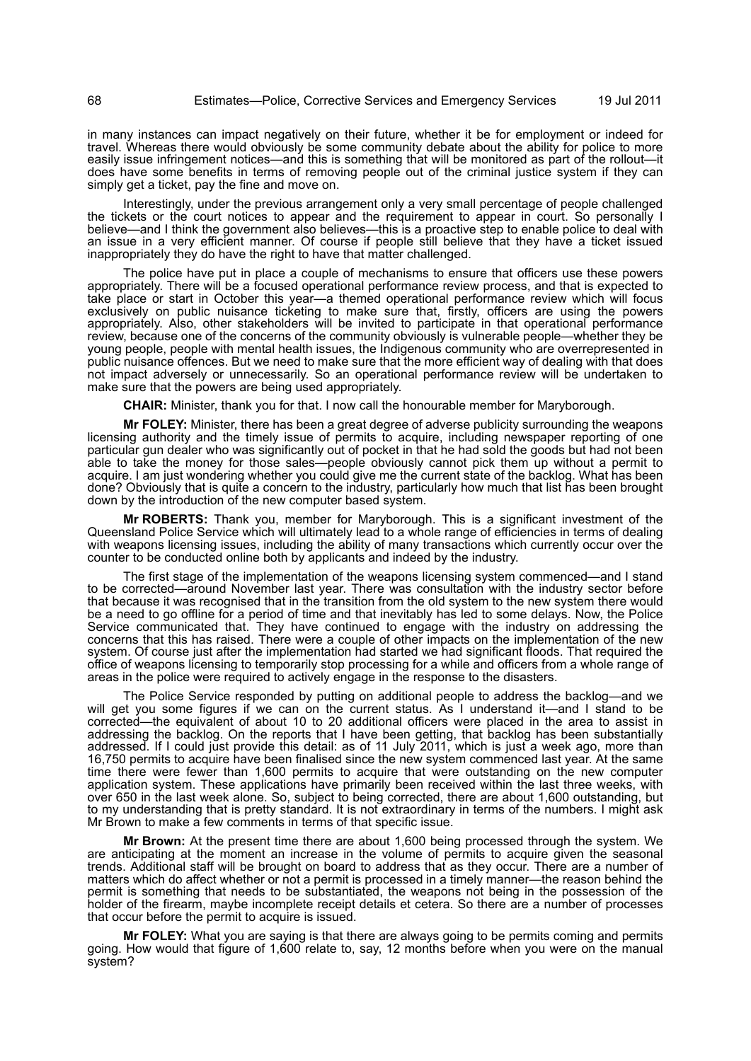in many instances can impact negatively on their future, whether it be for employment or indeed for travel. Whereas there would obviously be some community debate about the ability for police to more easily issue infringement notices—and this is something that will be monitored as part of the rollout—it does have some benefits in terms of removing people out of the criminal justice system if they can simply get a ticket, pay the fine and move on.

Interestingly, under the previous arrangement only a very small percentage of people challenged the tickets or the court notices to appear and the requirement to appear in court. So personally I believe—and I think the government also believes—this is a proactive step to enable police to deal with an issue in a very efficient manner. Of course if people still believe that they have a ticket issued inappropriately they do have the right to have that matter challenged.

The police have put in place a couple of mechanisms to ensure that officers use these powers appropriately. There will be a focused operational performance review process, and that is expected to take place or start in October this year—a themed operational performance review which will focus exclusively on public nuisance ticketing to make sure that, firstly, officers are using the powers appropriately. Also, other stakeholders will be invited to participate in that operational performance review, because one of the concerns of the community obviously is vulnerable people—whether they be young people, people with mental health issues, the Indigenous community who are overrepresented in public nuisance offences. But we need to make sure that the more efficient way of dealing with that does not impact adversely or unnecessarily. So an operational performance review will be undertaken to make sure that the powers are being used appropriately.

**CHAIR:** Minister, thank you for that. I now call the honourable member for Maryborough.

**Mr FOLEY:** Minister, there has been a great degree of adverse publicity surrounding the weapons licensing authority and the timely issue of permits to acquire, including newspaper reporting of one particular gun dealer who was significantly out of pocket in that he had sold the goods but had not been able to take the money for those sales—people obviously cannot pick them up without a permit to acquire. I am just wondering whether you could give me the current state of the backlog. What has been done? Obviously that is quite a concern to the industry, particularly how much that list has been brought down by the introduction of the new computer based system.

**Mr ROBERTS:** Thank you, member for Maryborough. This is a significant investment of the Queensland Police Service which will ultimately lead to a whole range of efficiencies in terms of dealing with weapons licensing issues, including the ability of many transactions which currently occur over the counter to be conducted online both by applicants and indeed by the industry.

The first stage of the implementation of the weapons licensing system commenced—and I stand to be corrected—around November last year. There was consultation with the industry sector before that because it was recognised that in the transition from the old system to the new system there would be a need to go offline for a period of time and that inevitably has led to some delays. Now, the Police Service communicated that. They have continued to engage with the industry on addressing the concerns that this has raised. There were a couple of other impacts on the implementation of the new system. Of course just after the implementation had started we had significant floods. That required the office of weapons licensing to temporarily stop processing for a while and officers from a whole range of areas in the police were required to actively engage in the response to the disasters.

The Police Service responded by putting on additional people to address the backlog—and we will get you some figures if we can on the current status. As I understand it—and I stand to be corrected—the equivalent of about 10 to 20 additional officers were placed in the area to assist in addressing the backlog. On the reports that I have been getting, that backlog has been substantially addressed. If I could just provide this detail: as of 11 July 2011, which is just a week ago, more than 16,750 permits to acquire have been finalised since the new system commenced last year. At the same time there were fewer than 1,600 permits to acquire that were outstanding on the new computer application system. These applications have primarily been received within the last three weeks, with over 650 in the last week alone. So, subject to being corrected, there are about 1,600 outstanding, but to my understanding that is pretty standard. It is not extraordinary in terms of the numbers. I might ask Mr Brown to make a few comments in terms of that specific issue.

**Mr Brown:** At the present time there are about 1,600 being processed through the system. We are anticipating at the moment an increase in the volume of permits to acquire given the seasonal trends. Additional staff will be brought on board to address that as they occur. There are a number of matters which do affect whether or not a permit is processed in a timely manner—the reason behind the permit is something that needs to be substantiated, the weapons not being in the possession of the holder of the firearm, maybe incomplete receipt details et cetera. So there are a number of processes that occur before the permit to acquire is issued.

**Mr FOLEY:** What you are saying is that there are always going to be permits coming and permits going. How would that figure of 1,600 relate to, say, 12 months before when you were on the manual system?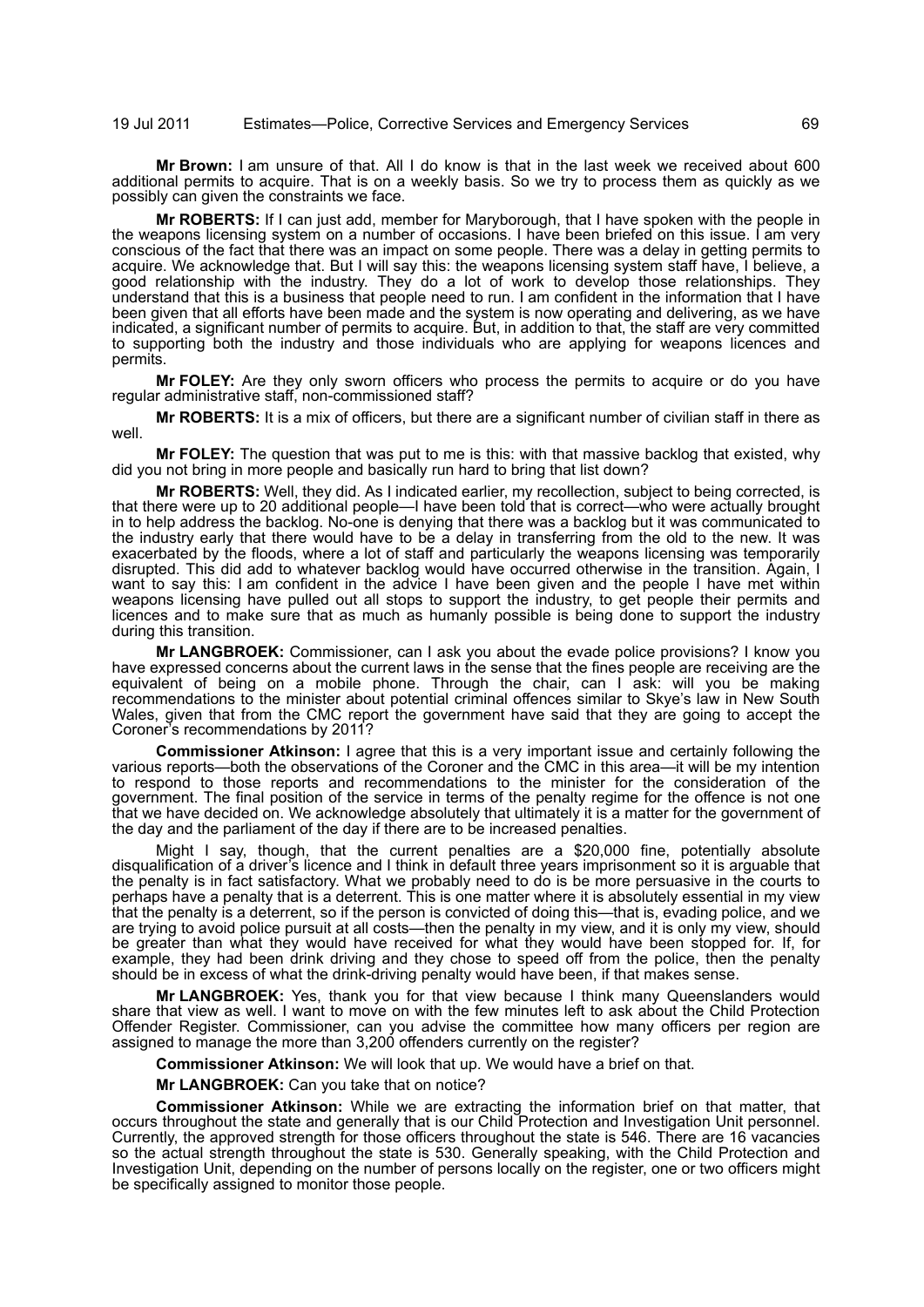**Mr Brown:** I am unsure of that. All I do know is that in the last week we received about 600 additional permits to acquire. That is on a weekly basis. So we try to process them as quickly as we possibly can given the constraints we face.

**Mr ROBERTS:** If I can just add, member for Maryborough, that I have spoken with the people in the weapons licensing system on a number of occasions. I have been briefed on this issue. I am very conscious of the fact that there was an impact on some people. There was a delay in getting permits to acquire. We acknowledge that. But I will say this: the weapons licensing system staff have, I believe, a good relationship with the industry. They do a lot of work to develop those relationships. They understand that this is a business that people need to run. I am confident in the information that I have been given that all efforts have been made and the system is now operating and delivering, as we have indicated, a significant number of permits to acquire. But, in addition to that, the staff are very committed to supporting both the industry and those individuals who are applying for weapons licences and permits.

**Mr FOLEY:** Are they only sworn officers who process the permits to acquire or do you have regular administrative staff, non-commissioned staff?

**Mr ROBERTS:** It is a mix of officers, but there are a significant number of civilian staff in there as well.

**Mr FOLEY:** The question that was put to me is this: with that massive backlog that existed, why did you not bring in more people and basically run hard to bring that list down?

**Mr ROBERTS:** Well, they did. As I indicated earlier, my recollection, subject to being corrected, is that there were up to 20 additional people—I have been told that is correct—who were actually brought in to help address the backlog. No-one is denying that there was a backlog but it was communicated to the industry early that there would have to be a delay in transferring from the old to the new. It was exacerbated by the floods, where a lot of staff and particularly the weapons licensing was temporarily disrupted. This did add to whatever backlog would have occurred otherwise in the transition. Again, I want to say this: I am confident in the advice I have been given and the people I have met within weapons licensing have pulled out all stops to support the industry, to get people their permits and licences and to make sure that as much as humanly possible is being done to support the industry during this transition.

**Mr LANGBROEK:** Commissioner, can I ask you about the evade police provisions? I know you have expressed concerns about the current laws in the sense that the fines people are receiving are the equivalent of being on a mobile phone. Through the chair, can I ask: will you be making recommendations to the minister about potential criminal offences similar to Skye's law in New South Wales, given that from the CMC report the government have said that they are going to accept the Coroner's recommendations by 2011?

**Commissioner Atkinson:** I agree that this is a very important issue and certainly following the various reports—both the observations of the Coroner and the CMC in this area—it will be my intention to respond to those reports and recommendations to the minister for the consideration of the government. The final position of the service in terms of the penalty regime for the offence is not one that we have decided on. We acknowledge absolutely that ultimately it is a matter for the government of the day and the parliament of the day if there are to be increased penalties.

Might I say, though, that the current penalties are a $20,000 fine, potentially absolute disqualification of a driver's licence and I think in default three years imprisonment so it is arguable that the penalty is in fact satisfactory. What we probably need to do is be more persuasive in the courts to perhaps have a penalty that is a deterrent. This is one matter where it is absolutely essential in my view that the penalty is a deterrent, so if the person is convicted of doing this—that is, evading police, and we are trying to avoid police pursuit at all costs—then the penalty in my view, and it is only my view, should be greater than what they would have received for what they would have been stopped for. If, for example, they had been drink driving and they chose to speed off from the police, then the penalty should be in excess of what the drink-driving penalty would have been, if that makes sense.

**Mr LANGBROEK:** Yes, thank you for that view because I think many Queenslanders would share that view as well. I want to move on with the few minutes left to ask about the Child Protection Offender Register. Commissioner, can you advise the committee how many officers per region are assigned to manage the more than 3,200 offenders currently on the register?

**Commissioner Atkinson:** We will look that up. We would have a brief on that.

**Mr LANGBROEK:** Can you take that on notice?

**Commissioner Atkinson:** While we are extracting the information brief on that matter, that occurs throughout the state and generally that is our Child Protection and Investigation Unit personnel. Currently, the approved strength for those officers throughout the state is 546. There are 16 vacancies so the actual strength throughout the state is 530. Generally speaking, with the Child Protection and Investigation Unit, depending on the number of persons locally on the register, one or two officers might be specifically assigned to monitor those people.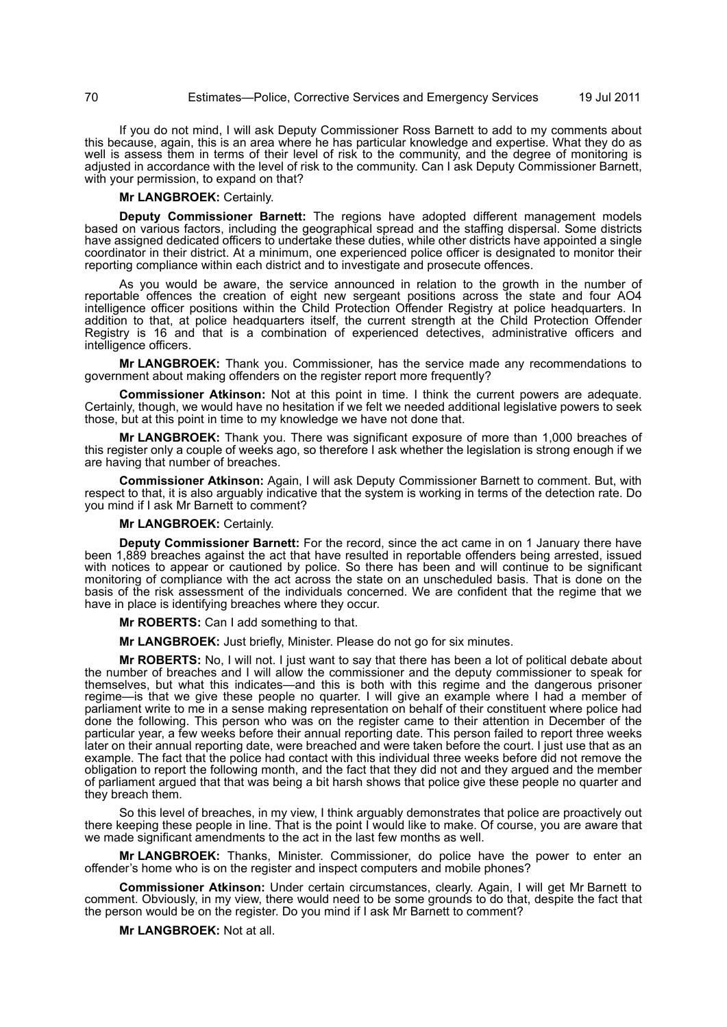If you do not mind, I will ask Deputy Commissioner Ross Barnett to add to my comments about this because, again, this is an area where he has particular knowledge and expertise. What they do as well is assess them in terms of their level of risk to the community, and the degree of monitoring is adjusted in accordance with the level of risk to the community. Can I ask Deputy Commissioner Barnett, with your permission, to expand on that?

**Mr LANGBROEK:** Certainly.

**Deputy Commissioner Barnett:** The regions have adopted different management models based on various factors, including the geographical spread and the staffing dispersal. Some districts have assigned dedicated officers to undertake these duties, while other districts have appointed a single coordinator in their district. At a minimum, one experienced police officer is designated to monitor their reporting compliance within each district and to investigate and prosecute offences.

As you would be aware, the service announced in relation to the growth in the number of reportable offences the creation of eight new sergeant positions across the state and four AO4 intelligence officer positions within the Child Protection Offender Registry at police headquarters. In addition to that, at police headquarters itself, the current strength at the Child Protection Offender Registry is 16 and that is a combination of experienced detectives, administrative officers and intelligence officers.

**Mr LANGBROEK:** Thank you. Commissioner, has the service made any recommendations to government about making offenders on the register report more frequently?

**Commissioner Atkinson:** Not at this point in time. I think the current powers are adequate. Certainly, though, we would have no hesitation if we felt we needed additional legislative powers to seek those, but at this point in time to my knowledge we have not done that.

**Mr LANGBROEK:** Thank you. There was significant exposure of more than 1,000 breaches of this register only a couple of weeks ago, so therefore I ask whether the legislation is strong enough if we are having that number of breaches.

**Commissioner Atkinson:** Again, I will ask Deputy Commissioner Barnett to comment. But, with respect to that, it is also arguably indicative that the system is working in terms of the detection rate. Do you mind if I ask Mr Barnett to comment?

**Mr LANGBROEK:** Certainly.

**Deputy Commissioner Barnett:** For the record, since the act came in on 1 January there have been 1,889 breaches against the act that have resulted in reportable offenders being arrested, issued with notices to appear or cautioned by police. So there has been and will continue to be significant monitoring of compliance with the act across the state on an unscheduled basis. That is done on the basis of the risk assessment of the individuals concerned. We are confident that the regime that we have in place is identifying breaches where they occur.

**Mr ROBERTS:** Can I add something to that.

**Mr LANGBROEK:** Just briefly, Minister. Please do not go for six minutes.

**Mr ROBERTS:** No, I will not. I just want to say that there has been a lot of political debate about the number of breaches and I will allow the commissioner and the deputy commissioner to speak for themselves, but what this indicates—and this is both with this regime and the dangerous prisoner regime—is that we give these people no quarter. I will give an example where I had a member of parliament write to me in a sense making representation on behalf of their constituent where police had done the following. This person who was on the register came to their attention in December of the particular year, a few weeks before their annual reporting date. This person failed to report three weeks later on their annual reporting date, were breached and were taken before the court. I just use that as an example. The fact that the police had contact with this individual three weeks before did not remove the obligation to report the following month, and the fact that they did not and they argued and the member of parliament argued that that was being a bit harsh shows that police give these people no quarter and they breach them.

So this level of breaches, in my view, I think arguably demonstrates that police are proactively out there keeping these people in line. That is the point I would like to make. Of course, you are aware that we made significant amendments to the act in the last few months as well.

**Mr LANGBROEK:** Thanks, Minister. Commissioner, do police have the power to enter an offender's home who is on the register and inspect computers and mobile phones?

**Commissioner Atkinson:** Under certain circumstances, clearly. Again, I will get Mr Barnett to comment. Obviously, in my view, there would need to be some grounds to do that, despite the fact that the person would be on the register. Do you mind if I ask Mr Barnett to comment?

**Mr LANGBROEK:** Not at all.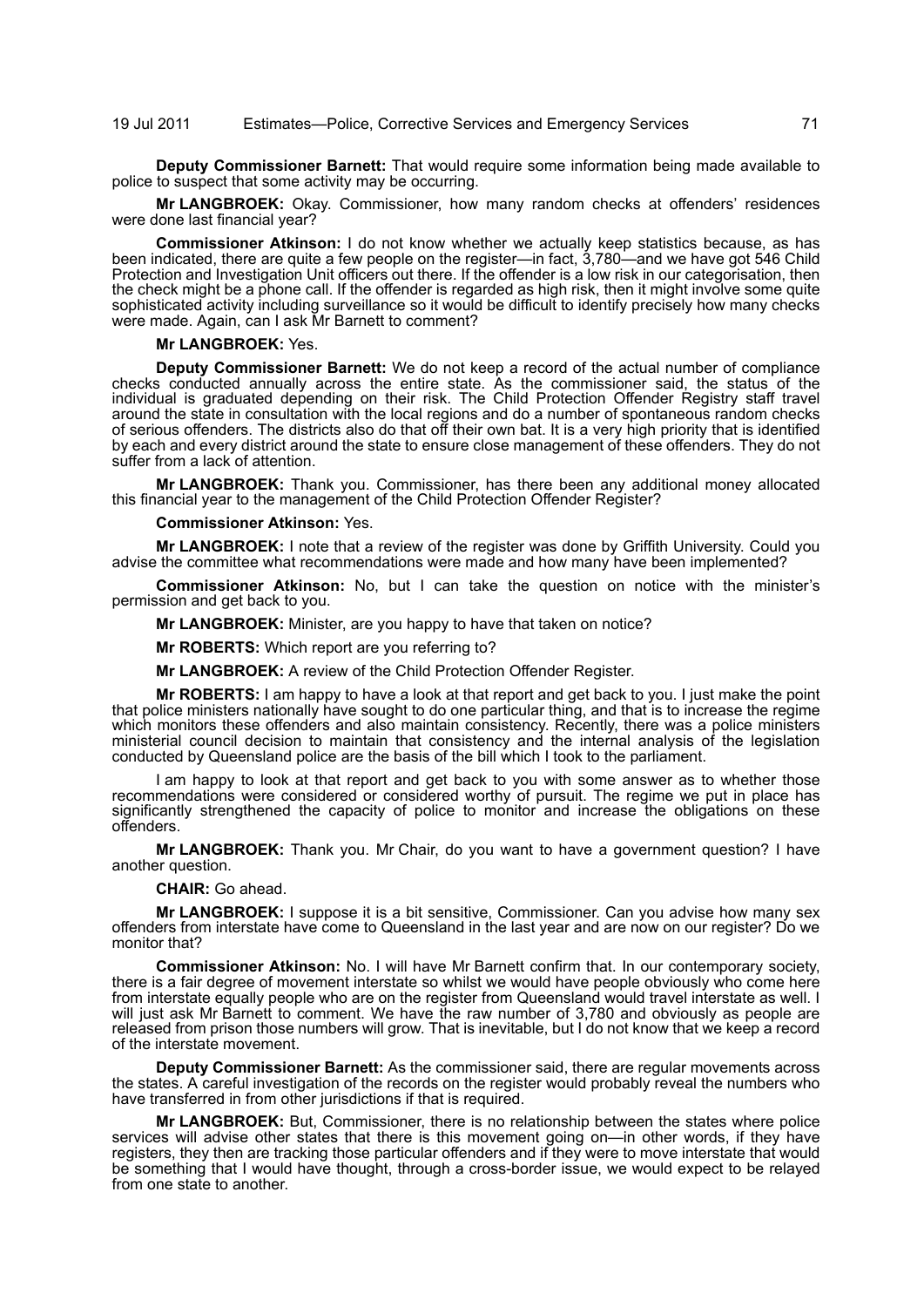**Deputy Commissioner Barnett:** That would require some information being made available to police to suspect that some activity may be occurring.

**Mr LANGBROEK:** Okay. Commissioner, how many random checks at offenders' residences were done last financial year?

**Commissioner Atkinson:** I do not know whether we actually keep statistics because, as has been indicated, there are quite a few people on the register—in fact, 3,780—and we have got 546 Child Protection and Investigation Unit officers out there. If the offender is a low risk in our categorisation, then the check might be a phone call. If the offender is regarded as high risk, then it might involve some quite sophisticated activity including surveillance so it would be difficult to identify precisely how many checks were made. Again, can I ask Mr Barnett to comment?

**Mr LANGBROEK:** Yes.

**Deputy Commissioner Barnett:** We do not keep a record of the actual number of compliance checks conducted annually across the entire state. As the commissioner said, the status of the individual is graduated depending on their risk. The Child Protection Offender Registry staff travel around the state in consultation with the local regions and do a number of spontaneous random checks of serious offenders. The districts also do that off their own bat. It is a very high priority that is identified by each and every district around the state to ensure close management of these offenders. They do not suffer from a lack of attention.

**Mr LANGBROEK:** Thank you. Commissioner, has there been any additional money allocated this financial year to the management of the Child Protection Offender Register?

**Commissioner Atkinson:** Yes.

**Mr LANGBROEK:** I note that a review of the register was done by Griffith University. Could you advise the committee what recommendations were made and how many have been implemented?

**Commissioner Atkinson:** No, but I can take the question on notice with the minister's permission and get back to you.

**Mr LANGBROEK:** Minister, are you happy to have that taken on notice?

**Mr ROBERTS:** Which report are you referring to?

**Mr LANGBROEK:** A review of the Child Protection Offender Register.

**Mr ROBERTS:** I am happy to have a look at that report and get back to you. I just make the point that police ministers nationally have sought to do one particular thing, and that is to increase the regime which monitors these offenders and also maintain consistency. Recently, there was a police ministers ministerial council decision to maintain that consistency and the internal analysis of the legislation conducted by Queensland police are the basis of the bill which I took to the parliament.

I am happy to look at that report and get back to you with some answer as to whether those recommendations were considered or considered worthy of pursuit. The regime we put in place has significantly strengthened the capacity of police to monitor and increase the obligations on these offenders.

**Mr LANGBROEK:** Thank you. Mr Chair, do you want to have a government question? I have another question.

**CHAIR:** Go ahead.

**Mr LANGBROEK:** I suppose it is a bit sensitive, Commissioner. Can you advise how many sex offenders from interstate have come to Queensland in the last year and are now on our register? Do we monitor that?

**Commissioner Atkinson:** No. I will have Mr Barnett confirm that. In our contemporary society, there is a fair degree of movement interstate so whilst we would have people obviously who come here from interstate equally people who are on the register from Queensland would travel interstate as well. I will just ask Mr Barnett to comment. We have the raw number of 3,780 and obviously as people are released from prison those numbers will grow. That is inevitable, but I do not know that we keep a record of the interstate movement.

**Deputy Commissioner Barnett:** As the commissioner said, there are regular movements across the states. A careful investigation of the records on the register would probably reveal the numbers who have transferred in from other jurisdictions if that is required.

**Mr LANGBROEK:** But, Commissioner, there is no relationship between the states where police services will advise other states that there is this movement going on—in other words, if they have registers, they then are tracking those particular offenders and if they were to move interstate that would be something that I would have thought, through a cross-border issue, we would expect to be relayed from one state to another.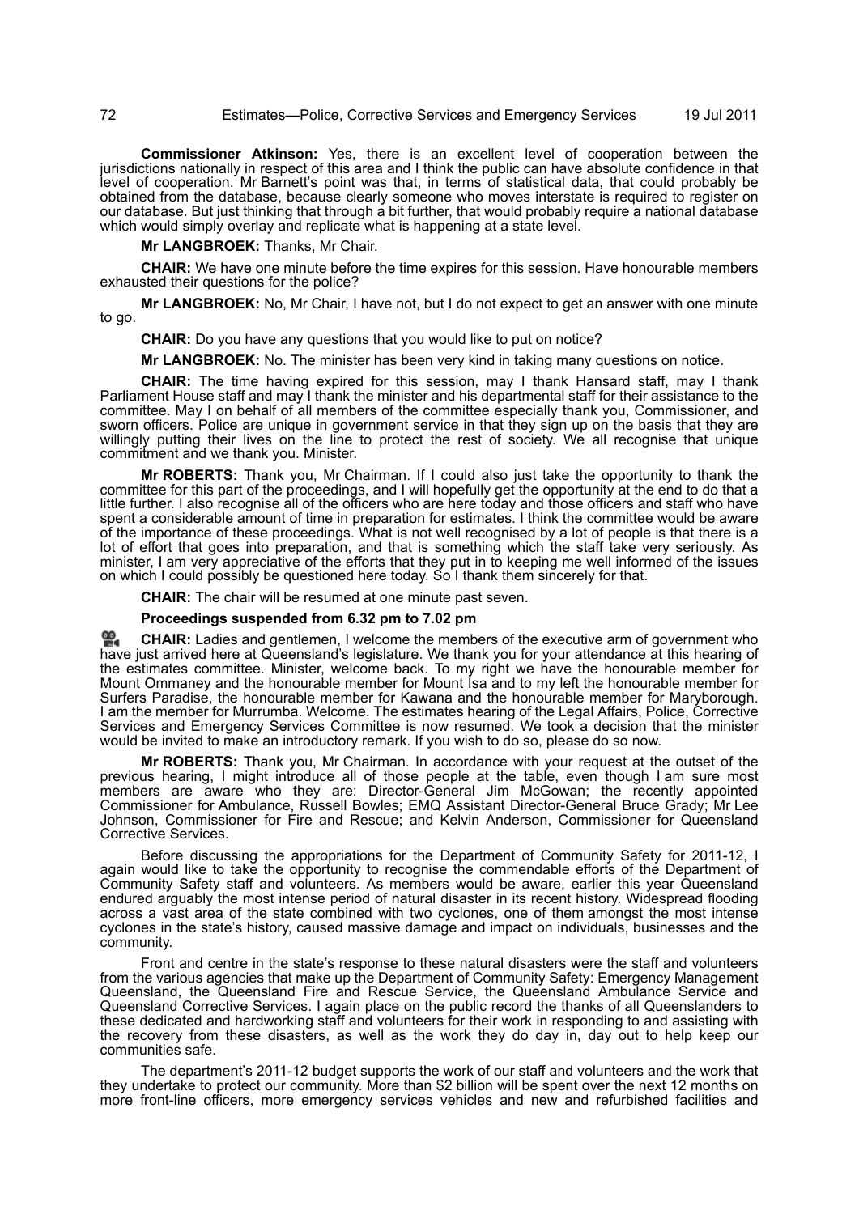**Commissioner Atkinson:** Yes, there is an excellent level of cooperation between the jurisdictions nationally in respect of this area and I think the public can have absolute confidence in that level of cooperation. Mr Barnett's point was that, in terms of statistical data, that could probably be obtained from the database, because clearly someone who moves interstate is required to register on our database. But just thinking that through a bit further, that would probably require a national database which would simply overlay and replicate what is happening at a state level.

**Mr LANGBROEK:** Thanks, Mr Chair.

**CHAIR:** We have one minute before the time expires for this session. Have honourable members exhausted their questions for the police?

**Mr LANGBROEK:** No, Mr Chair, I have not, but I do not expect to get an answer with one minute to go.

**CHAIR:** Do you have any questions that you would like to put on notice?

**Mr LANGBROEK:** No. The minister has been very kind in taking many questions on notice.

**CHAIR:** The time having expired for this session, may I thank Hansard staff, may I thank Parliament House staff and may I thank the minister and his departmental staff for their assistance to the committee. May I on behalf of all members of the committee especially thank you, Commissioner, and sworn officers. Police are unique in government service in that they sign up on the basis that they are willingly putting their lives on the line to protect the rest of society. We all recognise that unique commitment and we thank you. Minister.

**Mr ROBERTS:** Thank you, Mr Chairman. If I could also just take the opportunity to thank the committee for this part of the proceedings, and I will hopefully get the opportunity at the end to do that a little further. I also recognise all of the officers who are here today and those officers and staff who have spent a considerable amount of time in preparation for estimates. I think the committee would be aware of the importance of these proceedings. What is not well recognised by a lot of people is that there is a lot of effort that goes into preparation, and that is something which the staff take very seriously. As minister, I am very appreciative of the efforts that they put in to keeping me well informed of the issues on which I could possibly be questioned here today. So I thank them sincerely for that.

**CHAIR:** The chair will be resumed at one minute past seven.

**Proceedings suspended from 6.32 pm to 7.02 pm**

**CHAIR:** Ladies and gentlemen, I welcome the members of the executive arm of government who have just arrived here at Queensland's legislature. We thank you for your attendance at this hearing of the estimates committee. Minister, welcome back. To my right we have the honourable member for Mount Ommaney and the honourable member for Mount Isa and to my left the honourable member for Surfers Paradise, the honourable member for Kawana and the honourable member for Maryborough. I am the member for Murrumba. Welcome. The estimates hearing of the Legal Affairs, Police, Corrective Services and Emergency Services Committee is now resumed. We took a decision that the minister would be invited to make an introductory remark. If you wish to do so, please do so now.

**Mr ROBERTS:** Thank you, Mr Chairman. In accordance with your request at the outset of the previous hearing, I might introduce all of those people at the table, even though I am sure most members are aware who they are: Director-General Jim McGowan; the recently appointed Commissioner for Ambulance, Russell Bowles; EMQ Assistant Director-General Bruce Grady; Mr Lee Johnson, Commissioner for Fire and Rescue; and Kelvin Anderson, Commissioner for Queensland Corrective Services.

Before discussing the appropriations for the Department of Community Safety for 2011-12, I again would like to take the opportunity to recognise the commendable efforts of the Department of Community Safety staff and volunteers. As members would be aware, earlier this year Queensland endured arguably the most intense period of natural disaster in its recent history. Widespread flooding across a vast area of the state combined with two cyclones, one of them amongst the most intense cyclones in the state's history, caused massive damage and impact on individuals, businesses and the community.

Front and centre in the state's response to these natural disasters were the staff and volunteers from the various agencies that make up the Department of Community Safety: Emergency Management Queensland, the Queensland Fire and Rescue Service, the Queensland Ambulance Service and Queensland Corrective Services. I again place on the public record the thanks of all Queenslanders to these dedicated and hardworking staff and volunteers for their work in responding to and assisting with the recovery from these disasters, as well as the work they do day in, day out to help keep our communities safe.

The department's 2011-12 budget supports the work of our staff and volunteers and the work that they undertake to protect our community. More than $2 billion will be spent over the next 12 months on more front-line officers, more emergency services vehicles and new and refurbished facilities and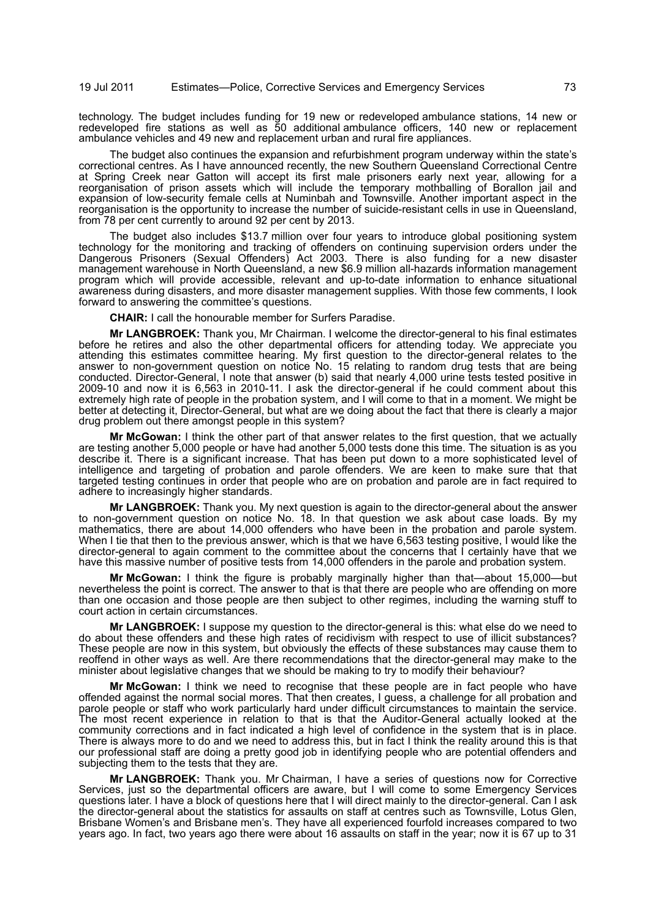technology. The budget includes funding for 19 new or redeveloped ambulance stations, 14 new or redeveloped fire stations as well as 50 additional ambulance officers, 140 new or replacement ambulance vehicles and 49 new and replacement urban and rural fire appliances.

The budget also continues the expansion and refurbishment program underway within the state's correctional centres. As I have announced recently, the new Southern Queensland Correctional Centre at Spring Creek near Gatton will accept its first male prisoners early next year, allowing for a reorganisation of prison assets which will include the temporary mothballing of Borallon jail and expansion of low-security female cells at Numinbah and Townsville. Another important aspect in the reorganisation is the opportunity to increase the number of suicide-resistant cells in use in Queensland, from 78 per cent currently to around 92 per cent by 2013.

The budget also includes $13.7 million over four years to introduce global positioning system technology for the monitoring and tracking of offenders on continuing supervision orders under the Dangerous Prisoners (Sexual Offenders) Act 2003. There is also funding for a new disaster management warehouse in North Queensland, a new $6.9 million all-hazards information management program which will provide accessible, relevant and up-to-date information to enhance situational awareness during disasters, and more disaster management supplies. With those few comments, I look forward to answering the committee's questions.

**CHAIR:** I call the honourable member for Surfers Paradise.

**Mr LANGBROEK:** Thank you, Mr Chairman. I welcome the director-general to his final estimates before he retires and also the other departmental officers for attending today. We appreciate you attending this estimates committee hearing. My first question to the director-general relates to the answer to non-government question on notice No. 15 relating to random drug tests that are being conducted. Director-General, I note that answer (b) said that nearly 4,000 urine tests tested positive in 2009-10 and now it is 6,563 in 2010-11. I ask the director-general if he could comment about this extremely high rate of people in the probation system, and I will come to that in a moment. We might be better at detecting it, Director-General, but what are we doing about the fact that there is clearly a major drug problem out there amongst people in this system?

**Mr McGowan:** I think the other part of that answer relates to the first question, that we actually are testing another 5,000 people or have had another 5,000 tests done this time. The situation is as you describe it. There is a significant increase. That has been put down to a more sophisticated level of intelligence and targeting of probation and parole offenders. We are keen to make sure that that targeted testing continues in order that people who are on probation and parole are in fact required to adhere to increasingly higher standards.

**Mr LANGBROEK:** Thank you. My next question is again to the director-general about the answer to non-government question on notice No. 18. In that question we ask about case loads. By my mathematics, there are about 14,000 offenders who have been in the probation and parole system. When I tie that then to the previous answer, which is that we have 6,563 testing positive, I would like the director-general to again comment to the committee about the concerns that I certainly have that we have this massive number of positive tests from 14,000 offenders in the parole and probation system.

**Mr McGowan:** I think the figure is probably marginally higher than that—about 15,000—but nevertheless the point is correct. The answer to that is that there are people who are offending on more than one occasion and those people are then subject to other regimes, including the warning stuff to court action in certain circumstances.

**Mr LANGBROEK:** I suppose my question to the director-general is this: what else do we need to do about these offenders and these high rates of recidivism with respect to use of illicit substances? These people are now in this system, but obviously the effects of these substances may cause them to reoffend in other ways as well. Are there recommendations that the director-general may make to the minister about legislative changes that we should be making to try to modify their behaviour?

**Mr McGowan:** I think we need to recognise that these people are in fact people who have offended against the normal social mores. That then creates, I guess, a challenge for all probation and parole people or staff who work particularly hard under difficult circumstances to maintain the service. The most recent experience in relation to that is that the Auditor-General actually looked at the community corrections and in fact indicated a high level of confidence in the system that is in place. There is always more to do and we need to address this, but in fact I think the reality around this is that our professional staff are doing a pretty good job in identifying people who are potential offenders and subjecting them to the tests that they are.

**Mr LANGBROEK:** Thank you. Mr Chairman, I have a series of questions now for Corrective Services, just so the departmental officers are aware, but I will come to some Emergency Services questions later. I have a block of questions here that I will direct mainly to the director-general. Can I ask the director-general about the statistics for assaults on staff at centres such as Townsville, Lotus Glen, Brisbane Women's and Brisbane men's. They have all experienced fourfold increases compared to two years ago. In fact, two years ago there were about 16 assaults on staff in the year; now it is 67 up to 31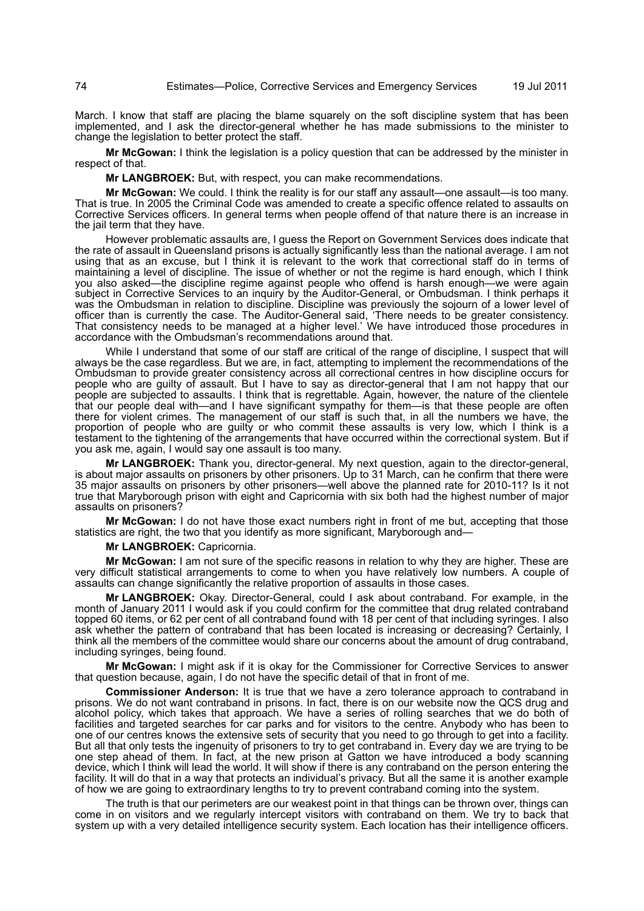March. I know that staff are placing the blame squarely on the soft discipline system that has been implemented, and I ask the director-general whether he has made submissions to the minister to change the legislation to better protect the staff.

**Mr McGowan:** I think the legislation is a policy question that can be addressed by the minister in respect of that.

**Mr LANGBROEK:** But, with respect, you can make recommendations.

**Mr McGowan:** We could. I think the reality is for our staff any assault—one assault—is too many. That is true. In 2005 the Criminal Code was amended to create a specific offence related to assaults on Corrective Services officers. In general terms when people offend of that nature there is an increase in the jail term that they have.

However problematic assaults are, I guess the Report on Government Services does indicate that the rate of assault in Queensland prisons is actually significantly less than the national average. I am not using that as an excuse, but I think it is relevant to the work that correctional staff do in terms of maintaining a level of discipline. The issue of whether or not the regime is hard enough, which I think you also asked—the discipline regime against people who offend is harsh enough—we were again subject in Corrective Services to an inquiry by the Auditor-General, or Ombudsman. I think perhaps it was the Ombudsman in relation to discipline. Discipline was previously the sojourn of a lower level of officer than is currently the case. The Auditor-General said, 'There needs to be greater consistency. That consistency needs to be managed at a higher level.' We have introduced those procedures in accordance with the Ombudsman's recommendations around that.

While I understand that some of our staff are critical of the range of discipline, I suspect that will always be the case regardless. But we are, in fact, attempting to implement the recommendations of the Ombudsman to provide greater consistency across all correctional centres in how discipline occurs for people who are guilty of assault. But I have to say as director-general that I am not happy that our people are subjected to assaults. I think that is regrettable. Again, however, the nature of the clientele that our people deal with—and I have significant sympathy for them—is that these people are often there for violent crimes. The management of our staff is such that, in all the numbers we have, the proportion of people who are guilty or who commit these assaults is very low, which I think is a testament to the tightening of the arrangements that have occurred within the correctional system. But if you ask me, again, I would say one assault is too many.

**Mr LANGBROEK:** Thank you, director-general. My next question, again to the director-general, is about major assaults on prisoners by other prisoners. Up to 31 March, can he confirm that there were 35 major assaults on prisoners by other prisoners—well above the planned rate for 2010-11? Is it not true that Maryborough prison with eight and Capricornia with six both had the highest number of major assaults on prisoners?

**Mr McGowan:** I do not have those exact numbers right in front of me but, accepting that those statistics are right, the two that you identify as more significant, Maryborough and—

**Mr LANGBROEK:** Capricornia.

**Mr McGowan:** I am not sure of the specific reasons in relation to why they are higher. These are very difficult statistical arrangements to come to when you have relatively low numbers. A couple of assaults can change significantly the relative proportion of assaults in those cases.

**Mr LANGBROEK:** Okay. Director-General, could I ask about contraband. For example, in the month of January 2011 I would ask if you could confirm for the committee that drug related contraband topped 60 items, or 62 per cent of all contraband found with 18 per cent of that including syringes. I also ask whether the pattern of contraband that has been located is increasing or decreasing? Certainly, I think all the members of the committee would share our concerns about the amount of drug contraband, including syringes, being found.

**Mr McGowan:** I might ask if it is okay for the Commissioner for Corrective Services to answer that question because, again, I do not have the specific detail of that in front of me.

**Commissioner Anderson:** It is true that we have a zero tolerance approach to contraband in prisons. We do not want contraband in prisons. In fact, there is on our website now the QCS drug and alcohol policy, which takes that approach. We have a series of rolling searches that we do both of facilities and targeted searches for car parks and for visitors to the centre. Anybody who has been to one of our centres knows the extensive sets of security that you need to go through to get into a facility. But all that only tests the ingenuity of prisoners to try to get contraband in. Every day we are trying to be one step ahead of them. In fact, at the new prison at Gatton we have introduced a body scanning device, which I think will lead the world. It will show if there is any contraband on the person entering the facility. It will do that in a way that protects an individual's privacy. But all the same it is another example of how we are going to extraordinary lengths to try to prevent contraband coming into the system.

The truth is that our perimeters are our weakest point in that things can be thrown over, things can come in on visitors and we regularly intercept visitors with contraband on them. We try to back that system up with a very detailed intelligence security system. Each location has their intelligence officers.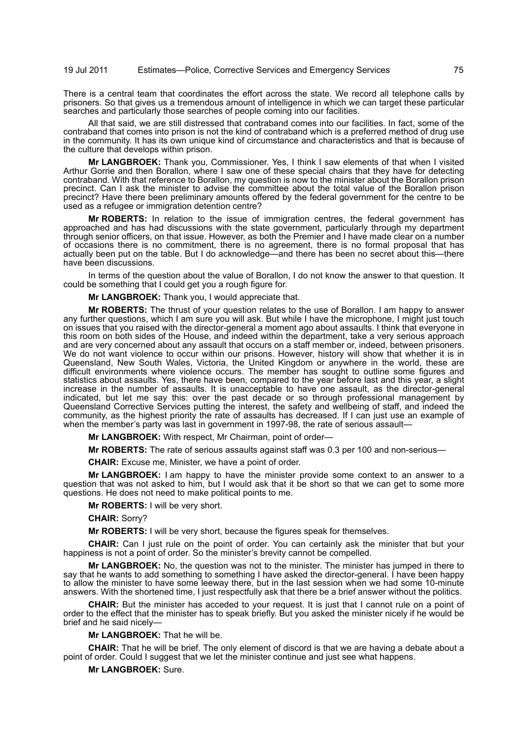There is a central team that coordinates the effort across the state. We record all telephone calls by prisoners. So that gives us a tremendous amount of intelligence in which we can target these particular searches and particularly those searches of people coming into our facilities.

All that said, we are still distressed that contraband comes into our facilities. In fact, some of the contraband that comes into prison is not the kind of contraband which is a preferred method of drug use in the community. It has its own unique kind of circumstance and characteristics and that is because of the culture that develops within prison.

**Mr LANGBROEK:** Thank you, Commissioner. Yes, I think I saw elements of that when I visited Arthur Gorrie and then Borallon, where I saw one of these special chairs that they have for detecting contraband. With that reference to Borallon, my question is now to the minister about the Borallon prison precinct. Can I ask the minister to advise the committee about the total value of the Borallon prison precinct? Have there been preliminary amounts offered by the federal government for the centre to be used as a refugee or immigration detention centre?

**Mr ROBERTS:** In relation to the issue of immigration centres, the federal government has approached and has had discussions with the state government, particularly through my department through senior officers, on that issue. However, as both the Premier and I have made clear on a number of occasions there is no commitment, there is no agreement, there is no formal proposal that has actually been put on the table. But I do acknowledge—and there has been no secret about this—there have been discussions.

In terms of the question about the value of Borallon, I do not know the answer to that question. It could be something that I could get you a rough figure for.

**Mr LANGBROEK:** Thank you, I would appreciate that.

**Mr ROBERTS:** The thrust of your question relates to the use of Borallon. I am happy to answer any further questions, which I am sure you will ask. But while I have the microphone, I might just touch on issues that you raised with the director-general a moment ago about assaults. I think that everyone in this room on both sides of the House, and indeed within the department, take a very serious approach and are very concerned about any assault that occurs on a staff member or, indeed, between prisoners. We do not want violence to occur within our prisons. However, history will show that whether it is in Queensland, New South Wales, Victoria, the United Kingdom or anywhere in the world, these are difficult environments where violence occurs. The member has sought to outline some figures and statistics about assaults. Yes, there have been, compared to the year before last and this year, a slight increase in the number of assaults. It is unacceptable to have one assault, as the director-general indicated, but let me say this: over the past decade or so through professional management by Queensland Corrective Services putting the interest, the safety and wellbeing of staff, and indeed the community, as the highest priority the rate of assaults has decreased. If I can just use an example of when the member's party was last in government in 1997-98, the rate of serious assault—

**Mr LANGBROEK:** With respect, Mr Chairman, point of order—

**Mr ROBERTS:** The rate of serious assaults against staff was 0.3 per 100 and non-serious—

**CHAIR:** Excuse me, Minister, we have a point of order.

**Mr LANGBROEK:** I am happy to have the minister provide some context to an answer to a question that was not asked to him, but I would ask that it be short so that we can get to some more questions. He does not need to make political points to me.

**Mr ROBERTS:** I will be very short.

**CHAIR:** Sorry?

**Mr ROBERTS:** I will be very short, because the figures speak for themselves.

**CHAIR:** Can I just rule on the point of order. You can certainly ask the minister that but your happiness is not a point of order. So the minister's brevity cannot be compelled.

**Mr LANGBROEK:** No, the question was not to the minister. The minister has jumped in there to say that he wants to add something to something I have asked the director-general. I have been happy to allow the minister to have some leeway there, but in the last session when we had some 10-minute answers. With the shortened time, I just respectfully ask that there be a brief answer without the politics.

**CHAIR:** But the minister has acceded to your request. It is just that I cannot rule on a point of order to the effect that the minister has to speak briefly. But you asked the minister nicely if he would be brief and he said nicely—

**Mr LANGBROEK:** That he will be.

**CHAIR:** That he will be brief. The only element of discord is that we are having a debate about a point of order. Could I suggest that we let the minister continue and just see what happens.

**Mr LANGBROEK:** Sure.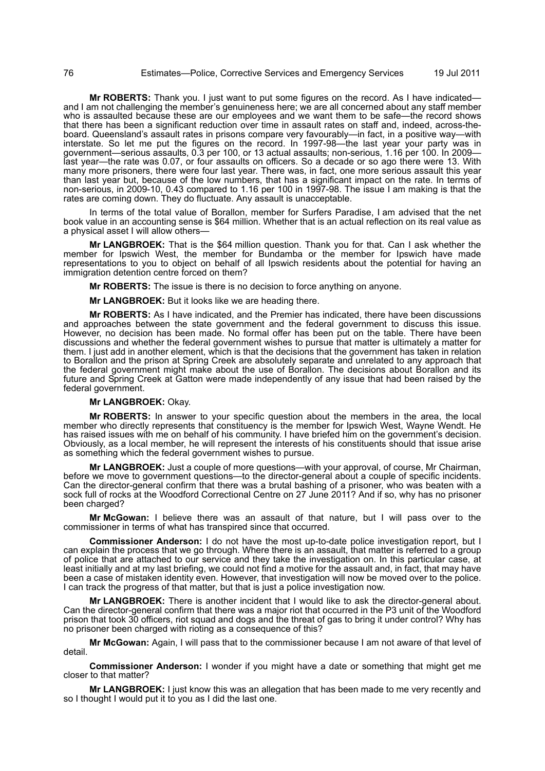**Mr ROBERTS:** Thank you. I just want to put some figures on the record. As I have indicated—and I am not challenging the member's genuineness here; we are all concerned about any staff member who is assaulted because these are our employees and we want them to be safe—the record shows that there has been a significant reduction over time in assault rates on staff and, indeed, across-the-board. Queensland's assault rates in prisons compare very favourably—in fact, in a positive way—with interstate. So let me put the figures on the record. In 1997-98—the last year your party was in government—serious assaults, 0.3 per 100, or 13 actual assaults; non-serious, 1.16 per 100. In 2009—last year—the rate was 0.07, or four assaults on officers. So a decade or so ago there were 13. With many more prisoners, there were four last year. There was, in fact, one more serious assault this year than last year but, because of the low numbers, that has a significant impact on the rate. In terms of non-serious, in 2009-10, 0.43 compared to 1.16 per 100 in 1997-98. The issue I am making is that the rates are coming down. They do fluctuate. Any assault is unacceptable.

In terms of the total value of Borallon, member for Surfers Paradise, I am advised that the net book value in an accounting sense is $64 million. Whether that is an actual reflection on its real value as a physical asset I will allow others—

**Mr LANGBROEK:** That is the $64 million question. Thank you for that. Can I ask whether the member for Ipswich West, the member for Bundamba or the member for Ipswich have made representations to you to object on behalf of all Ipswich residents about the potential for having an immigration detention centre forced on them?

**Mr ROBERTS:** The issue is there is no decision to force anything on anyone.

**Mr LANGBROEK:** But it looks like we are heading there.

**Mr ROBERTS:** As I have indicated, and the Premier has indicated, there have been discussions and approaches between the state government and the federal government to discuss this issue. However, no decision has been made. No formal offer has been put on the table. There have been discussions and whether the federal government wishes to pursue that matter is ultimately a matter for them. I just add in another element, which is that the decisions that the government has taken in relation to Borallon and the prison at Spring Creek are absolutely separate and unrelated to any approach that the federal government might make about the use of Borallon. The decisions about Borallon and its future and Spring Creek at Gatton were made independently of any issue that had been raised by the federal government.

**Mr LANGBROEK:** Okay.

**Mr ROBERTS:** In answer to your specific question about the members in the area, the local member who directly represents that constituency is the member for Ipswich West, Wayne Wendt. He has raised issues with me on behalf of his community. I have briefed him on the government's decision. Obviously, as a local member, he will represent the interests of his constituents should that issue arise as something which the federal government wishes to pursue.

**Mr LANGBROEK:** Just a couple of more questions—with your approval, of course, Mr Chairman, before we move to government questions—to the director-general about a couple of specific incidents. Can the director-general confirm that there was a brutal bashing of a prisoner, who was beaten with a sock full of rocks at the Woodford Correctional Centre on 27 June 2011? And if so, why has no prisoner been charged?

**Mr McGowan:** I believe there was an assault of that nature, but I will pass over to the commissioner in terms of what has transpired since that occurred.

**Commissioner Anderson:** I do not have the most up-to-date police investigation report, but I can explain the process that we go through. Where there is an assault, that matter is referred to a group of police that are attached to our service and they take the investigation on. In this particular case, at least initially and at my last briefing, we could not find a motive for the assault and, in fact, that may have been a case of mistaken identity even. However, that investigation will now be moved over to the police. I can track the progress of that matter, but that is just a police investigation now.

**Mr LANGBROEK:** There is another incident that I would like to ask the director-general about. Can the director-general confirm that there was a major riot that occurred in the P3 unit of the Woodford prison that took 30 officers, riot squad and dogs and the threat of gas to bring it under control? Why has no prisoner been charged with rioting as a consequence of this?

**Mr McGowan:** Again, I will pass that to the commissioner because I am not aware of that level of detail.

**Commissioner Anderson:** I wonder if you might have a date or something that might get me closer to that matter?

**Mr LANGBROEK:** I just know this was an allegation that has been made to me very recently and so I thought I would put it to you as I did the last one.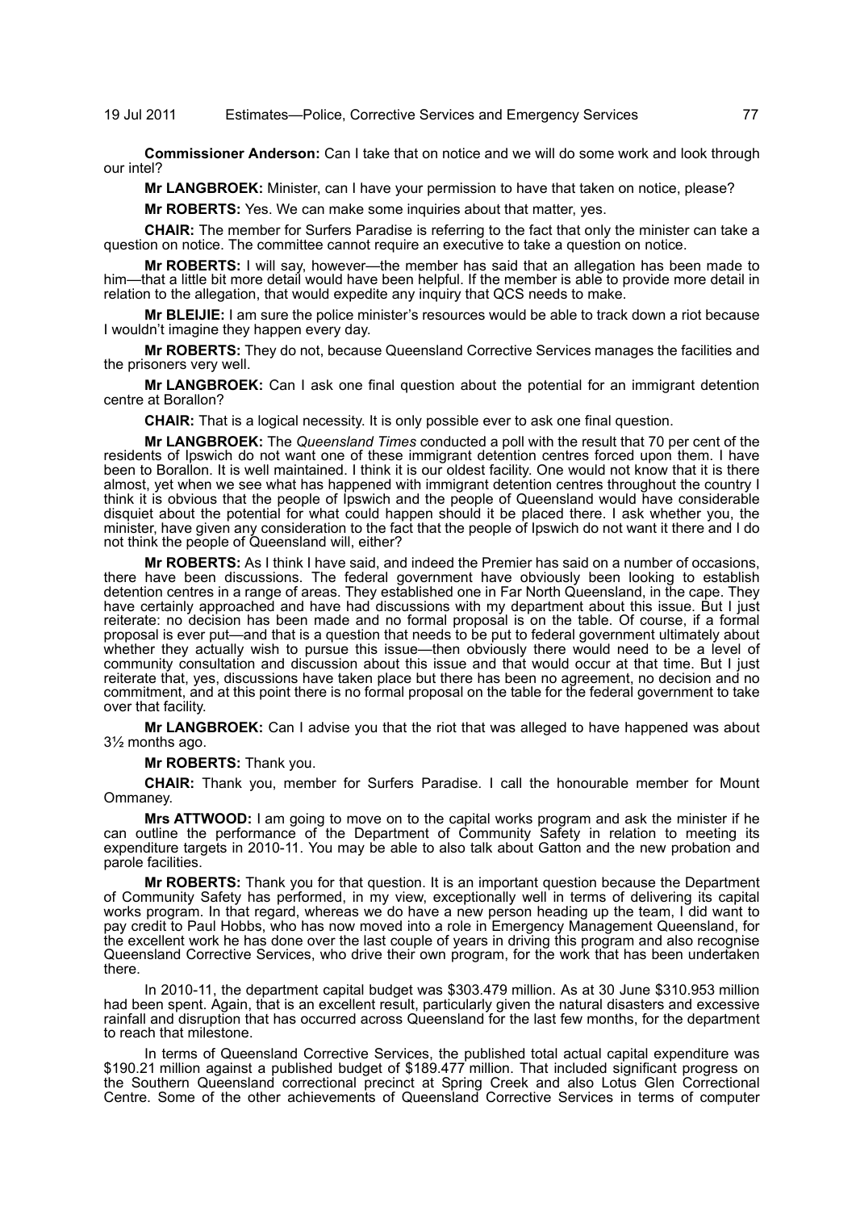**Commissioner Anderson:** Can I take that on notice and we will do some work and look through our intel?

**Mr LANGBROEK:** Minister, can I have your permission to have that taken on notice, please?

**Mr ROBERTS:** Yes. We can make some inquiries about that matter, yes.

**CHAIR:** The member for Surfers Paradise is referring to the fact that only the minister can take a question on notice. The committee cannot require an executive to take a question on notice.

**Mr ROBERTS:** I will say, however—the member has said that an allegation has been made to him—that a little bit more detail would have been helpful. If the member is able to provide more detail in relation to the allegation, that would expedite any inquiry that QCS needs to make.

**Mr BLEIJIE:** I am sure the police minister's resources would be able to track down a riot because I wouldn't imagine they happen every day.

**Mr ROBERTS:** They do not, because Queensland Corrective Services manages the facilities and the prisoners very well.

**Mr LANGBROEK:** Can I ask one final question about the potential for an immigrant detention centre at Borallon?

**CHAIR:** That is a logical necessity. It is only possible ever to ask one final question.

**Mr LANGBROEK:** The *Queensland Times* conducted a poll with the result that 70 per cent of the residents of Ipswich do not want one of these immigrant detention centres forced upon them. I have been to Borallon. It is well maintained. I think it is our oldest facility. One would not know that it is there almost, yet when we see what has happened with immigrant detention centres throughout the country I think it is obvious that the people of Ipswich and the people of Queensland would have considerable disquiet about the potential for what could happen should it be placed there. I ask whether you, the minister, have given any consideration to the fact that the people of Ipswich do not want it there and I do not think the people of Queensland will, either?

**Mr ROBERTS:** As I think I have said, and indeed the Premier has said on a number of occasions, there have been discussions. The federal government have obviously been looking to establish detention centres in a range of areas. They established one in Far North Queensland, in the cape. They have certainly approached and have had discussions with my department about this issue. But I just reiterate: no decision has been made and no formal proposal is on the table. Of course, if a formal proposal is ever put—and that is a question that needs to be put to federal government ultimately about whether they actually wish to pursue this issue—then obviously there would need to be a level of community consultation and discussion about this issue and that would occur at that time. But I just reiterate that, yes, discussions have taken place but there has been no agreement, no decision and no commitment, and at this point there is no formal proposal on the table for the federal government to take over that facility.

**Mr LANGBROEK:** Can I advise you that the riot that was alleged to have happened was about 3½ months ago.

**Mr ROBERTS:** Thank you.

**CHAIR:** Thank you, member for Surfers Paradise. I call the honourable member for Mount Ommaney.

**Mrs ATTWOOD:** I am going to move on to the capital works program and ask the minister if he can outline the performance of the Department of Community Safety in relation to meeting its expenditure targets in 2010-11. You may be able to also talk about Gatton and the new probation and parole facilities.

**Mr ROBERTS:** Thank you for that question. It is an important question because the Department of Community Safety has performed, in my view, exceptionally well in terms of delivering its capital works program. In that regard, whereas we do have a new person heading up the team, I did want to pay credit to Paul Hobbs, who has now moved into a role in Emergency Management Queensland, for the excellent work he has done over the last couple of years in driving this program and also recognise Queensland Corrective Services, who drive their own program, for the work that has been undertaken there.

In 2010-11, the department capital budget was $303.479 million. As at 30 June $310.953 million had been spent. Again, that is an excellent result, particularly given the natural disasters and excessive rainfall and disruption that has occurred across Queensland for the last few months, for the department to reach that milestone.

In terms of Queensland Corrective Services, the published total actual capital expenditure was $190.21 million against a published budget of $189.477 million. That included significant progress on the Southern Queensland correctional precinct at Spring Creek and also Lotus Glen Correctional Centre. Some of the other achievements of Queensland Corrective Services in terms of computer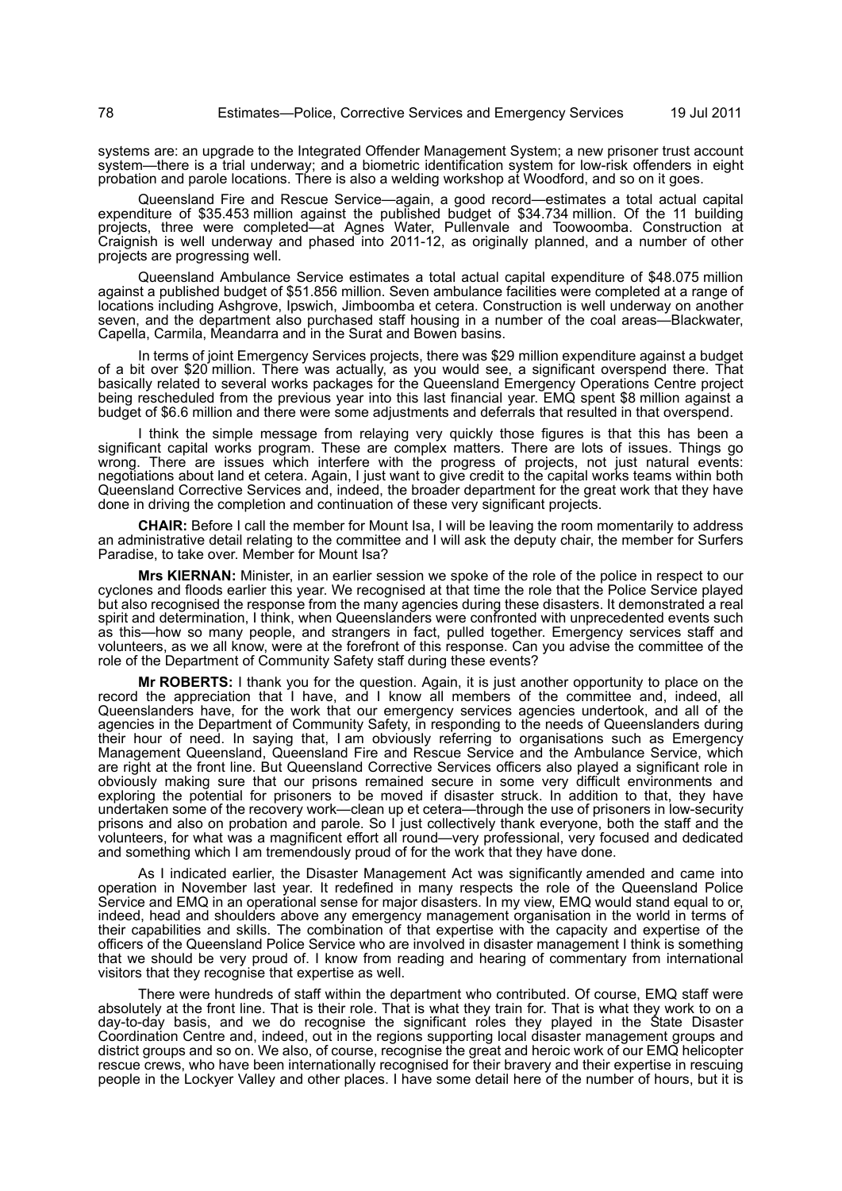systems are: an upgrade to the Integrated Offender Management System; a new prisoner trust account system—there is a trial underway; and a biometric identification system for low-risk offenders in eight probation and parole locations. There is also a welding workshop at Woodford, and so on it goes.

Queensland Fire and Rescue Service—again, a good record—estimates a total actual capital expenditure of $35.453 million against the published budget of $34.734 million. Of the 11 building projects, three were completed—at Agnes Water, Pullenvale and Toowoomba. Construction at Craignish is well underway and phased into 2011-12, as originally planned, and a number of other projects are progressing well.

Queensland Ambulance Service estimates a total actual capital expenditure of $48.075 million against a published budget of $51.856 million. Seven ambulance facilities were completed at a range of locations including Ashgrove, Ipswich, Jimboomba et cetera. Construction is well underway on another seven, and the department also purchased staff housing in a number of the coal areas—Blackwater, Capella, Carmila, Meandarra and in the Surat and Bowen basins.

In terms of joint Emergency Services projects, there was $29 million expenditure against a budget of a bit over $20 million. There was actually, as you would see, a significant overspend there. That basically related to several works packages for the Queensland Emergency Operations Centre project being rescheduled from the previous year into this last financial year. EMQ spent $8 million against a budget of $6.6 million and there were some adjustments and deferrals that resulted in that overspend.

I think the simple message from relaying very quickly those figures is that this has been a significant capital works program. These are complex matters. There are lots of issues. Things go wrong. There are issues which interfere with the progress of projects, not just natural events: negotiations about land et cetera. Again, I just want to give credit to the capital works teams within both Queensland Corrective Services and, indeed, the broader department for the great work that they have done in driving the completion and continuation of these very significant projects.

**CHAIR:** Before I call the member for Mount Isa, I will be leaving the room momentarily to address an administrative detail relating to the committee and I will ask the deputy chair, the member for Surfers Paradise, to take over. Member for Mount Isa?

**Mrs KIERNAN:** Minister, in an earlier session we spoke of the role of the police in respect to our cyclones and floods earlier this year. We recognised at that time the role that the Police Service played but also recognised the response from the many agencies during these disasters. It demonstrated a real spirit and determination, I think, when Queenslanders were confronted with unprecedented events such as this—how so many people, and strangers in fact, pulled together. Emergency services staff and volunteers, as we all know, were at the forefront of this response. Can you advise the committee of the role of the Department of Community Safety staff during these events?

**Mr ROBERTS:** I thank you for the question. Again, it is just another opportunity to place on the record the appreciation that I have, and I know all members of the committee and, indeed, all Queenslanders have, for the work that our emergency services agencies undertook, and all of the agencies in the Department of Community Safety, in responding to the needs of Queenslanders during their hour of need. In saying that, I am obviously referring to organisations such as Emergency Management Queensland, Queensland Fire and Rescue Service and the Ambulance Service, which are right at the front line. But Queensland Corrective Services officers also played a significant role in obviously making sure that our prisons remained secure in some very difficult environments and exploring the potential for prisoners to be moved if disaster struck. In addition to that, they have undertaken some of the recovery work—clean up et cetera—through the use of prisoners in low-security prisons and also on probation and parole. So I just collectively thank everyone, both the staff and the volunteers, for what was a magnificent effort all round—very professional, very focused and dedicated and something which I am tremendously proud of for the work that they have done.

As I indicated earlier, the Disaster Management Act was significantly amended and came into operation in November last year. It redefined in many respects the role of the Queensland Police Service and EMQ in an operational sense for major disasters. In my view, EMQ would stand equal to or, indeed, head and shoulders above any emergency management organisation in the world in terms of their capabilities and skills. The combination of that expertise with the capacity and expertise of the officers of the Queensland Police Service who are involved in disaster management I think is something that we should be very proud of. I know from reading and hearing of commentary from international visitors that they recognise that expertise as well.

There were hundreds of staff within the department who contributed. Of course, EMQ staff were absolutely at the front line. That is their role. That is what they train for. That is what they work to on a day-to-day basis, and we do recognise the significant roles they played in the State Disaster Coordination Centre and, indeed, out in the regions supporting local disaster management groups and district groups and so on. We also, of course, recognise the great and heroic work of our EMQ helicopter rescue crews, who have been internationally recognised for their bravery and their expertise in rescuing people in the Lockyer Valley and other places. I have some detail here of the number of hours, but it is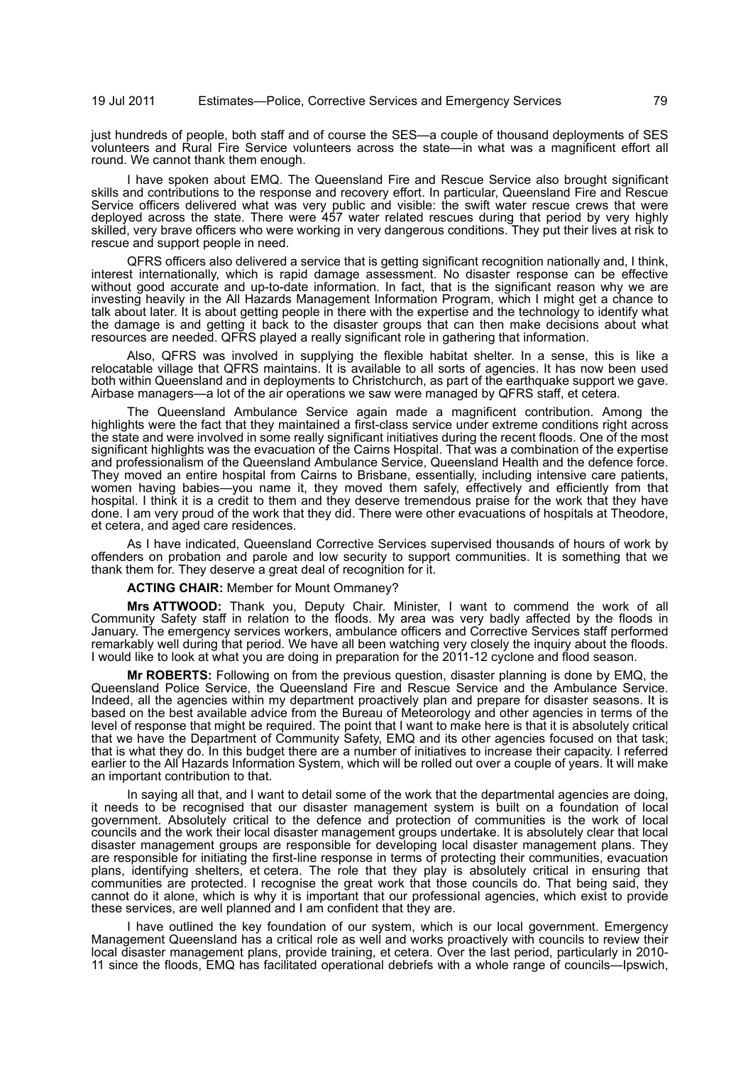just hundreds of people, both staff and of course the SES—a couple of thousand deployments of SES volunteers and Rural Fire Service volunteers across the state—in what was a magnificent effort all round. We cannot thank them enough.

I have spoken about EMQ. The Queensland Fire and Rescue Service also brought significant skills and contributions to the response and recovery effort. In particular, Queensland Fire and Rescue Service officers delivered what was very public and visible: the swift water rescue crews that were deployed across the state. There were 457 water related rescues during that period by very highly skilled, very brave officers who were working in very dangerous conditions. They put their lives at risk to rescue and support people in need.

QFRS officers also delivered a service that is getting significant recognition nationally and, I think, interest internationally, which is rapid damage assessment. No disaster response can be effective without good accurate and up-to-date information. In fact, that is the significant reason why we are investing heavily in the All Hazards Management Information Program, which I might get a chance to talk about later. It is about getting people in there with the expertise and the technology to identify what the damage is and getting it back to the disaster groups that can then make decisions about what resources are needed. QFRS played a really significant role in gathering that information.

Also, QFRS was involved in supplying the flexible habitat shelter. In a sense, this is like a relocatable village that QFRS maintains. It is available to all sorts of agencies. It has now been used both within Queensland and in deployments to Christchurch, as part of the earthquake support we gave. Airbase managers—a lot of the air operations we saw were managed by QFRS staff, et cetera.

The Queensland Ambulance Service again made a magnificent contribution. Among the highlights were the fact that they maintained a first-class service under extreme conditions right across the state and were involved in some really significant initiatives during the recent floods. One of the most significant highlights was the evacuation of the Cairns Hospital. That was a combination of the expertise and professionalism of the Queensland Ambulance Service, Queensland Health and the defence force. They moved an entire hospital from Cairns to Brisbane, essentially, including intensive care patients, women having babies—you name it, they moved them safely, effectively and efficiently from that hospital. I think it is a credit to them and they deserve tremendous praise for the work that they have done. I am very proud of the work that they did. There were other evacuations of hospitals at Theodore, et cetera, and aged care residences.

As I have indicated, Queensland Corrective Services supervised thousands of hours of work by offenders on probation and parole and low security to support communities. It is something that we thank them for. They deserve a great deal of recognition for it.

**ACTING CHAIR:** Member for Mount Ommaney?

**Mrs ATTWOOD:** Thank you, Deputy Chair. Minister, I want to commend the work of all Community Safety staff in relation to the floods. My area was very badly affected by the floods in January. The emergency services workers, ambulance officers and Corrective Services staff performed remarkably well during that period. We have all been watching very closely the inquiry about the floods. I would like to look at what you are doing in preparation for the 2011-12 cyclone and flood season.

**Mr ROBERTS:** Following on from the previous question, disaster planning is done by EMQ, the Queensland Police Service, the Queensland Fire and Rescue Service and the Ambulance Service. Indeed, all the agencies within my department proactively plan and prepare for disaster seasons. It is based on the best available advice from the Bureau of Meteorology and other agencies in terms of the level of response that might be required. The point that I want to make here is that it is absolutely critical that we have the Department of Community Safety, EMQ and its other agencies focused on that task; that is what they do. In this budget there are a number of initiatives to increase their capacity. I referred earlier to the All Hazards Information System, which will be rolled out over a couple of years. It will make an important contribution to that.

In saying all that, and I want to detail some of the work that the departmental agencies are doing, it needs to be recognised that our disaster management system is built on a foundation of local government. Absolutely critical to the defence and protection of communities is the work of local councils and the work their local disaster management groups undertake. It is absolutely clear that local disaster management groups are responsible for developing local disaster management plans. They are responsible for initiating the first-line response in terms of protecting their communities, evacuation plans, identifying shelters, et cetera. The role that they play is absolutely critical in ensuring that communities are protected. I recognise the great work that those councils do. That being said, they cannot do it alone, which is why it is important that our professional agencies, which exist to provide these services, are well planned and I am confident that they are.

I have outlined the key foundation of our system, which is our local government. Emergency Management Queensland has a critical role as well and works proactively with councils to review their local disaster management plans, provide training, et cetera. Over the last period, particularly in 2010-11 since the floods, EMQ has facilitated operational debriefs with a whole range of councils—Ipswich,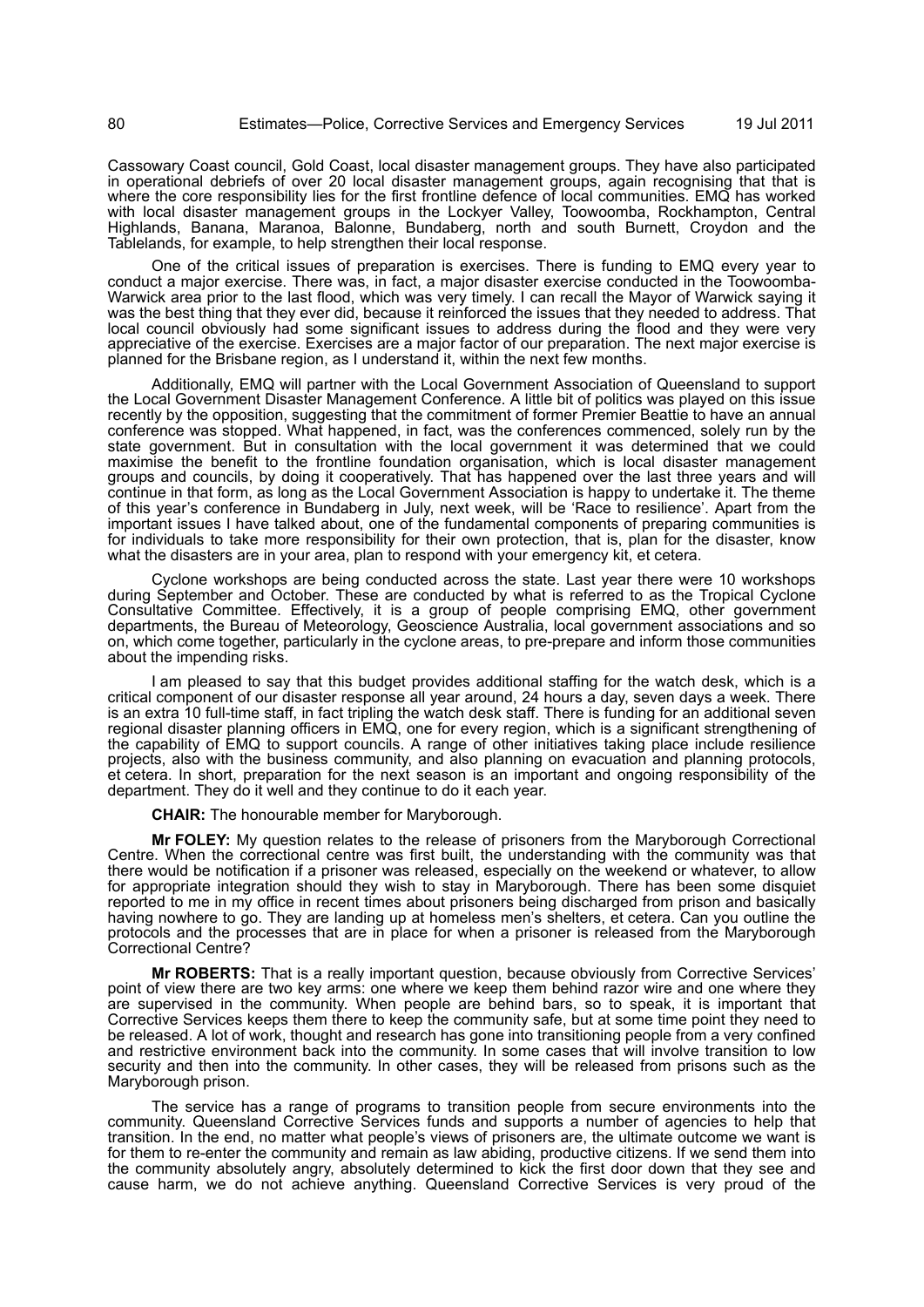Cassowary Coast council, Gold Coast, local disaster management groups. They have also participated in operational debriefs of over 20 local disaster management groups, again recognising that that is where the core responsibility lies for the first frontline defence of local communities. EMQ has worked with local disaster management groups in the Lockyer Valley, Toowoomba, Rockhampton, Central Highlands, Banana, Maranoa, Balonne, Bundaberg, north and south Burnett, Croydon and the Tablelands, for example, to help strengthen their local response.

One of the critical issues of preparation is exercises. There is funding to EMQ every year to conduct a major exercise. There was, in fact, a major disaster exercise conducted in the Toowoomba-Warwick area prior to the last flood, which was very timely. I can recall the Mayor of Warwick saying it was the best thing that they ever did, because it reinforced the issues that they needed to address. That local council obviously had some significant issues to address during the flood and they were very appreciative of the exercise. Exercises are a major factor of our preparation. The next major exercise is planned for the Brisbane region, as I understand it, within the next few months.

Additionally, EMQ will partner with the Local Government Association of Queensland to support the Local Government Disaster Management Conference. A little bit of politics was played on this issue recently by the opposition, suggesting that the commitment of former Premier Beattie to have an annual conference was stopped. What happened, in fact, was the conferences commenced, solely run by the state government. But in consultation with the local government it was determined that we could maximise the benefit to the frontline foundation organisation, which is local disaster management groups and councils, by doing it cooperatively. That has happened over the last three years and will continue in that form, as long as the Local Government Association is happy to undertake it. The theme of this year's conference in Bundaberg in July, next week, will be 'Race to resilience'. Apart from the important issues I have talked about, one of the fundamental components of preparing communities is for individuals to take more responsibility for their own protection, that is, plan for the disaster, know what the disasters are in your area, plan to respond with your emergency kit, et cetera.

Cyclone workshops are being conducted across the state. Last year there were 10 workshops during September and October. These are conducted by what is referred to as the Tropical Cyclone Consultative Committee. Effectively, it is a group of people comprising EMQ, other government departments, the Bureau of Meteorology, Geoscience Australia, local government associations and so on, which come together, particularly in the cyclone areas, to pre-prepare and inform those communities about the impending risks.

I am pleased to say that this budget provides additional staffing for the watch desk, which is a critical component of our disaster response all year around, 24 hours a day, seven days a week. There is an extra 10 full-time staff, in fact tripling the watch desk staff. There is funding for an additional seven regional disaster planning officers in EMQ, one for every region, which is a significant strengthening of the capability of EMQ to support councils. A range of other initiatives taking place include resilience projects, also with the business community, and also planning on evacuation and planning protocols, et cetera. In short, preparation for the next season is an important and ongoing responsibility of the department. They do it well and they continue to do it each year.

**CHAIR:** The honourable member for Maryborough.

**Mr FOLEY:** My question relates to the release of prisoners from the Maryborough Correctional Centre. When the correctional centre was first built, the understanding with the community was that there would be notification if a prisoner was released, especially on the weekend or whatever, to allow for appropriate integration should they wish to stay in Maryborough. There has been some disquiet reported to me in my office in recent times about prisoners being discharged from prison and basically having nowhere to go. They are landing up at homeless men's shelters, et cetera. Can you outline the protocols and the processes that are in place for when a prisoner is released from the Maryborough Correctional Centre?

**Mr ROBERTS:** That is a really important question, because obviously from Corrective Services' point of view there are two key arms: one where we keep them behind razor wire and one where they are supervised in the community. When people are behind bars, so to speak, it is important that Corrective Services keeps them there to keep the community safe, but at some time point they need to be released. A lot of work, thought and research has gone into transitioning people from a very confined and restrictive environment back into the community. In some cases that will involve transition to low security and then into the community. In other cases, they will be released from prisons such as the Maryborough prison.

The service has a range of programs to transition people from secure environments into the community. Queensland Corrective Services funds and supports a number of agencies to help that transition. In the end, no matter what people's views of prisoners are, the ultimate outcome we want is for them to re-enter the community and remain as law abiding, productive citizens. If we send them into the community absolutely angry, absolutely determined to kick the first door down that they see and cause harm, we do not achieve anything. Queensland Corrective Services is very proud of the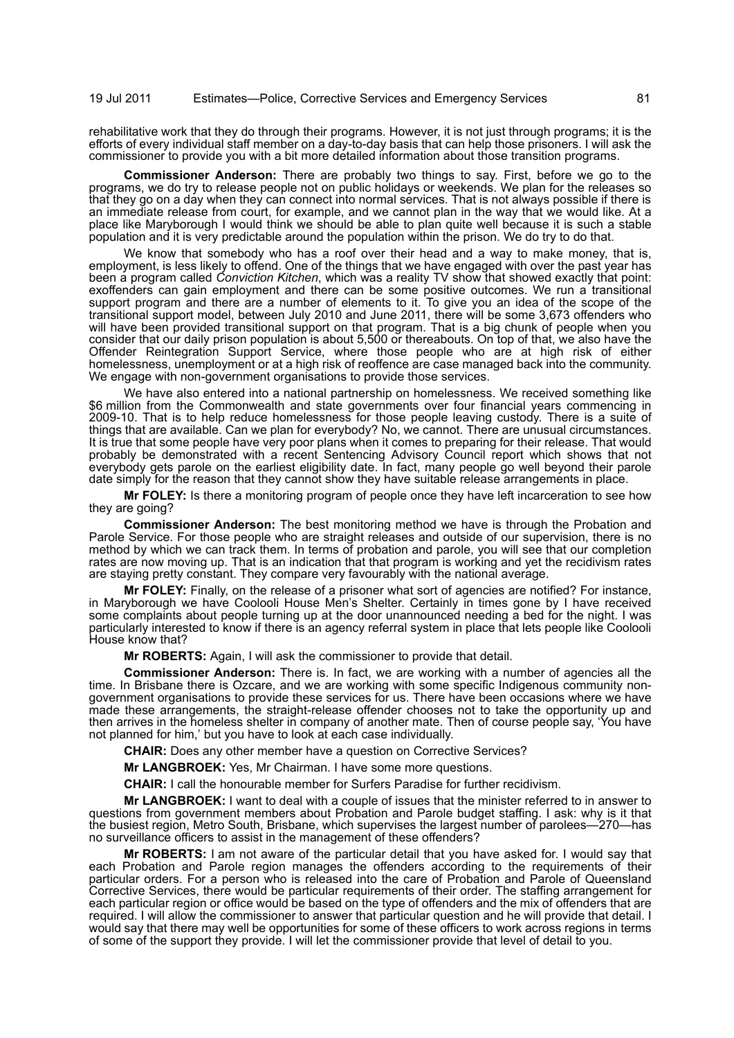rehabilitative work that they do through their programs. However, it is not just through programs; it is the efforts of every individual staff member on a day-to-day basis that can help those prisoners. I will ask the commissioner to provide you with a bit more detailed information about those transition programs.

**Commissioner Anderson:** There are probably two things to say. First, before we go to the programs, we do try to release people not on public holidays or weekends. We plan for the releases so that they go on a day when they can connect into normal services. That is not always possible if there is an immediate release from court, for example, and we cannot plan in the way that we would like. At a place like Maryborough I would think we should be able to plan quite well because it is such a stable population and it is very predictable around the population within the prison. We do try to do that.

We know that somebody who has a roof over their head and a way to make money, that is, employment, is less likely to offend. One of the things that we have engaged with over the past year has been a program called *Conviction Kitchen*, which was a reality TV show that showed exactly that point: exoffenders can gain employment and there can be some positive outcomes. We run a transitional support program and there are a number of elements to it. To give you an idea of the scope of the transitional support model, between July 2010 and June 2011, there will be some 3,673 offenders who will have been provided transitional support on that program. That is a big chunk of people when you consider that our daily prison population is about 5,500 or thereabouts. On top of that, we also have the Offender Reintegration Support Service, where those people who are at high risk of either homelessness, unemployment or at a high risk of reoffence are case managed back into the community. We engage with non-government organisations to provide those services.

We have also entered into a national partnership on homelessness. We received something like $6 million from the Commonwealth and state governments over four financial years commencing in 2009-10. That is to help reduce homelessness for those people leaving custody. There is a suite of things that are available. Can we plan for everybody? No, we cannot. There are unusual circumstances. It is true that some people have very poor plans when it comes to preparing for their release. That would probably be demonstrated with a recent Sentencing Advisory Council report which shows that not everybody gets parole on the earliest eligibility date. In fact, many people go well beyond their parole date simply for the reason that they cannot show they have suitable release arrangements in place.

**Mr FOLEY:** Is there a monitoring program of people once they have left incarceration to see how they are going?

**Commissioner Anderson:** The best monitoring method we have is through the Probation and Parole Service. For those people who are straight releases and outside of our supervision, there is no method by which we can track them. In terms of probation and parole, you will see that our completion rates are now moving up. That is an indication that that program is working and yet the recidivism rates are staying pretty constant. They compare very favourably with the national average.

**Mr FOLEY:** Finally, on the release of a prisoner what sort of agencies are notified? For instance, in Maryborough we have Coolooli House Men's Shelter. Certainly in times gone by I have received some complaints about people turning up at the door unannounced needing a bed for the night. I was particularly interested to know if there is an agency referral system in place that lets people like Coolooli House know that?

**Mr ROBERTS:** Again, I will ask the commissioner to provide that detail.

**Commissioner Anderson:** There is. In fact, we are working with a number of agencies all the time. In Brisbane there is Ozcare, and we are working with some specific Indigenous community non-government organisations to provide these services for us. There have been occasions where we have made these arrangements, the straight-release offender chooses not to take the opportunity up and then arrives in the homeless shelter in company of another mate. Then of course people say, 'You have not planned for him,' but you have to look at each case individually.

**CHAIR:** Does any other member have a question on Corrective Services?

**Mr LANGBROEK:** Yes, Mr Chairman. I have some more questions.

**CHAIR:** I call the honourable member for Surfers Paradise for further recidivism.

**Mr LANGBROEK:** I want to deal with a couple of issues that the minister referred to in answer to questions from government members about Probation and Parole budget staffing. I ask: why is it that the busiest region, Metro South, Brisbane, which supervises the largest number of parolees—270—has no surveillance officers to assist in the management of these offenders?

**Mr ROBERTS:** I am not aware of the particular detail that you have asked for. I would say that each Probation and Parole region manages the offenders according to the requirements of their particular orders. For a person who is released into the care of Probation and Parole of Queensland Corrective Services, there would be particular requirements of their order. The staffing arrangement for each particular region or office would be based on the type of offenders and the mix of offenders that are required. I will allow the commissioner to answer that particular question and he will provide that detail. I would say that there may well be opportunities for some of these officers to work across regions in terms of some of the support they provide. I will let the commissioner provide that level of detail to you.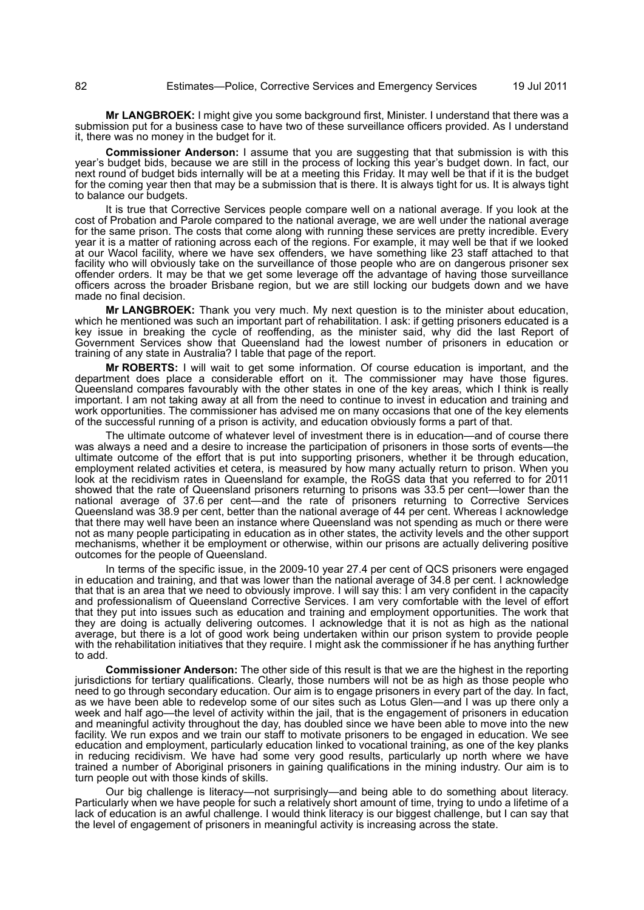**Mr LANGBROEK:** I might give you some background first, Minister. I understand that there was a submission put for a business case to have two of these surveillance officers provided. As I understand it, there was no money in the budget for it.

**Commissioner Anderson:** I assume that you are suggesting that that submission is with this year's budget bids, because we are still in the process of locking this year's budget down. In fact, our next round of budget bids internally will be at a meeting this Friday. It may well be that if it is the budget for the coming year then that may be a submission that is there. It is always tight for us. It is always tight to balance our budgets.

It is true that Corrective Services people compare well on a national average. If you look at the cost of Probation and Parole compared to the national average, we are well under the national average for the same prison. The costs that come along with running these services are pretty incredible. Every year it is a matter of rationing across each of the regions. For example, it may well be that if we looked at our Wacol facility, where we have sex offenders, we have something like 23 staff attached to that facility who will obviously take on the surveillance of those people who are on dangerous prisoner sex offender orders. It may be that we get some leverage off the advantage of having those surveillance officers across the broader Brisbane region, but we are still locking our budgets down and we have made no final decision.

**Mr LANGBROEK:** Thank you very much. My next question is to the minister about education, which he mentioned was such an important part of rehabilitation. I ask: if getting prisoners educated is a key issue in breaking the cycle of reoffending, as the minister said, why did the last Report of Government Services show that Queensland had the lowest number of prisoners in education or training of any state in Australia? I table that page of the report.

**Mr ROBERTS:** I will wait to get some information. Of course education is important, and the department does place a considerable effort on it. The commissioner may have those figures. Queensland compares favourably with the other states in one of the key areas, which I think is really important. I am not taking away at all from the need to continue to invest in education and training and work opportunities. The commissioner has advised me on many occasions that one of the key elements of the successful running of a prison is activity, and education obviously forms a part of that.

The ultimate outcome of whatever level of investment there is in education—and of course there was always a need and a desire to increase the participation of prisoners in those sorts of events—the ultimate outcome of the effort that is put into supporting prisoners, whether it be through education, employment related activities et cetera, is measured by how many actually return to prison. When you look at the recidivism rates in Queensland for example, the RoGS data that you referred to for 2011 showed that the rate of Queensland prisoners returning to prisons was 33.5 per cent—lower than the national average of 37.6 per cent—and the rate of prisoners returning to Corrective Services Queensland was 38.9 per cent, better than the national average of 44 per cent. Whereas I acknowledge that there may well have been an instance where Queensland was not spending as much or there were not as many people participating in education as in other states, the activity levels and the other support mechanisms, whether it be employment or otherwise, within our prisons are actually delivering positive outcomes for the people of Queensland.

In terms of the specific issue, in the 2009-10 year 27.4 per cent of QCS prisoners were engaged in education and training, and that was lower than the national average of 34.8 per cent. I acknowledge that that is an area that we need to obviously improve. I will say this: I am very confident in the capacity and professionalism of Queensland Corrective Services. I am very comfortable with the level of effort that they put into issues such as education and training and employment opportunities. The work that they are doing is actually delivering outcomes. I acknowledge that it is not as high as the national average, but there is a lot of good work being undertaken within our prison system to provide people with the rehabilitation initiatives that they require. I might ask the commissioner if he has anything further to add.

**Commissioner Anderson:** The other side of this result is that we are the highest in the reporting jurisdictions for tertiary qualifications. Clearly, those numbers will not be as high as those people who need to go through secondary education. Our aim is to engage prisoners in every part of the day. In fact, as we have been able to redevelop some of our sites such as Lotus Glen—and I was up there only a week and half ago—the level of activity within the jail, that is the engagement of prisoners in education and meaningful activity throughout the day, has doubled since we have been able to move into the new facility. We run expos and we train our staff to motivate prisoners to be engaged in education. We see education and employment, particularly education linked to vocational training, as one of the key planks in reducing recidivism. We have had some very good results, particularly up north where we have trained a number of Aboriginal prisoners in gaining qualifications in the mining industry. Our aim is to turn people out with those kinds of skills.

Our big challenge is literacy—not surprisingly—and being able to do something about literacy. Particularly when we have people for such a relatively short amount of time, trying to undo a lifetime of a lack of education is an awful challenge. I would think literacy is our biggest challenge, but I can say that the level of engagement of prisoners in meaningful activity is increasing across the state.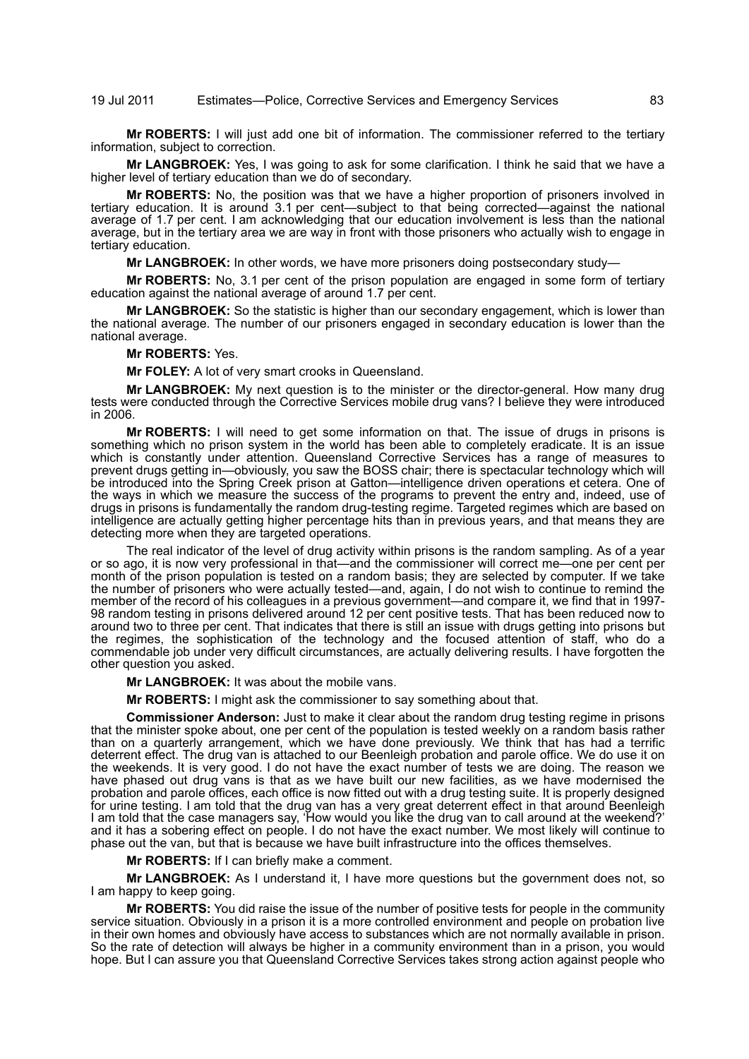**Mr ROBERTS:** I will just add one bit of information. The commissioner referred to the tertiary information, subject to correction.

**Mr LANGBROEK:** Yes, I was going to ask for some clarification. I think he said that we have a higher level of tertiary education than we do of secondary.

**Mr ROBERTS:** No, the position was that we have a higher proportion of prisoners involved in tertiary education. It is around 3.1 per cent—subject to that being corrected—against the national average of 1.7 per cent. I am acknowledging that our education involvement is less than the national average, but in the tertiary area we are way in front with those prisoners who actually wish to engage in tertiary education.

**Mr LANGBROEK:** In other words, we have more prisoners doing postsecondary study—

**Mr ROBERTS:** No, 3.1 per cent of the prison population are engaged in some form of tertiary education against the national average of around 1.7 per cent.

**Mr LANGBROEK:** So the statistic is higher than our secondary engagement, which is lower than the national average. The number of our prisoners engaged in secondary education is lower than the national average.

**Mr ROBERTS:** Yes.

**Mr FOLEY:** A lot of very smart crooks in Queensland.

**Mr LANGBROEK:** My next question is to the minister or the director-general. How many drug tests were conducted through the Corrective Services mobile drug vans? I believe they were introduced in 2006.

**Mr ROBERTS:** I will need to get some information on that. The issue of drugs in prisons is something which no prison system in the world has been able to completely eradicate. It is an issue which is constantly under attention. Queensland Corrective Services has a range of measures to prevent drugs getting in—obviously, you saw the BOSS chair; there is spectacular technology which will be introduced into the Spring Creek prison at Gatton—intelligence driven operations et cetera. One of the ways in which we measure the success of the programs to prevent the entry and, indeed, use of drugs in prisons is fundamentally the random drug-testing regime. Targeted regimes which are based on intelligence are actually getting higher percentage hits than in previous years, and that means they are detecting more when they are targeted operations.

The real indicator of the level of drug activity within prisons is the random sampling. As of a year or so ago, it is now very professional in that—and the commissioner will correct me—one per cent per month of the prison population is tested on a random basis; they are selected by computer. If we take the number of prisoners who were actually tested—and, again, I do not wish to continue to remind the member of the record of his colleagues in a previous government—and compare it, we find that in 1997-98 random testing in prisons delivered around 12 per cent positive tests. That has been reduced now to around two to three per cent. That indicates that there is still an issue with drugs getting into prisons but the regimes, the sophistication of the technology and the focused attention of staff, who do a commendable job under very difficult circumstances, are actually delivering results. I have forgotten the other question you asked.

**Mr LANGBROEK:** It was about the mobile vans.

**Mr ROBERTS:** I might ask the commissioner to say something about that.

**Commissioner Anderson:** Just to make it clear about the random drug testing regime in prisons that the minister spoke about, one per cent of the population is tested weekly on a random basis rather than on a quarterly arrangement, which we have done previously. We think that has had a terrific deterrent effect. The drug van is attached to our Beenleigh probation and parole office. We do use it on the weekends. It is very good. I do not have the exact number of tests we are doing. The reason we have phased out drug vans is that as we have built our new facilities, as we have modernised the probation and parole offices, each office is now fitted out with a drug testing suite. It is properly designed for urine testing. I am told that the drug van has a very great deterrent effect in that around Beenleigh I am told that the case managers say, 'How would you like the drug van to call around at the weekend?' and it has a sobering effect on people. I do not have the exact number. We most likely will continue to phase out the van, but that is because we have built infrastructure into the offices themselves.

**Mr ROBERTS:** If I can briefly make a comment.

**Mr LANGBROEK:** As I understand it, I have more questions but the government does not, so I am happy to keep going.

**Mr ROBERTS:** You did raise the issue of the number of positive tests for people in the community service situation. Obviously in a prison it is a more controlled environment and people on probation live in their own homes and obviously have access to substances which are not normally available in prison. So the rate of detection will always be higher in a community environment than in a prison, you would hope. But I can assure you that Queensland Corrective Services takes strong action against people who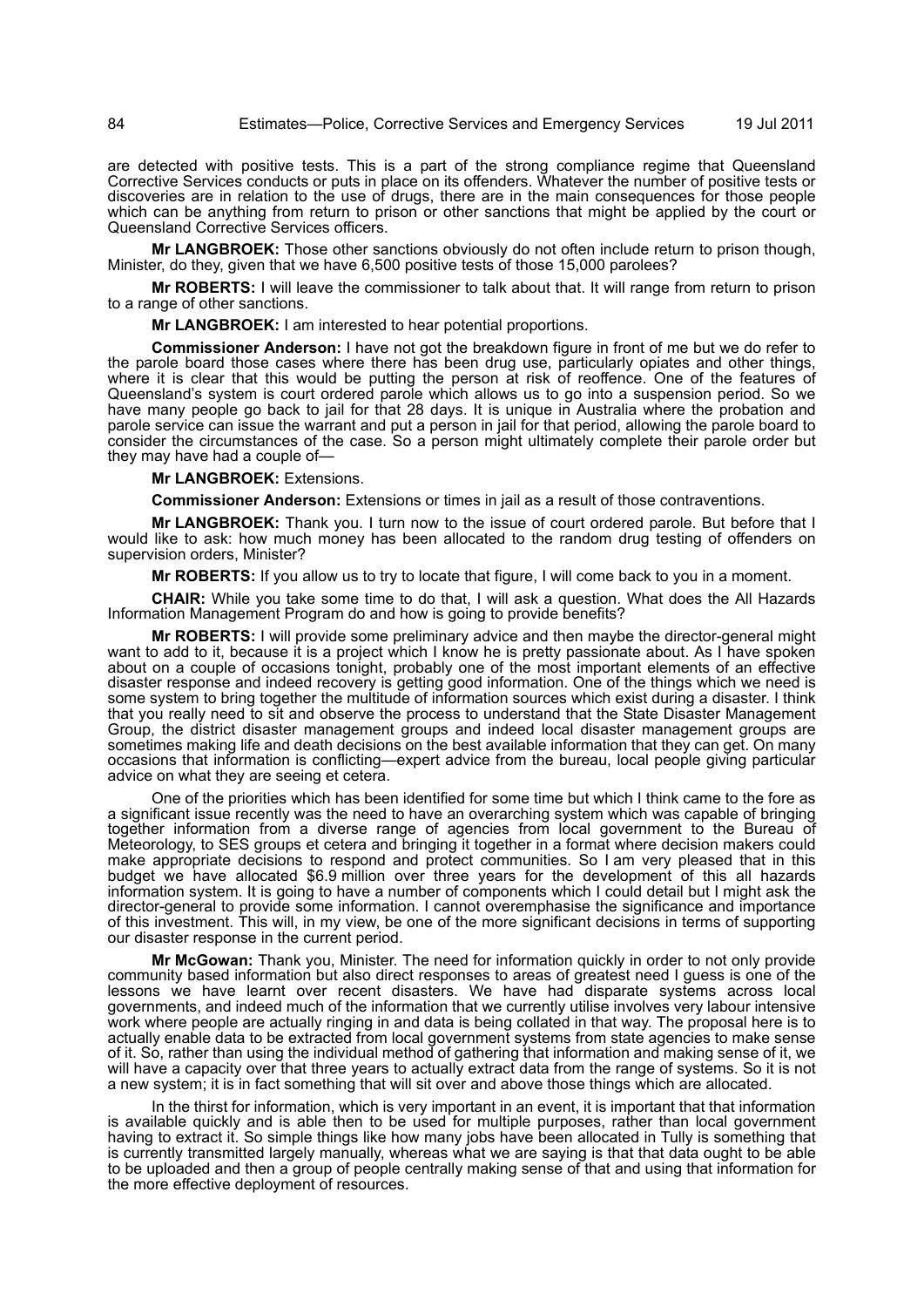are detected with positive tests. This is a part of the strong compliance regime that Queensland Corrective Services conducts or puts in place on its offenders. Whatever the number of positive tests or discoveries are in relation to the use of drugs, there are in the main consequences for those people which can be anything from return to prison or other sanctions that might be applied by the court or Queensland Corrective Services officers.

**Mr LANGBROEK:** Those other sanctions obviously do not often include return to prison though, Minister, do they, given that we have 6,500 positive tests of those 15,000 parolees?

**Mr ROBERTS:** I will leave the commissioner to talk about that. It will range from return to prison to a range of other sanctions.

**Mr LANGBROEK:** I am interested to hear potential proportions.

**Commissioner Anderson:** I have not got the breakdown figure in front of me but we do refer to the parole board those cases where there has been drug use, particularly opiates and other things, where it is clear that this would be putting the person at risk of reoffence. One of the features of Queensland's system is court ordered parole which allows us to go into a suspension period. So we have many people go back to jail for that 28 days. It is unique in Australia where the probation and parole service can issue the warrant and put a person in jail for that period, allowing the parole board to consider the circumstances of the case. So a person might ultimately complete their parole order but they may have had a couple of—

**Mr LANGBROEK:** Extensions.

**Commissioner Anderson:** Extensions or times in jail as a result of those contraventions.

**Mr LANGBROEK:** Thank you. I turn now to the issue of court ordered parole. But before that I would like to ask: how much money has been allocated to the random drug testing of offenders on supervision orders, Minister?

**Mr ROBERTS:** If you allow us to try to locate that figure, I will come back to you in a moment.

**CHAIR:** While you take some time to do that, I will ask a question. What does the All Hazards Information Management Program do and how is going to provide benefits?

**Mr ROBERTS:** I will provide some preliminary advice and then maybe the director-general might want to add to it, because it is a project which I know he is pretty passionate about. As I have spoken about on a couple of occasions tonight, probably one of the most important elements of an effective disaster response and indeed recovery is getting good information. One of the things which we need is some system to bring together the multitude of information sources which exist during a disaster. I think that you really need to sit and observe the process to understand that the State Disaster Management Group, the district disaster management groups and indeed local disaster management groups are sometimes making life and death decisions on the best available information that they can get. On many occasions that information is conflicting—expert advice from the bureau, local people giving particular advice on what they are seeing et cetera.

One of the priorities which has been identified for some time but which I think came to the fore as a significant issue recently was the need to have an overarching system which was capable of bringing together information from a diverse range of agencies from local government to the Bureau of Meteorology, to SES groups et cetera and bringing it together in a format where decision makers could make appropriate decisions to respond and protect communities. So I am very pleased that in this budget we have allocated $6.9 million over three years for the development of this all hazards information system. It is going to have a number of components which I could detail but I might ask the director-general to provide some information. I cannot overemphasise the significance and importance of this investment. This will, in my view, be one of the more significant decisions in terms of supporting our disaster response in the current period.

**Mr McGowan:** Thank you, Minister. The need for information quickly in order to not only provide community based information but also direct responses to areas of greatest need I guess is one of the lessons we have learnt over recent disasters. We have had disparate systems across local governments, and indeed much of the information that we currently utilise involves very labour intensive work where people are actually ringing in and data is being collated in that way. The proposal here is to actually enable data to be extracted from local government systems from state agencies to make sense of it. So, rather than using the individual method of gathering that information and making sense of it, we will have a capacity over that three years to actually extract data from the range of systems. So it is not a new system; it is in fact something that will sit over and above those things which are allocated.

In the thirst for information, which is very important in an event, it is important that that information is available quickly and is able then to be used for multiple purposes, rather than local government having to extract it. So simple things like how many jobs have been allocated in Tully is something that is currently transmitted largely manually, whereas what we are saying is that that data ought to be able to be uploaded and then a group of people centrally making sense of that and using that information for the more effective deployment of resources.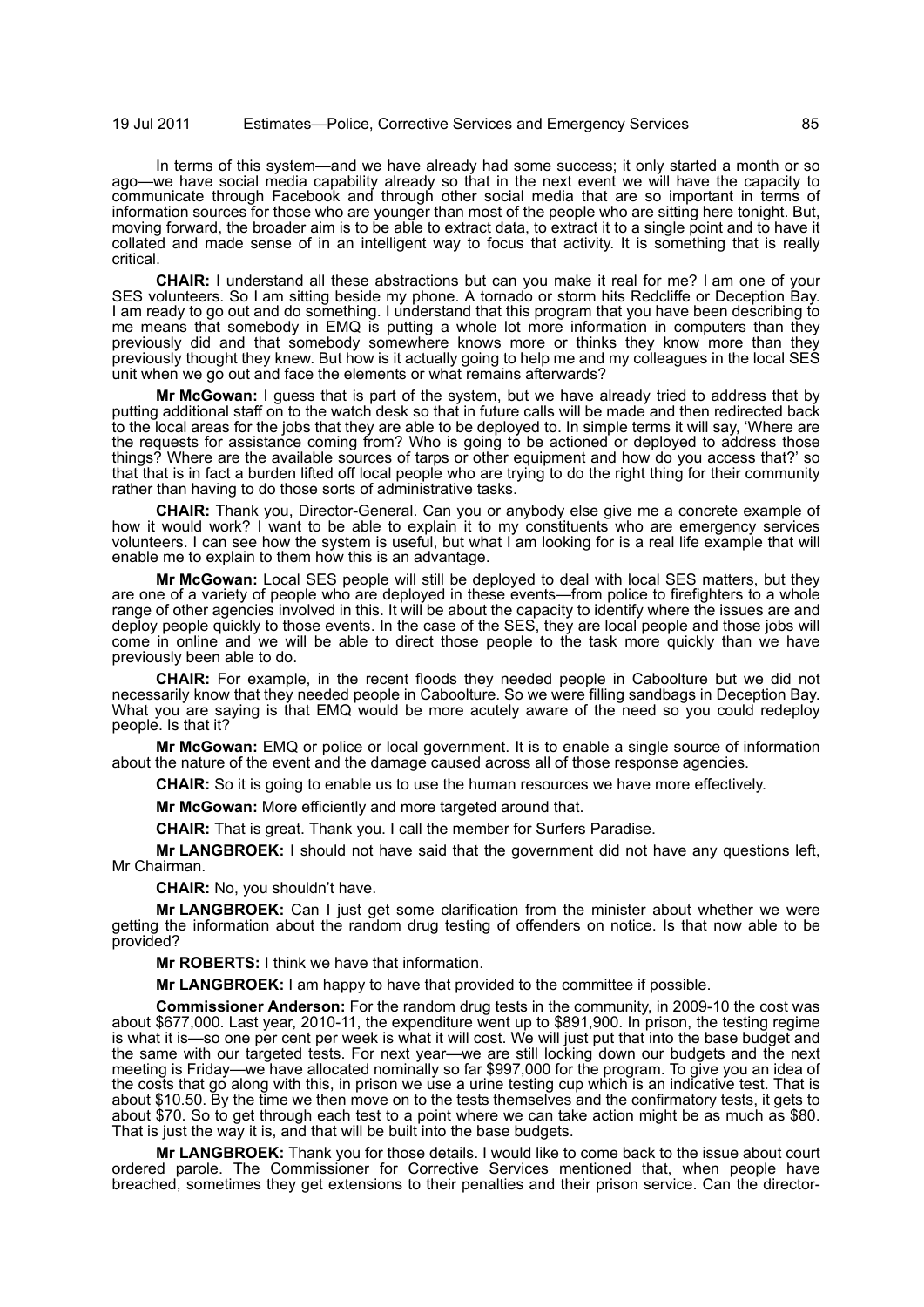In terms of this system—and we have already had some success; it only started a month or so ago—we have social media capability already so that in the next event we will have the capacity to communicate through Facebook and through other social media that are so important in terms of information sources for those who are younger than most of the people who are sitting here tonight. But, moving forward, the broader aim is to be able to extract data, to extract it to a single point and to have it collated and made sense of in an intelligent way to focus that activity. It is something that is really critical.

**CHAIR:** I understand all these abstractions but can you make it real for me? I am one of your SES volunteers. So I am sitting beside my phone. A tornado or storm hits Redcliffe or Deception Bay. I am ready to go out and do something. I understand that this program that you have been describing to me means that somebody in EMQ is putting a whole lot more information in computers than they previously did and that somebody somewhere knows more or thinks they know more than they previously thought they knew. But how is it actually going to help me and my colleagues in the local SES unit when we go out and face the elements or what remains afterwards?

**Mr McGowan:** I guess that is part of the system, but we have already tried to address that by putting additional staff on to the watch desk so that in future calls will be made and then redirected back to the local areas for the jobs that they are able to be deployed to. In simple terms it will say, 'Where are the requests for assistance coming from? Who is going to be actioned or deployed to address those things? Where are the available sources of tarps or other equipment and how do you access that?' so that that is in fact a burden lifted off local people who are trying to do the right thing for their community rather than having to do those sorts of administrative tasks.

**CHAIR:** Thank you, Director-General. Can you or anybody else give me a concrete example of how it would work? I want to be able to explain it to my constituents who are emergency services volunteers. I can see how the system is useful, but what I am looking for is a real life example that will enable me to explain to them how this is an advantage.

**Mr McGowan:** Local SES people will still be deployed to deal with local SES matters, but they are one of a variety of people who are deployed in these events—from police to firefighters to a whole range of other agencies involved in this. It will be about the capacity to identify where the issues are and deploy people quickly to those events. In the case of the SES, they are local people and those jobs will come in online and we will be able to direct those people to the task more quickly than we have previously been able to do.

**CHAIR:** For example, in the recent floods they needed people in Caboolture but we did not necessarily know that they needed people in Caboolture. So we were filling sandbags in Deception Bay. What you are saying is that EMQ would be more acutely aware of the need so you could redeploy people. Is that it?

**Mr McGowan:** EMQ or police or local government. It is to enable a single source of information about the nature of the event and the damage caused across all of those response agencies.

**CHAIR:** So it is going to enable us to use the human resources we have more effectively.

**Mr McGowan:** More efficiently and more targeted around that.

**CHAIR:** That is great. Thank you. I call the member for Surfers Paradise.

**Mr LANGBROEK:** I should not have said that the government did not have any questions left, Mr Chairman.

**CHAIR:** No, you shouldn't have.

**Mr LANGBROEK:** Can I just get some clarification from the minister about whether we were getting the information about the random drug testing of offenders on notice. Is that now able to be provided?

**Mr ROBERTS:** I think we have that information.

**Mr LANGBROEK:** I am happy to have that provided to the committee if possible.

**Commissioner Anderson:** For the random drug tests in the community, in 2009-10 the cost was about $677,000. Last year, 2010-11, the expenditure went up to $891,900. In prison, the testing regime is what it is—so one per cent per week is what it will cost. We will just put that into the base budget and the same with our targeted tests. For next year—we are still locking down our budgets and the next meeting is Friday—we have allocated nominally so far $997,000 for the program. To give you an idea of the costs that go along with this, in prison we use a urine testing cup which is an indicative test. That is about $10.50. By the time we then move on to the tests themselves and the confirmatory tests, it gets to about $70. So to get through each test to a point where we can take action might be as much as $80. That is just the way it is, and that will be built into the base budgets.

**Mr LANGBROEK:** Thank you for those details. I would like to come back to the issue about court ordered parole. The Commissioner for Corrective Services mentioned that, when people have breached, sometimes they get extensions to their penalties and their prison service. Can the director-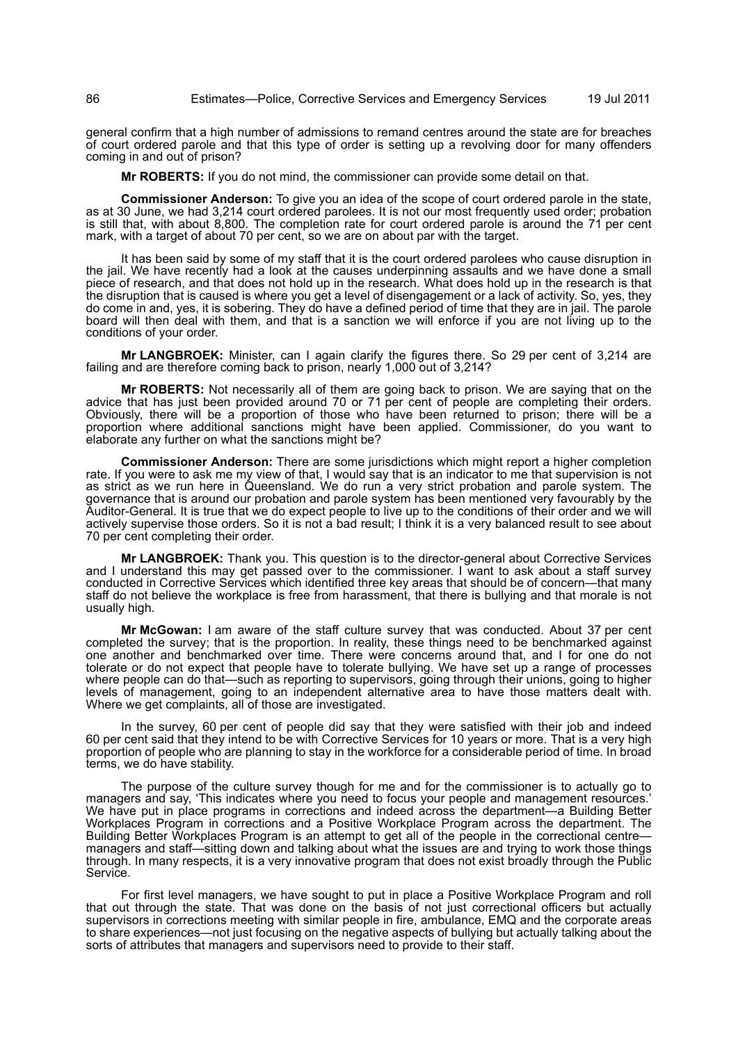general confirm that a high number of admissions to remand centres around the state are for breaches of court ordered parole and that this type of order is setting up a revolving door for many offenders coming in and out of prison?

**Mr ROBERTS:** If you do not mind, the commissioner can provide some detail on that.

**Commissioner Anderson:** To give you an idea of the scope of court ordered parole in the state, as at 30 June, we had 3,214 court ordered parolees. It is not our most frequently used order; probation is still that, with about 8,800. The completion rate for court ordered parole is around the 71 per cent mark, with a target of about 70 per cent, so we are on about par with the target.

It has been said by some of my staff that it is the court ordered parolees who cause disruption in the jail. We have recently had a look at the causes underpinning assaults and we have done a small piece of research, and that does not hold up in the research. What does hold up in the research is that the disruption that is caused is where you get a level of disengagement or a lack of activity. So, yes, they do come in and, yes, it is sobering. They do have a defined period of time that they are in jail. The parole board will then deal with them, and that is a sanction we will enforce if you are not living up to the conditions of your order.

**Mr LANGBROEK:** Minister, can I again clarify the figures there. So 29 per cent of 3,214 are failing and are therefore coming back to prison, nearly 1,000 out of 3,214?

**Mr ROBERTS:** Not necessarily all of them are going back to prison. We are saying that on the advice that has just been provided around 70 or 71 per cent of people are completing their orders. Obviously, there will be a proportion of those who have been returned to prison; there will be a proportion where additional sanctions might have been applied. Commissioner, do you want to elaborate any further on what the sanctions might be?

**Commissioner Anderson:** There are some jurisdictions which might report a higher completion rate. If you were to ask me my view of that, I would say that is an indicator to me that supervision is not as strict as we run here in Queensland. We do run a very strict probation and parole system. The governance that is around our probation and parole system has been mentioned very favourably by the Auditor-General. It is true that we do expect people to live up to the conditions of their order and we will actively supervise those orders. So it is not a bad result; I think it is a very balanced result to see about 70 per cent completing their order.

**Mr LANGBROEK:** Thank you. This question is to the director-general about Corrective Services and I understand this may get passed over to the commissioner. I want to ask about a staff survey conducted in Corrective Services which identified three key areas that should be of concern—that many staff do not believe the workplace is free from harassment, that there is bullying and that morale is not usually high.

**Mr McGowan:** I am aware of the staff culture survey that was conducted. About 37 per cent completed the survey; that is the proportion. In reality, these things need to be benchmarked against one another and benchmarked over time. There were concerns around that, and I for one do not tolerate or do not expect that people have to tolerate bullying. We have set up a range of processes where people can do that—such as reporting to supervisors, going through their unions, going to higher levels of management, going to an independent alternative area to have those matters dealt with. Where we get complaints, all of those are investigated.

In the survey, 60 per cent of people did say that they were satisfied with their job and indeed 60 per cent said that they intend to be with Corrective Services for 10 years or more. That is a very high proportion of people who are planning to stay in the workforce for a considerable period of time. In broad terms, we do have stability.

The purpose of the culture survey though for me and for the commissioner is to actually go to managers and say, 'This indicates where you need to focus your people and management resources.' We have put in place programs in corrections and indeed across the department—a Building Better Workplaces Program in corrections and a Positive Workplace Program across the department. The Building Better Workplaces Program is an attempt to get all of the people in the correctional centre—managers and staff—sitting down and talking about what the issues are and trying to work those things through. In many respects, it is a very innovative program that does not exist broadly through the Public Service.

For first level managers, we have sought to put in place a Positive Workplace Program and roll that out through the state. That was done on the basis of not just correctional officers but actually supervisors in corrections meeting with similar people in fire, ambulance, EMQ and the corporate areas to share experiences—not just focusing on the negative aspects of bullying but actually talking about the sorts of attributes that managers and supervisors need to provide to their staff.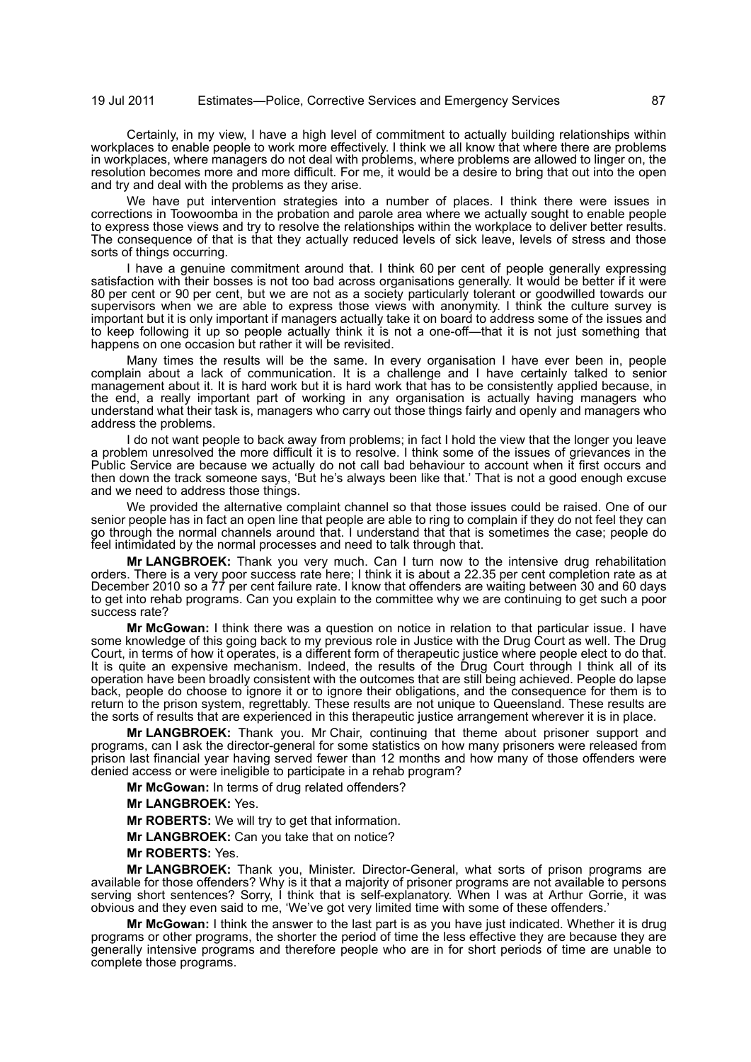Certainly, in my view, I have a high level of commitment to actually building relationships within workplaces to enable people to work more effectively. I think we all know that where there are problems in workplaces, where managers do not deal with problems, where problems are allowed to linger on, the resolution becomes more and more difficult. For me, it would be a desire to bring that out into the open and try and deal with the problems as they arise.

We have put intervention strategies into a number of places. I think there were issues in corrections in Toowoomba in the probation and parole area where we actually sought to enable people to express those views and try to resolve the relationships within the workplace to deliver better results. The consequence of that is that they actually reduced levels of sick leave, levels of stress and those sorts of things occurring.

I have a genuine commitment around that. I think 60 per cent of people generally expressing satisfaction with their bosses is not too bad across organisations generally. It would be better if it were 80 per cent or 90 per cent, but we are not as a society particularly tolerant or goodwilled towards our supervisors when we are able to express those views with anonymity. I think the culture survey is important but it is only important if managers actually take it on board to address some of the issues and to keep following it up so people actually think it is not a one-off—that it is not just something that happens on one occasion but rather it will be revisited.

Many times the results will be the same. In every organisation I have ever been in, people complain about a lack of communication. It is a challenge and I have certainly talked to senior management about it. It is hard work but it is hard work that has to be consistently applied because, in the end, a really important part of working in any organisation is actually having managers who understand what their task is, managers who carry out those things fairly and openly and managers who address the problems.

I do not want people to back away from problems; in fact I hold the view that the longer you leave a problem unresolved the more difficult it is to resolve. I think some of the issues of grievances in the Public Service are because we actually do not call bad behaviour to account when it first occurs and then down the track someone says, 'But he's always been like that.' That is not a good enough excuse and we need to address those things.

We provided the alternative complaint channel so that those issues could be raised. One of our senior people has in fact an open line that people are able to ring to complain if they do not feel they can go through the normal channels around that. I understand that that is sometimes the case; people do feel intimidated by the normal processes and need to talk through that.

**Mr LANGBROEK:** Thank you very much. Can I turn now to the intensive drug rehabilitation orders. There is a very poor success rate here; I think it is about a 22.35 per cent completion rate as at December 2010 so a 77 per cent failure rate. I know that offenders are waiting between 30 and 60 days to get into rehab programs. Can you explain to the committee why we are continuing to get such a poor success rate?

**Mr McGowan:** I think there was a question on notice in relation to that particular issue. I have some knowledge of this going back to my previous role in Justice with the Drug Court as well. The Drug Court, in terms of how it operates, is a different form of therapeutic justice where people elect to do that. It is quite an expensive mechanism. Indeed, the results of the Drug Court through I think all of its operation have been broadly consistent with the outcomes that are still being achieved. People do lapse back, people do choose to ignore it or to ignore their obligations, and the consequence for them is to return to the prison system, regrettably. These results are not unique to Queensland. These results are the sorts of results that are experienced in this therapeutic justice arrangement wherever it is in place.

**Mr LANGBROEK:** Thank you. Mr Chair, continuing that theme about prisoner support and programs, can I ask the director-general for some statistics on how many prisoners were released from prison last financial year having served fewer than 12 months and how many of those offenders were denied access or were ineligible to participate in a rehab program?

**Mr McGowan:** In terms of drug related offenders?

**Mr LANGBROEK:** Yes.

**Mr ROBERTS:** We will try to get that information.

**Mr LANGBROEK:** Can you take that on notice?

**Mr ROBERTS:** Yes.

**Mr LANGBROEK:** Thank you, Minister. Director-General, what sorts of prison programs are available for those offenders? Why is it that a majority of prisoner programs are not available to persons serving short sentences? Sorry, I think that is self-explanatory. When I was at Arthur Gorrie, it was obvious and they even said to me, 'We've got very limited time with some of these offenders.'

**Mr McGowan:** I think the answer to the last part is as you have just indicated. Whether it is drug programs or other programs, the shorter the period of time the less effective they are because they are generally intensive programs and therefore people who are in for short periods of time are unable to complete those programs.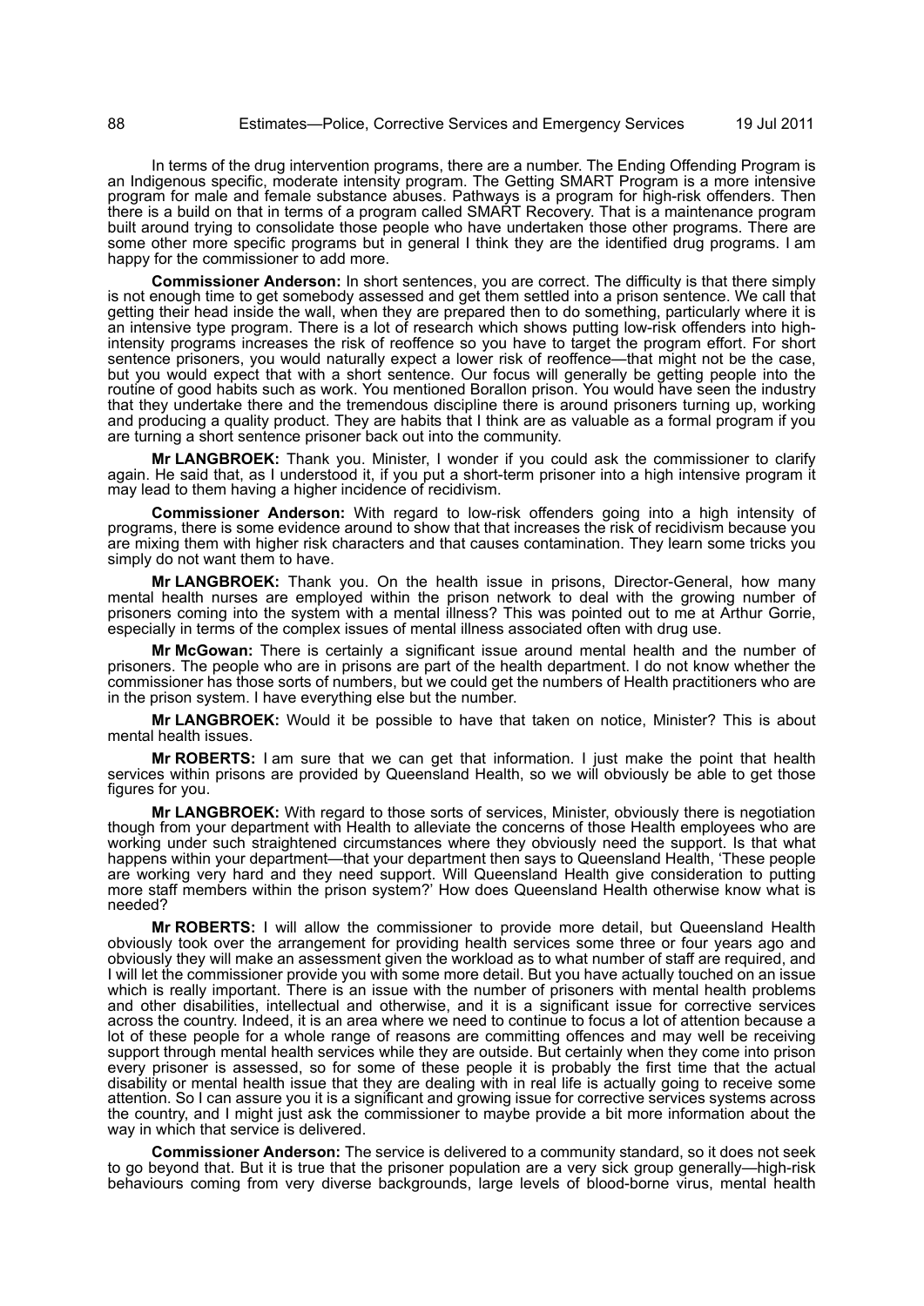In terms of the drug intervention programs, there are a number. The Ending Offending Program is an Indigenous specific, moderate intensity program. The Getting SMART Program is a more intensive program for male and female substance abuses. Pathways is a program for high-risk offenders. Then there is a build on that in terms of a program called SMART Recovery. That is a maintenance program built around trying to consolidate those people who have undertaken those other programs. There are some other more specific programs but in general I think they are the identified drug programs. I am happy for the commissioner to add more.

**Commissioner Anderson:** In short sentences, you are correct. The difficulty is that there simply is not enough time to get somebody assessed and get them settled into a prison sentence. We call that getting their head inside the wall, when they are prepared then to do something, particularly where it is an intensive type program. There is a lot of research which shows putting low-risk offenders into high-intensity programs increases the risk of reoffence so you have to target the program effort. For short sentence prisoners, you would naturally expect a lower risk of reoffence—that might not be the case, but you would expect that with a short sentence. Our focus will generally be getting people into the routine of good habits such as work. You mentioned Borallon prison. You would have seen the industry that they undertake there and the tremendous discipline there is around prisoners turning up, working and producing a quality product. They are habits that I think are as valuable as a formal program if you are turning a short sentence prisoner back out into the community.

**Mr LANGBROEK:** Thank you. Minister, I wonder if you could ask the commissioner to clarify again. He said that, as I understood it, if you put a short-term prisoner into a high intensive program it may lead to them having a higher incidence of recidivism.

**Commissioner Anderson:** With regard to low-risk offenders going into a high intensity of programs, there is some evidence around to show that that increases the risk of recidivism because you are mixing them with higher risk characters and that causes contamination. They learn some tricks you simply do not want them to have.

**Mr LANGBROEK:** Thank you. On the health issue in prisons, Director-General, how many mental health nurses are employed within the prison network to deal with the growing number of prisoners coming into the system with a mental illness? This was pointed out to me at Arthur Gorrie, especially in terms of the complex issues of mental illness associated often with drug use.

**Mr McGowan:** There is certainly a significant issue around mental health and the number of prisoners. The people who are in prisons are part of the health department. I do not know whether the commissioner has those sorts of numbers, but we could get the numbers of Health practitioners who are in the prison system. I have everything else but the number.

**Mr LANGBROEK:** Would it be possible to have that taken on notice, Minister? This is about mental health issues.

**Mr ROBERTS:** I am sure that we can get that information. I just make the point that health services within prisons are provided by Queensland Health, so we will obviously be able to get those figures for you.

**Mr LANGBROEK:** With regard to those sorts of services, Minister, obviously there is negotiation though from your department with Health to alleviate the concerns of those Health employees who are working under such straightened circumstances where they obviously need the support. Is that what happens within your department—that your department then says to Queensland Health, 'These people are working very hard and they need support. Will Queensland Health give consideration to putting more staff members within the prison system?' How does Queensland Health otherwise know what is needed?

**Mr ROBERTS:** I will allow the commissioner to provide more detail, but Queensland Health obviously took over the arrangement for providing health services some three or four years ago and obviously they will make an assessment given the workload as to what number of staff are required, and I will let the commissioner provide you with some more detail. But you have actually touched on an issue which is really important. There is an issue with the number of prisoners with mental health problems and other disabilities, intellectual and otherwise, and it is a significant issue for corrective services across the country. Indeed, it is an area where we need to continue to focus a lot of attention because a lot of these people for a whole range of reasons are committing offences and may well be receiving support through mental health services while they are outside. But certainly when they come into prison every prisoner is assessed, so for some of these people it is probably the first time that the actual disability or mental health issue that they are dealing with in real life is actually going to receive some attention. So I can assure you it is a significant and growing issue for corrective services systems across the country, and I might just ask the commissioner to maybe provide a bit more information about the way in which that service is delivered.

**Commissioner Anderson:** The service is delivered to a community standard, so it does not seek to go beyond that. But it is true that the prisoner population are a very sick group generally—high-risk behaviours coming from very diverse backgrounds, large levels of blood-borne virus, mental health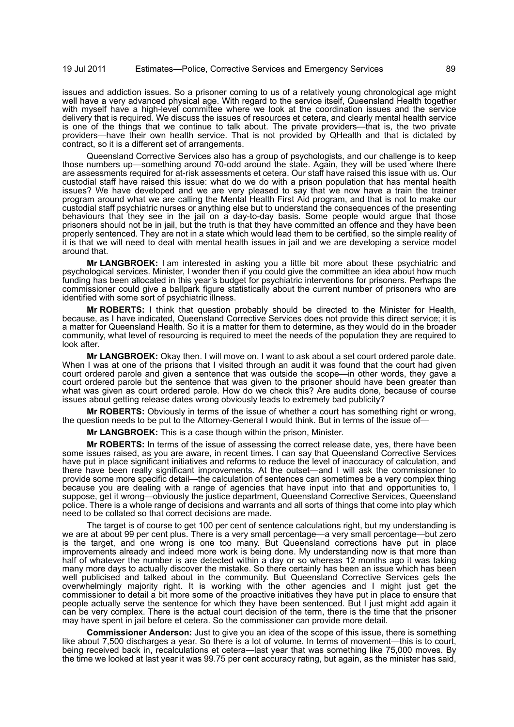issues and addiction issues. So a prisoner coming to us of a relatively young chronological age might well have a very advanced physical age. With regard to the service itself, Queensland Health together with myself have a high-level committee where we look at the coordination issues and the service delivery that is required. We discuss the issues of resources et cetera, and clearly mental health service is one of the things that we continue to talk about. The private providers—that is, the two private providers—have their own health service. That is not provided by QHealth and that is dictated by contract, so it is a different set of arrangements.

Queensland Corrective Services also has a group of psychologists, and our challenge is to keep those numbers up—something around 70-odd around the state. Again, they will be used where there are assessments required for at-risk assessments et cetera. Our staff have raised this issue with us. Our custodial staff have raised this issue: what do we do with a prison population that has mental health issues? We have developed and we are very pleased to say that we now have a train the trainer program around what we are calling the Mental Health First Aid program, and that is not to make our custodial staff psychiatric nurses or anything else but to understand the consequences of the presenting behaviours that they see in the jail on a day-to-day basis. Some people would argue that those prisoners should not be in jail, but the truth is that they have committed an offence and they have been properly sentenced. They are not in a state which would lead them to be certified, so the simple reality of it is that we will need to deal with mental health issues in jail and we are developing a service model around that.

**Mr LANGBROEK:** I am interested in asking you a little bit more about these psychiatric and psychological services. Minister, I wonder then if you could give the committee an idea about how much funding has been allocated in this year's budget for psychiatric interventions for prisoners. Perhaps the commissioner could give a ballpark figure statistically about the current number of prisoners who are identified with some sort of psychiatric illness.

**Mr ROBERTS:** I think that question probably should be directed to the Minister for Health, because, as I have indicated, Queensland Corrective Services does not provide this direct service; it is a matter for Queensland Health. So it is a matter for them to determine, as they would do in the broader community, what level of resourcing is required to meet the needs of the population they are required to look after.

**Mr LANGBROEK:** Okay then. I will move on. I want to ask about a set court ordered parole date. When I was at one of the prisons that I visited through an audit it was found that the court had given court ordered parole and given a sentence that was outside the scope—in other words, they gave a court ordered parole but the sentence that was given to the prisoner should have been greater than what was given as court ordered parole. How do we check this? Are audits done, because of course issues about getting release dates wrong obviously leads to extremely bad publicity?

**Mr ROBERTS:** Obviously in terms of the issue of whether a court has something right or wrong, the question needs to be put to the Attorney-General I would think. But in terms of the issue of—

**Mr LANGBROEK:** This is a case though within the prison, Minister.

**Mr ROBERTS:** In terms of the issue of assessing the correct release date, yes, there have been some issues raised, as you are aware, in recent times. I can say that Queensland Corrective Services have put in place significant initiatives and reforms to reduce the level of inaccuracy of calculation, and there have been really significant improvements. At the outset—and I will ask the commissioner to provide some more specific detail—the calculation of sentences can sometimes be a very complex thing because you are dealing with a range of agencies that have input into that and opportunities to, I suppose, get it wrong—obviously the justice department, Queensland Corrective Services, Queensland police. There is a whole range of decisions and warrants and all sorts of things that come into play which need to be collated so that correct decisions are made.

The target is of course to get 100 per cent of sentence calculations right, but my understanding is we are at about 99 per cent plus. There is a very small percentage—a very small percentage—but zero is the target, and one wrong is one too many. But Queensland corrections have put in place improvements already and indeed more work is being done. My understanding now is that more than half of whatever the number is are detected within a day or so whereas 12 months ago it was taking many more days to actually discover the mistake. So there certainly has been an issue which has been well publicised and talked about in the community. But Queensland Corrective Services gets the overwhelmingly majority right. It is working with the other agencies and I might just get the commissioner to detail a bit more some of the proactive initiatives they have put in place to ensure that people actually serve the sentence for which they have been sentenced. But I just might add again it can be very complex. There is the actual court decision of the term, there is the time that the prisoner may have spent in jail before et cetera. So the commissioner can provide more detail.

**Commissioner Anderson:** Just to give you an idea of the scope of this issue, there is something like about 7,500 discharges a year. So there is a lot of volume. In terms of movement—this is to court, being received back in, recalculations et cetera—last year that was something like 75,000 moves. By the time we looked at last year it was 99.75 per cent accuracy rating, but again, as the minister has said,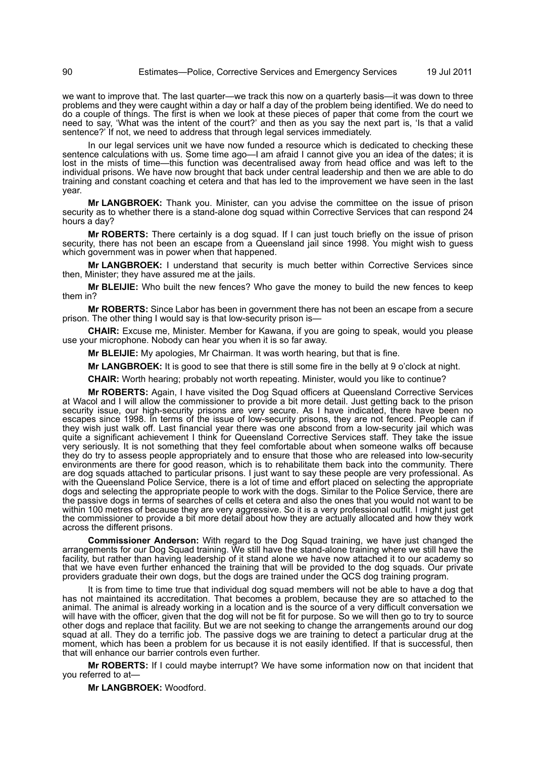we want to improve that. The last quarter—we track this now on a quarterly basis—it was down to three problems and they were caught within a day or half a day of the problem being identified. We do need to do a couple of things. The first is when we look at these pieces of paper that come from the court we need to say, 'What was the intent of the court?' and then as you say the next part is, 'Is that a valid sentence?' If not, we need to address that through legal services immediately.

In our legal services unit we have now funded a resource which is dedicated to checking these sentence calculations with us. Some time ago—I am afraid I cannot give you an idea of the dates; it is lost in the mists of time—this function was decentralised away from head office and was left to the individual prisons. We have now brought that back under central leadership and then we are able to do training and constant coaching et cetera and that has led to the improvement we have seen in the last year.

**Mr LANGBROEK:** Thank you. Minister, can you advise the committee on the issue of prison security as to whether there is a stand-alone dog squad within Corrective Services that can respond 24 hours a day?

**Mr ROBERTS:** There certainly is a dog squad. If I can just touch briefly on the issue of prison security, there has not been an escape from a Queensland jail since 1998. You might wish to guess which government was in power when that happened.

**Mr LANGBROEK:** I understand that security is much better within Corrective Services since then, Minister; they have assured me at the jails.

**Mr BLEIJIE:** Who built the new fences? Who gave the money to build the new fences to keep them in?

**Mr ROBERTS:** Since Labor has been in government there has not been an escape from a secure prison. The other thing I would say is that low-security prison is—

**CHAIR:** Excuse me, Minister. Member for Kawana, if you are going to speak, would you please use your microphone. Nobody can hear you when it is so far away.

**Mr BLEIJIE:** My apologies, Mr Chairman. It was worth hearing, but that is fine.

**Mr LANGBROEK:** It is good to see that there is still some fire in the belly at 9 o'clock at night.

**CHAIR:** Worth hearing; probably not worth repeating. Minister, would you like to continue?

**Mr ROBERTS:** Again, I have visited the Dog Squad officers at Queensland Corrective Services at Wacol and I will allow the commissioner to provide a bit more detail. Just getting back to the prison security issue, our high-security prisons are very secure. As I have indicated, there have been no escapes since 1998. In terms of the issue of low-security prisons, they are not fenced. People can if they wish just walk off. Last financial year there was one abscond from a low-security jail which was quite a significant achievement I think for Queensland Corrective Services staff. They take the issue very seriously. It is not something that they feel comfortable about when someone walks off because they do try to assess people appropriately and to ensure that those who are released into low-security environments are there for good reason, which is to rehabilitate them back into the community. There are dog squads attached to particular prisons. I just want to say these people are very professional. As with the Queensland Police Service, there is a lot of time and effort placed on selecting the appropriate dogs and selecting the appropriate people to work with the dogs. Similar to the Police Service, there are the passive dogs in terms of searches of cells et cetera and also the ones that you would not want to be within 100 metres of because they are very aggressive. So it is a very professional outfit. I might just get the commissioner to provide a bit more detail about how they are actually allocated and how they work across the different prisons.

**Commissioner Anderson:** With regard to the Dog Squad training, we have just changed the arrangements for our Dog Squad training. We still have the stand-alone training where we still have the facility, but rather than having leadership of it stand alone we have now attached it to our academy so that we have even further enhanced the training that will be provided to the dog squads. Our private providers graduate their own dogs, but the dogs are trained under the QCS dog training program.

It is from time to time true that individual dog squad members will not be able to have a dog that has not maintained its accreditation. That becomes a problem, because they are so attached to the animal. The animal is already working in a location and is the source of a very difficult conversation we will have with the officer, given that the dog will not be fit for purpose. So we will then go to try to source other dogs and replace that facility. But we are not seeking to change the arrangements around our dog squad at all. They do a terrific job. The passive dogs we are training to detect a particular drug at the moment, which has been a problem for us because it is not easily identified. If that is successful, then that will enhance our barrier controls even further.

**Mr ROBERTS:** If I could maybe interrupt? We have some information now on that incident that you referred to at—

**Mr LANGBROEK:** Woodford.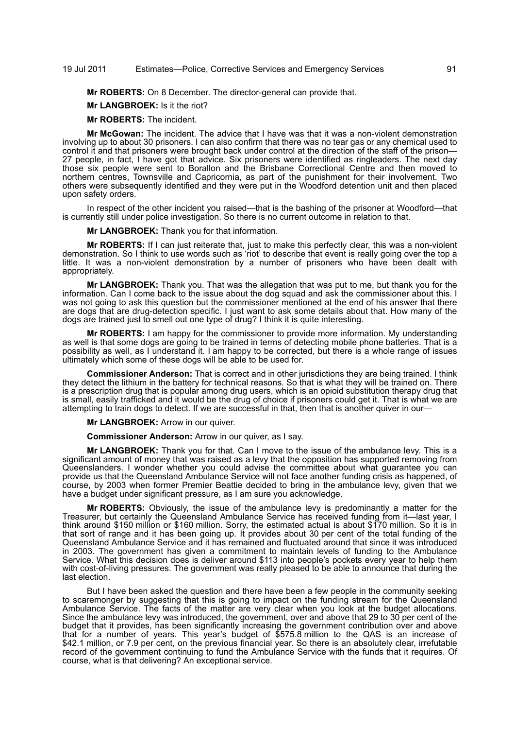**Mr ROBERTS:** On 8 December. The director-general can provide that.

**Mr LANGBROEK:** Is it the riot?

**Mr ROBERTS:** The incident.

**Mr McGowan:** The incident. The advice that I have was that it was a non-violent demonstration involving up to about 30 prisoners. I can also confirm that there was no tear gas or any chemical used to control it and that prisoners were brought back under control at the direction of the staff of the prison—27 people, in fact, I have got that advice. Six prisoners were identified as ringleaders. The next day those six people were sent to Borallon and the Brisbane Correctional Centre and then moved to northern centres, Townsville and Capricornia, as part of the punishment for their involvement. Two others were subsequently identified and they were put in the Woodford detention unit and then placed upon safety orders.

In respect of the other incident you raised—that is the bashing of the prisoner at Woodford—that is currently still under police investigation. So there is no current outcome in relation to that.

**Mr LANGBROEK:** Thank you for that information.

**Mr ROBERTS:** If I can just reiterate that, just to make this perfectly clear, this was a non-violent demonstration. So I think to use words such as 'riot' to describe that event is really going over the top a little. It was a non-violent demonstration by a number of prisoners who have been dealt with appropriately.

**Mr LANGBROEK:** Thank you. That was the allegation that was put to me, but thank you for the information. Can I come back to the issue about the dog squad and ask the commissioner about this. I was not going to ask this question but the commissioner mentioned at the end of his answer that there are dogs that are drug-detection specific. I just want to ask some details about that. How many of the dogs are trained just to smell out one type of drug? I think it is quite interesting.

**Mr ROBERTS:** I am happy for the commissioner to provide more information. My understanding as well is that some dogs are going to be trained in terms of detecting mobile phone batteries. That is a possibility as well, as I understand it. I am happy to be corrected, but there is a whole range of issues ultimately which some of these dogs will be able to be used for.

**Commissioner Anderson:** That is correct and in other jurisdictions they are being trained. I think they detect the lithium in the battery for technical reasons. So that is what they will be trained on. There is a prescription drug that is popular among drug users, which is an opioid substitution therapy drug that is small, easily trafficked and it would be the drug of choice if prisoners could get it. That is what we are attempting to train dogs to detect. If we are successful in that, then that is another quiver in our—

**Mr LANGBROEK:** Arrow in our quiver.

**Commissioner Anderson:** Arrow in our quiver, as I say.

**Mr LANGBROEK:** Thank you for that. Can I move to the issue of the ambulance levy. This is a significant amount of money that was raised as a levy that the opposition has supported removing from Queenslanders. I wonder whether you could advise the committee about what guarantee you can provide us that the Queensland Ambulance Service will not face another funding crisis as happened, of course, by 2003 when former Premier Beattie decided to bring in the ambulance levy, given that we have a budget under significant pressure, as I am sure you acknowledge.

**Mr ROBERTS:** Obviously, the issue of the ambulance levy is predominantly a matter for the Treasurer, but certainly the Queensland Ambulance Service has received funding from it—last year, I think around \$150 million or \$160 million. Sorry, the estimated actual is about \$170 million. So it is in that sort of range and it has been going up. It provides about 30 per cent of the total funding of the Queensland Ambulance Service and it has remained and fluctuated around that since it was introduced in 2003. The government has given a commitment to maintain levels of funding to the Ambulance Service. What this decision does is deliver around \$113 into people's pockets every year to help them with cost-of-living pressures. The government was really pleased to be able to announce that during the last election.

But I have been asked the question and there have been a few people in the community seeking to scaremonger by suggesting that this is going to impact on the funding stream for the Queensland Ambulance Service. The facts of the matter are very clear when you look at the budget allocations. Since the ambulance levy was introduced, the government, over and above that 29 to 30 per cent of the budget that it provides, has been significantly increasing the government contribution over and above that for a number of years. This year's budget of \$575.8 million to the QAS is an increase of \$42.1 million, or 7.9 per cent, on the previous financial year. So there is an absolutely clear, irrefutable record of the government continuing to fund the Ambulance Service with the funds that it requires. Of course, what is that delivering? An exceptional service.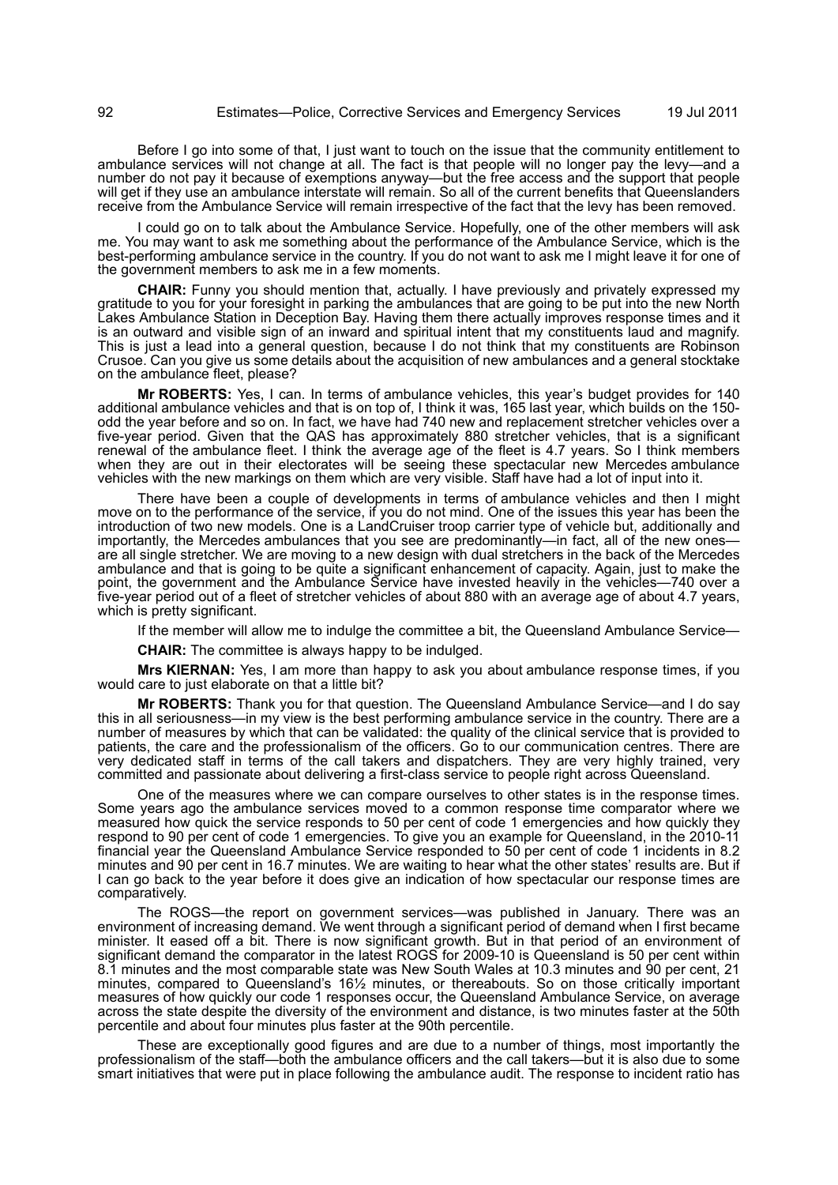Before I go into some of that, I just want to touch on the issue that the community entitlement to ambulance services will not change at all. The fact is that people will no longer pay the levy—and a number do not pay it because of exemptions anyway—but the free access and the support that people will get if they use an ambulance interstate will remain. So all of the current benefits that Queenslanders receive from the Ambulance Service will remain irrespective of the fact that the levy has been removed.

I could go on to talk about the Ambulance Service. Hopefully, one of the other members will ask me. You may want to ask me something about the performance of the Ambulance Service, which is the best-performing ambulance service in the country. If you do not want to ask me I might leave it for one of the government members to ask me in a few moments.

**CHAIR:** Funny you should mention that, actually. I have previously and privately expressed my gratitude to you for your foresight in parking the ambulances that are going to be put into the new North Lakes Ambulance Station in Deception Bay. Having them there actually improves response times and it is an outward and visible sign of an inward and spiritual intent that my constituents laud and magnify. This is just a lead into a general question, because I do not think that my constituents are Robinson Crusoe. Can you give us some details about the acquisition of new ambulances and a general stocktake on the ambulance fleet, please?

**Mr ROBERTS:** Yes, I can. In terms of ambulance vehicles, this year's budget provides for 140 additional ambulance vehicles and that is on top of, I think it was, 165 last year, which builds on the 150-odd the year before and so on. In fact, we have had 740 new and replacement stretcher vehicles over a five-year period. Given that the QAS has approximately 880 stretcher vehicles, that is a significant renewal of the ambulance fleet. I think the average age of the fleet is 4.7 years. So I think members when they are out in their electorates will be seeing these spectacular new Mercedes ambulance vehicles with the new markings on them which are very visible. Staff have had a lot of input into it.

There have been a couple of developments in terms of ambulance vehicles and then I might move on to the performance of the service, if you do not mind. One of the issues this year has been the introduction of two new models. One is a LandCruiser troop carrier type of vehicle but, additionally and importantly, the Mercedes ambulances that you see are predominantly—in fact, all of the new ones—are all single stretcher. We are moving to a new design with dual stretchers in the back of the Mercedes ambulance and that is going to be quite a significant enhancement of capacity. Again, just to make the point, the government and the Ambulance Service have invested heavily in the vehicles—740 over a five-year period out of a fleet of stretcher vehicles of about 880 with an average age of about 4.7 years, which is pretty significant.

If the member will allow me to indulge the committee a bit, the Queensland Ambulance Service—

**CHAIR:** The committee is always happy to be indulged.

**Mrs KIERNAN:** Yes, I am more than happy to ask you about ambulance response times, if you would care to just elaborate on that a little bit?

**Mr ROBERTS:** Thank you for that question. The Queensland Ambulance Service—and I do say this in all seriousness—in my view is the best performing ambulance service in the country. There are a number of measures by which that can be validated: the quality of the clinical service that is provided to patients, the care and the professionalism of the officers. Go to our communication centres. There are very dedicated staff in terms of the call takers and dispatchers. They are very highly trained, very committed and passionate about delivering a first-class service to people right across Queensland.

One of the measures where we can compare ourselves to other states is in the response times. Some years ago the ambulance services moved to a common response time comparator where we measured how quick the service responds to 50 per cent of code 1 emergencies and how quickly they respond to 90 per cent of code 1 emergencies. To give you an example for Queensland, in the 2010-11 financial year the Queensland Ambulance Service responded to 50 per cent of code 1 incidents in 8.2 minutes and 90 per cent in 16.7 minutes. We are waiting to hear what the other states' results are. But if I can go back to the year before it does give an indication of how spectacular our response times are comparatively.

The ROGS—the report on government services—was published in January. There was an environment of increasing demand. We went through a significant period of demand when I first became minister. It eased off a bit. There is now significant growth. But in that period of an environment of significant demand the comparator in the latest ROGS for 2009-10 is Queensland is 50 per cent within 8.1 minutes and the most comparable state was New South Wales at 10.3 minutes and 90 per cent, 21 minutes, compared to Queensland's 16½ minutes, or thereabouts. So on those critically important measures of how quickly our code 1 responses occur, the Queensland Ambulance Service, on average across the state despite the diversity of the environment and distance, is two minutes faster at the 50th percentile and about four minutes plus faster at the 90th percentile.

These are exceptionally good figures and are due to a number of things, most importantly the professionalism of the staff—both the ambulance officers and the call takers—but it is also due to some smart initiatives that were put in place following the ambulance audit. The response to incident ratio has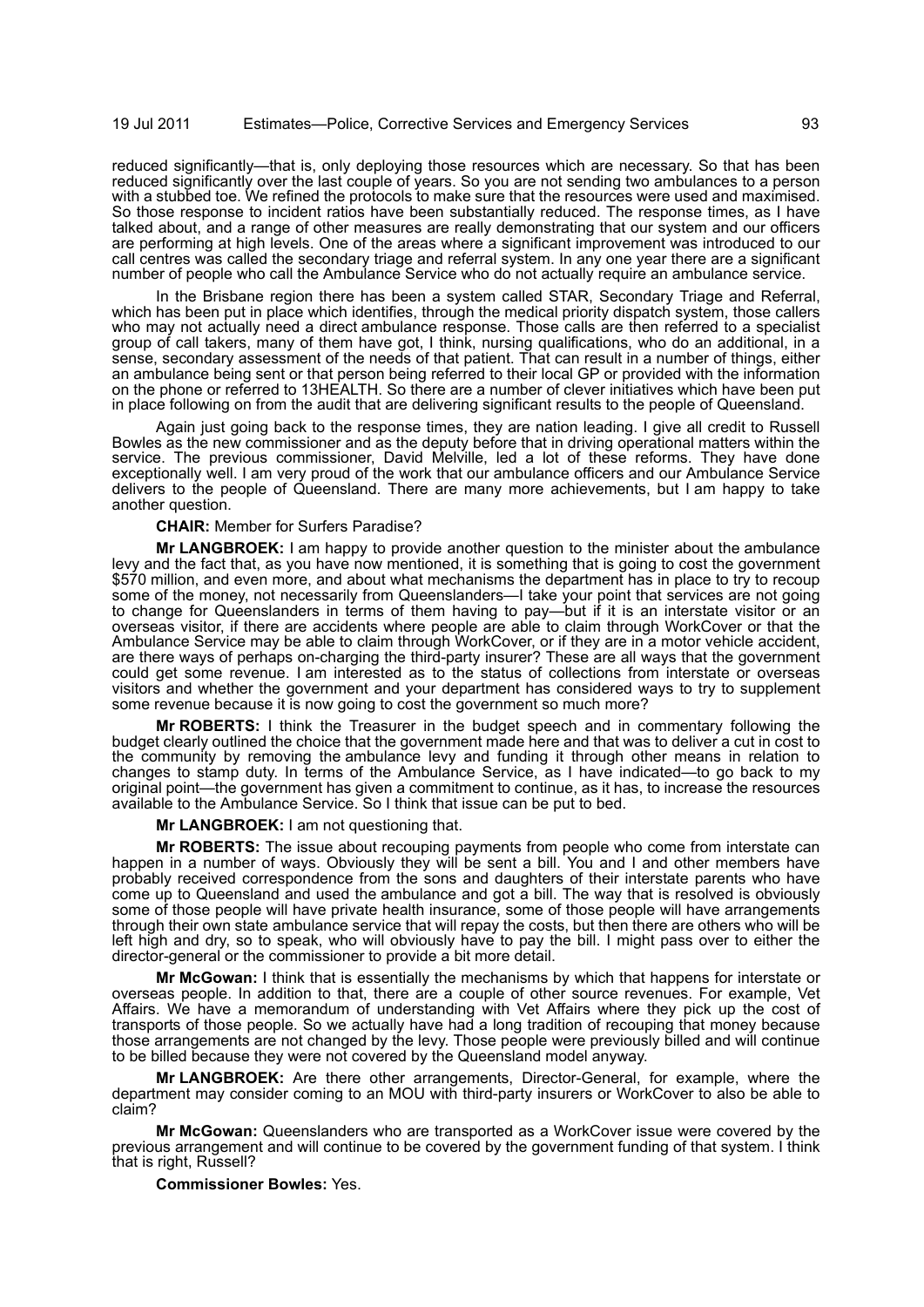reduced significantly—that is, only deploying those resources which are necessary. So that has been reduced significantly over the last couple of years. So you are not sending two ambulances to a person with a stubbed toe. We refined the protocols to make sure that the resources were used and maximised. So those response to incident ratios have been substantially reduced. The response times, as I have talked about, and a range of other measures are really demonstrating that our system and our officers are performing at high levels. One of the areas where a significant improvement was introduced to our call centres was called the secondary triage and referral system. In any one year there are a significant number of people who call the Ambulance Service who do not actually require an ambulance service.

In the Brisbane region there has been a system called STAR, Secondary Triage and Referral, which has been put in place which identifies, through the medical priority dispatch system, those callers who may not actually need a direct ambulance response. Those calls are then referred to a specialist group of call takers, many of them have got, I think, nursing qualifications, who do an additional, in a sense, secondary assessment of the needs of that patient. That can result in a number of things, either an ambulance being sent or that person being referred to their local GP or provided with the information on the phone or referred to 13HEALTH. So there are a number of clever initiatives which have been put in place following on from the audit that are delivering significant results to the people of Queensland.

Again just going back to the response times, they are nation leading. I give all credit to Russell Bowles as the new commissioner and as the deputy before that in driving operational matters within the service. The previous commissioner, David Melville, led a lot of these reforms. They have done exceptionally well. I am very proud of the work that our ambulance officers and our Ambulance Service delivers to the people of Queensland. There are many more achievements, but I am happy to take another question.

**CHAIR:** Member for Surfers Paradise?

**Mr LANGBROEK:** I am happy to provide another question to the minister about the ambulance levy and the fact that, as you have now mentioned, it is something that is going to cost the government $570 million, and even more, and about what mechanisms the department has in place to try to recoup some of the money, not necessarily from Queenslanders—I take your point that services are not going to change for Queenslanders in terms of them having to pay—but if it is an interstate visitor or an overseas visitor, if there are accidents where people are able to claim through WorkCover or that the Ambulance Service may be able to claim through WorkCover, or if they are in a motor vehicle accident, are there ways of perhaps on-charging the third-party insurer? These are all ways that the government could get some revenue. I am interested as to the status of collections from interstate or overseas visitors and whether the government and your department has considered ways to try to supplement some revenue because it is now going to cost the government so much more?

**Mr ROBERTS:** I think the Treasurer in the budget speech and in commentary following the budget clearly outlined the choice that the government made here and that was to deliver a cut in cost to the community by removing the ambulance levy and funding it through other means in relation to changes to stamp duty. In terms of the Ambulance Service, as I have indicated—to go back to my original point—the government has given a commitment to continue, as it has, to increase the resources available to the Ambulance Service. So I think that issue can be put to bed.

**Mr LANGBROEK:** I am not questioning that.

**Mr ROBERTS:** The issue about recouping payments from people who come from interstate can happen in a number of ways. Obviously they will be sent a bill. You and I and other members have probably received correspondence from the sons and daughters of their interstate parents who have come up to Queensland and used the ambulance and got a bill. The way that is resolved is obviously some of those people will have private health insurance, some of those people will have arrangements through their own state ambulance service that will repay the costs, but then there are others who will be left high and dry, so to speak, who will obviously have to pay the bill. I might pass over to either the director-general or the commissioner to provide a bit more detail.

**Mr McGowan:** I think that is essentially the mechanisms by which that happens for interstate or overseas people. In addition to that, there are a couple of other source revenues. For example, Vet Affairs. We have a memorandum of understanding with Vet Affairs where they pick up the cost of transports of those people. So we actually have had a long tradition of recouping that money because those arrangements are not changed by the levy. Those people were previously billed and will continue to be billed because they were not covered by the Queensland model anyway.

**Mr LANGBROEK:** Are there other arrangements, Director-General, for example, where the department may consider coming to an MOU with third-party insurers or WorkCover to also be able to claim?

**Mr McGowan:** Queenslanders who are transported as a WorkCover issue were covered by the previous arrangement and will continue to be covered by the government funding of that system. I think that is right, Russell?

**Commissioner Bowles:** Yes.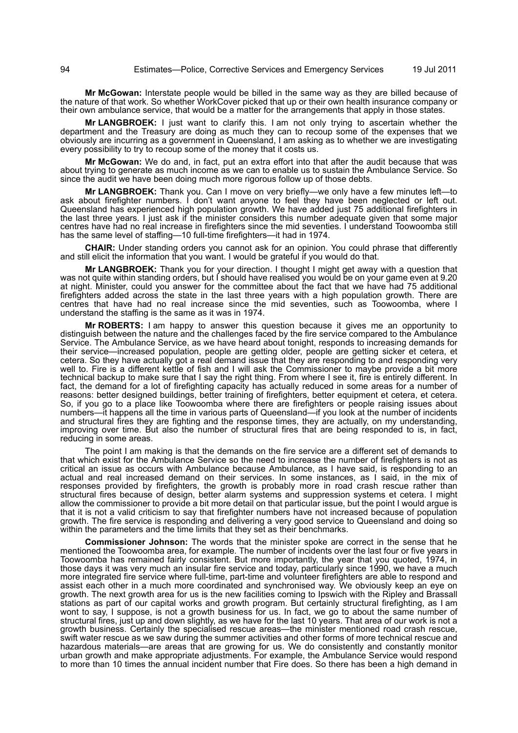**Mr McGowan:** Interstate people would be billed in the same way as they are billed because of the nature of that work. So whether WorkCover picked that up or their own health insurance company or their own ambulance service, that would be a matter for the arrangements that apply in those states.

**Mr LANGBROEK:** I just want to clarify this. I am not only trying to ascertain whether the department and the Treasury are doing as much they can to recoup some of the expenses that we obviously are incurring as a government in Queensland, I am asking as to whether we are investigating every possibility to try to recoup some of the money that it costs us.

**Mr McGowan:** We do and, in fact, put an extra effort into that after the audit because that was about trying to generate as much income as we can to enable us to sustain the Ambulance Service. So since the audit we have been doing much more rigorous follow up of those debts.

**Mr LANGBROEK:** Thank you. Can I move on very briefly—we only have a few minutes left—to ask about firefighter numbers. I don't want anyone to feel they have been neglected or left out. Queensland has experienced high population growth. We have added just 75 additional firefighters in the last three years. I just ask if the minister considers this number adequate given that some major centres have had no real increase in firefighters since the mid seventies. I understand Toowoomba still has the same level of staffing—10 full-time firefighters—it had in 1974.

**CHAIR:** Under standing orders you cannot ask for an opinion. You could phrase that differently and still elicit the information that you want. I would be grateful if you would do that.

**Mr LANGBROEK:** Thank you for your direction. I thought I might get away with a question that was not quite within standing orders, but I should have realised you would be on your game even at 9.20 at night. Minister, could you answer for the committee about the fact that we have had 75 additional firefighters added across the state in the last three years with a high population growth. There are centres that have had no real increase since the mid seventies, such as Toowoomba, where I understand the staffing is the same as it was in 1974.

**Mr ROBERTS:** I am happy to answer this question because it gives me an opportunity to distinguish between the nature and the challenges faced by the fire service compared to the Ambulance Service. The Ambulance Service, as we have heard about tonight, responds to increasing demands for their service—increased population, people are getting older, people are getting sicker et cetera, et cetera. So they have actually got a real demand issue that they are responding to and responding very well to. Fire is a different kettle of fish and I will ask the Commissioner to maybe provide a bit more technical backup to make sure that I say the right thing. From where I see it, fire is entirely different. In fact, the demand for a lot of firefighting capacity has actually reduced in some areas for a number of reasons: better designed buildings, better training of firefighters, better equipment et cetera, et cetera. So, if you go to a place like Toowoomba where there are firefighters or people raising issues about numbers—it happens all the time in various parts of Queensland—if you look at the number of incidents and structural fires they are fighting and the response times, they are actually, on my understanding, improving over time. But also the number of structural fires that are being responded to is, in fact, reducing in some areas.

The point I am making is that the demands on the fire service are a different set of demands to that which exist for the Ambulance Service so the need to increase the number of firefighters is not as critical an issue as occurs with Ambulance because Ambulance, as I have said, is responding to an actual and real increased demand on their services. In some instances, as I said, in the mix of responses provided by firefighters, the growth is probably more in road crash rescue rather than structural fires because of design, better alarm systems and suppression systems et cetera. I might allow the commissioner to provide a bit more detail on that particular issue, but the point I would argue is that it is not a valid criticism to say that firefighter numbers have not increased because of population growth. The fire service is responding and delivering a very good service to Queensland and doing so within the parameters and the time limits that they set as their benchmarks.

**Commissioner Johnson:** The words that the minister spoke are correct in the sense that he mentioned the Toowoomba area, for example. The number of incidents over the last four or five years in Toowoomba has remained fairly consistent. But more importantly, the year that you quoted, 1974, in those days it was very much an insular fire service and today, particularly since 1990, we have a much more integrated fire service where full-time, part-time and volunteer firefighters are able to respond and assist each other in a much more coordinated and synchronised way. We obviously keep an eye on growth. The next growth area for us is the new facilities coming to Ipswich with the Ripley and Brassall stations as part of our capital works and growth program. But certainly structural firefighting, as I am wont to say, I suppose, is not a growth business for us. In fact, we go to about the same number of structural fires, just up and down slightly, as we have for the last 10 years. That area of our work is not a growth business. Certainly the specialised rescue areas—the minister mentioned road crash rescue, swift water rescue as we saw during the summer activities and other forms of more technical rescue and hazardous materials—are areas that are growing for us. We do consistently and constantly monitor urban growth and make appropriate adjustments. For example, the Ambulance Service would respond to more than 10 times the annual incident number that Fire does. So there has been a high demand in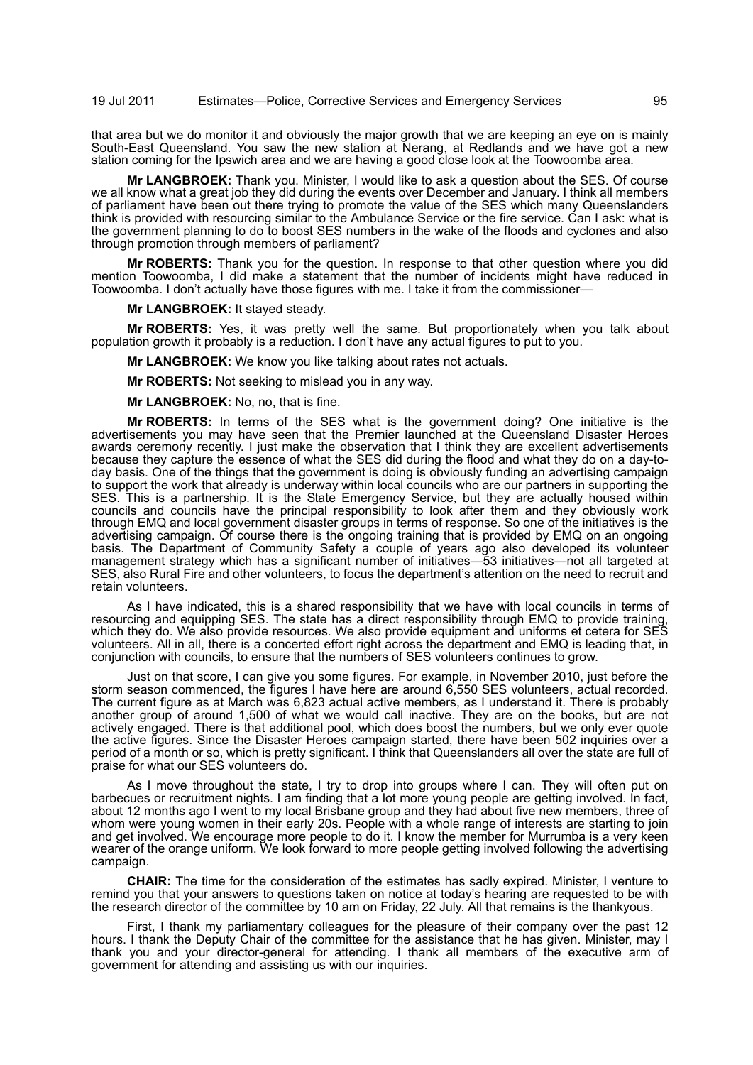that area but we do monitor it and obviously the major growth that we are keeping an eye on is mainly South-East Queensland. You saw the new station at Nerang, at Redlands and we have got a new station coming for the Ipswich area and we are having a good close look at the Toowoomba area.

**Mr LANGBROEK:** Thank you. Minister, I would like to ask a question about the SES. Of course we all know what a great job they did during the events over December and January. I think all members of parliament have been out there trying to promote the value of the SES which many Queenslanders think is provided with resourcing similar to the Ambulance Service or the fire service. Can I ask: what is the government planning to do to boost SES numbers in the wake of the floods and cyclones and also through promotion through members of parliament?

**Mr ROBERTS:** Thank you for the question. In response to that other question where you did mention Toowoomba, I did make a statement that the number of incidents might have reduced in Toowoomba. I don't actually have those figures with me. I take it from the commissioner—

**Mr LANGBROEK:** It stayed steady.

**Mr ROBERTS:** Yes, it was pretty well the same. But proportionately when you talk about population growth it probably is a reduction. I don't have any actual figures to put to you.

**Mr LANGBROEK:** We know you like talking about rates not actuals.

**Mr ROBERTS:** Not seeking to mislead you in any way.

**Mr LANGBROEK:** No, no, that is fine.

**Mr ROBERTS:** In terms of the SES what is the government doing? One initiative is the advertisements you may have seen that the Premier launched at the Queensland Disaster Heroes awards ceremony recently. I just make the observation that I think they are excellent advertisements because they capture the essence of what the SES did during the flood and what they do on a day-to-day basis. One of the things that the government is doing is obviously funding an advertising campaign to support the work that already is underway within local councils who are our partners in supporting the SES. This is a partnership. It is the State Emergency Service, but they are actually housed within councils and councils have the principal responsibility to look after them and they obviously work through EMQ and local government disaster groups in terms of response. So one of the initiatives is the advertising campaign. Of course there is the ongoing training that is provided by EMQ on an ongoing basis. The Department of Community Safety a couple of years ago also developed its volunteer management strategy which has a significant number of initiatives—53 initiatives—not all targeted at SES, also Rural Fire and other volunteers, to focus the department's attention on the need to recruit and retain volunteers.

As I have indicated, this is a shared responsibility that we have with local councils in terms of resourcing and equipping SES. The state has a direct responsibility through EMQ to provide training, which they do. We also provide resources. We also provide equipment and uniforms et cetera for SES volunteers. All in all, there is a concerted effort right across the department and EMQ is leading that, in conjunction with councils, to ensure that the numbers of SES volunteers continues to grow.

Just on that score, I can give you some figures. For example, in November 2010, just before the storm season commenced, the figures I have here are around 6,550 SES volunteers, actual recorded. The current figure as at March was 6,823 actual active members, as I understand it. There is probably another group of around 1,500 of what we would call inactive. They are on the books, but are not actively engaged. There is that additional pool, which does boost the numbers, but we only ever quote the active figures. Since the Disaster Heroes campaign started, there have been 502 inquiries over a period of a month or so, which is pretty significant. I think that Queenslanders all over the state are full of praise for what our SES volunteers do.

As I move throughout the state, I try to drop into groups where I can. They will often put on barbecues or recruitment nights. I am finding that a lot more young people are getting involved. In fact, about 12 months ago I went to my local Brisbane group and they had about five new members, three of whom were young women in their early 20s. People with a whole range of interests are starting to join and get involved. We encourage more people to do it. I know the member for Murrumba is a very keen wearer of the orange uniform. We look forward to more people getting involved following the advertising campaign.

**CHAIR:** The time for the consideration of the estimates has sadly expired. Minister, I venture to remind you that your answers to questions taken on notice at today's hearing are requested to be with the research director of the committee by 10 am on Friday, 22 July. All that remains is the thankyous.

First, I thank my parliamentary colleagues for the pleasure of their company over the past 12 hours. I thank the Deputy Chair of the committee for the assistance that he has given. Minister, may I thank you and your director-general for attending. I thank all members of the executive arm of government for attending and assisting us with our inquiries.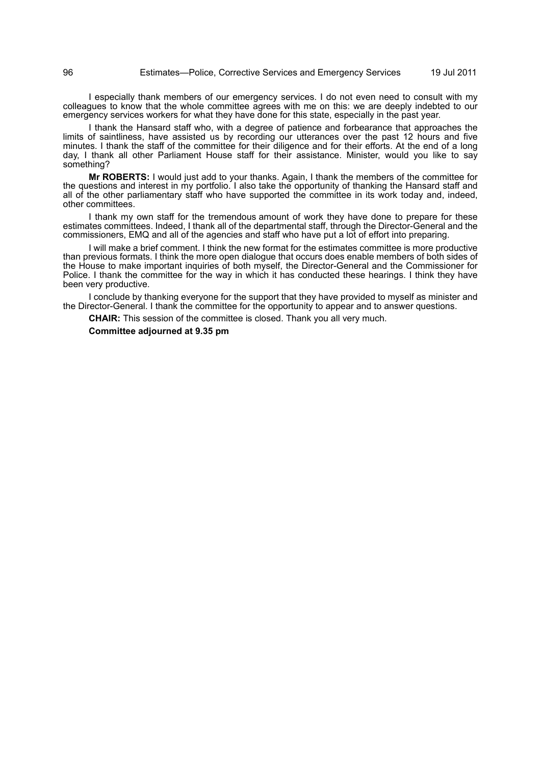I especially thank members of our emergency services. I do not even need to consult with my colleagues to know that the whole committee agrees with me on this: we are deeply indebted to our emergency services workers for what they have done for this state, especially in the past year.

I thank the Hansard staff who, with a degree of patience and forbearance that approaches the limits of saintliness, have assisted us by recording our utterances over the past 12 hours and five minutes. I thank the staff of the committee for their diligence and for their efforts. At the end of a long day, I thank all other Parliament House staff for their assistance. Minister, would you like to say something?

**Mr ROBERTS:** I would just add to your thanks. Again, I thank the members of the committee for the questions and interest in my portfolio. I also take the opportunity of thanking the Hansard staff and all of the other parliamentary staff who have supported the committee in its work today and, indeed, other committees.

I thank my own staff for the tremendous amount of work they have done to prepare for these estimates committees. Indeed, I thank all of the departmental staff, through the Director-General and the commissioners, EMQ and all of the agencies and staff who have put a lot of effort into preparing.

I will make a brief comment. I think the new format for the estimates committee is more productive than previous formats. I think the more open dialogue that occurs does enable members of both sides of the House to make important inquiries of both myself, the Director-General and the Commissioner for Police. I thank the committee for the way in which it has conducted these hearings. I think they have been very productive.

I conclude by thanking everyone for the support that they have provided to myself as minister and the Director-General. I thank the committee for the opportunity to appear and to answer questions.

**CHAIR:** This session of the committee is closed. Thank you all very much.

**Committee adjourned at 9.35 pm**